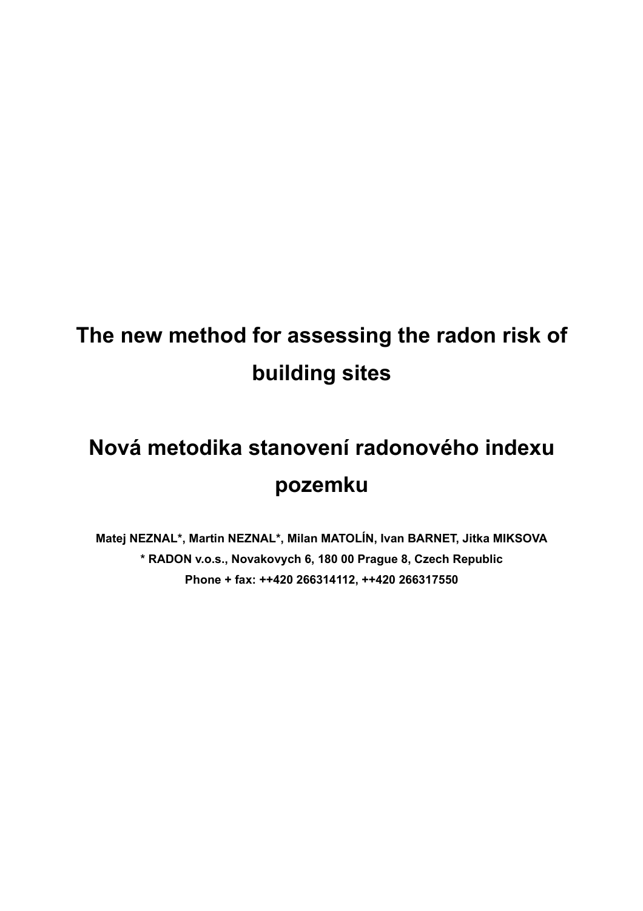# The new method for assessing the radon risk of building sites

# Nová metodika stanovení radonového indexu pozemku

**Matej NEZNAL\*, Martin NEZNAL\*, Milan MATOLÍN, Ivan BARNET, Jitka MIKSOVA**

**\* RADON v.o.s., Novakovych 6, 180 00 Prague 8, Czech Republic**

**Phone + fax: ++420 266314112, ++420 266317550**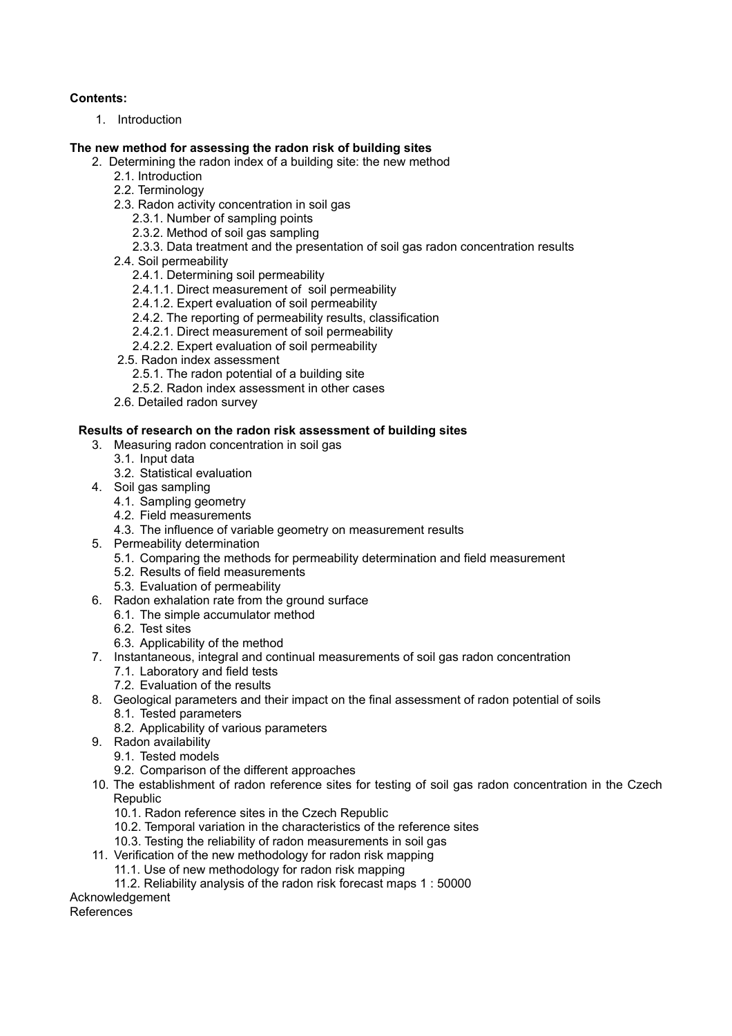**Contents:**

1. Introduction

**The new method for assessing the radon risk of building sites**

2. Determining the radon index of a building site: the new method
   - 2.1. Introduction
   - 2.2. Terminology
   - 2.3. Radon activity concentration in soil gas
     - 2.3.1. Number of sampling points
     - 2.3.2. Method of soil gas sampling
     - 2.3.3. Data treatment and the presentation of soil gas radon concentration results
   - 2.4. Soil permeability
     - 2.4.1. Determining soil permeability
     - 2.4.1.1. Direct measurement of soil permeability
     - 2.4.1.2. Expert evaluation of soil permeability
     - 2.4.2. The reporting of permeability results, classification
     - 2.4.2.1. Direct measurement of soil permeability
     - 2.4.2.2. Expert evaluation of soil permeability
   - 2.5. Radon index assessment
     - 2.5.1. The radon potential of a building site
     - 2.5.2. Radon index assessment in other cases
   - 2.6. Detailed radon survey

**Results of research on the radon risk assessment of building sites**

3. Measuring radon concentration in soil gas
   - 3.1. Input data
   - 3.2. Statistical evaluation
4. Soil gas sampling
   - 4.1. Sampling geometry
   - 4.2. Field measurements
   - 4.3. The influence of variable geometry on measurement results
5. Permeability determination
   - 5.1. Comparing the methods for permeability determination and field measurement
   - 5.2. Results of field measurements
   - 5.3. Evaluation of permeability
6. Radon exhalation rate from the ground surface
   - 6.1. The simple accumulator method
   - 6.2. Test sites
   - 6.3. Applicability of the method
7. Instantaneous, integral and continual measurements of soil gas radon concentration
   - 7.1. Laboratory and field tests
   - 7.2. Evaluation of the results
8. Geological parameters and their impact on the final assessment of radon potential of soils
   - 8.1. Tested parameters
   - 8.2. Applicability of various parameters
9. Radon availability
   - 9.1. Tested models
   - 9.2. Comparison of the different approaches
10. The establishment of radon reference sites for testing of soil gas radon concentration in the Czech Republic
    - 10.1. Radon reference sites in the Czech Republic
    - 10.2. Temporal variation in the characteristics of the reference sites
    - 10.3. Testing the reliability of radon measurements in soil gas
11. Verification of the new methodology for radon risk mapping
    - 11.1. Use of new methodology for radon risk mapping
    - 11.2. Reliability analysis of the radon risk forecast maps 1 : 50000

Acknowledgement

References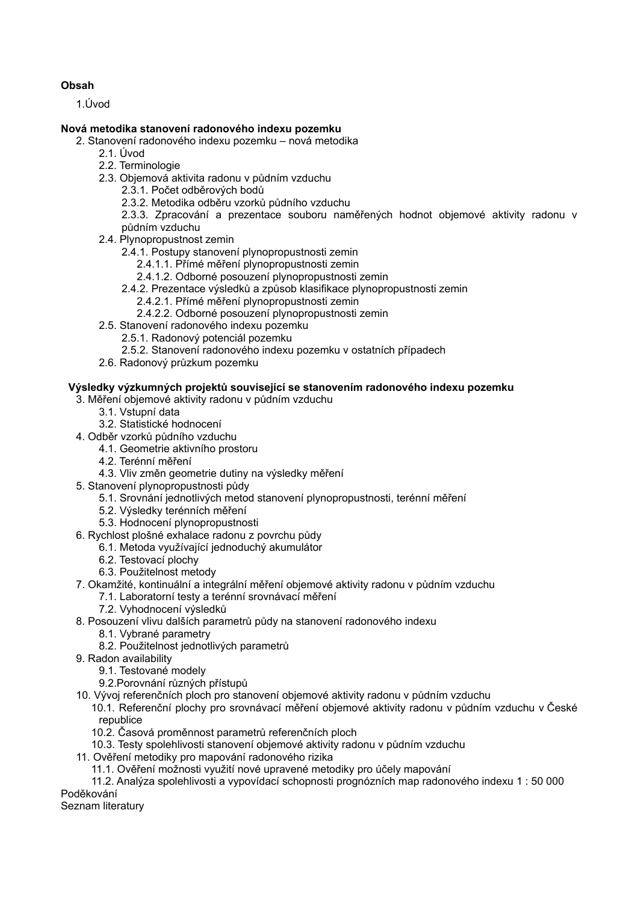**Obsah**

1.Úvod

**Nová metodika stanovení radonového indexu pozemku**

2. Stanovení radonového indexu pozemku – nová metodika
    - 2.1. Úvod
    - 2.2. Terminologie
    - 2.3. Objemová aktivita radonu v půdním vzduchu
        - 2.3.1. Počet odběrových bodů
        - 2.3.2. Metodika odběru vzorků půdního vzduchu
        - 2.3.3. Zpracování a prezentace souboru naměřených hodnot objemové aktivity radonu v půdním vzduchu
    - 2.4. Plynopropustnost zemin
        - 2.4.1. Postupy stanovení plynopropustnosti zemin
            - 2.4.1.1. Přímé měření plynopropustnosti zemin
            - 2.4.1.2. Odborné posouzení plynopropustnosti zemin
        - 2.4.2. Prezentace výsledků a způsob klasifikace plynopropustnosti zemin
            - 2.4.2.1. Přímé měření plynopropustnosti zemin
            - 2.4.2.2. Odborné posouzení plynopropustnosti zemin
    - 2.5. Stanovení radonového indexu pozemku
        - 2.5.1. Radonový potenciál pozemku
        - 2.5.2. Stanovení radonového indexu pozemku v ostatních případech
    - 2.6. Radonový průzkum pozemku

**Výsledky výzkumných projektů související se stanovením radonového indexu pozemku**

3. Měření objemové aktivity radonu v půdním vzduchu
    - 3.1. Vstupní data
    - 3.2. Statistické hodnocení
4. Odběr vzorků půdního vzduchu
    - 4.1. Geometrie aktivního prostoru
    - 4.2. Terénní měření
    - 4.3. Vliv změn geometrie dutiny na výsledky měření
5. Stanovení plynopropustnosti půdy
    - 5.1. Srovnání jednotlivých metod stanovení plynopropustnosti, terénní měření
    - 5.2. Výsledky terénních měření
    - 5.3. Hodnocení plynopropustnosti
6. Rychlost plošné exhalace radonu z povrchu půdy
    - 6.1. Metoda využívající jednoduchý akumulátor
    - 6.2. Testovací plochy
    - 6.3. Použitelnost metody
7. Okamžité, kontinuální a integrální měření objemové aktivity radonu v půdním vzduchu
    - 7.1. Laboratorní testy a terénní srovnávací měření
    - 7.2. Vyhodnocení výsledků
8. Posouzení vlivu dalších parametrů půdy na stanovení radonového indexu
    - 8.1. Vybrané parametry
    - 8.2. Použitelnost jednotlivých parametrů
9. Radon availability
    - 9.1. Testované modely
    - 9.2.Porovnání různých přístupů
10. Vývoj referenčních ploch pro stanovení objemové aktivity radonu v půdním vzduchu
    - 10.1. Referenční plochy pro srovnávací měření objemové aktivity radonu v půdním vzduchu v České republice
    - 10.2. Časová proměnnost parametrů referenčních ploch
    - 10.3. Testy spolehlivosti stanovení objemové aktivity radonu v půdním vzduchu
11. Ověření metodiky pro mapování radonového rizika
    - 11.1. Ověření možnosti využití nové upravené metodiky pro účely mapování
    - 11.2. Analýza spolehlivosti a vypovídací schopnosti prognózních map radonového indexu 1 : 50 000

Poděkování

Seznam literatury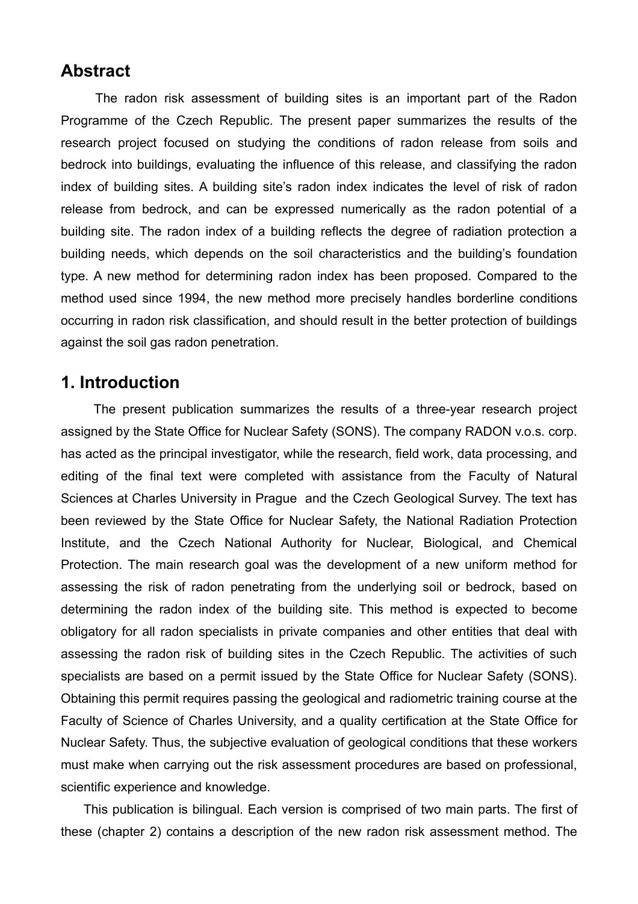## Abstract

The radon risk assessment of building sites is an important part of the Radon Programme of the Czech Republic. The present paper summarizes the results of the research project focused on studying the conditions of radon release from soils and bedrock into buildings, evaluating the influence of this release, and classifying the radon index of building sites. A building site's radon index indicates the level of risk of radon release from bedrock, and can be expressed numerically as the radon potential of a building site. The radon index of a building reflects the degree of radiation protection a building needs, which depends on the soil characteristics and the building's foundation type. A new method for determining radon index has been proposed. Compared to the method used since 1994, the new method more precisely handles borderline conditions occurring in radon risk classification, and should result in the better protection of buildings against the soil gas radon penetration.

## 1. Introduction

The present publication summarizes the results of a three-year research project assigned by the State Office for Nuclear Safety (SONS). The company RADON v.o.s. corp. has acted as the principal investigator, while the research, field work, data processing, and editing of the final text were completed with assistance from the Faculty of Natural Sciences at Charles University in Prague and the Czech Geological Survey. The text has been reviewed by the State Office for Nuclear Safety, the National Radiation Protection Institute, and the Czech National Authority for Nuclear, Biological, and Chemical Protection. The main research goal was the development of a new uniform method for assessing the risk of radon penetrating from the underlying soil or bedrock, based on determining the radon index of the building site. This method is expected to become obligatory for all radon specialists in private companies and other entities that deal with assessing the radon risk of building sites in the Czech Republic. The activities of such specialists are based on a permit issued by the State Office for Nuclear Safety (SONS). Obtaining this permit requires passing the geological and radiometric training course at the Faculty of Science of Charles University, and a quality certification at the State Office for Nuclear Safety. Thus, the subjective evaluation of geological conditions that these workers must make when carrying out the risk assessment procedures are based on professional, scientific experience and knowledge.

This publication is bilingual. Each version is comprised of two main parts. The first of these (chapter 2) contains a description of the new radon risk assessment method. The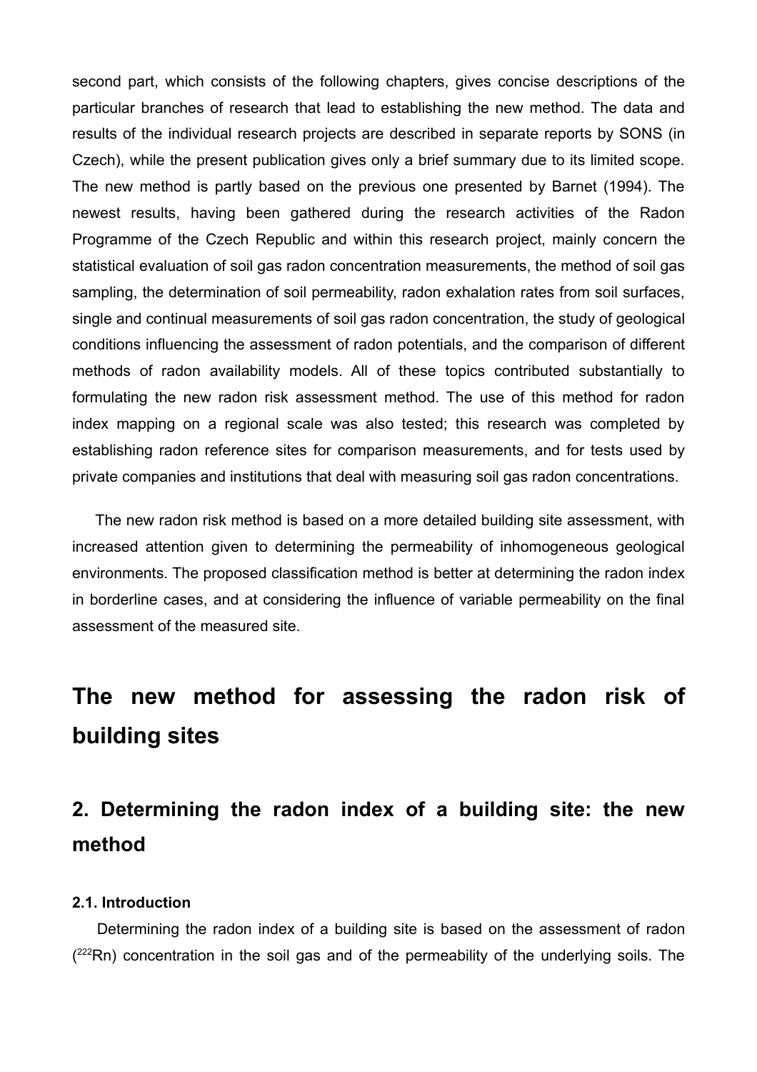second part, which consists of the following chapters, gives concise descriptions of the particular branches of research that lead to establishing the new method. The data and results of the individual research projects are described in separate reports by SONS (in Czech), while the present publication gives only a brief summary due to its limited scope. The new method is partly based on the previous one presented by Barnet (1994). The newest results, having been gathered during the research activities of the Radon Programme of the Czech Republic and within this research project, mainly concern the statistical evaluation of soil gas radon concentration measurements, the method of soil gas sampling, the determination of soil permeability, radon exhalation rates from soil surfaces, single and continual measurements of soil gas radon concentration, the study of geological conditions influencing the assessment of radon potentials, and the comparison of different methods of radon availability models. All of these topics contributed substantially to formulating the new radon risk assessment method. The use of this method for radon index mapping on a regional scale was also tested; this research was completed by establishing radon reference sites for comparison measurements, and for tests used by private companies and institutions that deal with measuring soil gas radon concentrations.

The new radon risk method is based on a more detailed building site assessment, with increased attention given to determining the permeability of inhomogeneous geological environments. The proposed classification method is better at determining the radon index in borderline cases, and at considering the influence of variable permeability on the final assessment of the measured site.

# The new method for assessing the radon risk of building sites

## 2. Determining the radon index of a building site: the new method

### 2.1. Introduction

Determining the radon index of a building site is based on the assessment of radon ($^{222}Rn$) concentration in the soil gas and of the permeability of the underlying soils. The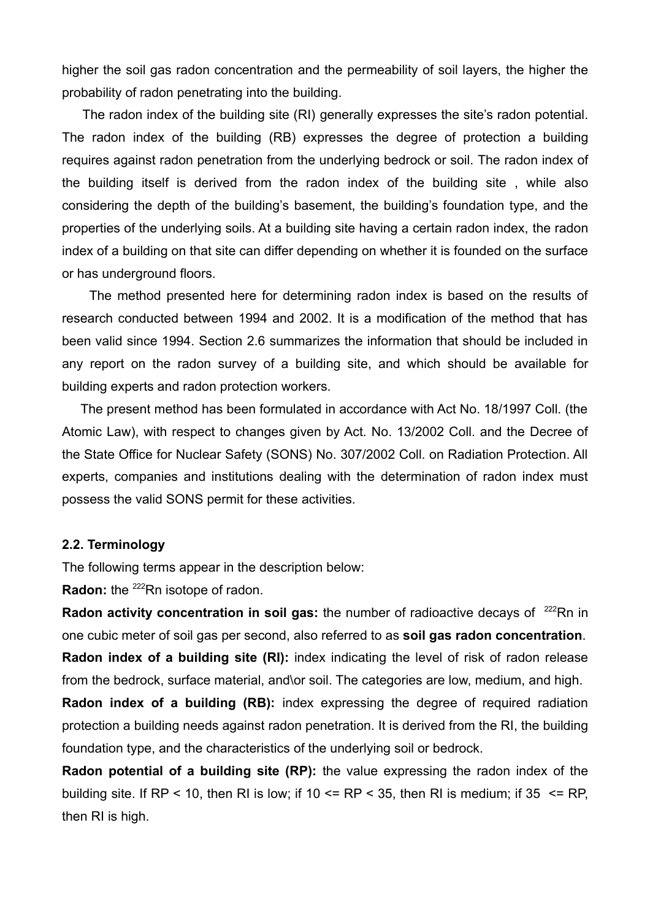higher the soil gas radon concentration and the permeability of soil layers, the higher the probability of radon penetrating into the building.

The radon index of the building site (RI) generally expresses the site's radon potential. The radon index of the building (RB) expresses the degree of protection a building requires against radon penetration from the underlying bedrock or soil. The radon index of the building itself is derived from the radon index of the building site , while also considering the depth of the building's basement, the building's foundation type, and the properties of the underlying soils. At a building site having a certain radon index, the radon index of a building on that site can differ depending on whether it is founded on the surface or has underground floors.

The method presented here for determining radon index is based on the results of research conducted between 1994 and 2002. It is a modification of the method that has been valid since 1994. Section 2.6 summarizes the information that should be included in any report on the radon survey of a building site, and which should be available for building experts and radon protection workers.

The present method has been formulated in accordance with Act No. 18/1997 Coll. (the Atomic Law), with respect to changes given by Act. No. 13/2002 Coll. and the Decree of the State Office for Nuclear Safety (SONS) No. 307/2002 Coll. on Radiation Protection. All experts, companies and institutions dealing with the determination of radon index must possess the valid SONS permit for these activities.

### 2.2. Terminology

The following terms appear in the description below:

**Radon:** the $^{222}Rn$ isotope of radon.

**Radon activity concentration in soil gas:** the number of radioactive decays of $^{222}Rn$ in one cubic meter of soil gas per second, also referred to as **soil gas radon concentration**.

**Radon index of a building site (RI):** index indicating the level of risk of radon release from the bedrock, surface material, and\or soil. The categories are low, medium, and high.

**Radon index of a building (RB):** index expressing the degree of required radiation protection a building needs against radon penetration. It is derived from the RI, the building foundation type, and the characteristics of the underlying soil or bedrock.

**Radon potential of a building site (RP):** the value expressing the radon index of the building site. If $RP < 10$, then RI is low; if $10 <= RP < 35$, then RI is medium; if $35 <= RP$, then RI is high.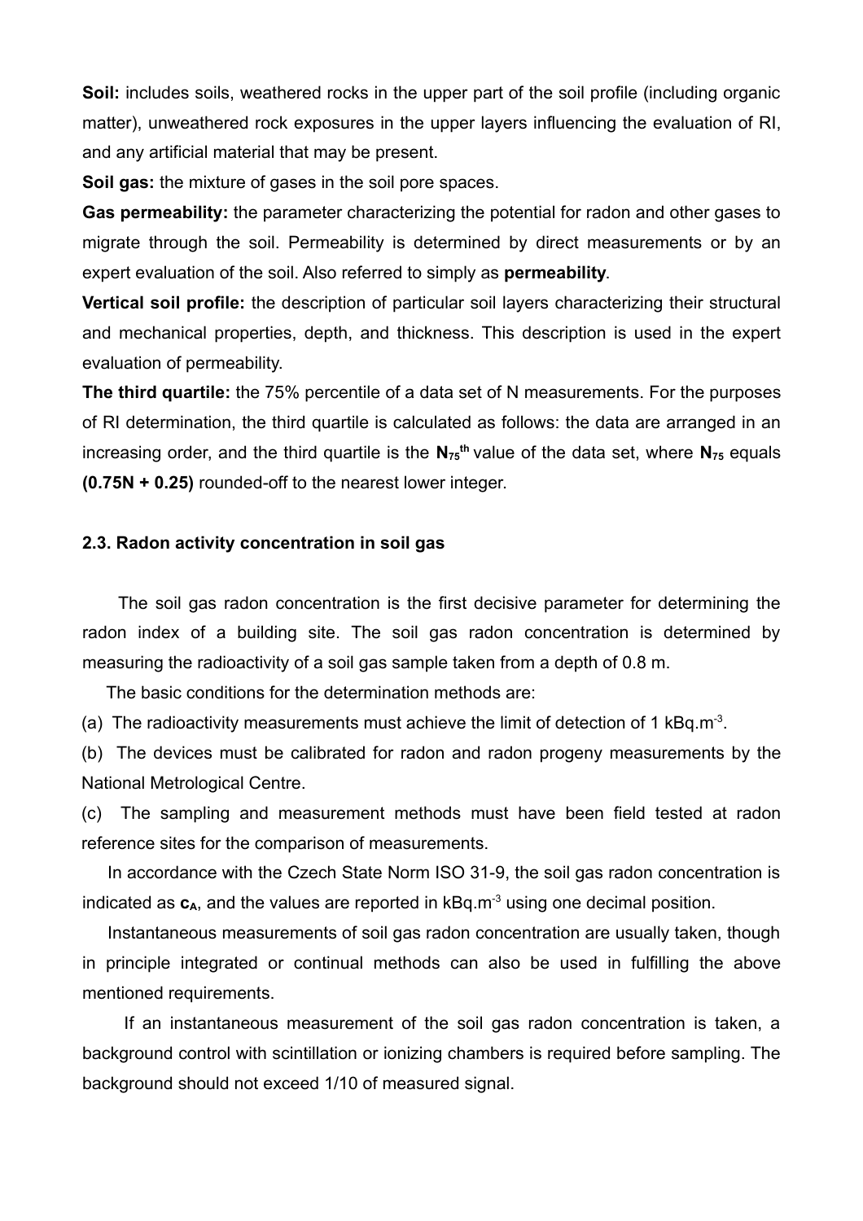**Soil:** includes soils, weathered rocks in the upper part of the soil profile (including organic matter), unweathered rock exposures in the upper layers influencing the evaluation of RI, and any artificial material that may be present.

**Soil gas:** the mixture of gases in the soil pore spaces.

**Gas permeability:** the parameter characterizing the potential for radon and other gases to migrate through the soil. Permeability is determined by direct measurements or by an expert evaluation of the soil. Also referred to simply as **permeability**.

**Vertical soil profile:** the description of particular soil layers characterizing their structural and mechanical properties, depth, and thickness. This description is used in the expert evaluation of permeability.

**The third quartile:** the 75% percentile of a data set of N measurements. For the purposes of RI determination, the third quartile is calculated as follows: the data are arranged in an increasing order, and the third quartile is the $\mathbf{N_{75}}^{\mathbf{th}}$ value of the data set, where $\mathbf{N_{75}}$ equals **(0.75N + 0.25)** rounded-off to the nearest lower integer.

### 2.3. Radon activity concentration in soil gas

The soil gas radon concentration is the first decisive parameter for determining the radon index of a building site. The soil gas radon concentration is determined by measuring the radioactivity of a soil gas sample taken from a depth of 0.8 m.

The basic conditions for the determination methods are:

(a) The radioactivity measurements must achieve the limit of detection of 1 $kBq.m^{-3}$.

(b) The devices must be calibrated for radon and radon progeny measurements by the National Metrological Centre.

(c) The sampling and measurement methods must have been field tested at radon reference sites for the comparison of measurements.

In accordance with the Czech State Norm ISO 31-9, the soil gas radon concentration is indicated as $\mathbf{c_A}$, and the values are reported in $kBq.m^{-3}$ using one decimal position.

Instantaneous measurements of soil gas radon concentration are usually taken, though in principle integrated or continual methods can also be used in fulfilling the above mentioned requirements.

If an instantaneous measurement of the soil gas radon concentration is taken, a background control with scintillation or ionizing chambers is required before sampling. The background should not exceed 1/10 of measured signal.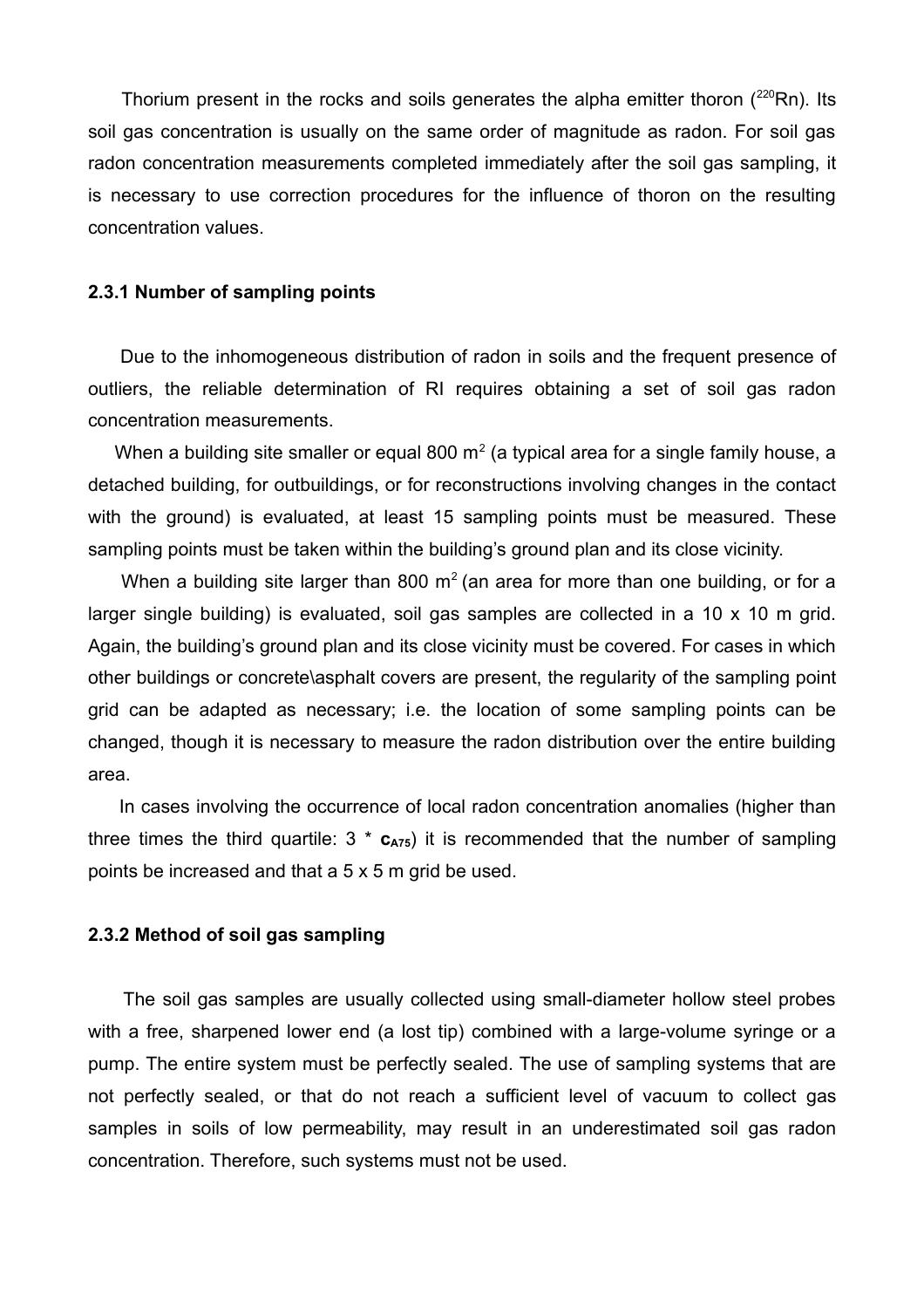Thorium present in the rocks and soils generates the alpha emitter thoron ($^{220}Rn$). Its soil gas concentration is usually on the same order of magnitude as radon. For soil gas radon concentration measurements completed immediately after the soil gas sampling, it is necessary to use correction procedures for the influence of thoron on the resulting concentration values.

### 2.3.1 Number of sampling points

Due to the inhomogeneous distribution of radon in soils and the frequent presence of outliers, the reliable determination of RI requires obtaining a set of soil gas radon concentration measurements.

When a building site smaller or equal 800 $m^2$ (a typical area for a single family house, a detached building, for outbuildings, or for reconstructions involving changes in the contact with the ground) is evaluated, at least 15 sampling points must be measured. These sampling points must be taken within the building's ground plan and its close vicinity.

When a building site larger than 800 $m^2$ (an area for more than one building, or for a larger single building) is evaluated, soil gas samples are collected in a 10 x 10 m grid. Again, the building's ground plan and its close vicinity must be covered. For cases in which other buildings or concrete\asphalt covers are present, the regularity of the sampling point grid can be adapted as necessary; i.e. the location of some sampling points can be changed, though it is necessary to measure the radon distribution over the entire building area.

In cases involving the occurrence of local radon concentration anomalies (higher than three times the third quartile: 3 * $\mathbf{c}_{A75}$) it is recommended that the number of sampling points be increased and that a 5 x 5 m grid be used.

### 2.3.2 Method of soil gas sampling

The soil gas samples are usually collected using small-diameter hollow steel probes with a free, sharpened lower end (a lost tip) combined with a large-volume syringe or a pump. The entire system must be perfectly sealed. The use of sampling systems that are not perfectly sealed, or that do not reach a sufficient level of vacuum to collect gas samples in soils of low permeability, may result in an underestimated soil gas radon concentration. Therefore, such systems must not be used.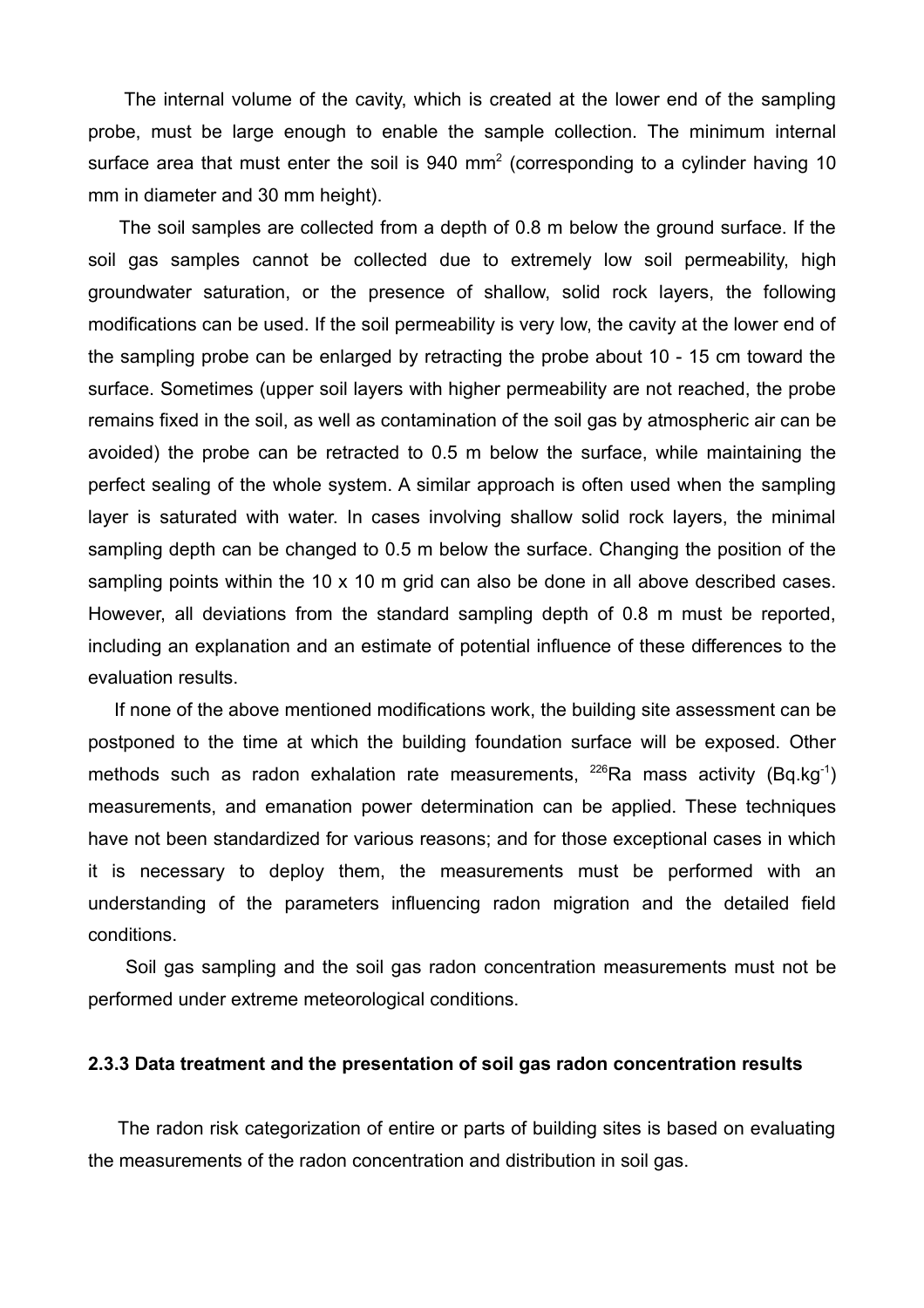The internal volume of the cavity, which is created at the lower end of the sampling probe, must be large enough to enable the sample collection. The minimum internal surface area that must enter the soil is 940 $mm^2$ (corresponding to a cylinder having 10 mm in diameter and 30 mm height).

The soil samples are collected from a depth of 0.8 m below the ground surface. If the soil gas samples cannot be collected due to extremely low soil permeability, high groundwater saturation, or the presence of shallow, solid rock layers, the following modifications can be used. If the soil permeability is very low, the cavity at the lower end of the sampling probe can be enlarged by retracting the probe about 10 - 15 cm toward the surface. Sometimes (upper soil layers with higher permeability are not reached, the probe remains fixed in the soil, as well as contamination of the soil gas by atmospheric air can be avoided) the probe can be retracted to 0.5 m below the surface, while maintaining the perfect sealing of the whole system. A similar approach is often used when the sampling layer is saturated with water. In cases involving shallow solid rock layers, the minimal sampling depth can be changed to 0.5 m below the surface. Changing the position of the sampling points within the 10 x 10 m grid can also be done in all above described cases. However, all deviations from the standard sampling depth of 0.8 m must be reported, including an explanation and an estimate of potential influence of these differences to the evaluation results.

If none of the above mentioned modifications work, the building site assessment can be postponed to the time at which the building foundation surface will be exposed. Other methods such as radon exhalation rate measurements, $^{226}Ra$ mass activity ($Bq.kg^{-1}$) measurements, and emanation power determination can be applied. These techniques have not been standardized for various reasons; and for those exceptional cases in which it is necessary to deploy them, the measurements must be performed with an understanding of the parameters influencing radon migration and the detailed field conditions.

Soil gas sampling and the soil gas radon concentration measurements must not be performed under extreme meteorological conditions.

### 2.3.3 Data treatment and the presentation of soil gas radon concentration results

The radon risk categorization of entire or parts of building sites is based on evaluating the measurements of the radon concentration and distribution in soil gas.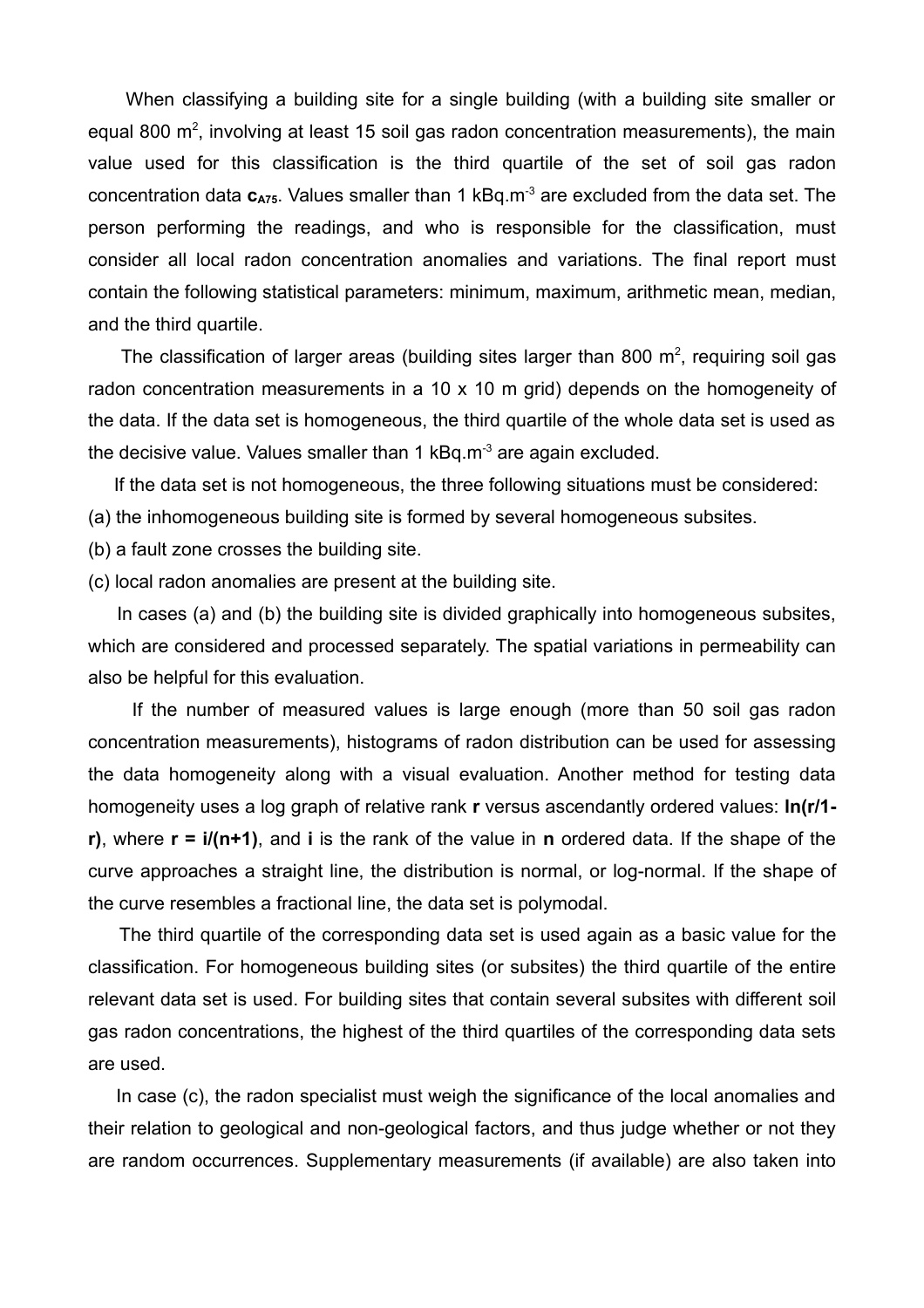When classifying a building site for a single building (with a building site smaller or equal 800 $m^2$, involving at least 15 soil gas radon concentration measurements), the main value used for this classification is the third quartile of the set of soil gas radon concentration data $\mathbf{c_{A75}}$. Values smaller than 1 $kBq.m^{-3}$ are excluded from the data set. The person performing the readings, and who is responsible for the classification, must consider all local radon concentration anomalies and variations. The final report must contain the following statistical parameters: minimum, maximum, arithmetic mean, median, and the third quartile.

The classification of larger areas (building sites larger than 800 $m^2$, requiring soil gas radon concentration measurements in a 10 x 10 m grid) depends on the homogeneity of the data. If the data set is homogeneous, the third quartile of the whole data set is used as the decisive value. Values smaller than 1 $kBq.m^{-3}$ are again excluded.

If the data set is not homogeneous, the three following situations must be considered:

(a) the inhomogeneous building site is formed by several homogeneous subsites.

(b) a fault zone crosses the building site.

(c) local radon anomalies are present at the building site.

In cases (a) and (b) the building site is divided graphically into homogeneous subsites, which are considered and processed separately. The spatial variations in permeability can also be helpful for this evaluation.

If the number of measured values is large enough (more than 50 soil gas radon concentration measurements), histograms of radon distribution can be used for assessing the data homogeneity along with a visual evaluation. Another method for testing data homogeneity uses a log graph of relative rank **r** versus ascendantly ordered values: $\mathbf{ln(r/1-r)}$, where $\mathbf{r = i/(n+1)}$, and **i** is the rank of the value in **n** ordered data. If the shape of the curve approaches a straight line, the distribution is normal, or log-normal. If the shape of the curve resembles a fractional line, the data set is polymodal.

The third quartile of the corresponding data set is used again as a basic value for the classification. For homogeneous building sites (or subsites) the third quartile of the entire relevant data set is used. For building sites that contain several subsites with different soil gas radon concentrations, the highest of the third quartiles of the corresponding data sets are used.

In case (c), the radon specialist must weigh the significance of the local anomalies and their relation to geological and non-geological factors, and thus judge whether or not they are random occurrences. Supplementary measurements (if available) are also taken into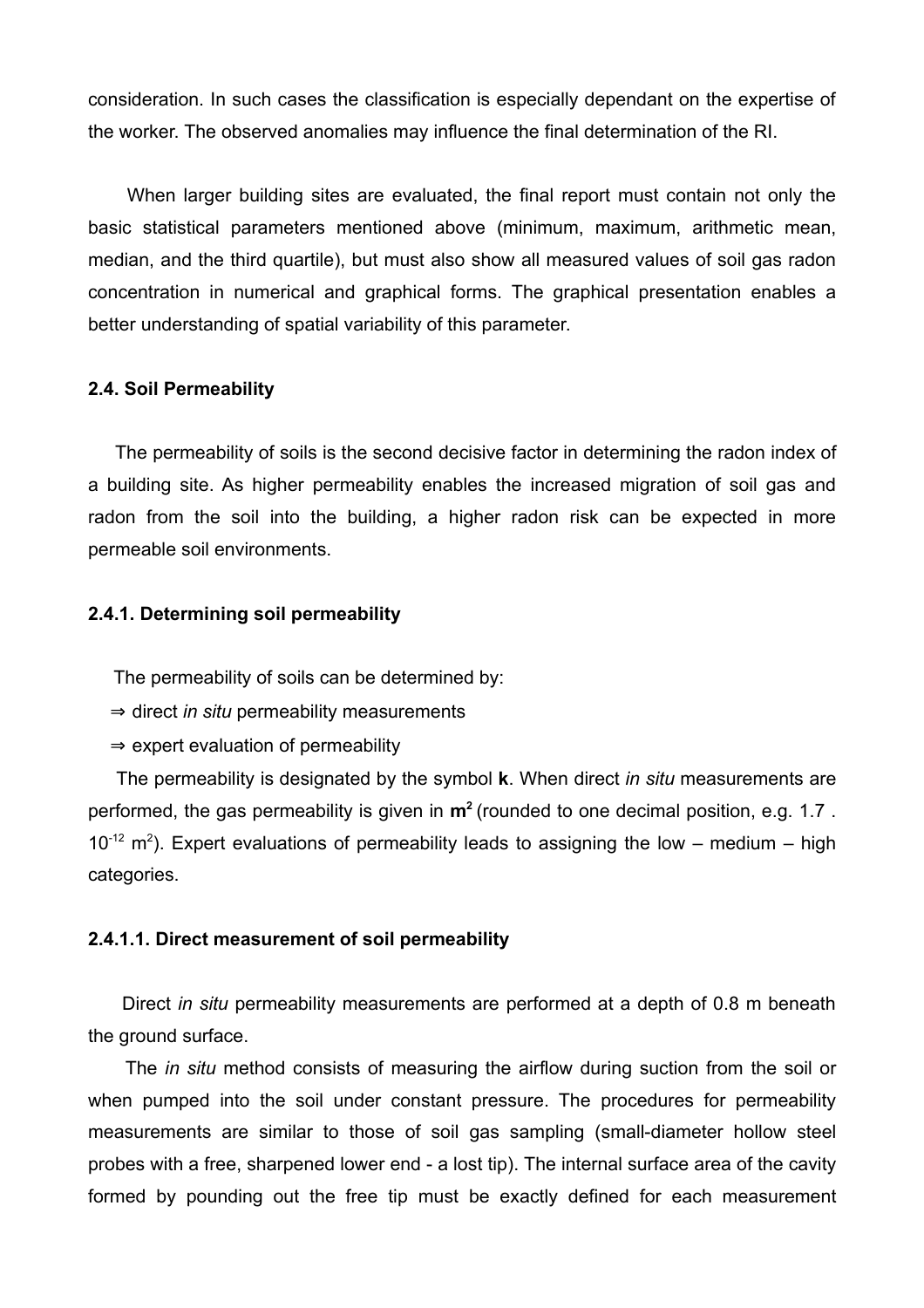consideration. In such cases the classification is especially dependant on the expertise of the worker. The observed anomalies may influence the final determination of the RI.

When larger building sites are evaluated, the final report must contain not only the basic statistical parameters mentioned above (minimum, maximum, arithmetic mean, median, and the third quartile), but must also show all measured values of soil gas radon concentration in numerical and graphical forms. The graphical presentation enables a better understanding of spatial variability of this parameter.

### 2.4. Soil Permeability

The permeability of soils is the second decisive factor in determining the radon index of a building site. As higher permeability enables the increased migration of soil gas and radon from the soil into the building, a higher radon risk can be expected in more permeable soil environments.

#### 2.4.1. Determining soil permeability

The permeability of soils can be determined by:

⇒ direct *in situ* permeability measurements

⇒ expert evaluation of permeability

The permeability is designated by the symbol **k**. When direct *in situ* measurements are performed, the gas permeability is given in $\mathbf{m^2}$ (rounded to one decimal position, e.g. $1.7 \cdot 10^{-12}$ $m^2$). Expert evaluations of permeability leads to assigning the low – medium – high categories.

##### 2.4.1.1. Direct measurement of soil permeability

Direct *in situ* permeability measurements are performed at a depth of 0.8 m beneath the ground surface.

The *in situ* method consists of measuring the airflow during suction from the soil or when pumped into the soil under constant pressure. The procedures for permeability measurements are similar to those of soil gas sampling (small-diameter hollow steel probes with a free, sharpened lower end - a lost tip). The internal surface area of the cavity formed by pounding out the free tip must be exactly defined for each measurement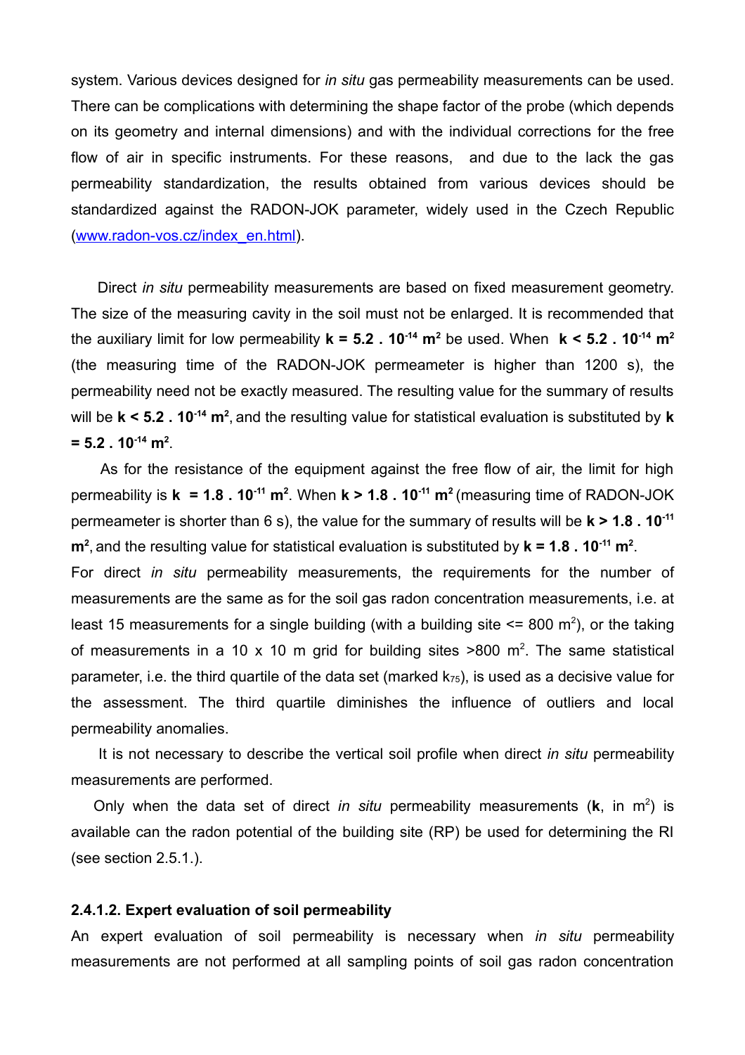system. Various devices designed for *in situ* gas permeability measurements can be used. There can be complications with determining the shape factor of the probe (which depends on its geometry and internal dimensions) and with the individual corrections for the free flow of air in specific instruments. For these reasons, and due to the lack the gas permeability standardization, the results obtained from various devices should be standardized against the RADON-JOK parameter, widely used in the Czech Republic (www.radon-vos.cz/index_en.html).

Direct *in situ* permeability measurements are based on fixed measurement geometry. The size of the measuring cavity in the soil must not be enlarged. It is recommended that the auxiliary limit for low permeability **k = 5.2 . 10$^{-14}$ m$^2$** be used. When **k < 5.2 . 10$^{-14}$ m$^2$** (the measuring time of the RADON-JOK permeameter is higher than 1200 s), the permeability need not be exactly measured. The resulting value for the summary of results will be **k < 5.2 . 10$^{-14}$ m$^2$**, and the resulting value for statistical evaluation is substituted by **k = 5.2 . 10$^{-14}$ m$^2$**.

As for the resistance of the equipment against the free flow of air, the limit for high permeability is **k = 1.8 . 10$^{-11}$ m$^2$**. When **k > 1.8 . 10$^{-11}$ m$^2$** (measuring time of RADON-JOK permeameter is shorter than 6 s), the value for the summary of results will be **k > 1.8 . 10$^{-11}$ m$^2$**, and the resulting value for statistical evaluation is substituted by **k = 1.8 . 10$^{-11}$ m$^2$**.

For direct *in situ* permeability measurements, the requirements for the number of measurements are the same as for the soil gas radon concentration measurements, i.e. at least 15 measurements for a single building (with a building site <= 800 m$^2$), or the taking of measurements in a 10 x 10 m grid for building sites >800 m$^2$. The same statistical parameter, i.e. the third quartile of the data set (marked $k_{75}$), is used as a decisive value for the assessment. The third quartile diminishes the influence of outliers and local permeability anomalies.

It is not necessary to describe the vertical soil profile when direct *in situ* permeability measurements are performed.

Only when the data set of direct *in situ* permeability measurements (**k**, in m$^2$) is available can the radon potential of the building site (RP) be used for determining the RI (see section 2.5.1.).

#### 2.4.1.2. Expert evaluation of soil permeability

An expert evaluation of soil permeability is necessary when *in situ* permeability measurements are not performed at all sampling points of soil gas radon concentration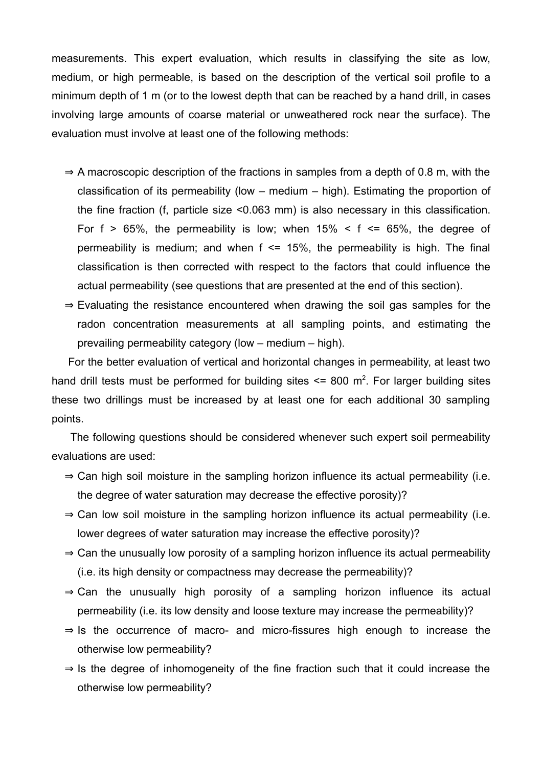measurements. This expert evaluation, which results in classifying the site as low, medium, or high permeable, is based on the description of the vertical soil profile to a minimum depth of 1 m (or to the lowest depth that can be reached by a hand drill, in cases involving large amounts of coarse material or unweathered rock near the surface). The evaluation must involve at least one of the following methods:

⇒ A macroscopic description of the fractions in samples from a depth of 0.8 m, with the classification of its permeability (low – medium – high). Estimating the proportion of the fine fraction (f, particle size <0.063 mm) is also necessary in this classification. For $f > 65\%$, the permeability is low; when $15\% < f <= 65\%$, the degree of permeability is medium; and when $f <= 15\%$, the permeability is high. The final classification is then corrected with respect to the factors that could influence the actual permeability (see questions that are presented at the end of this section).

⇒ Evaluating the resistance encountered when drawing the soil gas samples for the radon concentration measurements at all sampling points, and estimating the prevailing permeability category (low – medium – high).

For the better evaluation of vertical and horizontal changes in permeability, at least two hand drill tests must be performed for building sites <= 800 $m^2$. For larger building sites these two drillings must be increased by at least one for each additional 30 sampling points.

The following questions should be considered whenever such expert soil permeability evaluations are used:

⇒ Can high soil moisture in the sampling horizon influence its actual permeability (i.e. the degree of water saturation may decrease the effective porosity)?

⇒ Can low soil moisture in the sampling horizon influence its actual permeability (i.e. lower degrees of water saturation may increase the effective porosity)?

⇒ Can the unusually low porosity of a sampling horizon influence its actual permeability (i.e. its high density or compactness may decrease the permeability)?

⇒ Can the unusually high porosity of a sampling horizon influence its actual permeability (i.e. its low density and loose texture may increase the permeability)?

⇒ Is the occurrence of macro- and micro-fissures high enough to increase the otherwise low permeability?

⇒ Is the degree of inhomogeneity of the fine fraction such that it could increase the otherwise low permeability?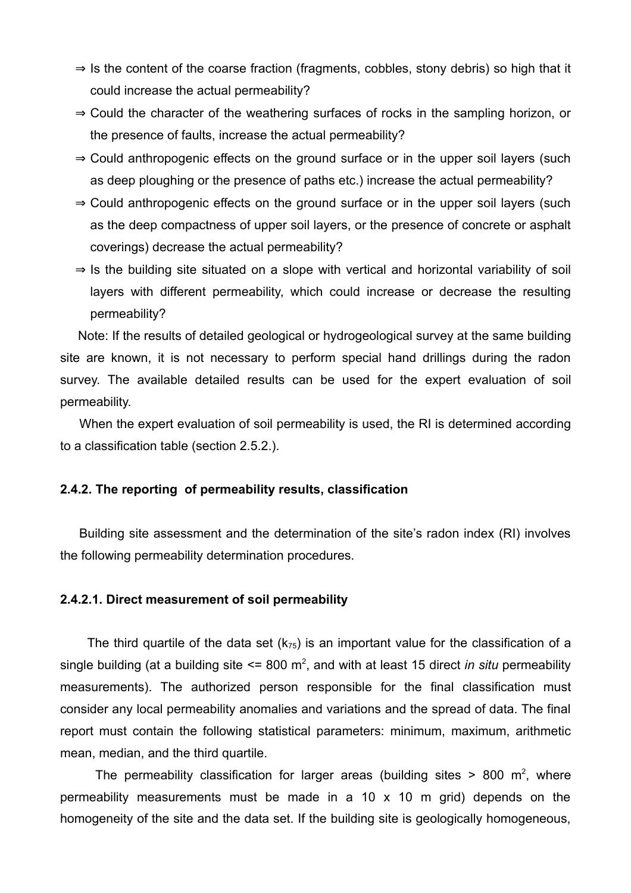- ⇒ Is the content of the coarse fraction (fragments, cobbles, stony debris) so high that it could increase the actual permeability?
- ⇒ Could the character of the weathering surfaces of rocks in the sampling horizon, or the presence of faults, increase the actual permeability?
- ⇒ Could anthropogenic effects on the ground surface or in the upper soil layers (such as deep ploughing or the presence of paths etc.) increase the actual permeability?
- ⇒ Could anthropogenic effects on the ground surface or in the upper soil layers (such as the deep compactness of upper soil layers, or the presence of concrete or asphalt coverings) decrease the actual permeability?
- ⇒ Is the building site situated on a slope with vertical and horizontal variability of soil layers with different permeability, which could increase or decrease the resulting permeability?

Note: If the results of detailed geological or hydrogeological survey at the same building site are known, it is not necessary to perform special hand drillings during the radon survey. The available detailed results can be used for the expert evaluation of soil permeability.

When the expert evaluation of soil permeability is used, the RI is determined according to a classification table (section 2.5.2.).

#### 2.4.2. The reporting of permeability results, classification

Building site assessment and the determination of the site's radon index (RI) involves the following permeability determination procedures.

##### 2.4.2.1. Direct measurement of soil permeability

The third quartile of the data set ($k_{75}$) is an important value for the classification of a single building (at a building site <= 800 $m^2$, and with at least 15 direct *in situ* permeability measurements). The authorized person responsible for the final classification must consider any local permeability anomalies and variations and the spread of data. The final report must contain the following statistical parameters: minimum, maximum, arithmetic mean, median, and the third quartile.

The permeability classification for larger areas (building sites > 800 $m^2$, where permeability measurements must be made in a 10 x 10 m grid) depends on the homogeneity of the site and the data set. If the building site is geologically homogeneous,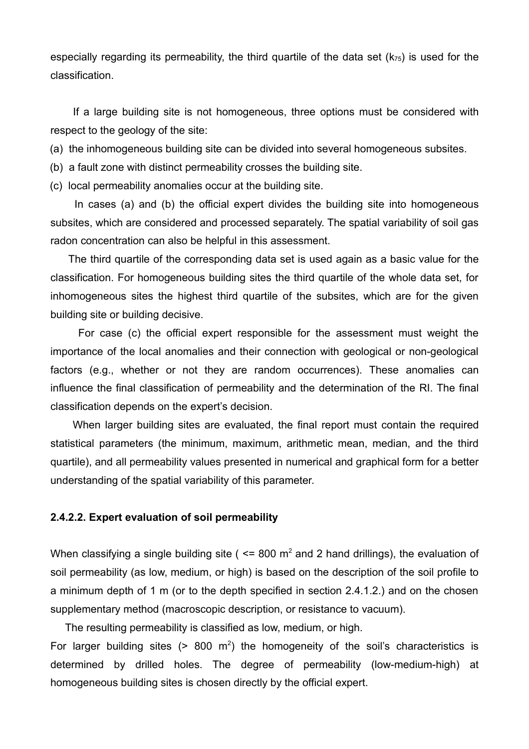especially regarding its permeability, the third quartile of the data set ($k_{75}$) is used for the classification.

If a large building site is not homogeneous, three options must be considered with respect to the geology of the site:

(a) the inhomogeneous building site can be divided into several homogeneous subsites.

(b) a fault zone with distinct permeability crosses the building site.

(c) local permeability anomalies occur at the building site.

In cases (a) and (b) the official expert divides the building site into homogeneous subsites, which are considered and processed separately. The spatial variability of soil gas radon concentration can also be helpful in this assessment.

The third quartile of the corresponding data set is used again as a basic value for the classification. For homogeneous building sites the third quartile of the whole data set, for inhomogeneous sites the highest third quartile of the subsites, which are for the given building site or building decisive.

For case (c) the official expert responsible for the assessment must weight the importance of the local anomalies and their connection with geological or non-geological factors (e.g., whether or not they are random occurrences). These anomalies can influence the final classification of permeability and the determination of the RI. The final classification depends on the expert's decision.

When larger building sites are evaluated, the final report must contain the required statistical parameters (the minimum, maximum, arithmetic mean, median, and the third quartile), and all permeability values presented in numerical and graphical form for a better understanding of the spatial variability of this parameter.

#### 2.4.2.2. Expert evaluation of soil permeability

When classifying a single building site ( <= 800 $m^2$ and 2 hand drillings), the evaluation of soil permeability (as low, medium, or high) is based on the description of the soil profile to a minimum depth of 1 m (or to the depth specified in section 2.4.1.2.) and on the chosen supplementary method (macroscopic description, or resistance to vacuum).

The resulting permeability is classified as low, medium, or high.

For larger building sites (> 800 $m^2$) the homogeneity of the soil's characteristics is determined by drilled holes. The degree of permeability (low-medium-high) at homogeneous building sites is chosen directly by the official expert.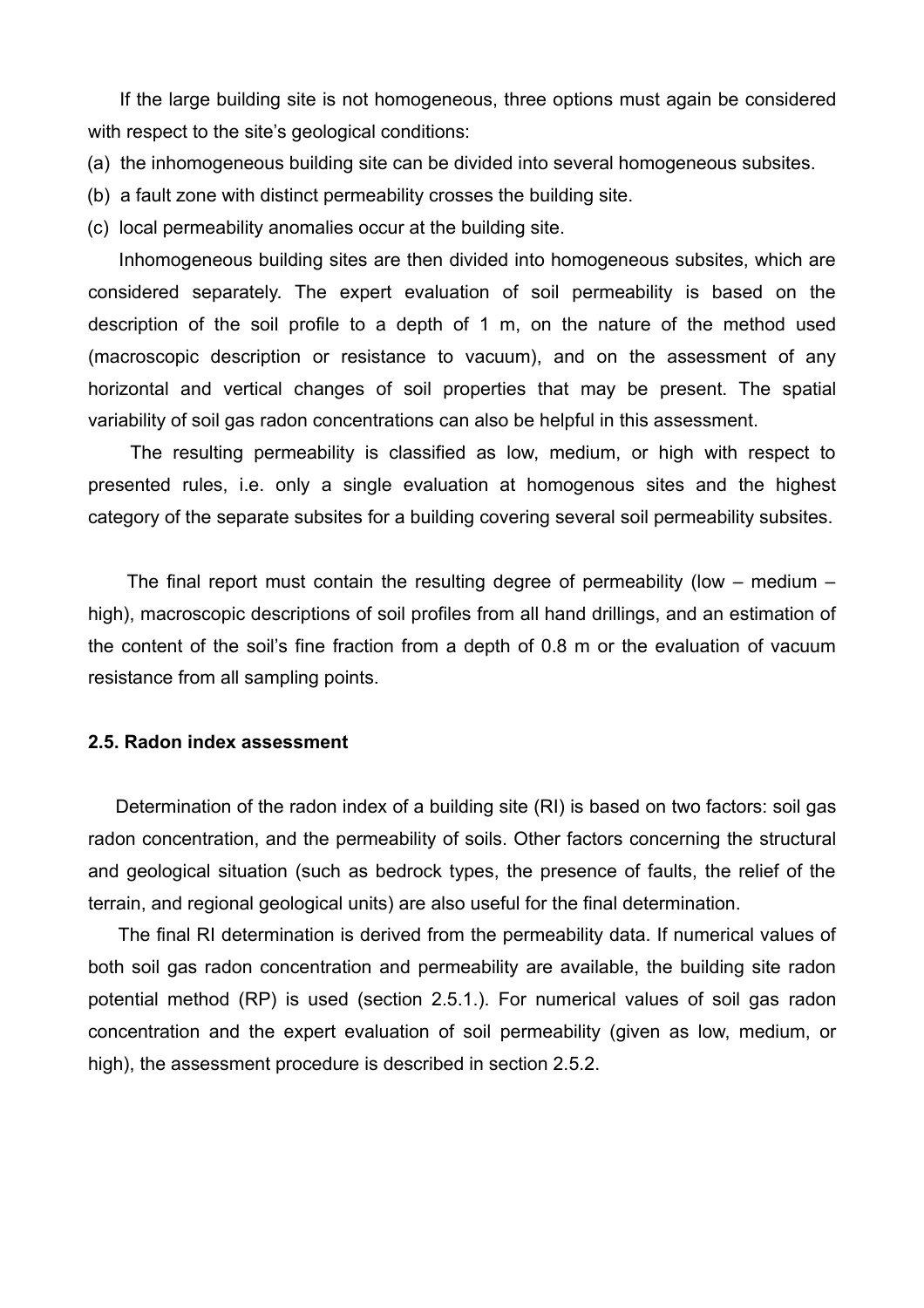If the large building site is not homogeneous, three options must again be considered with respect to the site's geological conditions:

(a) the inhomogeneous building site can be divided into several homogeneous subsites.

(b) a fault zone with distinct permeability crosses the building site.

(c) local permeability anomalies occur at the building site.

Inhomogeneous building sites are then divided into homogeneous subsites, which are considered separately. The expert evaluation of soil permeability is based on the description of the soil profile to a depth of 1 m, on the nature of the method used (macroscopic description or resistance to vacuum), and on the assessment of any horizontal and vertical changes of soil properties that may be present. The spatial variability of soil gas radon concentrations can also be helpful in this assessment.

The resulting permeability is classified as low, medium, or high with respect to presented rules, i.e. only a single evaluation at homogenous sites and the highest category of the separate subsites for a building covering several soil permeability subsites.

The final report must contain the resulting degree of permeability (low – medium – high), macroscopic descriptions of soil profiles from all hand drillings, and an estimation of the content of the soil's fine fraction from a depth of 0.8 m or the evaluation of vacuum resistance from all sampling points.

### 2.5. Radon index assessment

Determination of the radon index of a building site (RI) is based on two factors: soil gas radon concentration, and the permeability of soils. Other factors concerning the structural and geological situation (such as bedrock types, the presence of faults, the relief of the terrain, and regional geological units) are also useful for the final determination.

The final RI determination is derived from the permeability data. If numerical values of both soil gas radon concentration and permeability are available, the building site radon potential method (RP) is used (section 2.5.1.). For numerical values of soil gas radon concentration and the expert evaluation of soil permeability (given as low, medium, or high), the assessment procedure is described in section 2.5.2.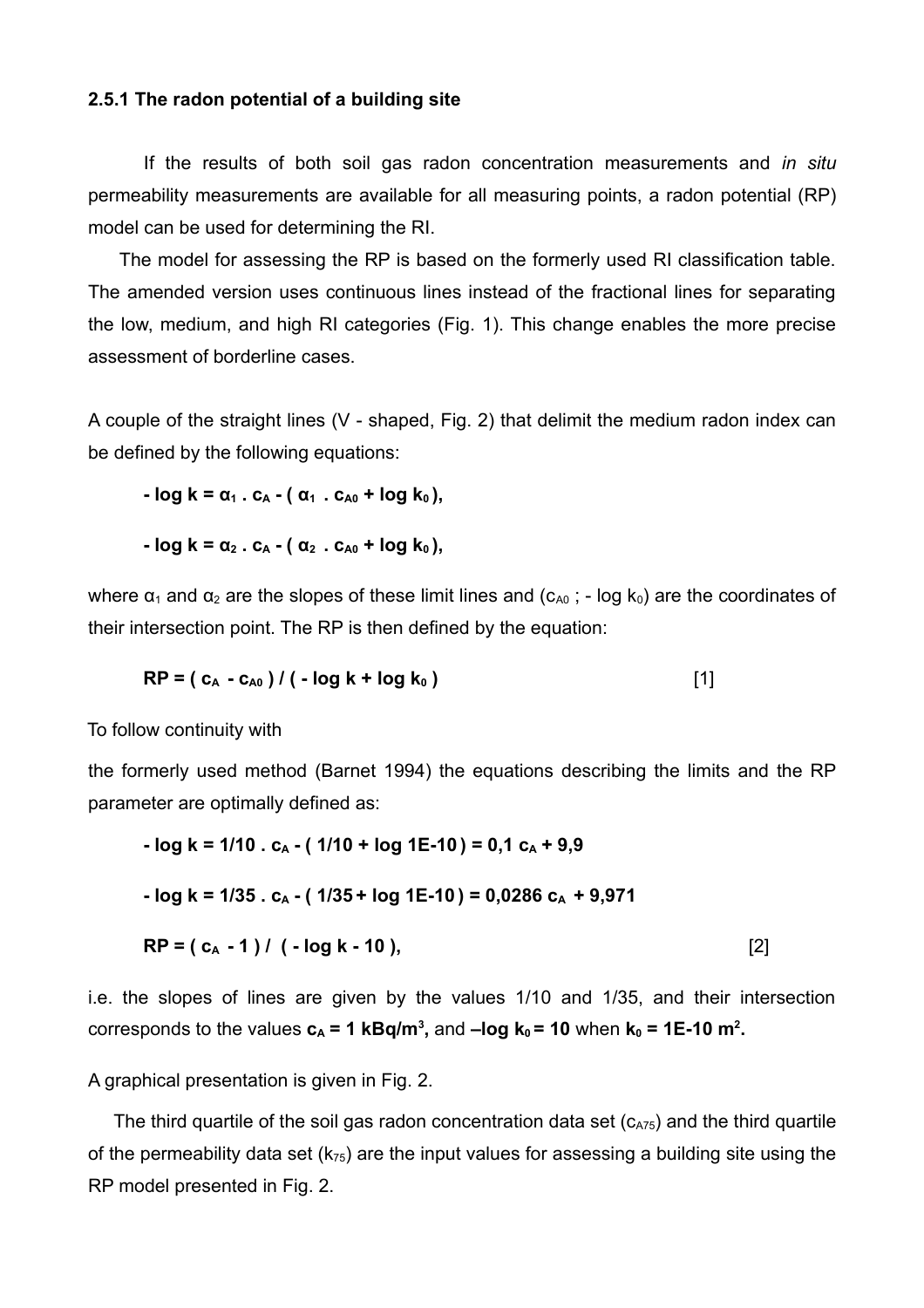### 2.5.1 The radon potential of a building site

If the results of both soil gas radon concentration measurements and *in situ* permeability measurements are available for all measuring points, a radon potential (RP) model can be used for determining the RI.

The model for assessing the RP is based on the formerly used RI classification table. The amended version uses continuous lines instead of the fractional lines for separating the low, medium, and high RI categories (Fig. 1). This change enables the more precise assessment of borderline cases.

A couple of the straight lines (V - shaped, Fig. 2) that delimit the medium radon index can be defined by the following equations:

$$\mathbf{- \log k = \alpha_1 \, . \, c_A - ( \alpha_1 \, . \, c_{A0} + \log k_0 ),}$$

$$\mathbf{- \log k = \alpha_2 \, . \, c_A - ( \alpha_2 \, . \, c_{A0} + \log k_0 ),}$$

where $\alpha_1$ and $\alpha_2$ are the slopes of these limit lines and ($c_{A0}$ ; - log $k_0$) are the coordinates of their intersection point. The RP is then defined by the equation:

$$\mathbf{RP = ( c_A - c_{A0} ) / ( - \log k + \log k_0 )} \qquad [1]$$

To follow continuity with

the formerly used method (Barnet 1994) the equations describing the limits and the RP parameter are optimally defined as:

$$\mathbf{- \log k = 1/10 \, . \, c_A - ( 1/10 + \log 1E\text{-}10 ) = 0{,}1 \, c_A + 9{,}9}$$

$$\mathbf{- \log k = 1/35 \, . \, c_A - ( 1/35 + \log 1E\text{-}10 ) = 0{,}0286 \, c_A + 9{,}971}$$

$$\mathbf{RP = ( c_A - 1 ) / ( - \log k - 10 ),} \qquad [2]$$

i.e. the slopes of lines are given by the values 1/10 and 1/35, and their intersection corresponds to the values $\mathbf{c_A = 1\ kBq/m^3}$, and $\mathbf{-\log k_0 = 10}$ when $\mathbf{k_0 = 1E\text{-}10\ m^2}$.

A graphical presentation is given in Fig. 2.

The third quartile of the soil gas radon concentration data set ($c_{A75}$) and the third quartile of the permeability data set ($k_{75}$) are the input values for assessing a building site using the RP model presented in Fig. 2.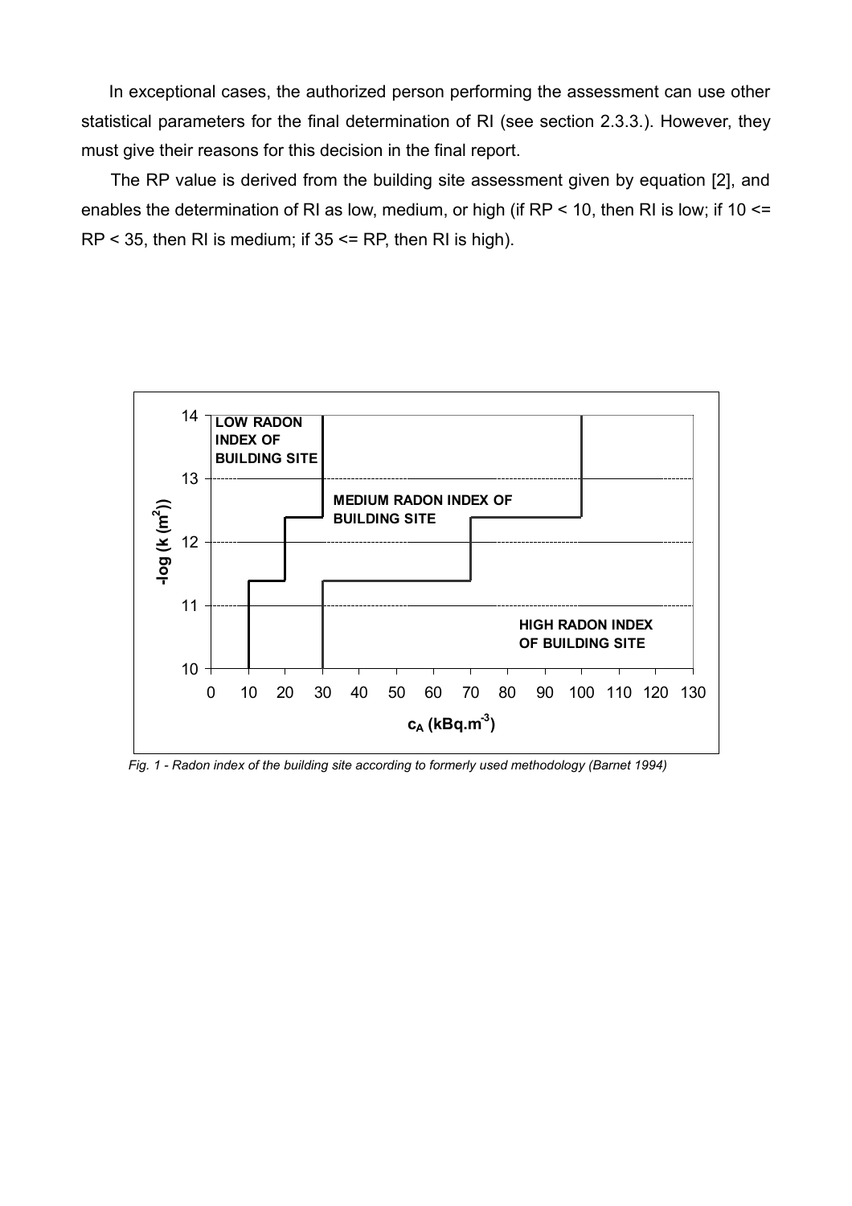In exceptional cases, the authorized person performing the assessment can use other statistical parameters for the final determination of RI (see section 2.3.3.). However, they must give their reasons for this decision in the final report.

The RP value is derived from the building site assessment given by equation [2], and enables the determination of RI as low, medium, or high (if RP < 10, then RI is low; if 10 <= RP < 35, then RI is medium; if 35 <= RP, then RI is high).

*Fig. 1 - Radon index of the building site according to formerly used methodology (Barnet 1994)*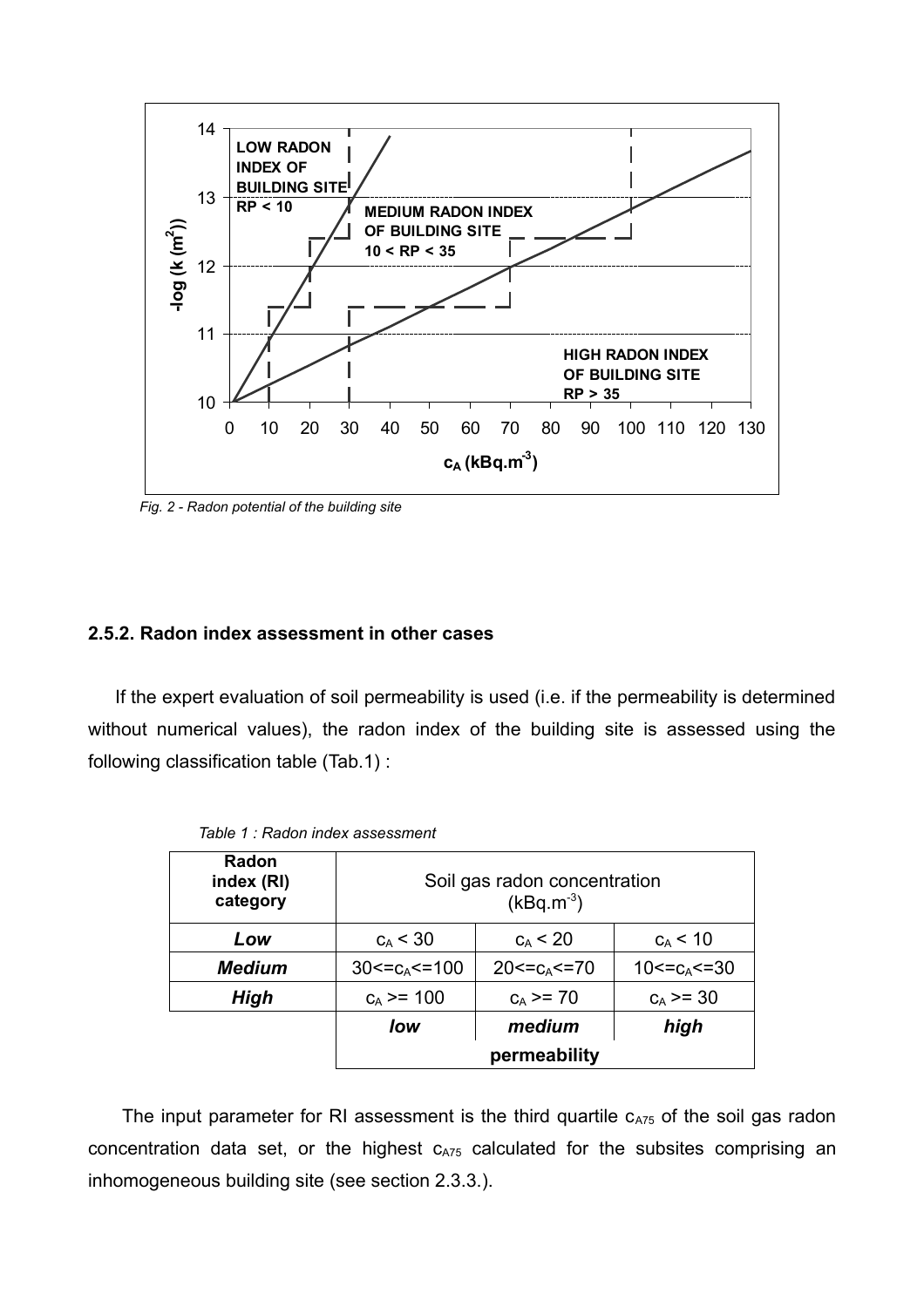*Fig. 2 - Radon potential of the building site*

### 2.5.2. Radon index assessment in other cases

If the expert evaluation of soil permeability is used (i.e. if the permeability is determined without numerical values), the radon index of the building site is assessed using the following classification table (Tab.1) :

*Table 1 : Radon index assessment*

| Radon index (RI) category | Soil gas radon concentration ($kBq.m^{-3}$) | | |
|---|---|---|---|
| ***Low*** | $c_A < 30$ | $c_A < 20$ | $c_A < 10$ |
| ***Medium*** | $30 <= c_A <= 100$ | $20 <= c_A <= 70$ | $10 <= c_A <= 30$ |
| ***High*** | $c_A >= 100$ | $c_A >= 70$ | $c_A >= 30$ |
| | ***low*** | ***medium*** | ***high*** |
| | **permeability** | | |

The input parameter for RI assessment is the third quartile $c_{A75}$ of the soil gas radon concentration data set, or the highest $c_{A75}$ calculated for the subsites comprising an inhomogeneous building site (see section 2.3.3.).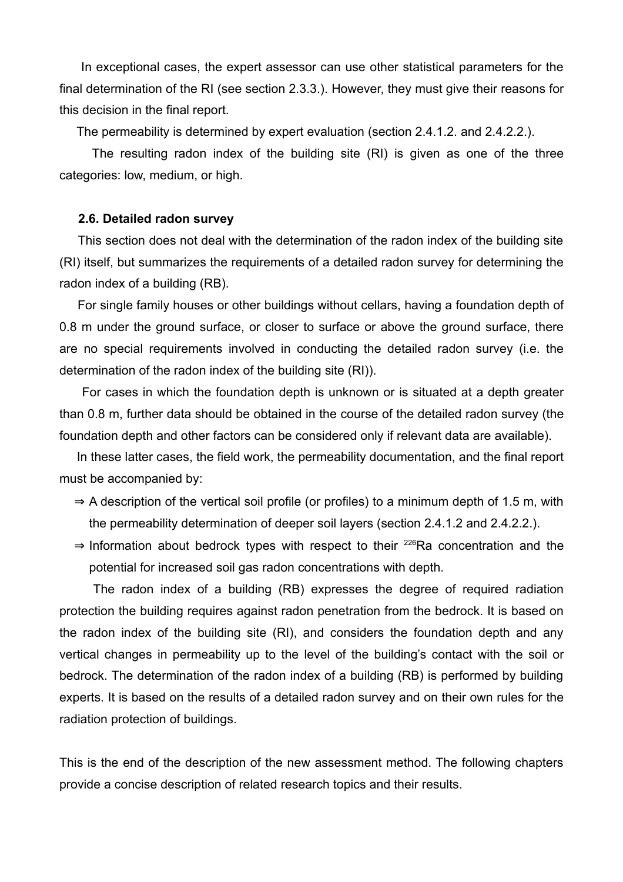In exceptional cases, the expert assessor can use other statistical parameters for the final determination of the RI (see section 2.3.3.). However, they must give their reasons for this decision in the final report.

The permeability is determined by expert evaluation (section 2.4.1.2. and 2.4.2.2.).

The resulting radon index of the building site (RI) is given as one of the three categories: low, medium, or high.

### 2.6. Detailed radon survey

This section does not deal with the determination of the radon index of the building site (RI) itself, but summarizes the requirements of a detailed radon survey for determining the radon index of a building (RB).

For single family houses or other buildings without cellars, having a foundation depth of 0.8 m under the ground surface, or closer to surface or above the ground surface, there are no special requirements involved in conducting the detailed radon survey (i.e. the determination of the radon index of the building site (RI)).

For cases in which the foundation depth is unknown or is situated at a depth greater than 0.8 m, further data should be obtained in the course of the detailed radon survey (the foundation depth and other factors can be considered only if relevant data are available).

In these latter cases, the field work, the permeability documentation, and the final report must be accompanied by:

⇒ A description of the vertical soil profile (or profiles) to a minimum depth of 1.5 m, with the permeability determination of deeper soil layers (section 2.4.1.2 and 2.4.2.2.).

⇒ Information about bedrock types with respect to their $^{226}Ra$ concentration and the potential for increased soil gas radon concentrations with depth.

The radon index of a building (RB) expresses the degree of required radiation protection the building requires against radon penetration from the bedrock. It is based on the radon index of the building site (RI), and considers the foundation depth and any vertical changes in permeability up to the level of the building's contact with the soil or bedrock. The determination of the radon index of a building (RB) is performed by building experts. It is based on the results of a detailed radon survey and on their own rules for the radiation protection of buildings.

This is the end of the description of the new assessment method. The following chapters provide a concise description of related research topics and their results.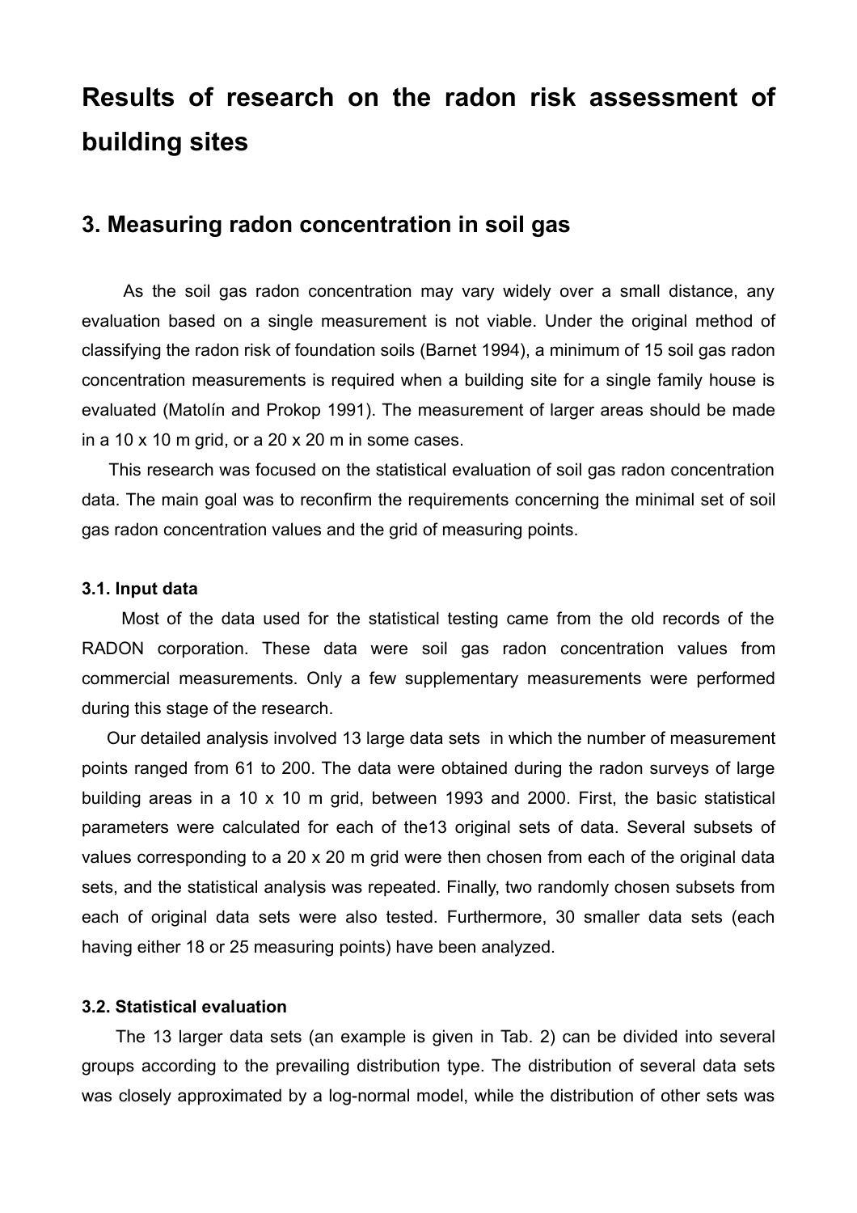# Results of research on the radon risk assessment of building sites

## 3. Measuring radon concentration in soil gas

As the soil gas radon concentration may vary widely over a small distance, any evaluation based on a single measurement is not viable. Under the original method of classifying the radon risk of foundation soils (Barnet 1994), a minimum of 15 soil gas radon concentration measurements is required when a building site for a single family house is evaluated (Matolín and Prokop 1991). The measurement of larger areas should be made in a 10 x 10 m grid, or a 20 x 20 m in some cases.

This research was focused on the statistical evaluation of soil gas radon concentration data. The main goal was to reconfirm the requirements concerning the minimal set of soil gas radon concentration values and the grid of measuring points.

#### 3.1. Input data

Most of the data used for the statistical testing came from the old records of the RADON corporation. These data were soil gas radon concentration values from commercial measurements. Only a few supplementary measurements were performed during this stage of the research.

Our detailed analysis involved 13 large data sets in which the number of measurement points ranged from 61 to 200. The data were obtained during the radon surveys of large building areas in a 10 x 10 m grid, between 1993 and 2000. First, the basic statistical parameters were calculated for each of the13 original sets of data. Several subsets of values corresponding to a 20 x 20 m grid were then chosen from each of the original data sets, and the statistical analysis was repeated. Finally, two randomly chosen subsets from each of original data sets were also tested. Furthermore, 30 smaller data sets (each having either 18 or 25 measuring points) have been analyzed.

#### 3.2. Statistical evaluation

The 13 larger data sets (an example is given in Tab. 2) can be divided into several groups according to the prevailing distribution type. The distribution of several data sets was closely approximated by a log-normal model, while the distribution of other sets was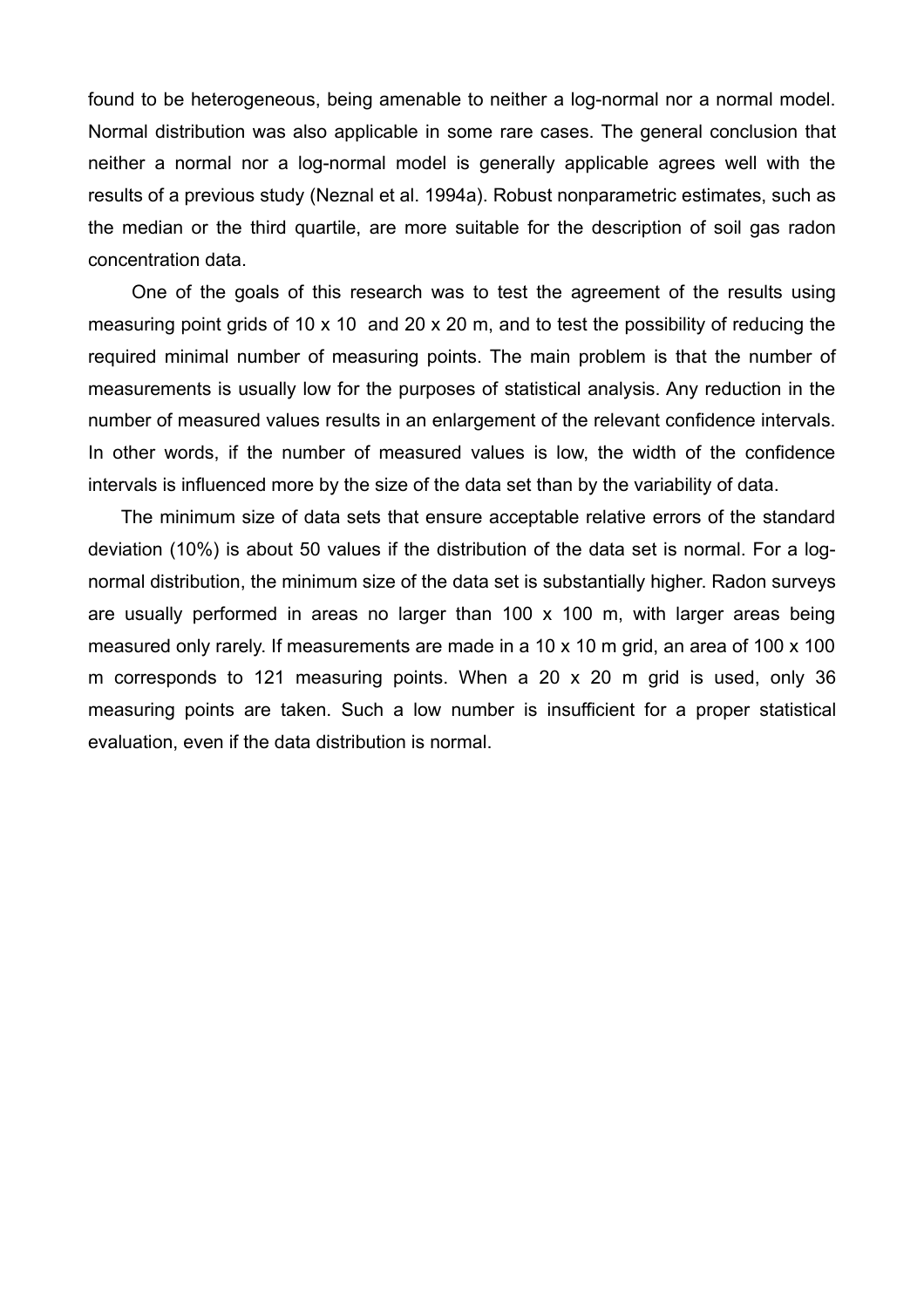found to be heterogeneous, being amenable to neither a log-normal nor a normal model. Normal distribution was also applicable in some rare cases. The general conclusion that neither a normal nor a log-normal model is generally applicable agrees well with the results of a previous study (Neznal et al. 1994a). Robust nonparametric estimates, such as the median or the third quartile, are more suitable for the description of soil gas radon concentration data.

One of the goals of this research was to test the agreement of the results using measuring point grids of 10 x 10 and 20 x 20 m, and to test the possibility of reducing the required minimal number of measuring points. The main problem is that the number of measurements is usually low for the purposes of statistical analysis. Any reduction in the number of measured values results in an enlargement of the relevant confidence intervals. In other words, if the number of measured values is low, the width of the confidence intervals is influenced more by the size of the data set than by the variability of data.

The minimum size of data sets that ensure acceptable relative errors of the standard deviation (10%) is about 50 values if the distribution of the data set is normal. For a log-normal distribution, the minimum size of the data set is substantially higher. Radon surveys are usually performed in areas no larger than 100 x 100 m, with larger areas being measured only rarely. If measurements are made in a 10 x 10 m grid, an area of 100 x 100 m corresponds to 121 measuring points. When a 20 x 20 m grid is used, only 36 measuring points are taken. Such a low number is insufficient for a proper statistical evaluation, even if the data distribution is normal.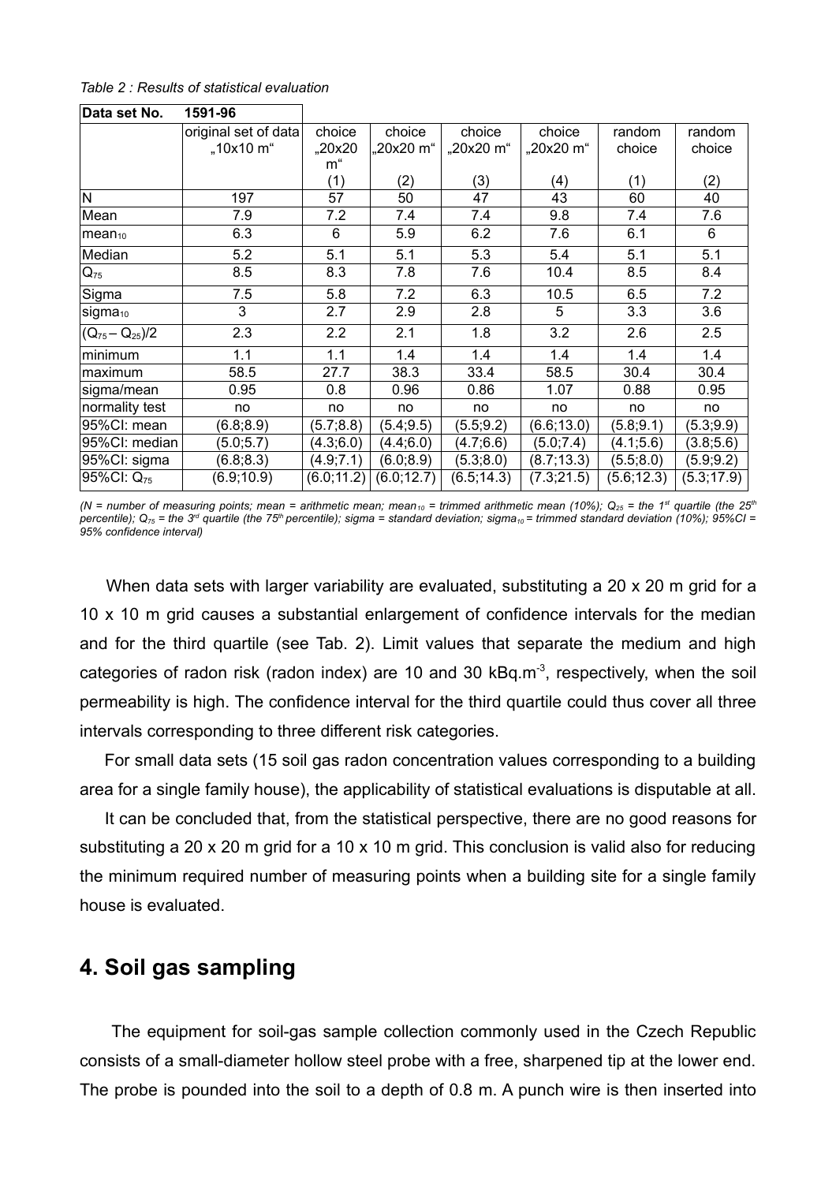*Table 2 : Results of statistical evaluation*

| Data set No. | 1591-96 | | | | | | |
|---|---|---|---|---|---|---|---|
| | original set of data „10x10 m" | choice „20x20 m" (1) | choice „20x20 m" (2) | choice „20x20 m" (3) | choice „20x20 m" (4) | random choice (1) | random choice (2) |
| N | 197 | 57 | 50 | 47 | 43 | 60 | 40 |
| Mean | 7.9 | 7.2 | 7.4 | 7.4 | 9.8 | 7.4 | 7.6 |
| $mean_{10}$ | 6.3 | 6 | 5.9 | 6.2 | 7.6 | 6.1 | 6 |
| Median | 5.2 | 5.1 | 5.1 | 5.3 | 5.4 | 5.1 | 5.1 |
| $Q_{75}$ | 8.5 | 8.3 | 7.8 | 7.6 | 10.4 | 8.5 | 8.4 |
| Sigma | 7.5 | 5.8 | 7.2 | 6.3 | 10.5 | 6.5 | 7.2 |
| $sigma_{10}$ | 3 | 2.7 | 2.9 | 2.8 | 5 | 3.3 | 3.6 |
| $(Q_{75} - Q_{25})/2$ | 2.3 | 2.2 | 2.1 | 1.8 | 3.2 | 2.6 | 2.5 |
| minimum | 1.1 | 1.1 | 1.4 | 1.4 | 1.4 | 1.4 | 1.4 |
| maximum | 58.5 | 27.7 | 38.3 | 33.4 | 58.5 | 30.4 | 30.4 |
| sigma/mean | 0.95 | 0.8 | 0.96 | 0.86 | 1.07 | 0.88 | 0.95 |
| normality test | no | no | no | no | no | no | no |
| 95%CI: mean | (6.8;8.9) | (5.7;8.8) | (5.4;9.5) | (5.5;9.2) | (6.6;13.0) | (5.8;9.1) | (5.3;9.9) |
| 95%CI: median | (5.0;5.7) | (4.3;6.0) | (4.4;6.0) | (4.7;6.6) | (5.0;7.4) | (4.1;5.6) | (3.8;5.6) |
| 95%CI: sigma | (6.8;8.3) | (4.9;7.1) | (6.0;8.9) | (5.3;8.0) | (8.7;13.3) | (5.5;8.0) | (5.9;9.2) |
| 95%CI: $Q_{75}$ | (6.9;10.9) | (6.0;11.2) | (6.0;12.7) | (6.5;14.3) | (7.3;21.5) | (5.6;12.3) | (5.3;17.9) |

*(N = number of measuring points; mean = arithmetic mean; $mean_{10}$ = trimmed arithmetic mean (10%); $Q_{25}$ = the 1st quartile (the 25th percentile); $Q_{75}$ = the 3rd quartile (the 75th percentile); sigma = standard deviation; $sigma_{10}$ = trimmed standard deviation (10%); 95%CI = 95% confidence interval)*

When data sets with larger variability are evaluated, substituting a 20 x 20 m grid for a 10 x 10 m grid causes a substantial enlargement of confidence intervals for the median and for the third quartile (see Tab. 2). Limit values that separate the medium and high categories of radon risk (radon index) are 10 and 30 $kBq.m^{-3}$, respectively, when the soil permeability is high. The confidence interval for the third quartile could thus cover all three intervals corresponding to three different risk categories.

For small data sets (15 soil gas radon concentration values corresponding to a building area for a single family house), the applicability of statistical evaluations is disputable at all.

It can be concluded that, from the statistical perspective, there are no good reasons for substituting a 20 x 20 m grid for a 10 x 10 m grid. This conclusion is valid also for reducing the minimum required number of measuring points when a building site for a single family house is evaluated.

## 4. Soil gas sampling

The equipment for soil-gas sample collection commonly used in the Czech Republic consists of a small-diameter hollow steel probe with a free, sharpened tip at the lower end. The probe is pounded into the soil to a depth of 0.8 m. A punch wire is then inserted into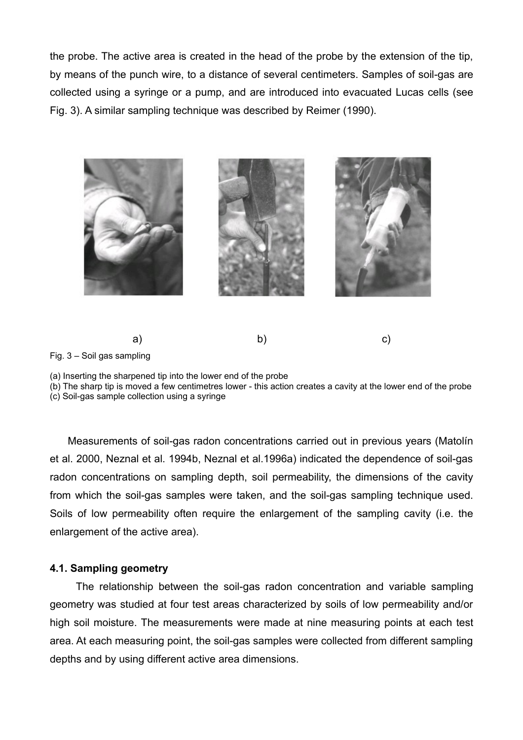the probe. The active area is created in the head of the probe by the extension of the tip, by means of the punch wire, to a distance of several centimeters. Samples of soil-gas are collected using a syringe or a pump, and are introduced into evacuated Lucas cells (see Fig. 3). A similar sampling technique was described by Reimer (1990).

a) b) c)

Fig. 3 – Soil gas sampling

(a) Inserting the sharpened tip into the lower end of the probe
(b) The sharp tip is moved a few centimetres lower - this action creates a cavity at the lower end of the probe
(c) Soil-gas sample collection using a syringe

Measurements of soil-gas radon concentrations carried out in previous years (Matolín et al. 2000, Neznal et al. 1994b, Neznal et al.1996a) indicated the dependence of soil-gas radon concentrations on sampling depth, soil permeability, the dimensions of the cavity from which the soil-gas samples were taken, and the soil-gas sampling technique used. Soils of low permeability often require the enlargement of the sampling cavity (i.e. the enlargement of the active area).

### 4.1. Sampling geometry

The relationship between the soil-gas radon concentration and variable sampling geometry was studied at four test areas characterized by soils of low permeability and/or high soil moisture. The measurements were made at nine measuring points at each test area. At each measuring point, the soil-gas samples were collected from different sampling depths and by using different active area dimensions.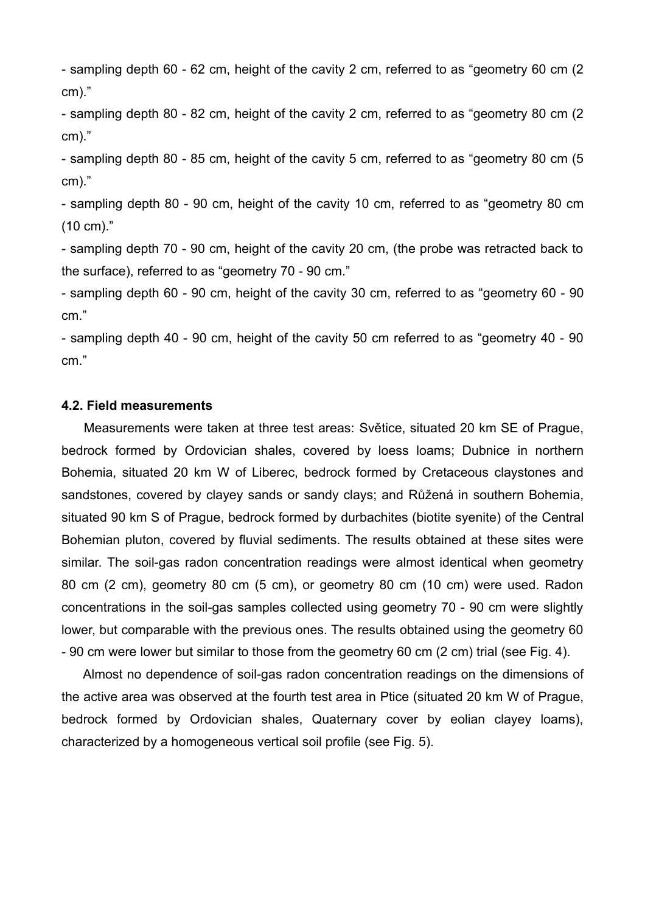- sampling depth 60 - 62 cm, height of the cavity 2 cm, referred to as "geometry 60 cm (2 cm)."
- sampling depth 80 - 82 cm, height of the cavity 2 cm, referred to as "geometry 80 cm (2 cm)."
- sampling depth 80 - 85 cm, height of the cavity 5 cm, referred to as "geometry 80 cm (5 cm)."
- sampling depth 80 - 90 cm, height of the cavity 10 cm, referred to as "geometry 80 cm (10 cm)."
- sampling depth 70 - 90 cm, height of the cavity 20 cm, (the probe was retracted back to the surface), referred to as "geometry 70 - 90 cm."
- sampling depth 60 - 90 cm, height of the cavity 30 cm, referred to as "geometry 60 - 90 cm."
- sampling depth 40 - 90 cm, height of the cavity 50 cm referred to as "geometry 40 - 90 cm."

### 4.2. Field measurements

Measurements were taken at three test areas: Světice, situated 20 km SE of Prague, bedrock formed by Ordovician shales, covered by loess loams; Dubnice in northern Bohemia, situated 20 km W of Liberec, bedrock formed by Cretaceous claystones and sandstones, covered by clayey sands or sandy clays; and Růžená in southern Bohemia, situated 90 km S of Prague, bedrock formed by durbachites (biotite syenite) of the Central Bohemian pluton, covered by fluvial sediments. The results obtained at these sites were similar. The soil-gas radon concentration readings were almost identical when geometry 80 cm (2 cm), geometry 80 cm (5 cm), or geometry 80 cm (10 cm) were used. Radon concentrations in the soil-gas samples collected using geometry 70 - 90 cm were slightly lower, but comparable with the previous ones. The results obtained using the geometry 60 - 90 cm were lower but similar to those from the geometry 60 cm (2 cm) trial (see Fig. 4).

Almost no dependence of soil-gas radon concentration readings on the dimensions of the active area was observed at the fourth test area in Ptice (situated 20 km W of Prague, bedrock formed by Ordovician shales, Quaternary cover by eolian clayey loams), characterized by a homogeneous vertical soil profile (see Fig. 5).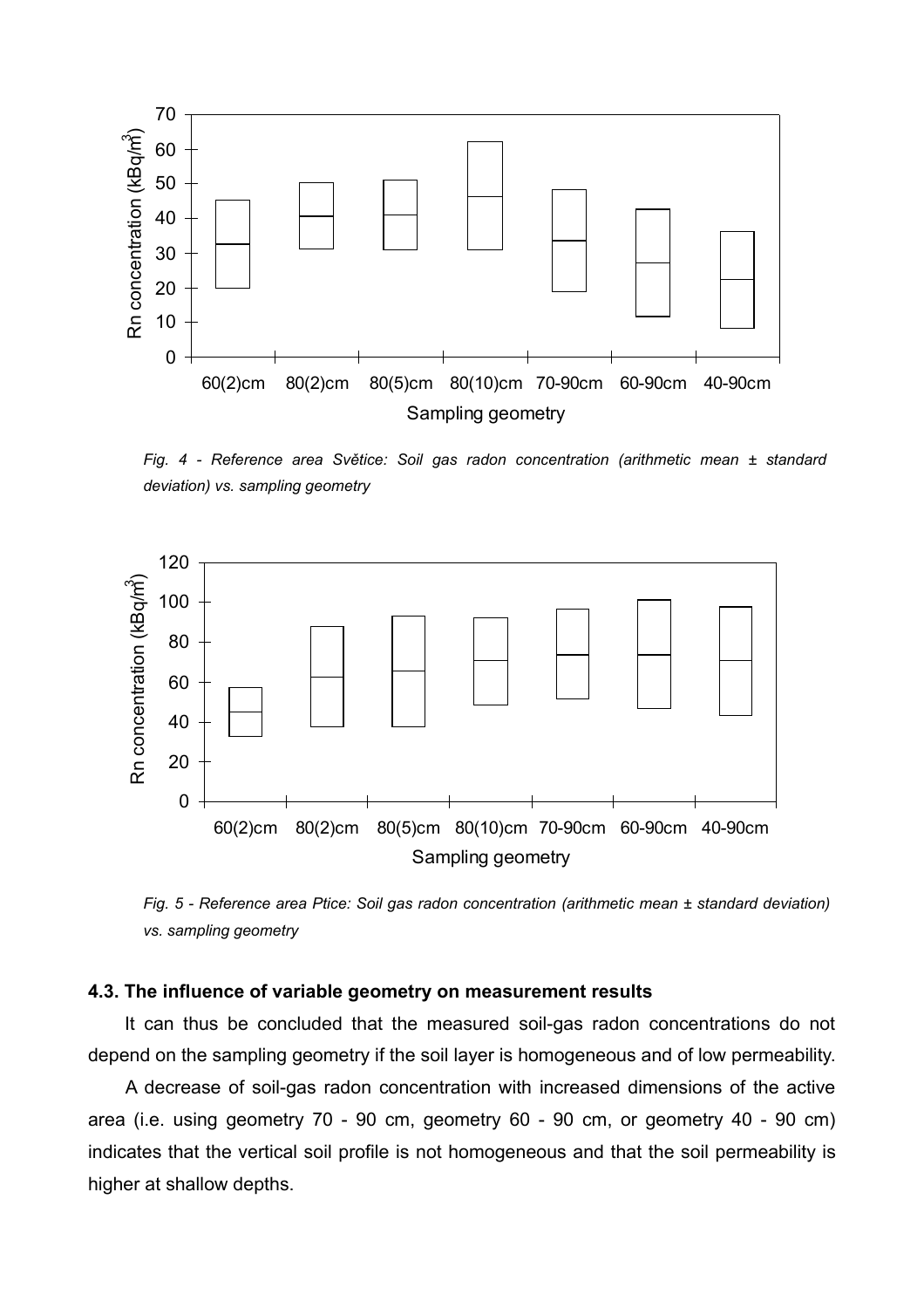*Fig. 4 - Reference area Světice: Soil gas radon concentration (arithmetic mean ± standard deviation) vs. sampling geometry*

*Fig. 5 - Reference area Ptice: Soil gas radon concentration (arithmetic mean ± standard deviation) vs. sampling geometry*

### 4.3. The influence of variable geometry on measurement results

It can thus be concluded that the measured soil-gas radon concentrations do not depend on the sampling geometry if the soil layer is homogeneous and of low permeability.

A decrease of soil-gas radon concentration with increased dimensions of the active area (i.e. using geometry 70 - 90 cm, geometry 60 - 90 cm, or geometry 40 - 90 cm) indicates that the vertical soil profile is not homogeneous and that the soil permeability is higher at shallow depths.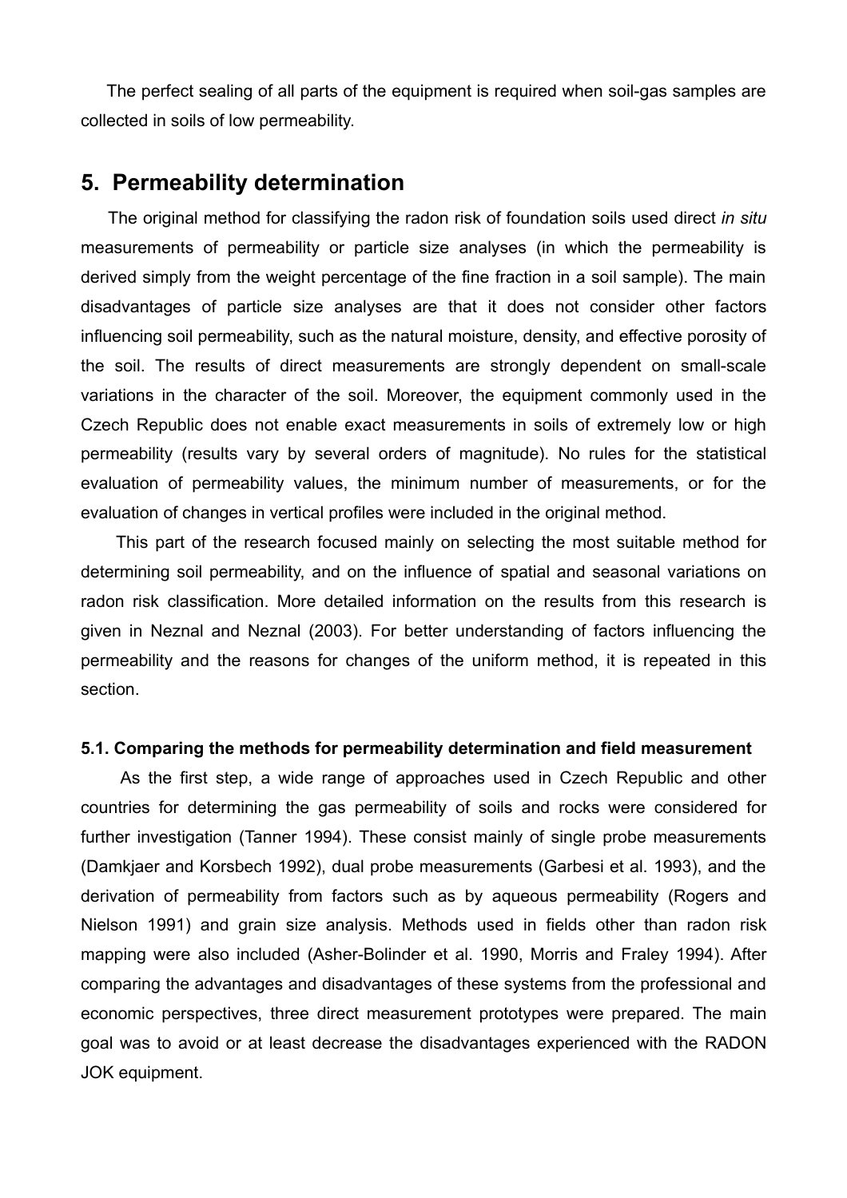The perfect sealing of all parts of the equipment is required when soil-gas samples are collected in soils of low permeability.

## 5. Permeability determination

The original method for classifying the radon risk of foundation soils used direct *in situ* measurements of permeability or particle size analyses (in which the permeability is derived simply from the weight percentage of the fine fraction in a soil sample). The main disadvantages of particle size analyses are that it does not consider other factors influencing soil permeability, such as the natural moisture, density, and effective porosity of the soil. The results of direct measurements are strongly dependent on small-scale variations in the character of the soil. Moreover, the equipment commonly used in the Czech Republic does not enable exact measurements in soils of extremely low or high permeability (results vary by several orders of magnitude). No rules for the statistical evaluation of permeability values, the minimum number of measurements, or for the evaluation of changes in vertical profiles were included in the original method.

This part of the research focused mainly on selecting the most suitable method for determining soil permeability, and on the influence of spatial and seasonal variations on radon risk classification. More detailed information on the results from this research is given in Neznal and Neznal (2003). For better understanding of factors influencing the permeability and the reasons for changes of the uniform method, it is repeated in this section.

### 5.1. Comparing the methods for permeability determination and field measurement

As the first step, a wide range of approaches used in Czech Republic and other countries for determining the gas permeability of soils and rocks were considered for further investigation (Tanner 1994). These consist mainly of single probe measurements (Damkjaer and Korsbech 1992), dual probe measurements (Garbesi et al. 1993), and the derivation of permeability from factors such as by aqueous permeability (Rogers and Nielson 1991) and grain size analysis. Methods used in fields other than radon risk mapping were also included (Asher-Bolinder et al. 1990, Morris and Fraley 1994). After comparing the advantages and disadvantages of these systems from the professional and economic perspectives, three direct measurement prototypes were prepared. The main goal was to avoid or at least decrease the disadvantages experienced with the RADON JOK equipment.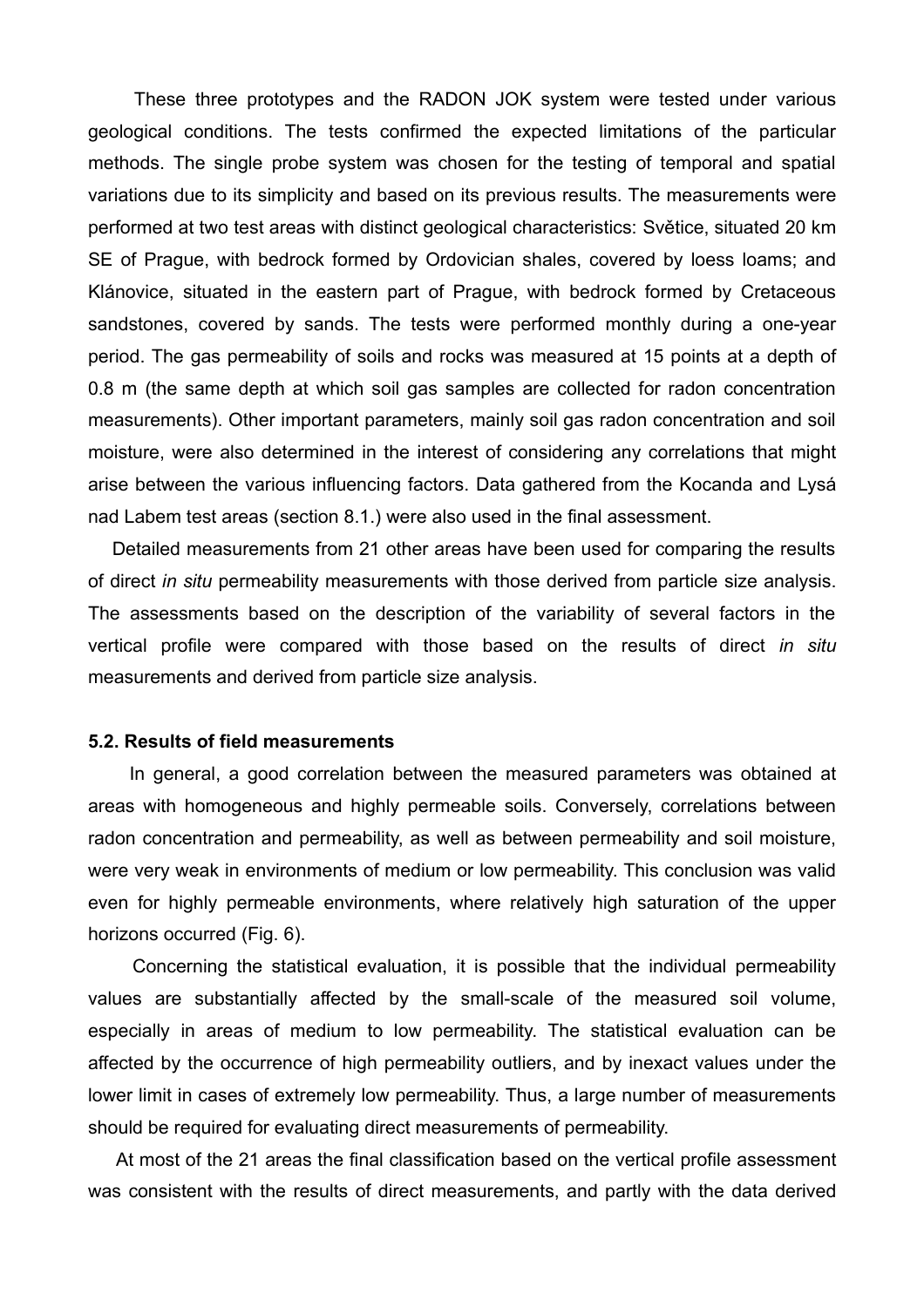These three prototypes and the RADON JOK system were tested under various geological conditions. The tests confirmed the expected limitations of the particular methods. The single probe system was chosen for the testing of temporal and spatial variations due to its simplicity and based on its previous results. The measurements were performed at two test areas with distinct geological characteristics: Světice, situated 20 km SE of Prague, with bedrock formed by Ordovician shales, covered by loess loams; and Klánovice, situated in the eastern part of Prague, with bedrock formed by Cretaceous sandstones, covered by sands. The tests were performed monthly during a one-year period. The gas permeability of soils and rocks was measured at 15 points at a depth of 0.8 m (the same depth at which soil gas samples are collected for radon concentration measurements). Other important parameters, mainly soil gas radon concentration and soil moisture, were also determined in the interest of considering any correlations that might arise between the various influencing factors. Data gathered from the Kocanda and Lysá nad Labem test areas (section 8.1.) were also used in the final assessment.

Detailed measurements from 21 other areas have been used for comparing the results of direct *in situ* permeability measurements with those derived from particle size analysis. The assessments based on the description of the variability of several factors in the vertical profile were compared with those based on the results of direct *in situ* measurements and derived from particle size analysis.

### 5.2. Results of field measurements

In general, a good correlation between the measured parameters was obtained at areas with homogeneous and highly permeable soils. Conversely, correlations between radon concentration and permeability, as well as between permeability and soil moisture, were very weak in environments of medium or low permeability. This conclusion was valid even for highly permeable environments, where relatively high saturation of the upper horizons occurred (Fig. 6).

Concerning the statistical evaluation, it is possible that the individual permeability values are substantially affected by the small-scale of the measured soil volume, especially in areas of medium to low permeability. The statistical evaluation can be affected by the occurrence of high permeability outliers, and by inexact values under the lower limit in cases of extremely low permeability. Thus, a large number of measurements should be required for evaluating direct measurements of permeability.

At most of the 21 areas the final classification based on the vertical profile assessment was consistent with the results of direct measurements, and partly with the data derived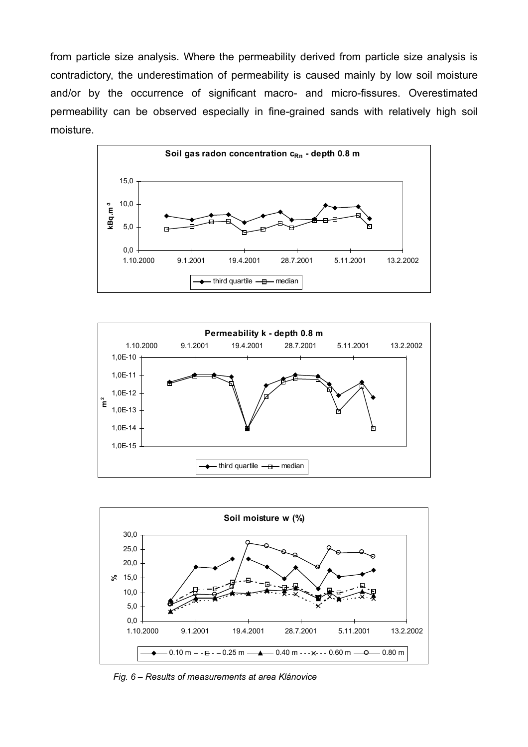from particle size analysis. Where the permeability derived from particle size analysis is contradictory, the underestimation of permeability is caused mainly by low soil moisture and/or by the occurrence of significant macro- and micro-fissures. Overestimated permeability can be observed especially in fine-grained sands with relatively high soil moisture.

*Fig. 6 – Results of measurements at area Klánovice*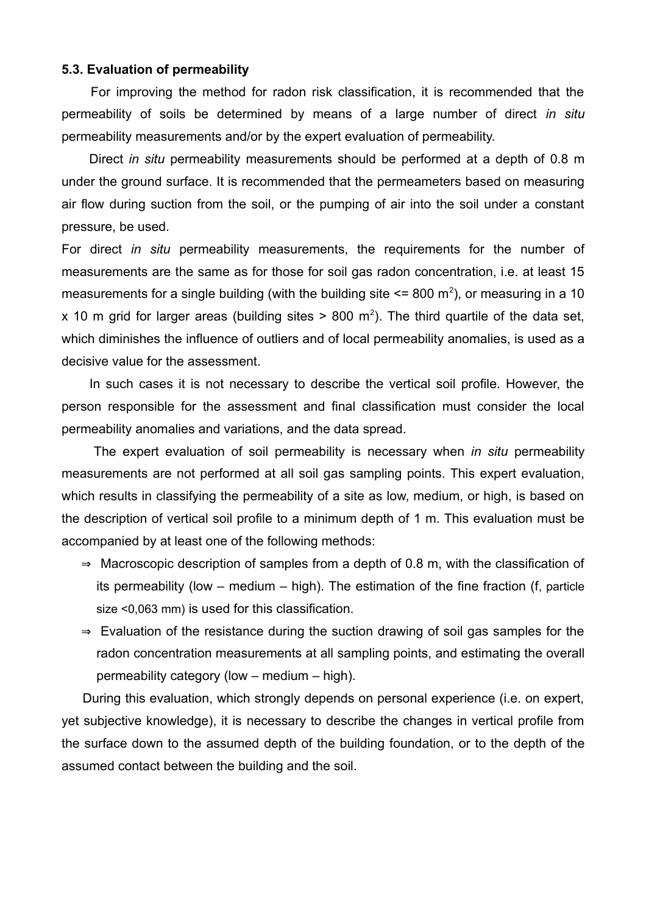### 5.3. Evaluation of permeability

For improving the method for radon risk classification, it is recommended that the permeability of soils be determined by means of a large number of direct *in situ* permeability measurements and/or by the expert evaluation of permeability.

Direct *in situ* permeability measurements should be performed at a depth of 0.8 m under the ground surface. It is recommended that the permeameters based on measuring air flow during suction from the soil, or the pumping of air into the soil under a constant pressure, be used.

For direct *in situ* permeability measurements, the requirements for the number of measurements are the same as for those for soil gas radon concentration, i.e. at least 15 measurements for a single building (with the building site <= 800 $m^2$), or measuring in a 10 x 10 m grid for larger areas (building sites > 800 $m^2$). The third quartile of the data set, which diminishes the influence of outliers and of local permeability anomalies, is used as a decisive value for the assessment.

In such cases it is not necessary to describe the vertical soil profile. However, the person responsible for the assessment and final classification must consider the local permeability anomalies and variations, and the data spread.

The expert evaluation of soil permeability is necessary when *in situ* permeability measurements are not performed at all soil gas sampling points. This expert evaluation, which results in classifying the permeability of a site as low, medium, or high, is based on the description of vertical soil profile to a minimum depth of 1 m. This evaluation must be accompanied by at least one of the following methods:

- ⇒ Macroscopic description of samples from a depth of 0.8 m, with the classification of its permeability (low – medium – high). The estimation of the fine fraction (f, particle size <0,063 mm) is used for this classification.
- ⇒ Evaluation of the resistance during the suction drawing of soil gas samples for the radon concentration measurements at all sampling points, and estimating the overall permeability category (low – medium – high).

During this evaluation, which strongly depends on personal experience (i.e. on expert, yet subjective knowledge), it is necessary to describe the changes in vertical profile from the surface down to the assumed depth of the building foundation, or to the depth of the assumed contact between the building and the soil.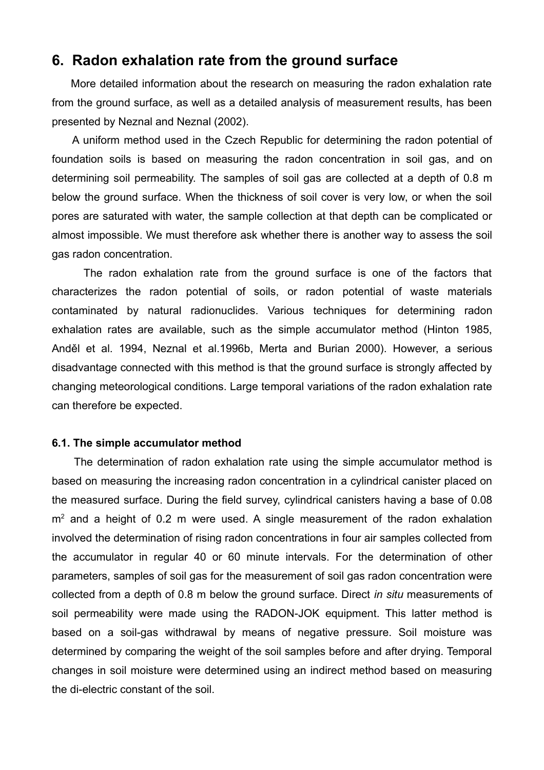## 6. Radon exhalation rate from the ground surface

More detailed information about the research on measuring the radon exhalation rate from the ground surface, as well as a detailed analysis of measurement results, has been presented by Neznal and Neznal (2002).

A uniform method used in the Czech Republic for determining the radon potential of foundation soils is based on measuring the radon concentration in soil gas, and on determining soil permeability. The samples of soil gas are collected at a depth of 0.8 m below the ground surface. When the thickness of soil cover is very low, or when the soil pores are saturated with water, the sample collection at that depth can be complicated or almost impossible. We must therefore ask whether there is another way to assess the soil gas radon concentration.

The radon exhalation rate from the ground surface is one of the factors that characterizes the radon potential of soils, or radon potential of waste materials contaminated by natural radionuclides. Various techniques for determining radon exhalation rates are available, such as the simple accumulator method (Hinton 1985, Anděl et al. 1994, Neznal et al.1996b, Merta and Burian 2000). However, a serious disadvantage connected with this method is that the ground surface is strongly affected by changing meteorological conditions. Large temporal variations of the radon exhalation rate can therefore be expected.

### 6.1. The simple accumulator method

The determination of radon exhalation rate using the simple accumulator method is based on measuring the increasing radon concentration in a cylindrical canister placed on the measured surface. During the field survey, cylindrical canisters having a base of 0.08 $m^2$ and a height of 0.2 m were used. A single measurement of the radon exhalation involved the determination of rising radon concentrations in four air samples collected from the accumulator in regular 40 or 60 minute intervals. For the determination of other parameters, samples of soil gas for the measurement of soil gas radon concentration were collected from a depth of 0.8 m below the ground surface. Direct *in situ* measurements of soil permeability were made using the RADON-JOK equipment. This latter method is based on a soil-gas withdrawal by means of negative pressure. Soil moisture was determined by comparing the weight of the soil samples before and after drying. Temporal changes in soil moisture were determined using an indirect method based on measuring the di-electric constant of the soil.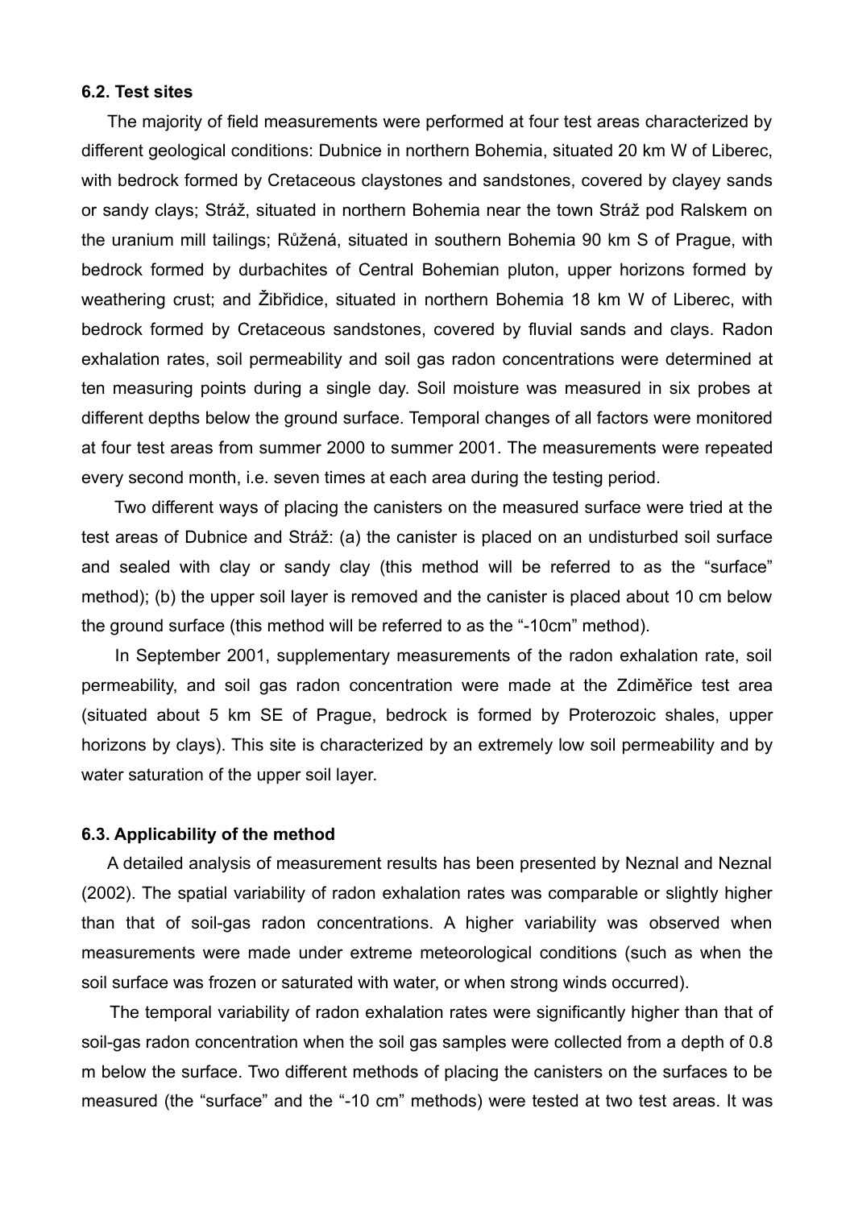### 6.2. Test sites

The majority of field measurements were performed at four test areas characterized by different geological conditions: Dubnice in northern Bohemia, situated 20 km W of Liberec, with bedrock formed by Cretaceous claystones and sandstones, covered by clayey sands or sandy clays; Stráž, situated in northern Bohemia near the town Stráž pod Ralskem on the uranium mill tailings; Růžená, situated in southern Bohemia 90 km S of Prague, with bedrock formed by durbachites of Central Bohemian pluton, upper horizons formed by weathering crust; and Žibřidice, situated in northern Bohemia 18 km W of Liberec, with bedrock formed by Cretaceous sandstones, covered by fluvial sands and clays. Radon exhalation rates, soil permeability and soil gas radon concentrations were determined at ten measuring points during a single day. Soil moisture was measured in six probes at different depths below the ground surface. Temporal changes of all factors were monitored at four test areas from summer 2000 to summer 2001. The measurements were repeated every second month, i.e. seven times at each area during the testing period.

Two different ways of placing the canisters on the measured surface were tried at the test areas of Dubnice and Stráž: (a) the canister is placed on an undisturbed soil surface and sealed with clay or sandy clay (this method will be referred to as the "surface" method); (b) the upper soil layer is removed and the canister is placed about 10 cm below the ground surface (this method will be referred to as the "-10cm" method).

In September 2001, supplementary measurements of the radon exhalation rate, soil permeability, and soil gas radon concentration were made at the Zdiměřice test area (situated about 5 km SE of Prague, bedrock is formed by Proterozoic shales, upper horizons by clays). This site is characterized by an extremely low soil permeability and by water saturation of the upper soil layer.

### 6.3. Applicability of the method

A detailed analysis of measurement results has been presented by Neznal and Neznal (2002). The spatial variability of radon exhalation rates was comparable or slightly higher than that of soil-gas radon concentrations. A higher variability was observed when measurements were made under extreme meteorological conditions (such as when the soil surface was frozen or saturated with water, or when strong winds occurred).

The temporal variability of radon exhalation rates were significantly higher than that of soil-gas radon concentration when the soil gas samples were collected from a depth of 0.8 m below the surface. Two different methods of placing the canisters on the surfaces to be measured (the "surface" and the "-10 cm" methods) were tested at two test areas. It was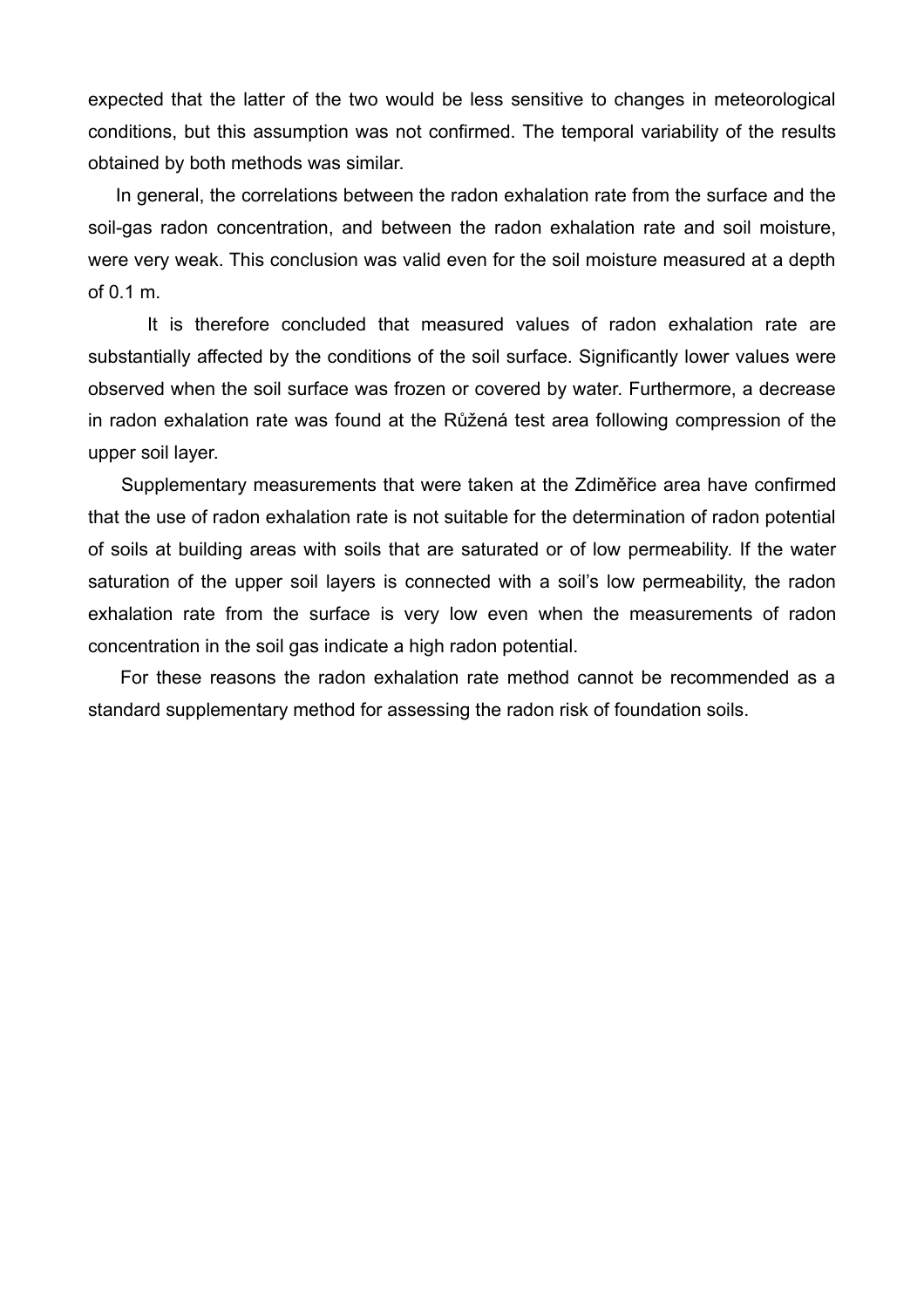expected that the latter of the two would be less sensitive to changes in meteorological conditions, but this assumption was not confirmed. The temporal variability of the results obtained by both methods was similar.

In general, the correlations between the radon exhalation rate from the surface and the soil-gas radon concentration, and between the radon exhalation rate and soil moisture, were very weak. This conclusion was valid even for the soil moisture measured at a depth of 0.1 m.

It is therefore concluded that measured values of radon exhalation rate are substantially affected by the conditions of the soil surface. Significantly lower values were observed when the soil surface was frozen or covered by water. Furthermore, a decrease in radon exhalation rate was found at the Růžená test area following compression of the upper soil layer.

Supplementary measurements that were taken at the Zdiměřice area have confirmed that the use of radon exhalation rate is not suitable for the determination of radon potential of soils at building areas with soils that are saturated or of low permeability. If the water saturation of the upper soil layers is connected with a soil's low permeability, the radon exhalation rate from the surface is very low even when the measurements of radon concentration in the soil gas indicate a high radon potential.

For these reasons the radon exhalation rate method cannot be recommended as a standard supplementary method for assessing the radon risk of foundation soils.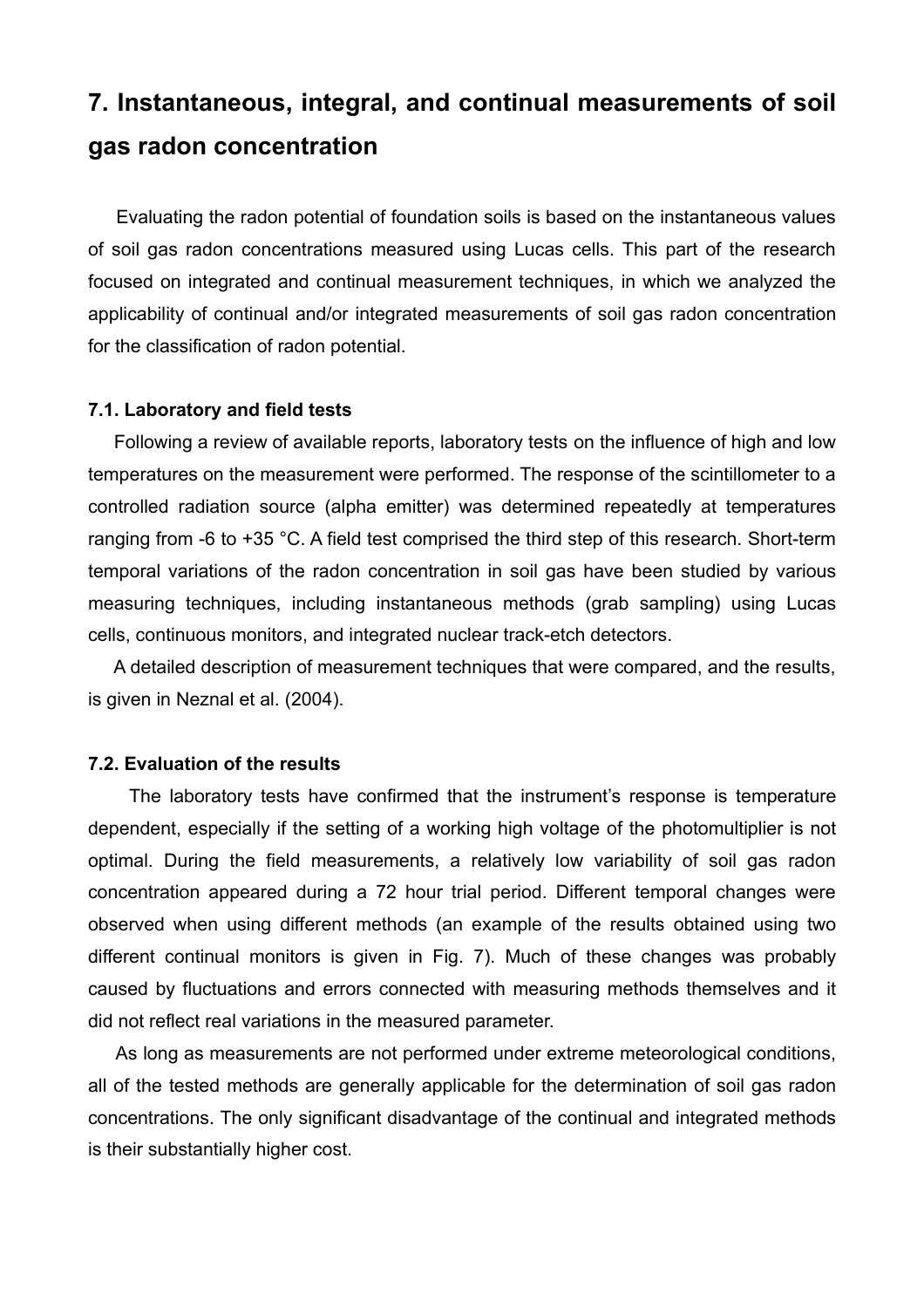# 7. Instantaneous, integral, and continual measurements of soil gas radon concentration

Evaluating the radon potential of foundation soils is based on the instantaneous values of soil gas radon concentrations measured using Lucas cells. This part of the research focused on integrated and continual measurement techniques, in which we analyzed the applicability of continual and/or integrated measurements of soil gas radon concentration for the classification of radon potential.

### 7.1. Laboratory and field tests

Following a review of available reports, laboratory tests on the influence of high and low temperatures on the measurement were performed. The response of the scintillometer to a controlled radiation source (alpha emitter) was determined repeatedly at temperatures ranging from -6 to +35 °C. A field test comprised the third step of this research. Short-term temporal variations of the radon concentration in soil gas have been studied by various measuring techniques, including instantaneous methods (grab sampling) using Lucas cells, continuous monitors, and integrated nuclear track-etch detectors.

A detailed description of measurement techniques that were compared, and the results, is given in Neznal et al. (2004).

### 7.2. Evaluation of the results

The laboratory tests have confirmed that the instrument's response is temperature dependent, especially if the setting of a working high voltage of the photomultiplier is not optimal. During the field measurements, a relatively low variability of soil gas radon concentration appeared during a 72 hour trial period. Different temporal changes were observed when using different methods (an example of the results obtained using two different continual monitors is given in Fig. 7). Much of these changes was probably caused by fluctuations and errors connected with measuring methods themselves and it did not reflect real variations in the measured parameter.

As long as measurements are not performed under extreme meteorological conditions, all of the tested methods are generally applicable for the determination of soil gas radon concentrations. The only significant disadvantage of the continual and integrated methods is their substantially higher cost.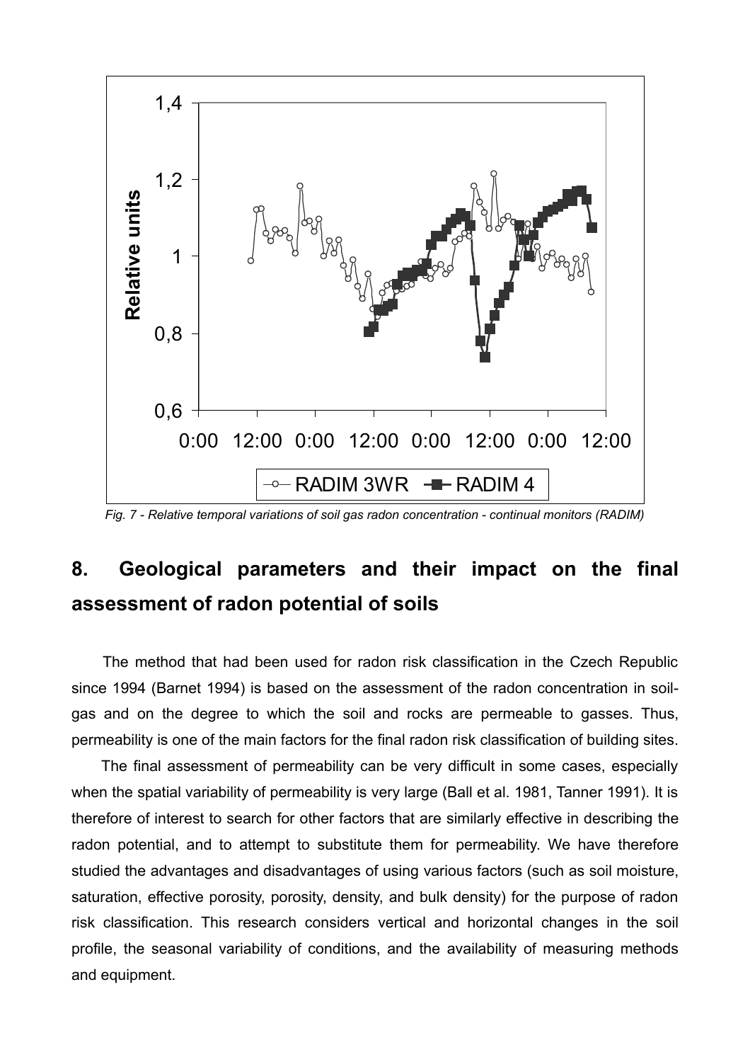*Fig. 7 - Relative temporal variations of soil gas radon concentration - continual monitors (RADIM)*

## 8. Geological parameters and their impact on the final assessment of radon potential of soils

The method that had been used for radon risk classification in the Czech Republic since 1994 (Barnet 1994) is based on the assessment of the radon concentration in soil-gas and on the degree to which the soil and rocks are permeable to gasses. Thus, permeability is one of the main factors for the final radon risk classification of building sites.

The final assessment of permeability can be very difficult in some cases, especially when the spatial variability of permeability is very large (Ball et al. 1981, Tanner 1991). It is therefore of interest to search for other factors that are similarly effective in describing the radon potential, and to attempt to substitute them for permeability. We have therefore studied the advantages and disadvantages of using various factors (such as soil moisture, saturation, effective porosity, porosity, density, and bulk density) for the purpose of radon risk classification. This research considers vertical and horizontal changes in the soil profile, the seasonal variability of conditions, and the availability of measuring methods and equipment.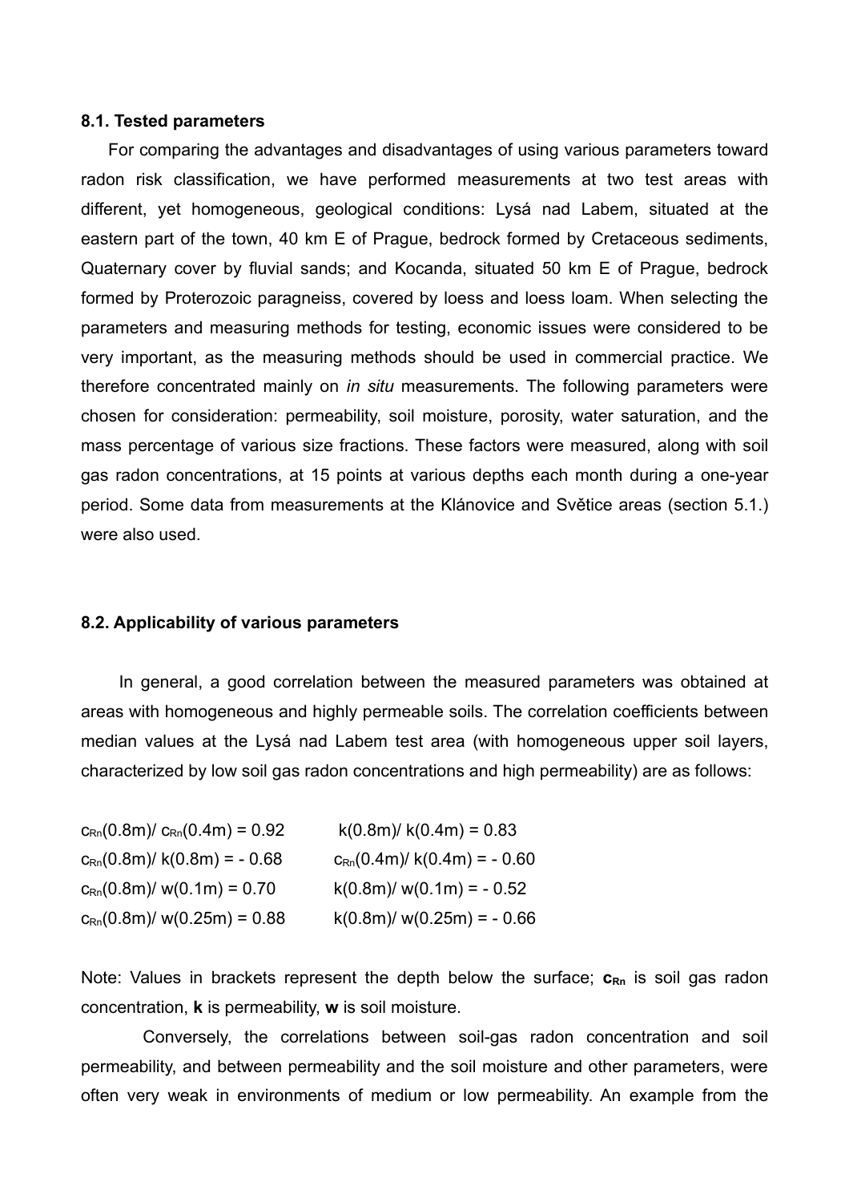### 8.1. Tested parameters

For comparing the advantages and disadvantages of using various parameters toward radon risk classification, we have performed measurements at two test areas with different, yet homogeneous, geological conditions: Lysá nad Labem, situated at the eastern part of the town, 40 km E of Prague, bedrock formed by Cretaceous sediments, Quaternary cover by fluvial sands; and Kocanda, situated 50 km E of Prague, bedrock formed by Proterozoic paragneiss, covered by loess and loess loam. When selecting the parameters and measuring methods for testing, economic issues were considered to be very important, as the measuring methods should be used in commercial practice. We therefore concentrated mainly on *in situ* measurements. The following parameters were chosen for consideration: permeability, soil moisture, porosity, water saturation, and the mass percentage of various size fractions. These factors were measured, along with soil gas radon concentrations, at 15 points at various depths each month during a one-year period. Some data from measurements at the Klánovice and Světice areas (section 5.1.) were also used.

### 8.2. Applicability of various parameters

In general, a good correlation between the measured parameters was obtained at areas with homogeneous and highly permeable soils. The correlation coefficients between median values at the Lysá nad Labem test area (with homogeneous upper soil layers, characterized by low soil gas radon concentrations and high permeability) are as follows:

$c_{Rn}(0.8m)/\ c_{Rn}(0.4m) = 0.92$ $\quad$ $k(0.8m)/\ k(0.4m) = 0.83$

$c_{Rn}(0.8m)/\ k(0.8m) = -\ 0.68$ $\quad$ $c_{Rn}(0.4m)/\ k(0.4m) = -\ 0.60$

$c_{Rn}(0.8m)/\ w(0.1m) = 0.70$ $\quad$ $k(0.8m)/\ w(0.1m) = -\ 0.52$

$c_{Rn}(0.8m)/\ w(0.25m) = 0.88$ $\quad$ $k(0.8m)/\ w(0.25m) = -\ 0.66$

Note: Values in brackets represent the depth below the surface; $\mathbf{c_{Rn}}$ is soil gas radon concentration, **k** is permeability, **w** is soil moisture.

Conversely, the correlations between soil-gas radon concentration and soil permeability, and between permeability and the soil moisture and other parameters, were often very weak in environments of medium or low permeability. An example from the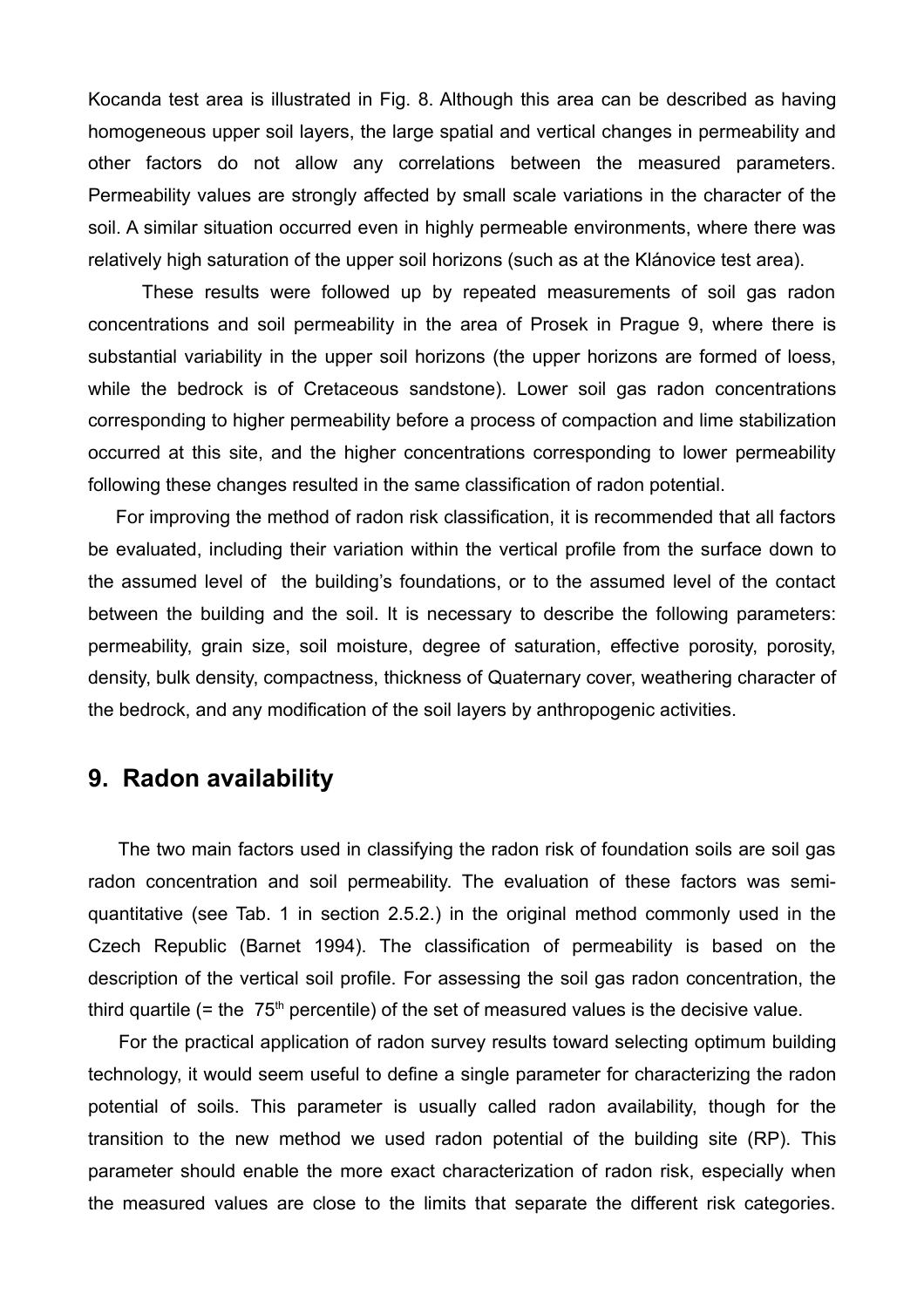Kocanda test area is illustrated in Fig. 8. Although this area can be described as having homogeneous upper soil layers, the large spatial and vertical changes in permeability and other factors do not allow any correlations between the measured parameters. Permeability values are strongly affected by small scale variations in the character of the soil. A similar situation occurred even in highly permeable environments, where there was relatively high saturation of the upper soil horizons (such as at the Klánovice test area).

These results were followed up by repeated measurements of soil gas radon concentrations and soil permeability in the area of Prosek in Prague 9, where there is substantial variability in the upper soil horizons (the upper horizons are formed of loess, while the bedrock is of Cretaceous sandstone). Lower soil gas radon concentrations corresponding to higher permeability before a process of compaction and lime stabilization occurred at this site, and the higher concentrations corresponding to lower permeability following these changes resulted in the same classification of radon potential.

For improving the method of radon risk classification, it is recommended that all factors be evaluated, including their variation within the vertical profile from the surface down to the assumed level of the building's foundations, or to the assumed level of the contact between the building and the soil. It is necessary to describe the following parameters: permeability, grain size, soil moisture, degree of saturation, effective porosity, porosity, density, bulk density, compactness, thickness of Quaternary cover, weathering character of the bedrock, and any modification of the soil layers by anthropogenic activities.

## 9. Radon availability

The two main factors used in classifying the radon risk of foundation soils are soil gas radon concentration and soil permeability. The evaluation of these factors was semi-quantitative (see Tab. 1 in section 2.5.2.) in the original method commonly used in the Czech Republic (Barnet 1994). The classification of permeability is based on the description of the vertical soil profile. For assessing the soil gas radon concentration, the third quartile (= the 75$^{th}$ percentile) of the set of measured values is the decisive value.

For the practical application of radon survey results toward selecting optimum building technology, it would seem useful to define a single parameter for characterizing the radon potential of soils. This parameter is usually called radon availability, though for the transition to the new method we used radon potential of the building site (RP). This parameter should enable the more exact characterization of radon risk, especially when the measured values are close to the limits that separate the different risk categories.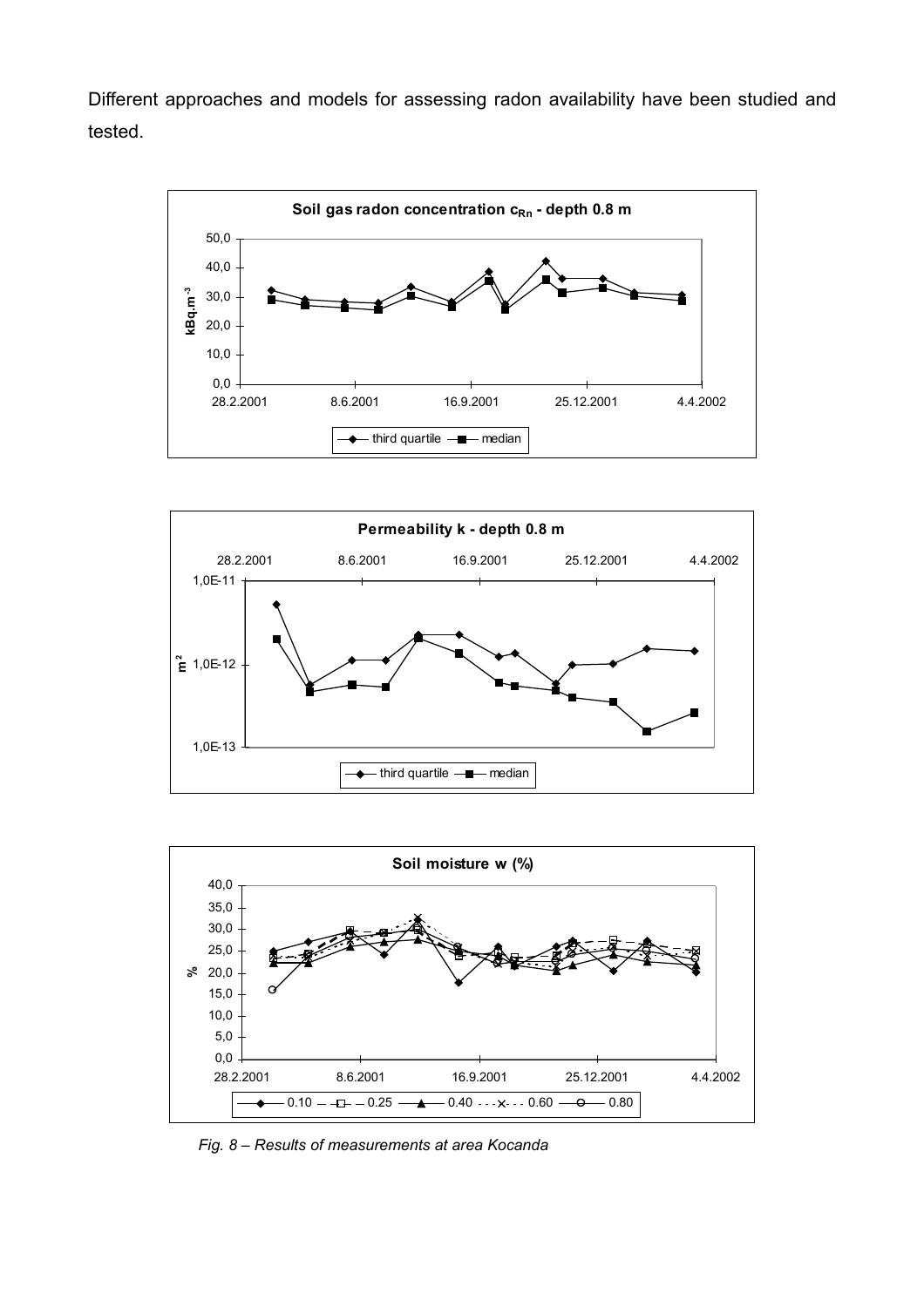Different approaches and models for assessing radon availability have been studied and tested.

*Fig. 8 – Results of measurements at area Kocanda*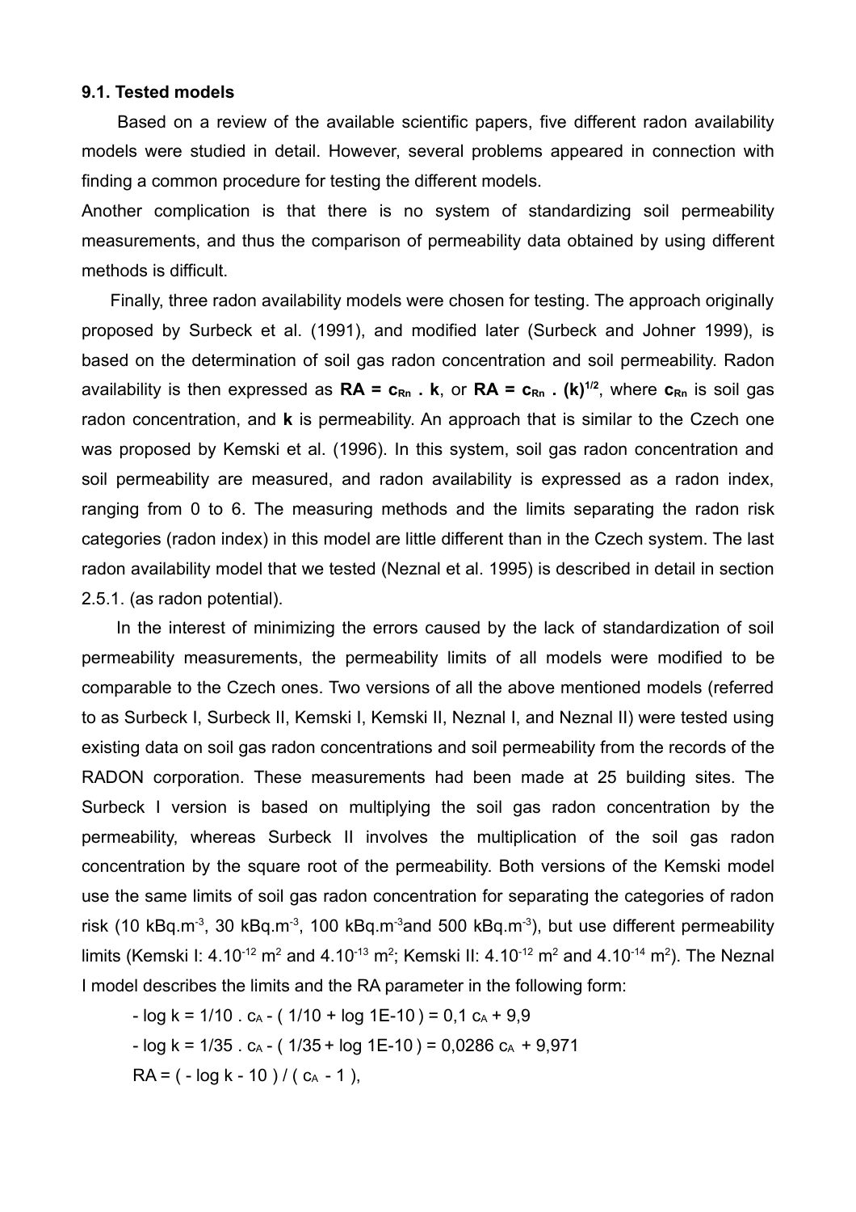### 9.1. Tested models

Based on a review of the available scientific papers, five different radon availability models were studied in detail. However, several problems appeared in connection with finding a common procedure for testing the different models.

Another complication is that there is no system of standardizing soil permeability measurements, and thus the comparison of permeability data obtained by using different methods is difficult.

Finally, three radon availability models were chosen for testing. The approach originally proposed by Surbeck et al. (1991), and modified later (Surbeck and Johner 1999), is based on the determination of soil gas radon concentration and soil permeability. Radon availability is then expressed as $\mathbf{RA = c_{Rn} \cdot k}$, or $\mathbf{RA = c_{Rn} \cdot (k)^{1/2}}$, where $\mathbf{c_{Rn}}$ is soil gas radon concentration, and $\mathbf{k}$ is permeability. An approach that is similar to the Czech one was proposed by Kemski et al. (1996). In this system, soil gas radon concentration and soil permeability are measured, and radon availability is expressed as a radon index, ranging from 0 to 6. The measuring methods and the limits separating the radon risk categories (radon index) in this model are little different than in the Czech system. The last radon availability model that we tested (Neznal et al. 1995) is described in detail in section 2.5.1. (as radon potential).

In the interest of minimizing the errors caused by the lack of standardization of soil permeability measurements, the permeability limits of all models were modified to be comparable to the Czech ones. Two versions of all the above mentioned models (referred to as Surbeck I, Surbeck II, Kemski I, Kemski II, Neznal I, and Neznal II) were tested using existing data on soil gas radon concentrations and soil permeability from the records of the RADON corporation. These measurements had been made at 25 building sites. The Surbeck I version is based on multiplying the soil gas radon concentration by the permeability, whereas Surbeck II involves the multiplication of the soil gas radon concentration by the square root of the permeability. Both versions of the Kemski model use the same limits of soil gas radon concentration for separating the categories of radon risk (10 $kBq.m^{-3}$, 30 $kBq.m^{-3}$, 100 $kBq.m^{-3}$and 500 $kBq.m^{-3}$), but use different permeability limits (Kemski I: $4.10^{-12}$ $m^2$ and $4.10^{-13}$ $m^2$; Kemski II: $4.10^{-12}$ $m^2$ and $4.10^{-14}$ $m^2$). The Neznal I model describes the limits and the RA parameter in the following form:

$- \log k = 1/10 \cdot c_A - ( 1/10 + \log 1E\text{-}10 ) = 0{,}1\ c_A + 9{,}9$

$- \log k = 1/35 \cdot c_A - ( 1/35 + \log 1E\text{-}10 ) = 0{,}0286\ c_A + 9{,}971$

$RA = ( - \log k - 10 ) / ( c_A - 1 ),$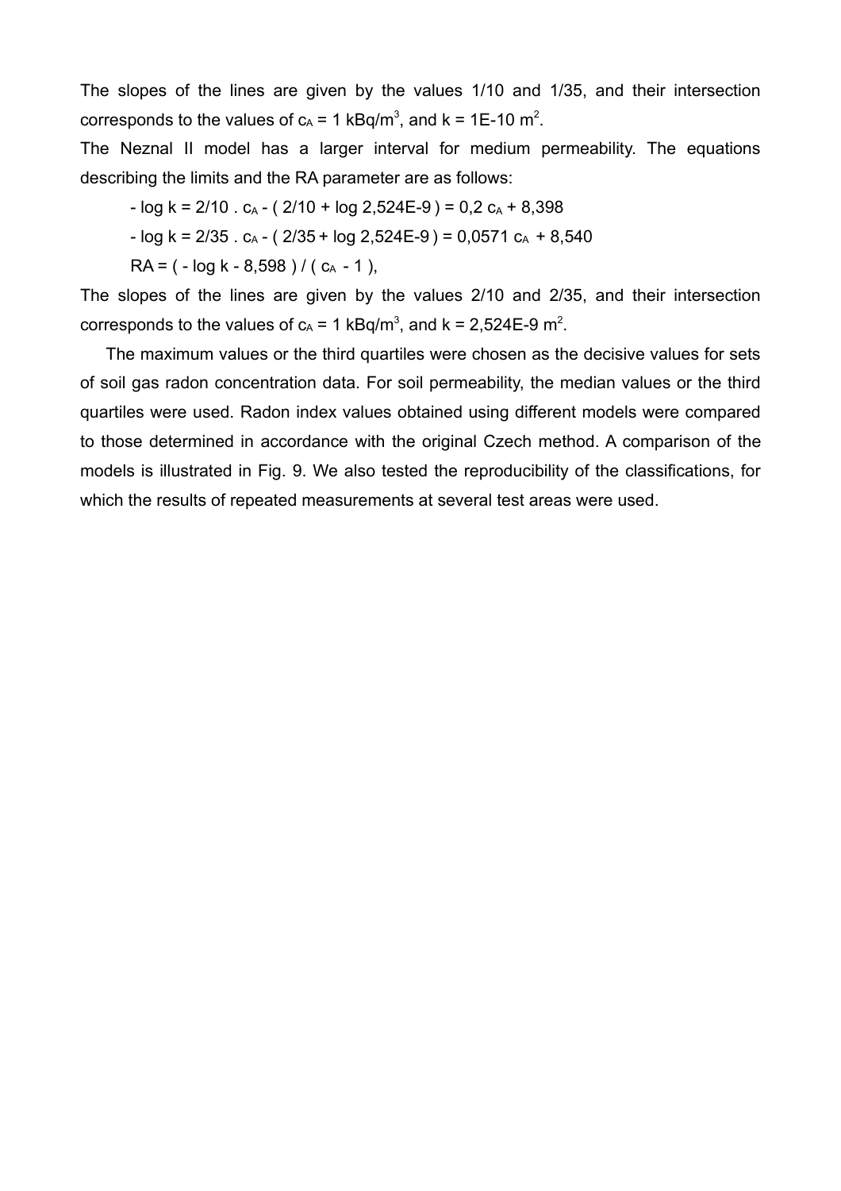The slopes of the lines are given by the values 1/10 and 1/35, and their intersection corresponds to the values of $c_A$ = 1 kBq/m$^3$, and k = 1E-10 m$^2$.

The Neznal II model has a larger interval for medium permeability. The equations describing the limits and the RA parameter are as follows:

$- \log k = 2/10 \ . \ c_A - ( 2/10 + \log 2{,}524E\text{-}9 ) = 0{,}2 \ c_A + 8{,}398$

$- \log k = 2/35 \ . \ c_A - ( 2/35 + \log 2{,}524E\text{-}9 ) = 0{,}0571 \ c_A + 8{,}540$

$RA = ( - \log k - 8{,}598 ) / ( c_A - 1 ),$

The slopes of the lines are given by the values 2/10 and 2/35, and their intersection corresponds to the values of $c_A$ = 1 kBq/m$^3$, and k = 2,524E-9 m$^2$.

The maximum values or the third quartiles were chosen as the decisive values for sets of soil gas radon concentration data. For soil permeability, the median values or the third quartiles were used. Radon index values obtained using different models were compared to those determined in accordance with the original Czech method. A comparison of the models is illustrated in Fig. 9. We also tested the reproducibility of the classifications, for which the results of repeated measurements at several test areas were used.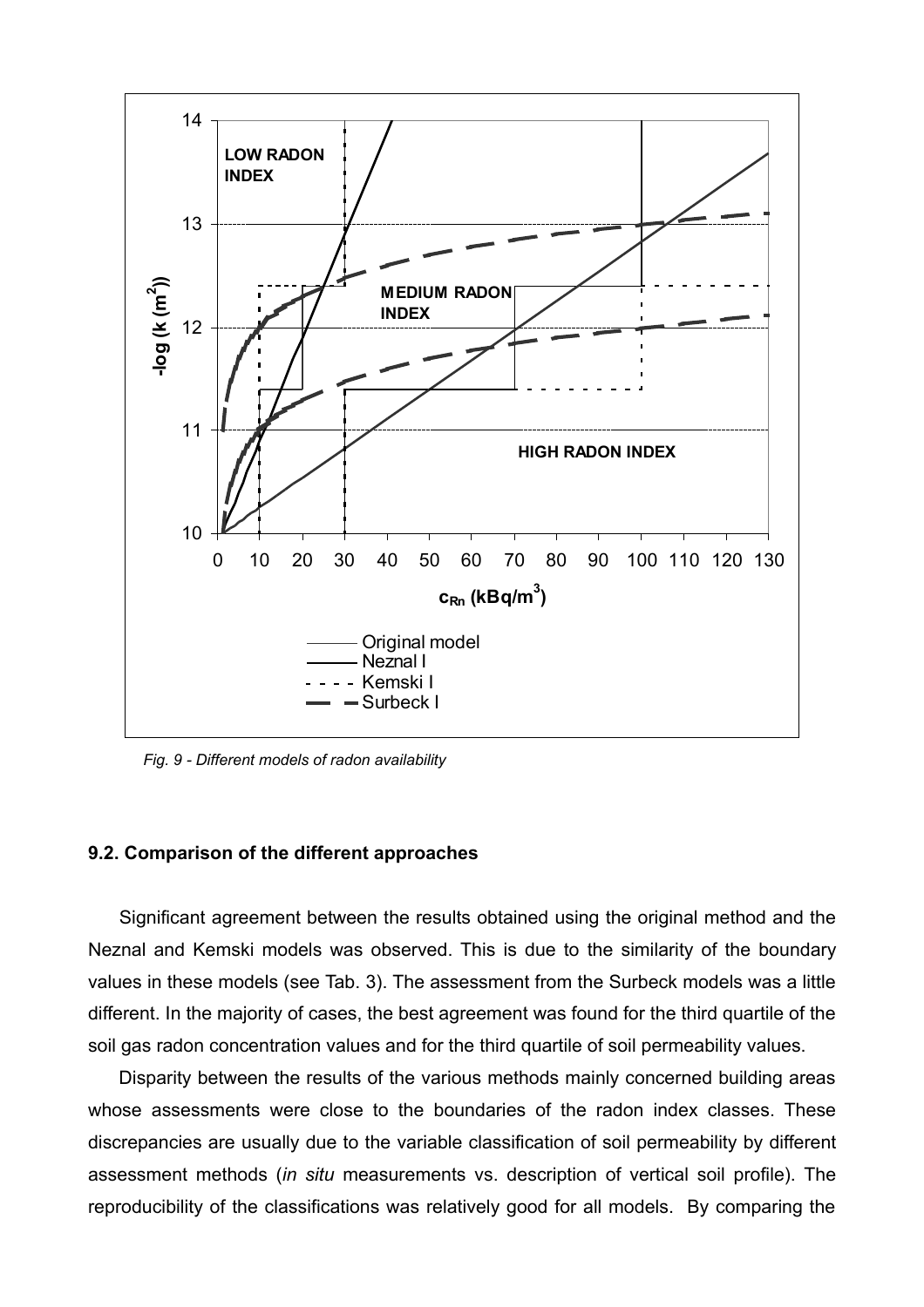*Fig. 9 - Different models of radon availability*

### 9.2. Comparison of the different approaches

Significant agreement between the results obtained using the original method and the Neznal and Kemski models was observed. This is due to the similarity of the boundary values in these models (see Tab. 3). The assessment from the Surbeck models was a little different. In the majority of cases, the best agreement was found for the third quartile of the soil gas radon concentration values and for the third quartile of soil permeability values.

Disparity between the results of the various methods mainly concerned building areas whose assessments were close to the boundaries of the radon index classes. These discrepancies are usually due to the variable classification of soil permeability by different assessment methods (*in situ* measurements vs. description of vertical soil profile). The reproducibility of the classifications was relatively good for all models. By comparing the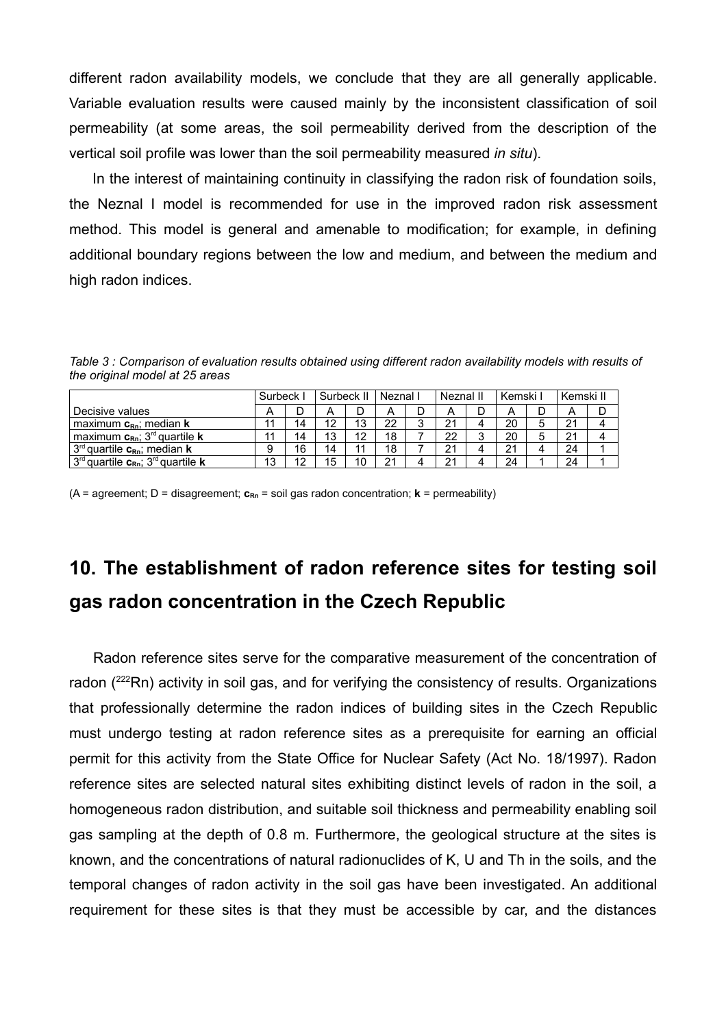different radon availability models, we conclude that they are all generally applicable. Variable evaluation results were caused mainly by the inconsistent classification of soil permeability (at some areas, the soil permeability derived from the description of the vertical soil profile was lower than the soil permeability measured *in situ*).

In the interest of maintaining continuity in classifying the radon risk of foundation soils, the Neznal I model is recommended for use in the improved radon risk assessment method. This model is general and amenable to modification; for example, in defining additional boundary regions between the low and medium, and between the medium and high radon indices.

*Table 3 : Comparison of evaluation results obtained using different radon availability models with results of the original model at 25 areas*

| | Surbeck I | | Surbeck II | | Neznal I | | Neznal II | | Kemski I | | Kemski II | |
|---|---|---|---|---|---|---|---|---|---|---|---|---|
| Decisive values | A | D | A | D | A | D | A | D | A | D | A | D |
| maximum $\mathbf{c_{Rn}}$; median $\mathbf{k}$ | 11 | 14 | 12 | 13 | 22 | 3 | 21 | 4 | 20 | 5 | 21 | 4 |
| maximum $\mathbf{c_{Rn}}$; 3rd quartile $\mathbf{k}$ | 11 | 14 | 13 | 12 | 18 | 7 | 22 | 3 | 20 | 5 | 21 | 4 |
| 3rd quartile $\mathbf{c_{Rn}}$; median $\mathbf{k}$ | 9 | 16 | 14 | 11 | 18 | 7 | 21 | 4 | 21 | 4 | 24 | 1 |
| 3rd quartile $\mathbf{c_{Rn}}$; 3rd quartile $\mathbf{k}$ | 13 | 12 | 15 | 10 | 21 | 4 | 21 | 4 | 24 | 1 | 24 | 1 |

(A = agreement; D = disagreement; $\mathbf{c_{Rn}}$ = soil gas radon concentration; $\mathbf{k}$ = permeability)

# 10. The establishment of radon reference sites for testing soil gas radon concentration in the Czech Republic

Radon reference sites serve for the comparative measurement of the concentration of radon ($^{222}Rn$) activity in soil gas, and for verifying the consistency of results. Organizations that professionally determine the radon indices of building sites in the Czech Republic must undergo testing at radon reference sites as a prerequisite for earning an official permit for this activity from the State Office for Nuclear Safety (Act No. 18/1997). Radon reference sites are selected natural sites exhibiting distinct levels of radon in the soil, a homogeneous radon distribution, and suitable soil thickness and permeability enabling soil gas sampling at the depth of 0.8 m. Furthermore, the geological structure at the sites is known, and the concentrations of natural radionuclides of K, U and Th in the soils, and the temporal changes of radon activity in the soil gas have been investigated. An additional requirement for these sites is that they must be accessible by car, and the distances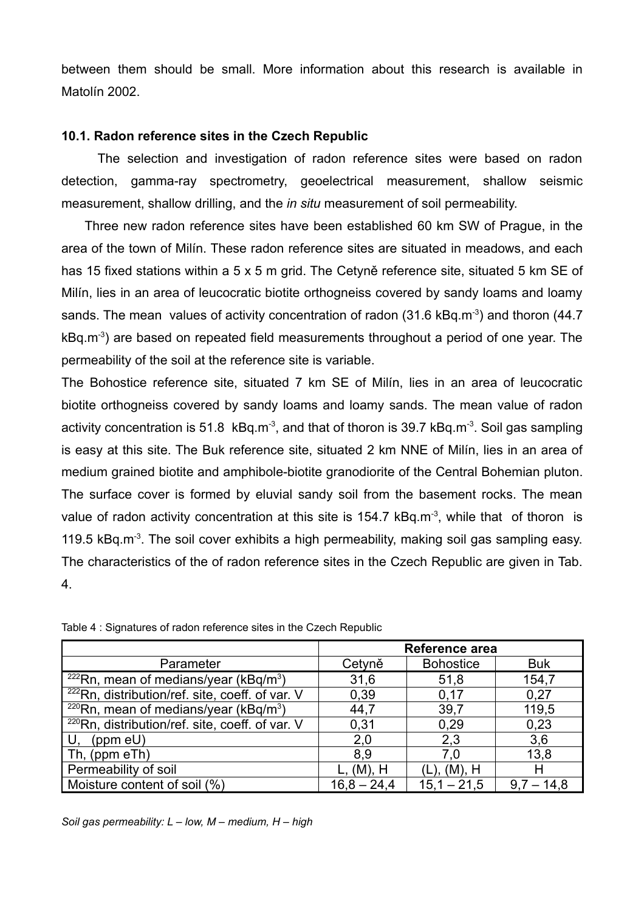between them should be small. More information about this research is available in Matolín 2002.

### 10.1. Radon reference sites in the Czech Republic

The selection and investigation of radon reference sites were based on radon detection, gamma-ray spectrometry, geoelectrical measurement, shallow seismic measurement, shallow drilling, and the *in situ* measurement of soil permeability.

Three new radon reference sites have been established 60 km SW of Prague, in the area of the town of Milín. These radon reference sites are situated in meadows, and each has 15 fixed stations within a 5 x 5 m grid. The Cetyně reference site, situated 5 km SE of Milín, lies in an area of leucocratic biotite orthogneiss covered by sandy loams and loamy sands. The mean values of activity concentration of radon (31.6 $kBq.m^{-3}$) and thoron (44.7 $kBq.m^{-3}$) are based on repeated field measurements throughout a period of one year. The permeability of the soil at the reference site is variable.

The Bohostice reference site, situated 7 km SE of Milín, lies in an area of leucocratic biotite orthogneiss covered by sandy loams and loamy sands. The mean value of radon activity concentration is 51.8 $kBq.m^{-3}$, and that of thoron is 39.7 $kBq.m^{-3}$. Soil gas sampling is easy at this site. The Buk reference site, situated 2 km NNE of Milín, lies in an area of medium grained biotite and amphibole-biotite granodiorite of the Central Bohemian pluton. The surface cover is formed by eluvial sandy soil from the basement rocks. The mean value of radon activity concentration at this site is 154.7 $kBq.m^{-3}$, while that of thoron is 119.5 $kBq.m^{-3}$. The soil cover exhibits a high permeability, making soil gas sampling easy. The characteristics of the of radon reference sites in the Czech Republic are given in Tab. 4.

Table 4 : Signatures of radon reference sites in the Czech Republic

| | Reference area | | |
|---|---|---|---|
| Parameter | Cetyně | Bohostice | Buk |
| $^{222}$Rn, mean of medians/year ($kBq/m^3$) | 31,6 | 51,8 | 154,7 |
| $^{222}$Rn, distribution/ref. site, coeff. of var. V | 0,39 | 0,17 | 0,27 |
| $^{220}$Rn, mean of medians/year ($kBq/m^3$) | 44,7 | 39,7 | 119,5 |
| $^{220}$Rn, distribution/ref. site, coeff. of var. V | 0,31 | 0,29 | 0,23 |
| U, (ppm eU) | 2,0 | 2,3 | 3,6 |
| Th, (ppm eTh) | 8,9 | 7,0 | 13,8 |
| Permeability of soil | L, (M), H | (L), (M), H | H |
| Moisture content of soil (%) | 16,8 – 24,4 | 15,1 – 21,5 | 9,7 – 14,8 |

*Soil gas permeability: L – low, M – medium, H – high*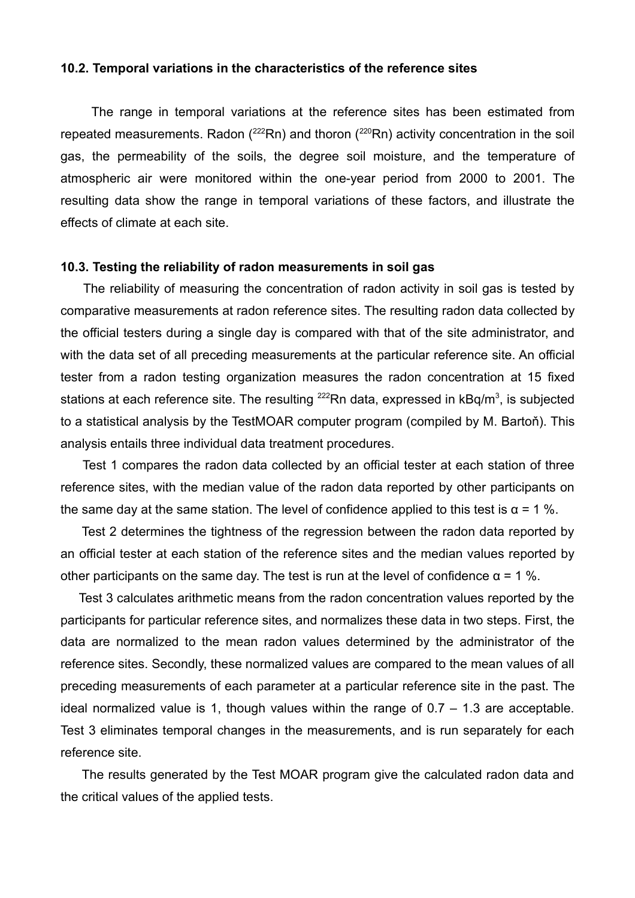### 10.2. Temporal variations in the characteristics of the reference sites

The range in temporal variations at the reference sites has been estimated from repeated measurements. Radon ($^{222}Rn$) and thoron ($^{220}Rn$) activity concentration in the soil gas, the permeability of the soils, the degree soil moisture, and the temperature of atmospheric air were monitored within the one-year period from 2000 to 2001. The resulting data show the range in temporal variations of these factors, and illustrate the effects of climate at each site.

### 10.3. Testing the reliability of radon measurements in soil gas

The reliability of measuring the concentration of radon activity in soil gas is tested by comparative measurements at radon reference sites. The resulting radon data collected by the official testers during a single day is compared with that of the site administrator, and with the data set of all preceding measurements at the particular reference site. An official tester from a radon testing organization measures the radon concentration at 15 fixed stations at each reference site. The resulting $^{222}Rn$ data, expressed in kBq/m$^3$, is subjected to a statistical analysis by the TestMOAR computer program (compiled by M. Bartoň). This analysis entails three individual data treatment procedures.

Test 1 compares the radon data collected by an official tester at each station of three reference sites, with the median value of the radon data reported by other participants on the same day at the same station. The level of confidence applied to this test is $\alpha$ = 1 %.

Test 2 determines the tightness of the regression between the radon data reported by an official tester at each station of the reference sites and the median values reported by other participants on the same day. The test is run at the level of confidence $\alpha$ = 1 %.

Test 3 calculates arithmetic means from the radon concentration values reported by the participants for particular reference sites, and normalizes these data in two steps. First, the data are normalized to the mean radon values determined by the administrator of the reference sites. Secondly, these normalized values are compared to the mean values of all preceding measurements of each parameter at a particular reference site in the past. The ideal normalized value is 1, though values within the range of 0.7 – 1.3 are acceptable. Test 3 eliminates temporal changes in the measurements, and is run separately for each reference site.

The results generated by the Test MOAR program give the calculated radon data and the critical values of the applied tests.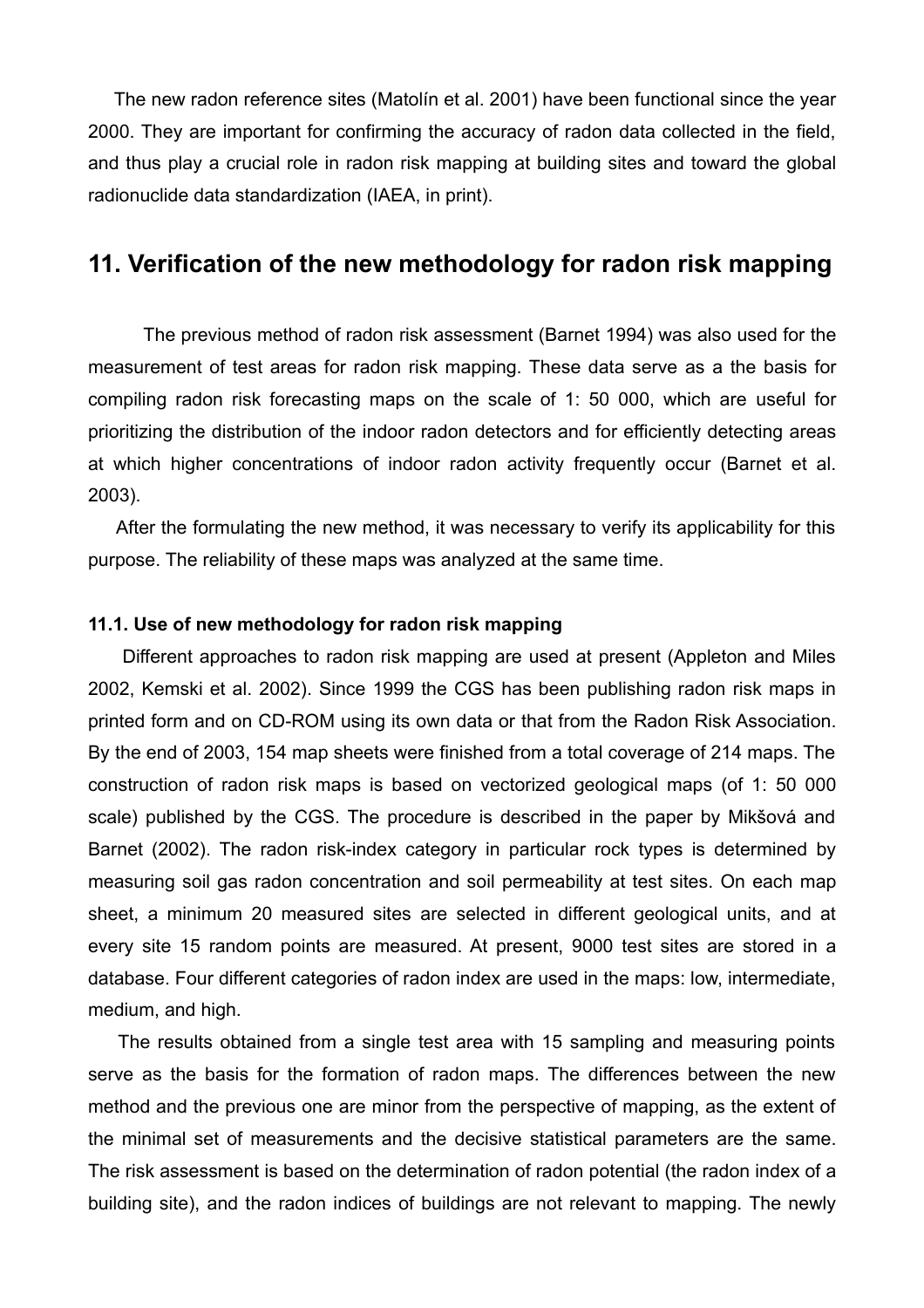The new radon reference sites (Matolín et al. 2001) have been functional since the year 2000. They are important for confirming the accuracy of radon data collected in the field, and thus play a crucial role in radon risk mapping at building sites and toward the global radionuclide data standardization (IAEA, in print).

## 11. Verification of the new methodology for radon risk mapping

The previous method of radon risk assessment (Barnet 1994) was also used for the measurement of test areas for radon risk mapping. These data serve as a the basis for compiling radon risk forecasting maps on the scale of 1: 50 000, which are useful for prioritizing the distribution of the indoor radon detectors and for efficiently detecting areas at which higher concentrations of indoor radon activity frequently occur (Barnet et al. 2003).

After the formulating the new method, it was necessary to verify its applicability for this purpose. The reliability of these maps was analyzed at the same time.

#### 11.1. Use of new methodology for radon risk mapping

Different approaches to radon risk mapping are used at present (Appleton and Miles 2002, Kemski et al. 2002). Since 1999 the CGS has been publishing radon risk maps in printed form and on CD-ROM using its own data or that from the Radon Risk Association. By the end of 2003, 154 map sheets were finished from a total coverage of 214 maps. The construction of radon risk maps is based on vectorized geological maps (of 1: 50 000 scale) published by the CGS. The procedure is described in the paper by Mikšová and Barnet (2002). The radon risk-index category in particular rock types is determined by measuring soil gas radon concentration and soil permeability at test sites. On each map sheet, a minimum 20 measured sites are selected in different geological units, and at every site 15 random points are measured. At present, 9000 test sites are stored in a database. Four different categories of radon index are used in the maps: low, intermediate, medium, and high.

The results obtained from a single test area with 15 sampling and measuring points serve as the basis for the formation of radon maps. The differences between the new method and the previous one are minor from the perspective of mapping, as the extent of the minimal set of measurements and the decisive statistical parameters are the same. The risk assessment is based on the determination of radon potential (the radon index of a building site), and the radon indices of buildings are not relevant to mapping. The newly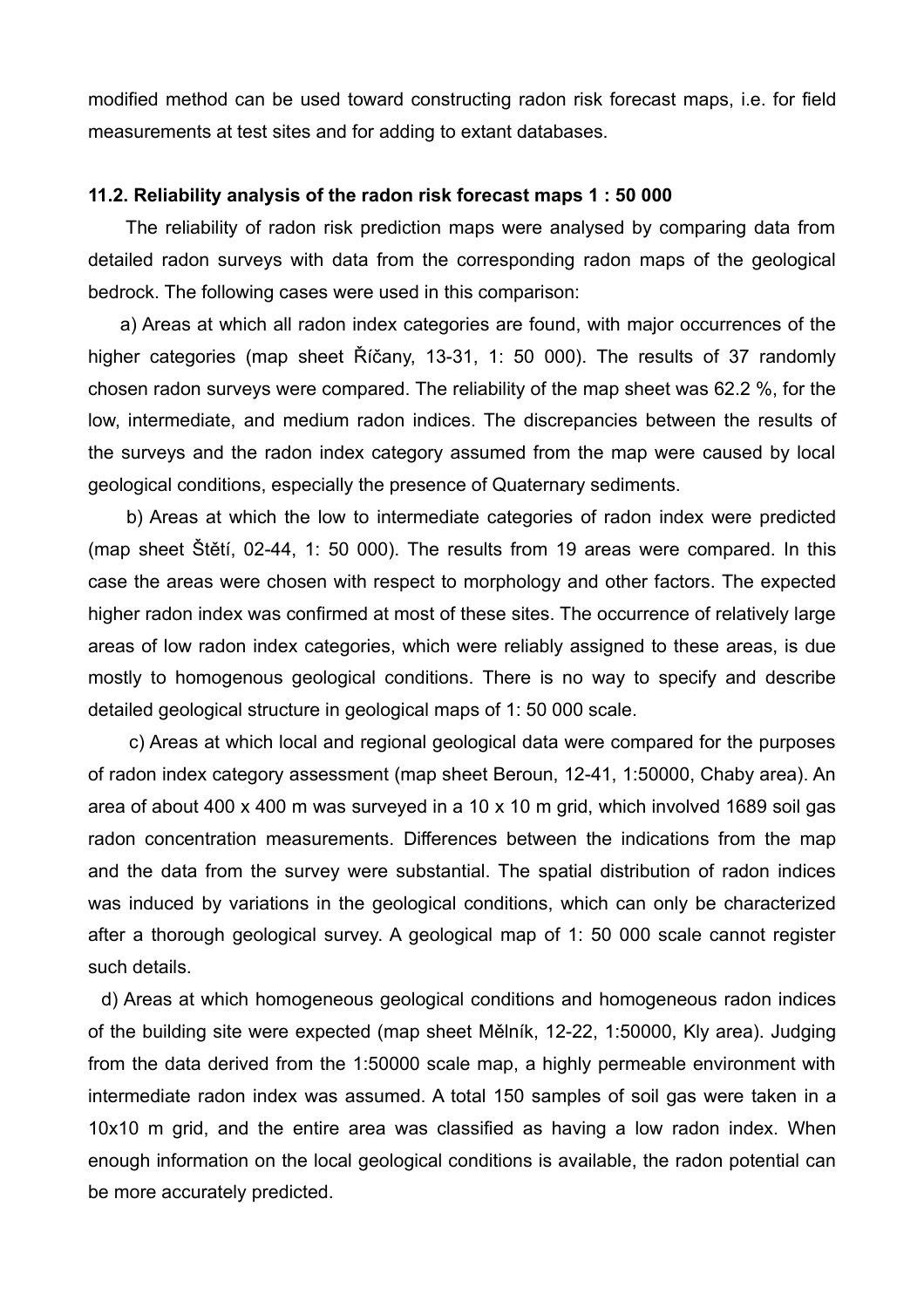modified method can be used toward constructing radon risk forecast maps, i.e. for field measurements at test sites and for adding to extant databases.

### 11.2. Reliability analysis of the radon risk forecast maps 1 : 50 000

The reliability of radon risk prediction maps were analysed by comparing data from detailed radon surveys with data from the corresponding radon maps of the geological bedrock. The following cases were used in this comparison:

a) Areas at which all radon index categories are found, with major occurrences of the higher categories (map sheet Říčany, 13-31, 1: 50 000). The results of 37 randomly chosen radon surveys were compared. The reliability of the map sheet was 62.2 %, for the low, intermediate, and medium radon indices. The discrepancies between the results of the surveys and the radon index category assumed from the map were caused by local geological conditions, especially the presence of Quaternary sediments.

b) Areas at which the low to intermediate categories of radon index were predicted (map sheet Štětí, 02-44, 1: 50 000). The results from 19 areas were compared. In this case the areas were chosen with respect to morphology and other factors. The expected higher radon index was confirmed at most of these sites. The occurrence of relatively large areas of low radon index categories, which were reliably assigned to these areas, is due mostly to homogenous geological conditions. There is no way to specify and describe detailed geological structure in geological maps of 1: 50 000 scale.

c) Areas at which local and regional geological data were compared for the purposes of radon index category assessment (map sheet Beroun, 12-41, 1:50000, Chaby area). An area of about 400 x 400 m was surveyed in a 10 x 10 m grid, which involved 1689 soil gas radon concentration measurements. Differences between the indications from the map and the data from the survey were substantial. The spatial distribution of radon indices was induced by variations in the geological conditions, which can only be characterized after a thorough geological survey. A geological map of 1: 50 000 scale cannot register such details.

d) Areas at which homogeneous geological conditions and homogeneous radon indices of the building site were expected (map sheet Mělník, 12-22, 1:50000, Kly area). Judging from the data derived from the 1:50000 scale map, a highly permeable environment with intermediate radon index was assumed. A total 150 samples of soil gas were taken in a 10x10 m grid, and the entire area was classified as having a low radon index. When enough information on the local geological conditions is available, the radon potential can be more accurately predicted.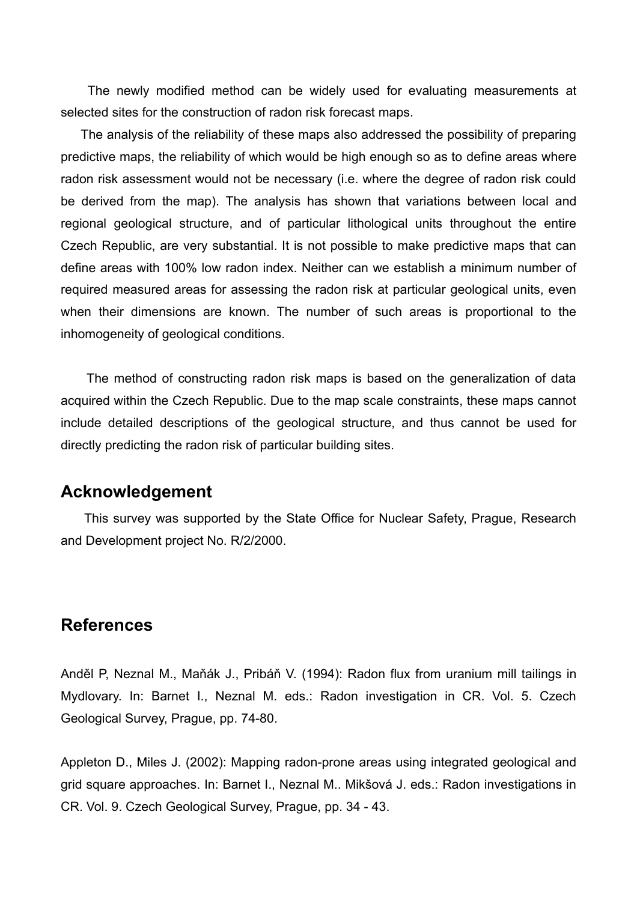The newly modified method can be widely used for evaluating measurements at selected sites for the construction of radon risk forecast maps.

The analysis of the reliability of these maps also addressed the possibility of preparing predictive maps, the reliability of which would be high enough so as to define areas where radon risk assessment would not be necessary (i.e. where the degree of radon risk could be derived from the map). The analysis has shown that variations between local and regional geological structure, and of particular lithological units throughout the entire Czech Republic, are very substantial. It is not possible to make predictive maps that can define areas with 100% low radon index. Neither can we establish a minimum number of required measured areas for assessing the radon risk at particular geological units, even when their dimensions are known. The number of such areas is proportional to the inhomogeneity of geological conditions.

The method of constructing radon risk maps is based on the generalization of data acquired within the Czech Republic. Due to the map scale constraints, these maps cannot include detailed descriptions of the geological structure, and thus cannot be used for directly predicting the radon risk of particular building sites.

## Acknowledgement

This survey was supported by the State Office for Nuclear Safety, Prague, Research and Development project No. R/2/2000.

## References

Anděl P, Neznal M., Maňák J., Pribáň V. (1994): Radon flux from uranium mill tailings in Mydlovary. In: Barnet I., Neznal M. eds.: Radon investigation in CR. Vol. 5. Czech Geological Survey, Prague, pp. 74-80.

Appleton D., Miles J. (2002): Mapping radon-prone areas using integrated geological and grid square approaches. In: Barnet I., Neznal M.. Mikšová J. eds.: Radon investigations in CR. Vol. 9. Czech Geological Survey, Prague, pp. 34 - 43.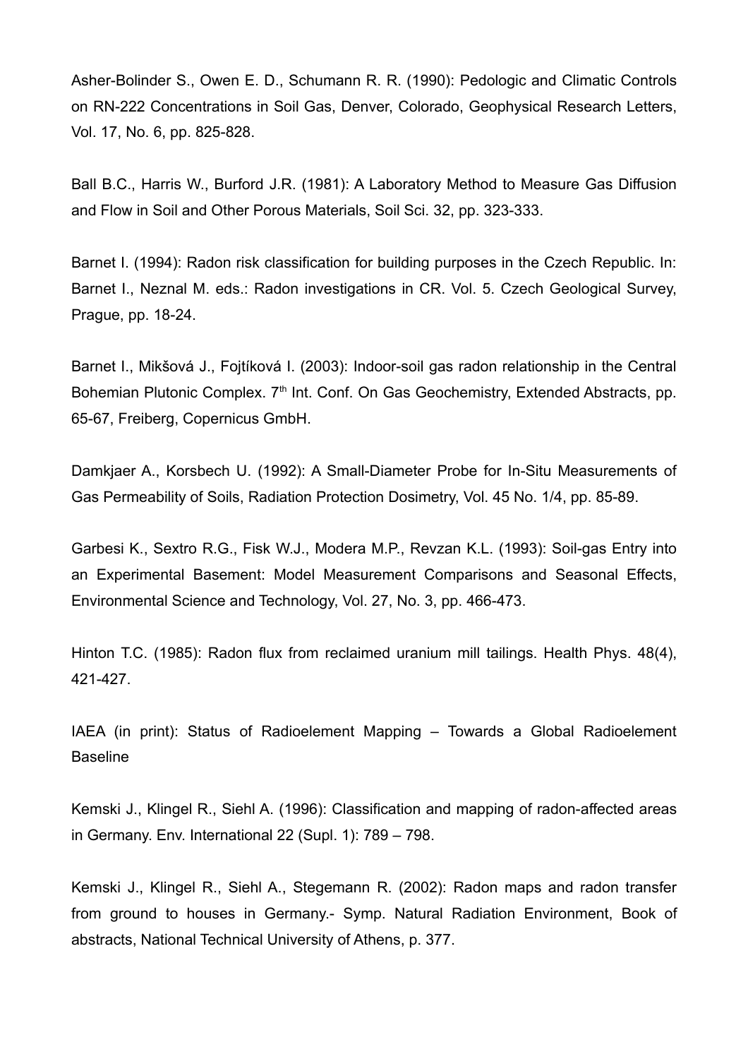Asher-Bolinder S., Owen E. D., Schumann R. R. (1990): Pedologic and Climatic Controls on RN-222 Concentrations in Soil Gas, Denver, Colorado, Geophysical Research Letters, Vol. 17, No. 6, pp. 825-828.

Ball B.C., Harris W., Burford J.R. (1981): A Laboratory Method to Measure Gas Diffusion and Flow in Soil and Other Porous Materials, Soil Sci. 32, pp. 323-333.

Barnet I. (1994): Radon risk classification for building purposes in the Czech Republic. In: Barnet I., Neznal M. eds.: Radon investigations in CR. Vol. 5. Czech Geological Survey, Prague, pp. 18-24.

Barnet I., Mikšová J., Fojtíková I. (2003): Indoor-soil gas radon relationship in the Central Bohemian Plutonic Complex. 7th Int. Conf. On Gas Geochemistry, Extended Abstracts, pp. 65-67, Freiberg, Copernicus GmbH.

Damkjaer A., Korsbech U. (1992): A Small-Diameter Probe for In-Situ Measurements of Gas Permeability of Soils, Radiation Protection Dosimetry, Vol. 45 No. 1/4, pp. 85-89.

Garbesi K., Sextro R.G., Fisk W.J., Modera M.P., Revzan K.L. (1993): Soil-gas Entry into an Experimental Basement: Model Measurement Comparisons and Seasonal Effects, Environmental Science and Technology, Vol. 27, No. 3, pp. 466-473.

Hinton T.C. (1985): Radon flux from reclaimed uranium mill tailings. Health Phys. 48(4), 421-427.

IAEA (in print): Status of Radioelement Mapping – Towards a Global Radioelement Baseline

Kemski J., Klingel R., Siehl A. (1996): Classification and mapping of radon-affected areas in Germany. Env. International 22 (Supl. 1): 789 – 798.

Kemski J., Klingel R., Siehl A., Stegemann R. (2002): Radon maps and radon transfer from ground to houses in Germany.- Symp. Natural Radiation Environment, Book of abstracts, National Technical University of Athens, p. 377.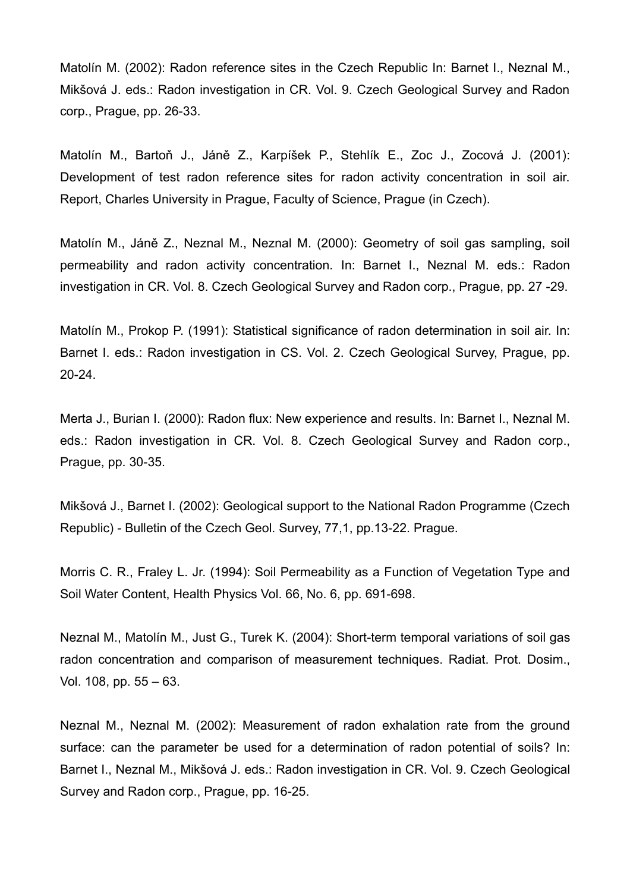Matolín M. (2002): Radon reference sites in the Czech Republic In: Barnet I., Neznal M., Mikšová J. eds.: Radon investigation in CR. Vol. 9. Czech Geological Survey and Radon corp., Prague, pp. 26-33.

Matolín M., Bartoň J., Jáně Z., Karpíšek P., Stehlík E., Zoc J., Zocová J. (2001): Development of test radon reference sites for radon activity concentration in soil air. Report, Charles University in Prague, Faculty of Science, Prague (in Czech).

Matolín M., Jáně Z., Neznal M., Neznal M. (2000): Geometry of soil gas sampling, soil permeability and radon activity concentration. In: Barnet I., Neznal M. eds.: Radon investigation in CR. Vol. 8. Czech Geological Survey and Radon corp., Prague, pp. 27 -29.

Matolín M., Prokop P. (1991): Statistical significance of radon determination in soil air. In: Barnet I. eds.: Radon investigation in CS. Vol. 2. Czech Geological Survey, Prague, pp. 20-24.

Merta J., Burian I. (2000): Radon flux: New experience and results. In: Barnet I., Neznal M. eds.: Radon investigation in CR. Vol. 8. Czech Geological Survey and Radon corp., Prague, pp. 30-35.

Mikšová J., Barnet I. (2002): Geological support to the National Radon Programme (Czech Republic) - Bulletin of the Czech Geol. Survey, 77,1, pp.13-22. Prague.

Morris C. R., Fraley L. Jr. (1994): Soil Permeability as a Function of Vegetation Type and Soil Water Content, Health Physics Vol. 66, No. 6, pp. 691-698.

Neznal M., Matolín M., Just G., Turek K. (2004): Short-term temporal variations of soil gas radon concentration and comparison of measurement techniques. Radiat. Prot. Dosim., Vol. 108, pp. 55 – 63.

Neznal M., Neznal M. (2002): Measurement of radon exhalation rate from the ground surface: can the parameter be used for a determination of radon potential of soils? In: Barnet I., Neznal M., Mikšová J. eds.: Radon investigation in CR. Vol. 9. Czech Geological Survey and Radon corp., Prague, pp. 16-25.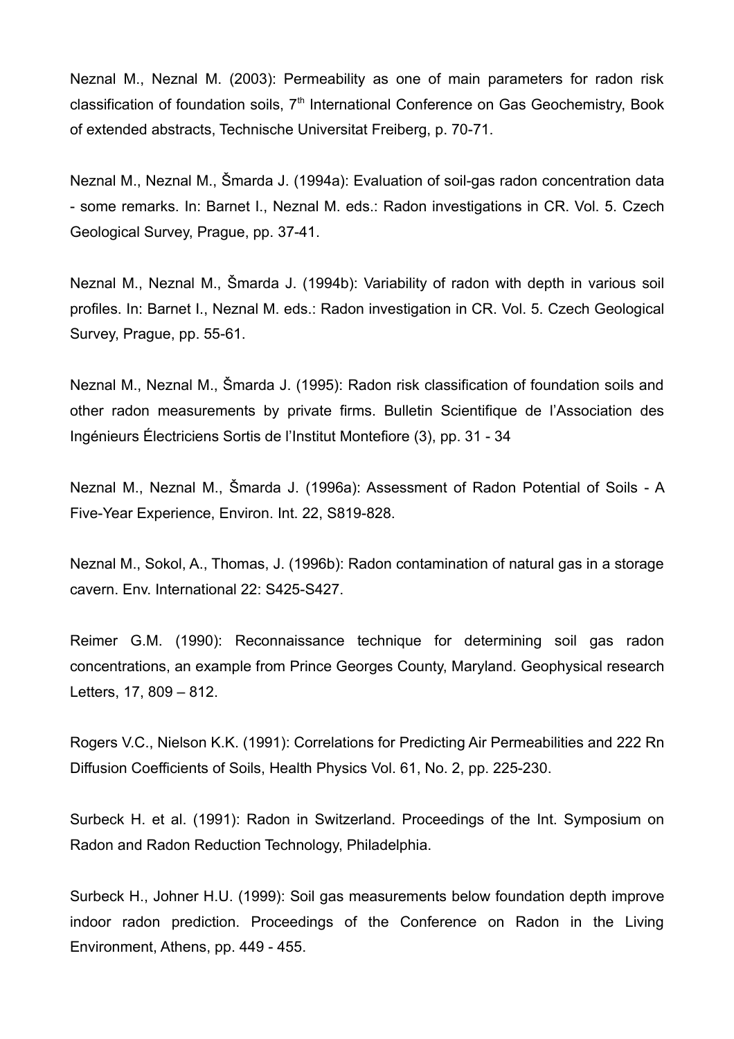Neznal M., Neznal M. (2003): Permeability as one of main parameters for radon risk classification of foundation soils, 7[th] International Conference on Gas Geochemistry, Book of extended abstracts, Technische Universitat Freiberg, p. 70-71.

Neznal M., Neznal M., Šmarda J. (1994a): Evaluation of soil-gas radon concentration data - some remarks. In: Barnet I., Neznal M. eds.: Radon investigations in CR. Vol. 5. Czech Geological Survey, Prague, pp. 37-41.

Neznal M., Neznal M., Šmarda J. (1994b): Variability of radon with depth in various soil profiles. In: Barnet I., Neznal M. eds.: Radon investigation in CR. Vol. 5. Czech Geological Survey, Prague, pp. 55-61.

Neznal M., Neznal M., Šmarda J. (1995): Radon risk classification of foundation soils and other radon measurements by private firms. Bulletin Scientifique de l'Association des Ingénieurs Électriciens Sortis de l'Institut Montefiore (3), pp. 31 - 34

Neznal M., Neznal M., Šmarda J. (1996a): Assessment of Radon Potential of Soils - A Five-Year Experience, Environ. Int. 22, S819-828.

Neznal M., Sokol, A., Thomas, J. (1996b): Radon contamination of natural gas in a storage cavern. Env. International 22: S425-S427.

Reimer G.M. (1990): Reconnaissance technique for determining soil gas radon concentrations, an example from Prince Georges County, Maryland. Geophysical research Letters, 17, 809 – 812.

Rogers V.C., Nielson K.K. (1991): Correlations for Predicting Air Permeabilities and 222 Rn Diffusion Coefficients of Soils, Health Physics Vol. 61, No. 2, pp. 225-230.

Surbeck H. et al. (1991): Radon in Switzerland. Proceedings of the Int. Symposium on Radon and Radon Reduction Technology, Philadelphia.

Surbeck H., Johner H.U. (1999): Soil gas measurements below foundation depth improve indoor radon prediction. Proceedings of the Conference on Radon in the Living Environment, Athens, pp. 449 - 455.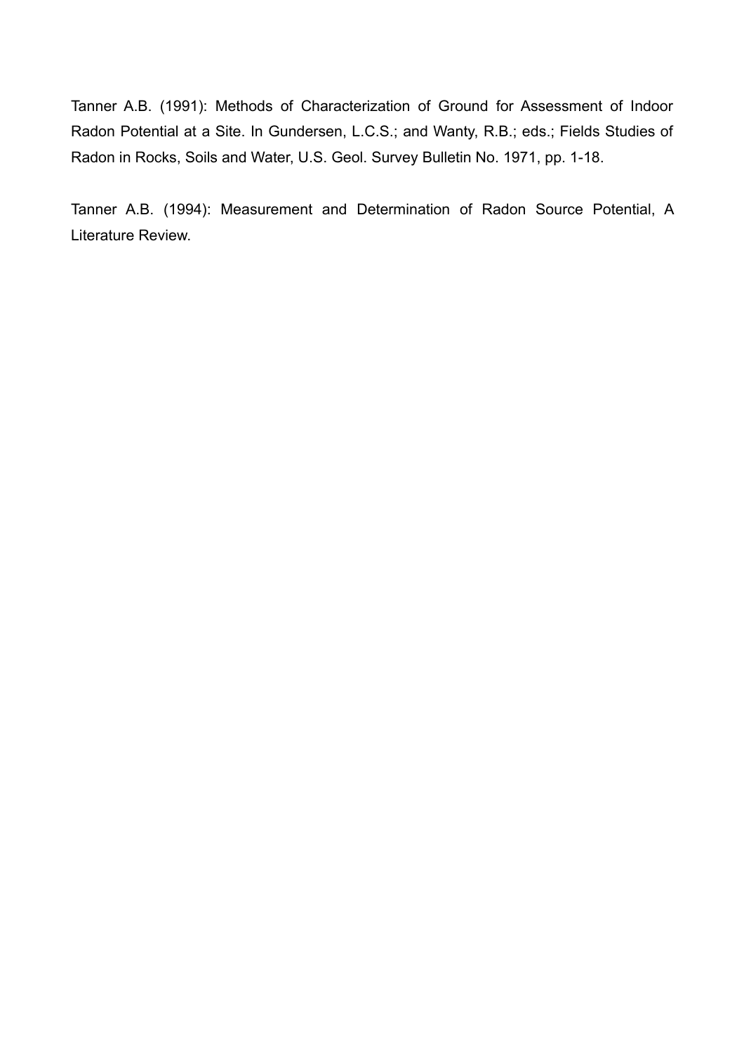Tanner A.B. (1991): Methods of Characterization of Ground for Assessment of Indoor Radon Potential at a Site. In Gundersen, L.C.S.; and Wanty, R.B.; eds.; Fields Studies of Radon in Rocks, Soils and Water, U.S. Geol. Survey Bulletin No. 1971, pp. 1-18.

Tanner A.B. (1994): Measurement and Determination of Radon Source Potential, A Literature Review.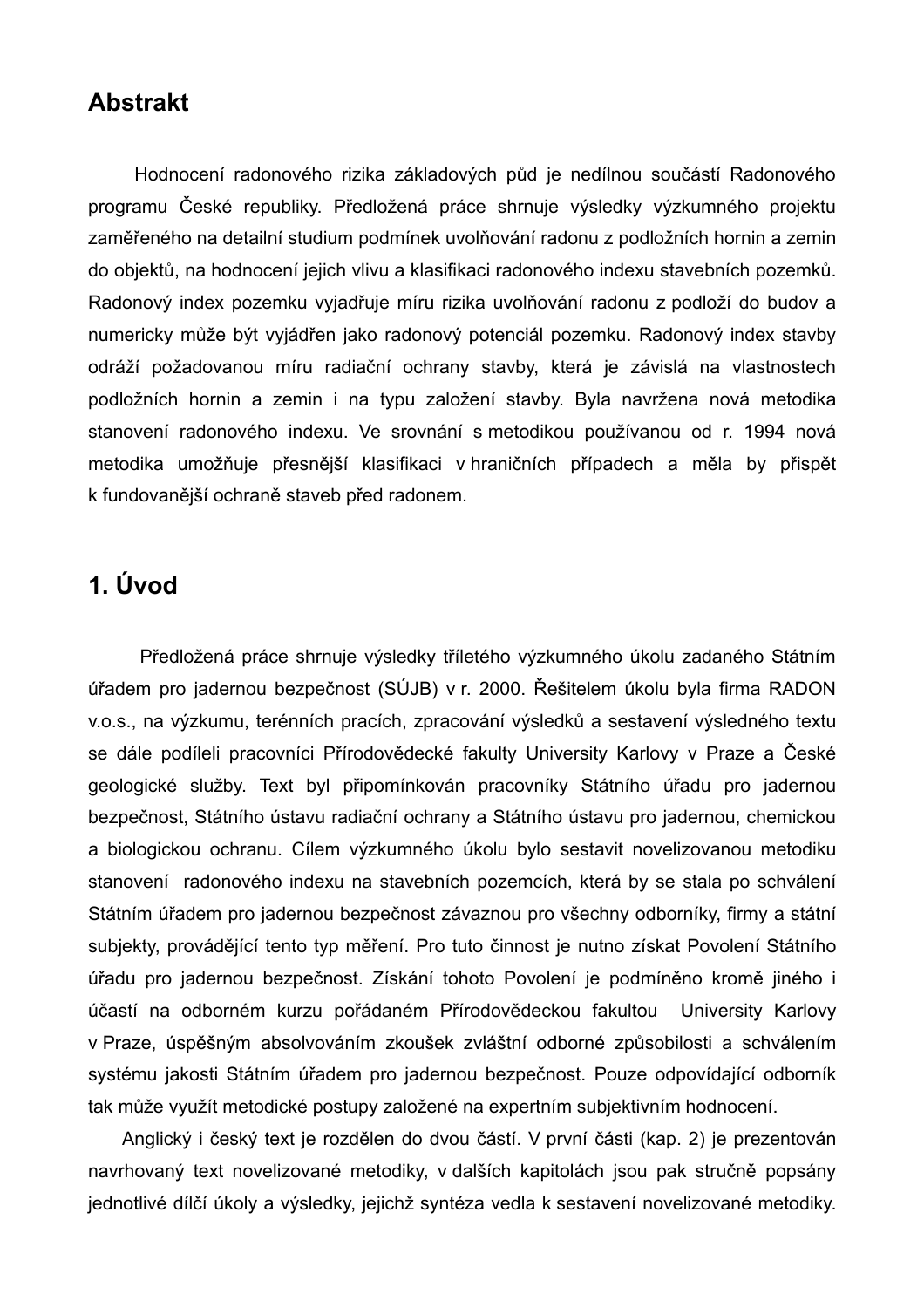## Abstrakt

Hodnocení radonového rizika základových půd je nedílnou součástí Radonového programu České republiky. Předložená práce shrnuje výsledky výzkumného projektu zaměřeného na detailní studium podmínek uvolňování radonu z podložních hornin a zemin do objektů, na hodnocení jejich vlivu a klasifikaci radonového indexu stavebních pozemků. Radonový index pozemku vyjadřuje míru rizika uvolňování radonu z podloží do budov a numericky může být vyjádřen jako radonový potenciál pozemku. Radonový index stavby odráží požadovanou míru radiační ochrany stavby, která je závislá na vlastnostech podložních hornin a zemin i na typu založení stavby. Byla navržena nová metodika stanovení radonového indexu. Ve srovnání s metodikou používanou od r. 1994 nová metodika umožňuje přesnější klasifikaci v hraničních případech a měla by přispět k fundovanější ochraně staveb před radonem.

## 1. Úvod

Předložená práce shrnuje výsledky tříletého výzkumného úkolu zadaného Státním úřadem pro jadernou bezpečnost (SÚJB) v r. 2000. Řešitelem úkolu byla firma RADON v.o.s., na výzkumu, terénních pracích, zpracování výsledků a sestavení výsledného textu se dále podíleli pracovníci Přírodovědecké fakulty University Karlovy v Praze a České geologické služby. Text byl připomínkován pracovníky Státního úřadu pro jadernou bezpečnost, Státního ústavu radiační ochrany a Státního ústavu pro jadernou, chemickou a biologickou ochranu. Cílem výzkumného úkolu bylo sestavit novelizovanou metodiku stanovení radonového indexu na stavebních pozemcích, která by se stala po schválení Státním úřadem pro jadernou bezpečnost závaznou pro všechny odborníky, firmy a státní subjekty, provádějící tento typ měření. Pro tuto činnost je nutno získat Povolení Státního úřadu pro jadernou bezpečnost. Získání tohoto Povolení je podmíněno kromě jiného i účastí na odborném kurzu pořádaném Přírodovědeckou fakultou University Karlovy v Praze, úspěšným absolvováním zkoušek zvláštní odborné způsobilosti a schválením systému jakosti Státním úřadem pro jadernou bezpečnost. Pouze odpovídající odborník tak může využít metodické postupy založené na expertním subjektivním hodnocení.

Anglický i český text je rozdělen do dvou částí. V první části (kap. 2) je prezentován navrhovaný text novelizované metodiky, v dalších kapitolách jsou pak stručně popsány jednotlivé dílčí úkoly a výsledky, jejichž syntéza vedla k sestavení novelizované metodiky.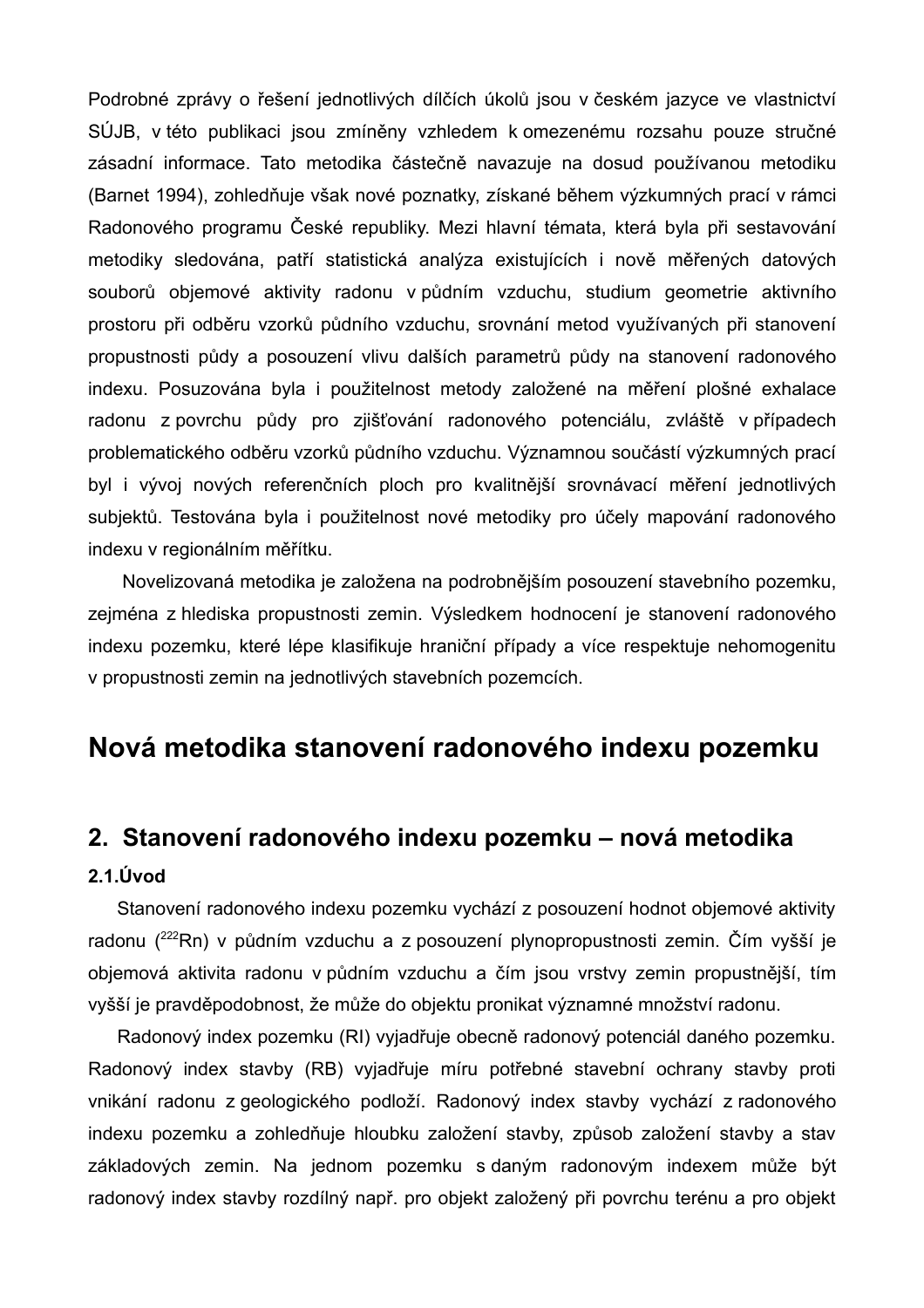Podrobné zprávy o řešení jednotlivých dílčích úkolů jsou v českém jazyce ve vlastnictví SÚJB, v této publikaci jsou zmíněny vzhledem k omezenému rozsahu pouze stručné zásadní informace. Tato metodika částečně navazuje na dosud používanou metodiku (Barnet 1994), zohledňuje však nové poznatky, získané během výzkumných prací v rámci Radonového programu České republiky. Mezi hlavní témata, která byla při sestavování metodiky sledována, patří statistická analýza existujících i nově měřených datových souborů objemové aktivity radonu v půdním vzduchu, studium geometrie aktivního prostoru při odběru vzorků půdního vzduchu, srovnání metod využívaných při stanovení propustnosti půdy a posouzení vlivu dalších parametrů půdy na stanovení radonového indexu. Posuzována byla i použitelnost metody založené na měření plošné exhalace radonu z povrchu půdy pro zjišťování radonového potenciálu, zvláště v případech problematického odběru vzorků půdního vzduchu. Významnou součástí výzkumných prací byl i vývoj nových referenčních ploch pro kvalitnější srovnávací měření jednotlivých subjektů. Testována byla i použitelnost nové metodiky pro účely mapování radonového indexu v regionálním měřítku.

Novelizovaná metodika je založena na podrobnějším posouzení stavebního pozemku, zejména z hlediska propustnosti zemin. Výsledkem hodnocení je stanovení radonového indexu pozemku, které lépe klasifikuje hraniční případy a více respektuje nehomogenitu v propustnosti zemin na jednotlivých stavebních pozemcích.

# Nová metodika stanovení radonového indexu pozemku

## 2. Stanovení radonového indexu pozemku – nová metodika

### 2.1.Úvod

Stanovení radonového indexu pozemku vychází z posouzení hodnot objemové aktivity radonu ($^{222}Rn$) v půdním vzduchu a z posouzení plynopropustnosti zemin. Čím vyšší je objemová aktivita radonu v půdním vzduchu a čím jsou vrstvy zemin propustnější, tím vyšší je pravděpodobnost, že může do objektu pronikat významné množství radonu.

Radonový index pozemku (RI) vyjadřuje obecně radonový potenciál daného pozemku. Radonový index stavby (RB) vyjadřuje míru potřebné stavební ochrany stavby proti vnikání radonu z geologického podloží. Radonový index stavby vychází z radonového indexu pozemku a zohledňuje hloubku založení stavby, způsob založení stavby a stav základových zemin. Na jednom pozemku s daným radonovým indexem může být radonový index stavby rozdílný např. pro objekt založený při povrchu terénu a pro objekt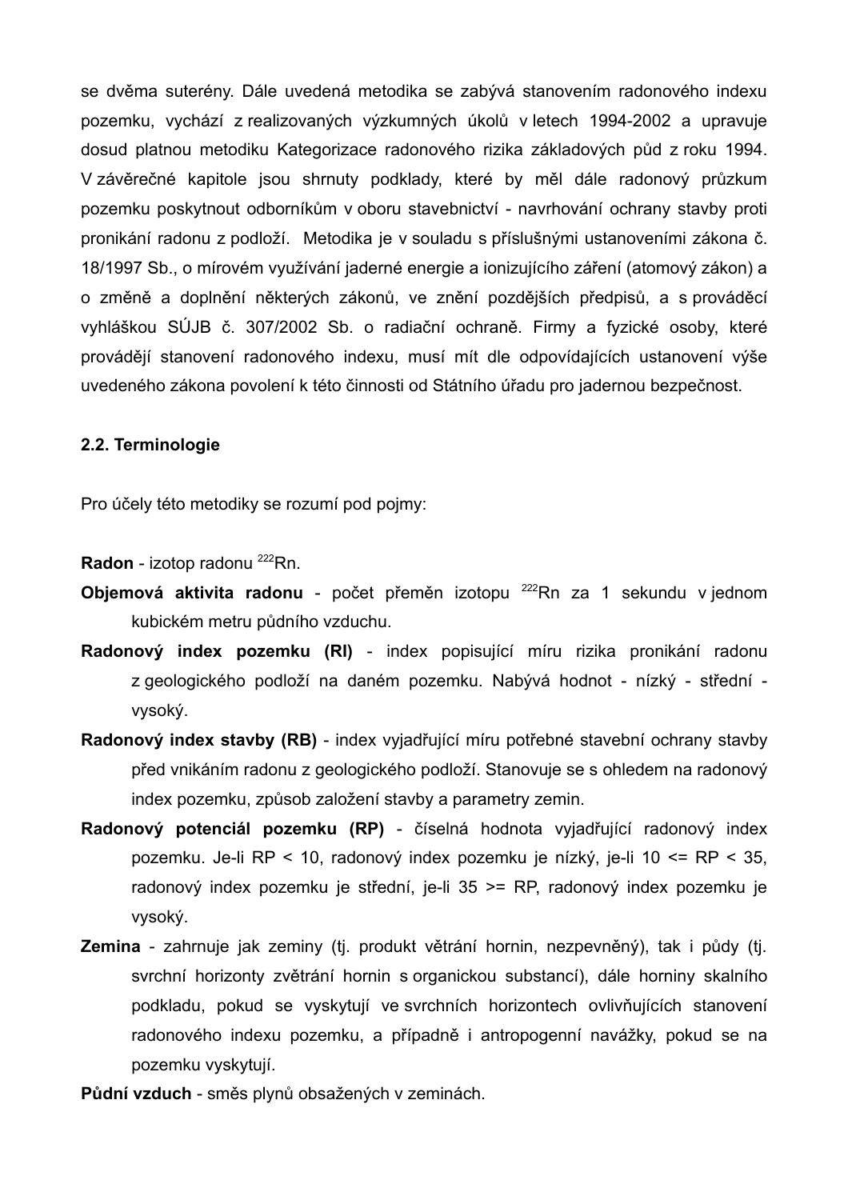se dvěma suterény. Dále uvedená metodika se zabývá stanovením radonového indexu pozemku, vychází z realizovaných výzkumných úkolů v letech 1994-2002 a upravuje dosud platnou metodiku Kategorizace radonového rizika základových půd z roku 1994. V závěrečné kapitole jsou shrnuty podklady, které by měl dále radonový průzkum pozemku poskytnout odborníkům v oboru stavebnictví - navrhování ochrany stavby proti pronikání radonu z podloží. Metodika je v souladu s příslušnými ustanoveními zákona č. 18/1997 Sb., o mírovém využívání jaderné energie a ionizujícího záření (atomový zákon) a o změně a doplnění některých zákonů, ve znění pozdějších předpisů, a s prováděcí vyhláškou SÚJB č. 307/2002 Sb. o radiační ochraně. Firmy a fyzické osoby, které provádějí stanovení radonového indexu, musí mít dle odpovídajících ustanovení výše uvedeného zákona povolení k této činnosti od Státního úřadu pro jadernou bezpečnost.

### 2.2. Terminologie

Pro účely této metodiky se rozumí pod pojmy:

**Radon** - izotop radonu $^{222}$Rn.

**Objemová aktivita radonu** - počet přeměn izotopu $^{222}$Rn za 1 sekundu v jednom kubickém metru půdního vzduchu.

**Radonový index pozemku (RI)** - index popisující míru rizika pronikání radonu z geologického podloží na daném pozemku. Nabývá hodnot - nízký - střední - vysoký.

**Radonový index stavby (RB)** - index vyjadřující míru potřebné stavební ochrany stavby před vnikáním radonu z geologického podloží. Stanovuje se s ohledem na radonový index pozemku, způsob založení stavby a parametry zemin.

**Radonový potenciál pozemku (RP)** - číselná hodnota vyjadřující radonový index pozemku. Je-li RP < 10, radonový index pozemku je nízký, je-li 10 <= RP < 35, radonový index pozemku je střední, je-li 35 >= RP, radonový index pozemku je vysoký.

**Zemina** - zahrnuje jak zeminy (tj. produkt větrání hornin, nezpevněný), tak i půdy (tj. svrchní horizonty zvětrání hornin s organickou substancí), dále horniny skalního podkladu, pokud se vyskytují ve svrchních horizontech ovlivňujících stanovení radonového indexu pozemku, a případně i antropogenní navážky, pokud se na pozemku vyskytují.

**Půdní vzduch** - směs plynů obsažených v zeminách.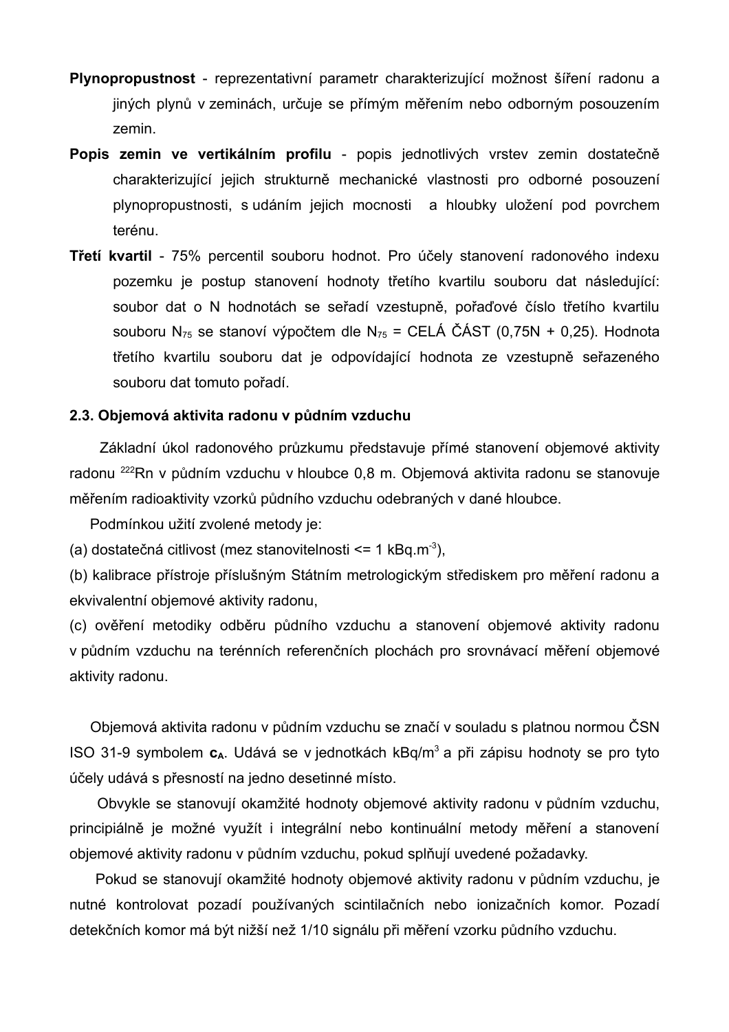**Plynopropustnost** - reprezentativní parametr charakterizující možnost šíření radonu a jiných plynů v zeminách, určuje se přímým měřením nebo odborným posouzením zemin.

**Popis zemin ve vertikálním profilu** - popis jednotlivých vrstev zemin dostatečně charakterizující jejich strukturně mechanické vlastnosti pro odborné posouzení plynopropustnosti, s udáním jejich mocnosti a hloubky uložení pod povrchem terénu.

**Třetí kvartil** - 75% percentil souboru hodnot. Pro účely stanovení radonového indexu pozemku je postup stanovení hodnoty třetího kvartilu souboru dat následující: soubor dat o N hodnotách se seřadí vzestupně, pořaďové číslo třetího kvartilu souboru $N_{75}$ se stanoví výpočtem dle $N_{75}$ = CELÁ ČÁST (0,75N + 0,25). Hodnota třetího kvartilu souboru dat je odpovídající hodnota ze vzestupně seřazeného souboru dat tomuto pořadí.

### 2.3. Objemová aktivita radonu v půdním vzduchu

Základní úkol radonového průzkumu představuje přímé stanovení objemové aktivity radonu $^{222}$Rn v půdním vzduchu v hloubce 0,8 m. Objemová aktivita radonu se stanovuje měřením radioaktivity vzorků půdního vzduchu odebraných v dané hloubce.

Podmínkou užití zvolené metody je:

(a) dostatečná citlivost (mez stanovitelnosti <= 1 kBq.m$^{-3}$),

(b) kalibrace přístroje příslušným Státním metrologickým střediskem pro měření radonu a ekvivalentní objemové aktivity radonu,

(c) ověření metodiky odběru půdního vzduchu a stanovení objemové aktivity radonu v půdním vzduchu na terénních referenčních plochách pro srovnávací měření objemové aktivity radonu.

Objemová aktivita radonu v půdním vzduchu se značí v souladu s platnou normou ČSN ISO 31-9 symbolem $\mathbf{c_A}$. Udává se v jednotkách kBq/m$^3$ a při zápisu hodnoty se pro tyto účely udává s přesností na jedno desetinné místo.

Obvykle se stanovují okamžité hodnoty objemové aktivity radonu v půdním vzduchu, principiálně je možné využít i integrální nebo kontinuální metody měření a stanovení objemové aktivity radonu v půdním vzduchu, pokud splňují uvedené požadavky.

Pokud se stanovují okamžité hodnoty objemové aktivity radonu v půdním vzduchu, je nutné kontrolovat pozadí používaných scintilačních nebo ionizačních komor. Pozadí detekčních komor má být nižší než 1/10 signálu při měření vzorku půdního vzduchu.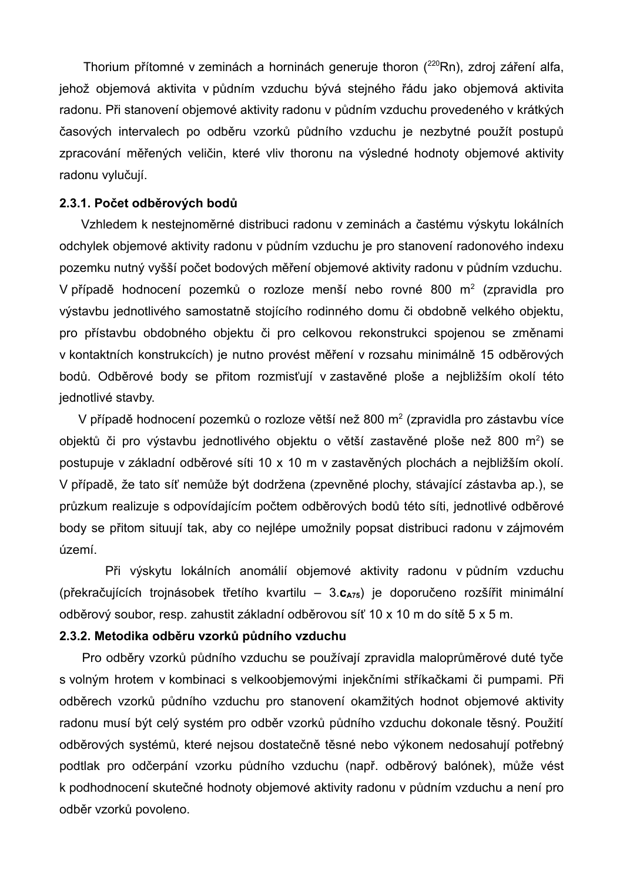Thorium přítomné v zeminách a horninách generuje thoron ($^{220}Rn$), zdroj záření alfa, jehož objemová aktivita v půdním vzduchu bývá stejného řádu jako objemová aktivita radonu. Při stanovení objemové aktivity radonu v půdním vzduchu provedeného v krátkých časových intervalech po odběru vzorků půdního vzduchu je nezbytné použít postupů zpracování měřených veličin, které vliv thoronu na výsledné hodnoty objemové aktivity radonu vylučují.

### 2.3.1. Počet odběrových bodů

Vzhledem k nestejnoměrné distribuci radonu v zeminách a častému výskytu lokálních odchylek objemové aktivity radonu v půdním vzduchu je pro stanovení radonového indexu pozemku nutný vyšší počet bodových měření objemové aktivity radonu v půdním vzduchu. V případě hodnocení pozemků o rozloze menší nebo rovné 800 $m^2$ (zpravidla pro výstavbu jednotlivého samostatně stojícího rodinného domu či obdobně velkého objektu, pro přístavbu obdobného objektu či pro celkovou rekonstrukci spojenou se změnami v kontaktních konstrukcích) je nutno provést měření v rozsahu minimálně 15 odběrových bodů. Odběrové body se přitom rozmisťují v zastavěné ploše a nejbližším okolí této jednotlivé stavby.

V případě hodnocení pozemků o rozloze větší než 800 $m^2$ (zpravidla pro zástavbu více objektů či pro výstavbu jednotlivého objektu o větší zastavěné ploše než 800 $m^2$) se postupuje v základní odběrové síti 10 x 10 m v zastavěných plochách a nejbližším okolí. V případě, že tato síť nemůže být dodržena (zpevněné plochy, stávající zástavba ap.), se průzkum realizuje s odpovídajícím počtem odběrových bodů této síti, jednotlivé odběrové body se přitom situují tak, aby co nejlépe umožnily popsat distribuci radonu v zájmovém území.

Při výskytu lokálních anomálií objemové aktivity radonu v půdním vzduchu (překračujících trojnásobek třetího kvartilu – $3.\mathbf{c_{A75}}$) je doporučeno rozšířit minimální odběrový soubor, resp. zahustit základní odběrovou síť 10 x 10 m do sítě 5 x 5 m.

### 2.3.2. Metodika odběru vzorků půdního vzduchu

Pro odběry vzorků půdního vzduchu se používají zpravidla maloprůměrové duté tyče s volným hrotem v kombinaci s velkoobjemovými injekčními stříkačkami či pumpami. Při odběrech vzorků půdního vzduchu pro stanovení okamžitých hodnot objemové aktivity radonu musí být celý systém pro odběr vzorků půdního vzduchu dokonale těsný. Použití odběrových systémů, které nejsou dostatečně těsné nebo výkonem nedosahují potřebný podtlak pro odčerpání vzorku půdního vzduchu (např. odběrový balónek), může vést k podhodnocení skutečné hodnoty objemové aktivity radonu v půdním vzduchu a není pro odběr vzorků povoleno.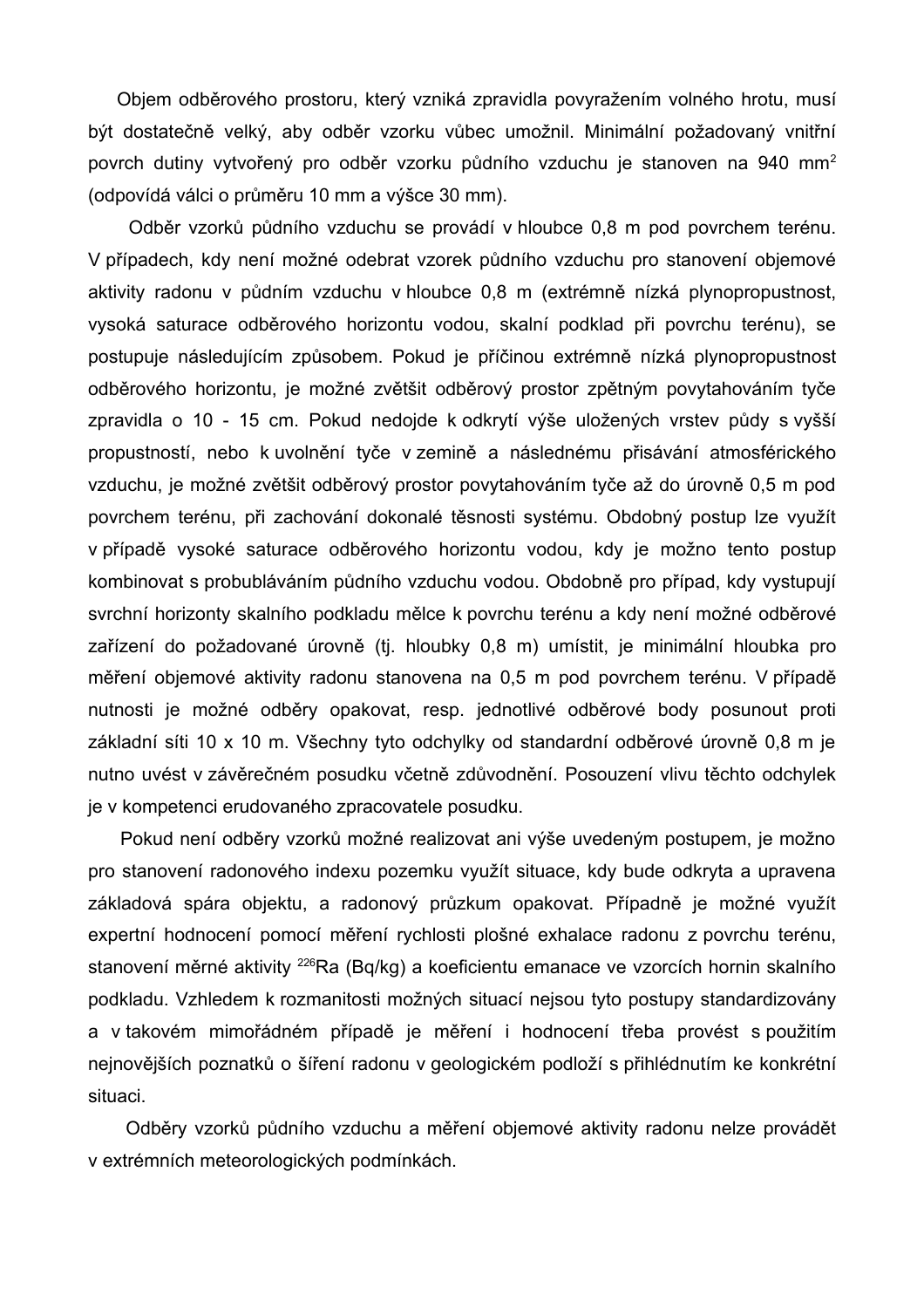Objem odběrového prostoru, který vzniká zpravidla povyražením volného hrotu, musí být dostatečně velký, aby odběr vzorku vůbec umožnil. Minimální požadovaný vnitřní povrch dutiny vytvořený pro odběr vzorku půdního vzduchu je stanoven na 940 $mm^2$ (odpovídá válci o průměru 10 mm a výšce 30 mm).

Odběr vzorků půdního vzduchu se provádí v hloubce 0,8 m pod povrchem terénu. V případech, kdy není možné odebrat vzorek půdního vzduchu pro stanovení objemové aktivity radonu v půdním vzduchu v hloubce 0,8 m (extrémně nízká plynopropustnost, vysoká saturace odběrového horizontu vodou, skalní podklad při povrchu terénu), se postupuje následujícím způsobem. Pokud je příčinou extrémně nízká plynopropustnost odběrového horizontu, je možné zvětšit odběrový prostor zpětným povytahováním tyče zpravidla o 10 - 15 cm. Pokud nedojde k odkrytí výše uložených vrstev půdy s vyšší propustností, nebo k uvolnění tyče v zemině a následnému přisávání atmosférického vzduchu, je možné zvětšit odběrový prostor povytahováním tyče až do úrovně 0,5 m pod povrchem terénu, při zachování dokonalé těsnosti systému. Obdobný postup lze využít v případě vysoké saturace odběrového horizontu vodou, kdy je možno tento postup kombinovat s probubláváním půdního vzduchu vodou. Obdobně pro případ, kdy vystupují svrchní horizonty skalního podkladu mělce k povrchu terénu a kdy není možné odběrové zařízení do požadované úrovně (tj. hloubky 0,8 m) umístit, je minimální hloubka pro měření objemové aktivity radonu stanovena na 0,5 m pod povrchem terénu. V případě nutnosti je možné odběry opakovat, resp. jednotlivé odběrové body posunout proti základní síti 10 x 10 m. Všechny tyto odchylky od standardní odběrové úrovně 0,8 m je nutno uvést v závěrečném posudku včetně zdůvodnění. Posouzení vlivu těchto odchylek je v kompetenci erudovaného zpracovatele posudku.

Pokud není odběry vzorků možné realizovat ani výše uvedeným postupem, je možno pro stanovení radonového indexu pozemku využít situace, kdy bude odkryta a upravena základová spára objektu, a radonový průzkum opakovat. Případně je možné využít expertní hodnocení pomocí měření rychlosti plošné exhalace radonu z povrchu terénu, stanovení měrné aktivity $^{226}Ra$ (Bq/kg) a koeficientu emanace ve vzorcích hornin skalního podkladu. Vzhledem k rozmanitosti možných situací nejsou tyto postupy standardizovány a v takovém mimořádném případě je měření i hodnocení třeba provést s použitím nejnovějších poznatků o šíření radonu v geologickém podloží s přihlédnutím ke konkrétní situaci.

Odběry vzorků půdního vzduchu a měření objemové aktivity radonu nelze provádět v extrémních meteorologických podmínkách.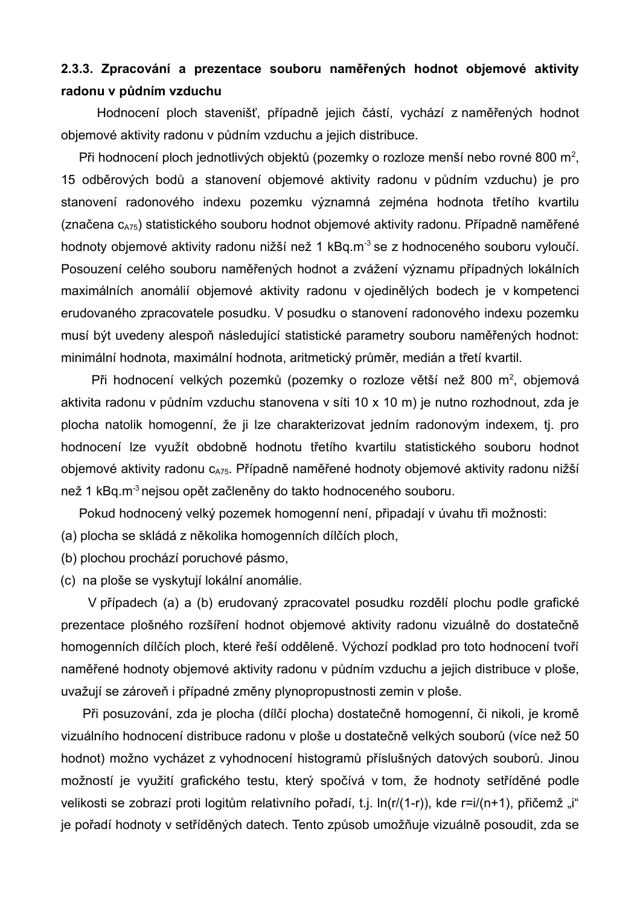### 2.3.3. Zpracování a prezentace souboru naměřených hodnot objemové aktivity radonu v půdním vzduchu

Hodnocení ploch stavenišť, případně jejich částí, vychází z naměřených hodnot objemové aktivity radonu v půdním vzduchu a jejich distribuce.

Při hodnocení ploch jednotlivých objektů (pozemky o rozloze menší nebo rovné 800 $m^2$, 15 odběrových bodů a stanovení objemové aktivity radonu v půdním vzduchu) je pro stanovení radonového indexu pozemku významná zejména hodnota třetího kvartilu (značena $c_{A75}$) statistického souboru hodnot objemové aktivity radonu. Případně naměřené hodnoty objemové aktivity radonu nižší než 1 $kBq.m^{-3}$ se z hodnoceného souboru vyloučí. Posouzení celého souboru naměřených hodnot a zvážení významu případných lokálních maximálních anomálií objemové aktivity radonu v ojedinělých bodech je v kompetenci erudovaného zpracovatele posudku. V posudku o stanovení radonového indexu pozemku musí být uvedeny alespoň následující statistické parametry souboru naměřených hodnot: minimální hodnota, maximální hodnota, aritmetický průměr, medián a třetí kvartil.

Při hodnocení velkých pozemků (pozemky o rozloze větší než 800 $m^2$, objemová aktivita radonu v půdním vzduchu stanovena v síti 10 x 10 m) je nutno rozhodnout, zda je plocha natolik homogenní, že ji lze charakterizovat jedním radonovým indexem, tj. pro hodnocení lze využít obdobně hodnotu třetího kvartilu statistického souboru hodnot objemové aktivity radonu $c_{A75}$. Případně naměřené hodnoty objemové aktivity radonu nižší než 1 $kBq.m^{-3}$ nejsou opět začleněny do takto hodnoceného souboru.

Pokud hodnocený velký pozemek homogenní není, připadají v úvahu tři možnosti:

(a) plocha se skládá z několika homogenních dílčích ploch,

(b) plochou prochází poruchové pásmo,

(c) na ploše se vyskytují lokální anomálie.

V případech (a) a (b) erudovaný zpracovatel posudku rozdělí plochu podle grafické prezentace plošného rozšíření hodnot objemové aktivity radonu vizuálně do dostatečně homogenních dílčích ploch, které řeší odděleně. Výchozí podklad pro toto hodnocení tvoří naměřené hodnoty objemové aktivity radonu v půdním vzduchu a jejich distribuce v ploše, uvažují se zároveň i případné změny plynopropustnosti zemin v ploše.

Při posuzování, zda je plocha (dílčí plocha) dostatečně homogenní, či nikoli, je kromě vizuálního hodnocení distribuce radonu v ploše u dostatečně velkých souborů (více než 50 hodnot) možno vycházet z vyhodnocení histogramů příslušných datových souborů. Jinou možností je využití grafického testu, který spočívá v tom, že hodnoty setříděné podle velikosti se zobrazí proti logitům relativního pořadí, t.j. $\ln(r/(1-r))$, kde $r=i/(n+1)$, přičemž „i" je pořadí hodnoty v setříděných datech. Tento způsob umožňuje vizuálně posoudit, zda se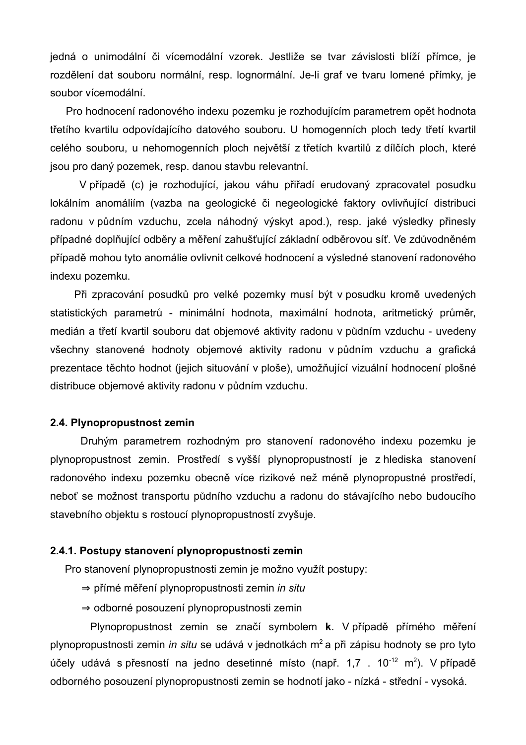jedná o unimodální či vícemodální vzorek. Jestliže se tvar závislosti blíží přímce, je rozdělení dat souboru normální, resp. lognormální. Je-li graf ve tvaru lomené přímky, je soubor vícemodální.

Pro hodnocení radonového indexu pozemku je rozhodujícím parametrem opět hodnota třetího kvartilu odpovídajícího datového souboru. U homogenních ploch tedy třetí kvartil celého souboru, u nehomogenních ploch největší z třetích kvartilů z dílčích ploch, které jsou pro daný pozemek, resp. danou stavbu relevantní.

V případě (c) je rozhodující, jakou váhu přiřadí erudovaný zpracovatel posudku lokálním anomáliím (vazba na geologické či negeologické faktory ovlivňující distribuci radonu v půdním vzduchu, zcela náhodný výskyt apod.), resp. jaké výsledky přinesly případné doplňující odběry a měření zahušťující základní odběrovou síť. Ve zdůvodněném případě mohou tyto anomálie ovlivnit celkové hodnocení a výsledné stanovení radonového indexu pozemku.

Při zpracování posudků pro velké pozemky musí být v posudku kromě uvedených statistických parametrů - minimální hodnota, maximální hodnota, aritmetický průměr, medián a třetí kvartil souboru dat objemové aktivity radonu v půdním vzduchu - uvedeny všechny stanovené hodnoty objemové aktivity radonu v půdním vzduchu a grafická prezentace těchto hodnot (jejich situování v ploše), umožňující vizuální hodnocení plošné distribuce objemové aktivity radonu v půdním vzduchu.

### 2.4. Plynopropustnost zemin

Druhým parametrem rozhodným pro stanovení radonového indexu pozemku je plynopropustnost zemin. Prostředí s vyšší plynopropustností je z hlediska stanovení radonového indexu pozemku obecně více rizikové než méně plynopropustné prostředí, neboť se možnost transportu půdního vzduchu a radonu do stávajícího nebo budoucího stavebního objektu s rostoucí plynopropustností zvyšuje.

### 2.4.1. Postupy stanovení plynopropustnosti zemin

Pro stanovení plynopropustnosti zemin je možno využít postupy:

⇒ přímé měření plynopropustnosti zemin *in situ*

⇒ odborné posouzení plynopropustnosti zemin

Plynopropustnost zemin se značí symbolem **k**. V případě přímého měření plynopropustnosti zemin *in situ* se udává v jednotkách $m^2$ a při zápisu hodnoty se pro tyto účely udává s přesností na jedno desetinné místo (např. $1{,}7 \ . \ 10^{-12} \ m^2$). V případě odborného posouzení plynopropustnosti zemin se hodnotí jako - nízká - střední - vysoká.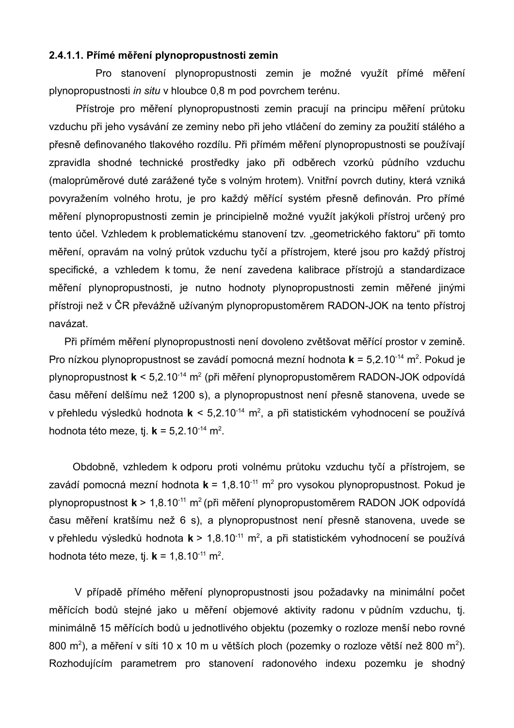**2.4.1.1. Přímé měření plynopropustnosti zemin**

Pro stanovení plynopropustnosti zemin je možné využít přímé měření plynopropustnosti *in situ* v hloubce 0,8 m pod povrchem terénu.

Přístroje pro měření plynopropustnosti zemin pracují na principu měření průtoku vzduchu při jeho vysávání ze zeminy nebo při jeho vtláčení do zeminy za použití stálého a přesně definovaného tlakového rozdílu. Při přímém měření plynopropustnosti se používají zpravidla shodné technické prostředky jako při odběrech vzorků půdního vzduchu (maloprůměrové duté zarážené tyče s volným hrotem). Vnitřní povrch dutiny, která vzniká povyražením volného hrotu, je pro každý měřící systém přesně definován. Pro přímé měření plynopropustnosti zemin je principielně možné využít jakýkoli přístroj určený pro tento účel. Vzhledem k problematickému stanovení tzv. „geometrického faktoru" při tomto měření, opravám na volný průtok vzduchu tyčí a přístrojem, které jsou pro každý přístroj specifické, a vzhledem k tomu, že není zavedena kalibrace přístrojů a standardizace měření plynopropustnosti, je nutno hodnoty plynopropustnosti zemin měřené jinými přístroji než v ČR převážně užívaným plynopropustoměrem RADON-JOK na tento přístroj navázat.

Při přímém měření plynopropustnosti není dovoleno zvětšovat měřící prostor v zemině. Pro nízkou plynopropustnost se zavádí pomocná mezní hodnota **k** = $5{,}2.10^{-14}$ $m^2$. Pokud je plynopropustnost **k** < $5{,}2.10^{-14}$ $m^2$ (při měření plynopropustoměrem RADON-JOK odpovídá času měření delšímu než 1200 s), a plynopropustnost není přesně stanovena, uvede se v přehledu výsledků hodnota **k** < $5{,}2.10^{-14}$ $m^2$, a při statistickém vyhodnocení se používá hodnota této meze, tj. **k** = $5{,}2.10^{-14}$ $m^2$.

Obdobně, vzhledem k odporu proti volnému průtoku vzduchu tyčí a přístrojem, se zavádí pomocná mezní hodnota **k** = $1{,}8.10^{-11}$ $m^2$ pro vysokou plynopropustnost. Pokud je plynopropustnost **k** > $1{,}8.10^{-11}$ $m^2$ (při měření plynopropustoměrem RADON JOK odpovídá času měření kratšímu než 6 s), a plynopropustnost není přesně stanovena, uvede se v přehledu výsledků hodnota **k** > $1{,}8.10^{-11}$ $m^2$, a při statistickém vyhodnocení se používá hodnota této meze, tj. **k** = $1{,}8.10^{-11}$ $m^2$.

V případě přímého měření plynopropustnosti jsou požadavky na minimální počet měřících bodů stejné jako u měření objemové aktivity radonu v půdním vzduchu, tj. minimálně 15 měřících bodů u jednotlivého objektu (pozemky o rozloze menší nebo rovné 800 $m^2$), a měření v síti 10 x 10 m u větších ploch (pozemky o rozloze větší než 800 $m^2$). Rozhodujícím parametrem pro stanovení radonového indexu pozemku je shodný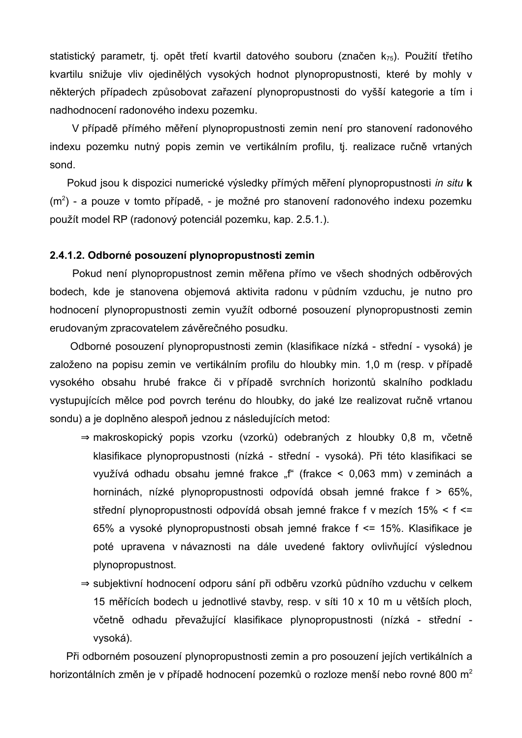statistický parametr, tj. opět třetí kvartil datového souboru (značen $k_{75}$). Použití třetího kvartilu snižuje vliv ojedinělých vysokých hodnot plynopropustnosti, které by mohly v některých případech způsobovat zařazení plynopropustnosti do vyšší kategorie a tím i nadhodnocení radonového indexu pozemku.

V případě přímého měření plynopropustnosti zemin není pro stanovení radonového indexu pozemku nutný popis zemin ve vertikálním profilu, tj. realizace ručně vrtaných sond.

Pokud jsou k dispozici numerické výsledky přímých měření plynopropustnosti *in situ* **k** ($m^2$) - a pouze v tomto případě, - je možné pro stanovení radonového indexu pozemku použít model RP (radonový potenciál pozemku, kap. 2.5.1.).

#### 2.4.1.2. Odborné posouzení plynopropustnosti zemin

Pokud není plynopropustnost zemin měřena přímo ve všech shodných odběrových bodech, kde je stanovena objemová aktivita radonu v půdním vzduchu, je nutno pro hodnocení plynopropustnosti zemin využít odborné posouzení plynopropustnosti zemin erudovaným zpracovatelem závěrečného posudku.

Odborné posouzení plynopropustnosti zemin (klasifikace nízká - střední - vysoká) je založeno na popisu zemin ve vertikálním profilu do hloubky min. 1,0 m (resp. v případě vysokého obsahu hrubé frakce či v případě svrchních horizontů skalního podkladu vystupujících mělce pod povrch terénu do hloubky, do jaké lze realizovat ručně vrtanou sondu) a je doplněno alespoň jednou z následujících metod:

⇒ makroskopický popis vzorku (vzorků) odebraných z hloubky 0,8 m, včetně klasifikace plynopropustnosti (nízká - střední - vysoká). Při této klasifikaci se využívá odhadu obsahu jemné frakce „f“ (frakce < 0,063 mm) v zeminách a horninách, nízké plynopropustnosti odpovídá obsah jemné frakce f > 65%, střední plynopropustnosti odpovídá obsah jemné frakce f v mezích 15% < f <= 65% a vysoké plynopropustnosti obsah jemné frakce f <= 15%. Klasifikace je poté upravena v návaznosti na dále uvedené faktory ovlivňující výslednou plynopropustnost.

⇒ subjektivní hodnocení odporu sání při odběru vzorků půdního vzduchu v celkem 15 měřících bodech u jednotlivé stavby, resp. v síti 10 x 10 m u větších ploch, včetně odhadu převažující klasifikace plynopropustnosti (nízká - střední - vysoká).

Při odborném posouzení plynopropustnosti zemin a pro posouzení jejích vertikálních a horizontálních změn je v případě hodnocení pozemků o rozloze menší nebo rovné 800 $m^2$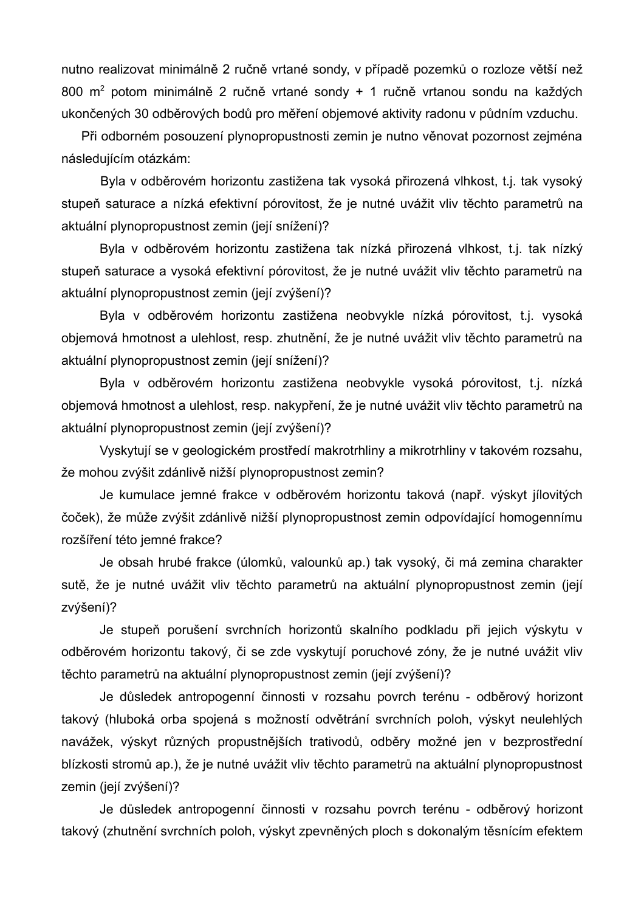nutno realizovat minimálně 2 ručně vrtané sondy, v případě pozemků o rozloze větší než 800 $m^2$ potom minimálně 2 ručně vrtané sondy + 1 ručně vrtanou sondu na každých ukončených 30 odběrových bodů pro měření objemové aktivity radonu v půdním vzduchu.

Při odborném posouzení plynopropustnosti zemin je nutno věnovat pozornost zejména následujícím otázkám:

Byla v odběrovém horizontu zastižena tak vysoká přirozená vlhkost, t.j. tak vysoký stupeň saturace a nízká efektivní pórovitost, že je nutné uvážit vliv těchto parametrů na aktuální plynopropustnost zemin (její snížení)?

Byla v odběrovém horizontu zastižena tak nízká přirozená vlhkost, t.j. tak nízký stupeň saturace a vysoká efektivní pórovitost, že je nutné uvážit vliv těchto parametrů na aktuální plynopropustnost zemin (její zvýšení)?

Byla v odběrovém horizontu zastižena neobvykle nízká pórovitost, t.j. vysoká objemová hmotnost a ulehlost, resp. zhutnění, že je nutné uvážit vliv těchto parametrů na aktuální plynopropustnost zemin (její snížení)?

Byla v odběrovém horizontu zastižena neobvykle vysoká pórovitost, t.j. nízká objemová hmotnost a ulehlost, resp. nakypření, že je nutné uvážit vliv těchto parametrů na aktuální plynopropustnost zemin (její zvýšení)?

Vyskytují se v geologickém prostředí makrotrhliny a mikrotrhliny v takovém rozsahu, že mohou zvýšit zdánlivě nižší plynopropustnost zemin?

Je kumulace jemné frakce v odběrovém horizontu taková (např. výskyt jílovitých čoček), že může zvýšit zdánlivě nižší plynopropustnost zemin odpovídající homogennímu rozšíření této jemné frakce?

Je obsah hrubé frakce (úlomků, valounků ap.) tak vysoký, či má zemina charakter sutě, že je nutné uvážit vliv těchto parametrů na aktuální plynopropustnost zemin (její zvýšení)?

Je stupeň porušení svrchních horizontů skalního podkladu při jejich výskytu v odběrovém horizontu takový, či se zde vyskytují poruchové zóny, že je nutné uvážit vliv těchto parametrů na aktuální plynopropustnost zemin (její zvýšení)?

Je důsledek antropogenní činnosti v rozsahu povrch terénu - odběrový horizont takový (hluboká orba spojená s možností odvětrání svrchních poloh, výskyt neulehlých navážek, výskyt různých propustnějších trativodů, odběry možné jen v bezprostřední blízkosti stromů ap.), že je nutné uvážit vliv těchto parametrů na aktuální plynopropustnost zemin (její zvýšení)?

Je důsledek antropogenní činnosti v rozsahu povrch terénu - odběrový horizont takový (zhutnění svrchních poloh, výskyt zpevněných ploch s dokonalým těsnícím efektem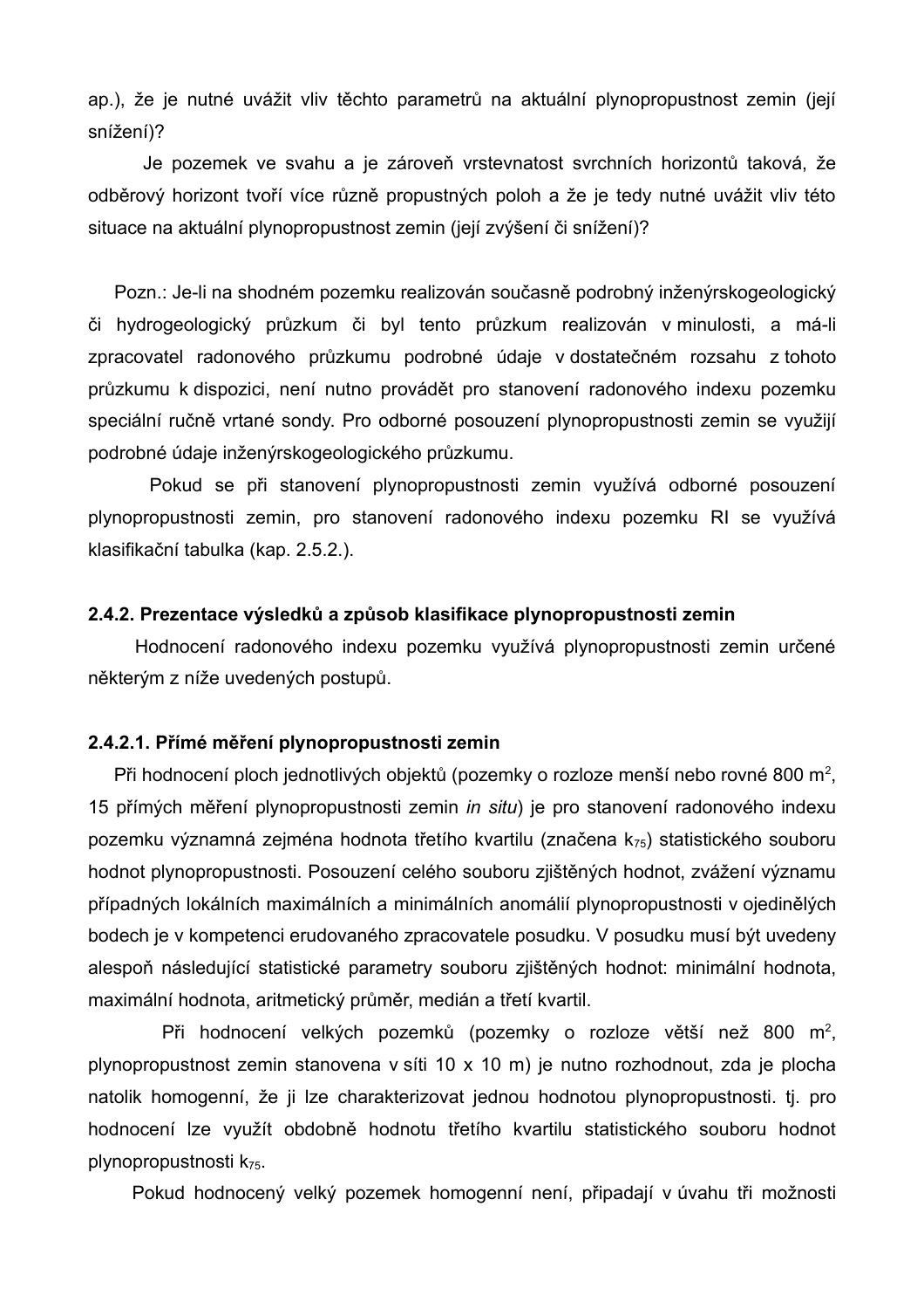ap.), že je nutné uvážit vliv těchto parametrů na aktuální plynopropustnost zemin (její snížení)?

Je pozemek ve svahu a je zároveň vrstevnatost svrchních horizontů taková, že odběrový horizont tvoří více různě propustných poloh a že je tedy nutné uvážit vliv této situace na aktuální plynopropustnost zemin (její zvýšení či snížení)?

Pozn.: Je-li na shodném pozemku realizován současně podrobný inženýrskogeologický či hydrogeologický průzkum či byl tento průzkum realizován v minulosti, a má-li zpracovatel radonového průzkumu podrobné údaje v dostatečném rozsahu z tohoto průzkumu k dispozici, není nutno provádět pro stanovení radonového indexu pozemku speciální ručně vrtané sondy. Pro odborné posouzení plynopropustnosti zemin se využijí podrobné údaje inženýrskogeologického průzkumu.

Pokud se při stanovení plynopropustnosti zemin využívá odborné posouzení plynopropustnosti zemin, pro stanovení radonového indexu pozemku RI se využívá klasifikační tabulka (kap. 2.5.2.).

### 2.4.2. Prezentace výsledků a způsob klasifikace plynopropustnosti zemin

Hodnocení radonového indexu pozemku využívá plynopropustnosti zemin určené některým z níže uvedených postupů.

#### 2.4.2.1. Přímé měření plynopropustnosti zemin

Při hodnocení ploch jednotlivých objektů (pozemky o rozloze menší nebo rovné 800 $m^2$, 15 přímých měření plynopropustnosti zemin *in situ*) je pro stanovení radonového indexu pozemku významná zejména hodnota třetího kvartilu (značena $k_{75}$) statistického souboru hodnot plynopropustnosti. Posouzení celého souboru zjištěných hodnot, zvážení významu případných lokálních maximálních a minimálních anomálií plynopropustnosti v ojedinělých bodech je v kompetenci erudovaného zpracovatele posudku. V posudku musí být uvedeny alespoň následující statistické parametry souboru zjištěných hodnot: minimální hodnota, maximální hodnota, aritmetický průměr, medián a třetí kvartil.

Při hodnocení velkých pozemků (pozemky o rozloze větší než 800 $m^2$, plynopropustnost zemin stanovena v síti 10 x 10 m) je nutno rozhodnout, zda je plocha natolik homogenní, že ji lze charakterizovat jednou hodnotou plynopropustnosti. tj. pro hodnocení lze využít obdobně hodnotu třetího kvartilu statistického souboru hodnot plynopropustnosti $k_{75}$.

Pokud hodnocený velký pozemek homogenní není, připadají v úvahu tři možnosti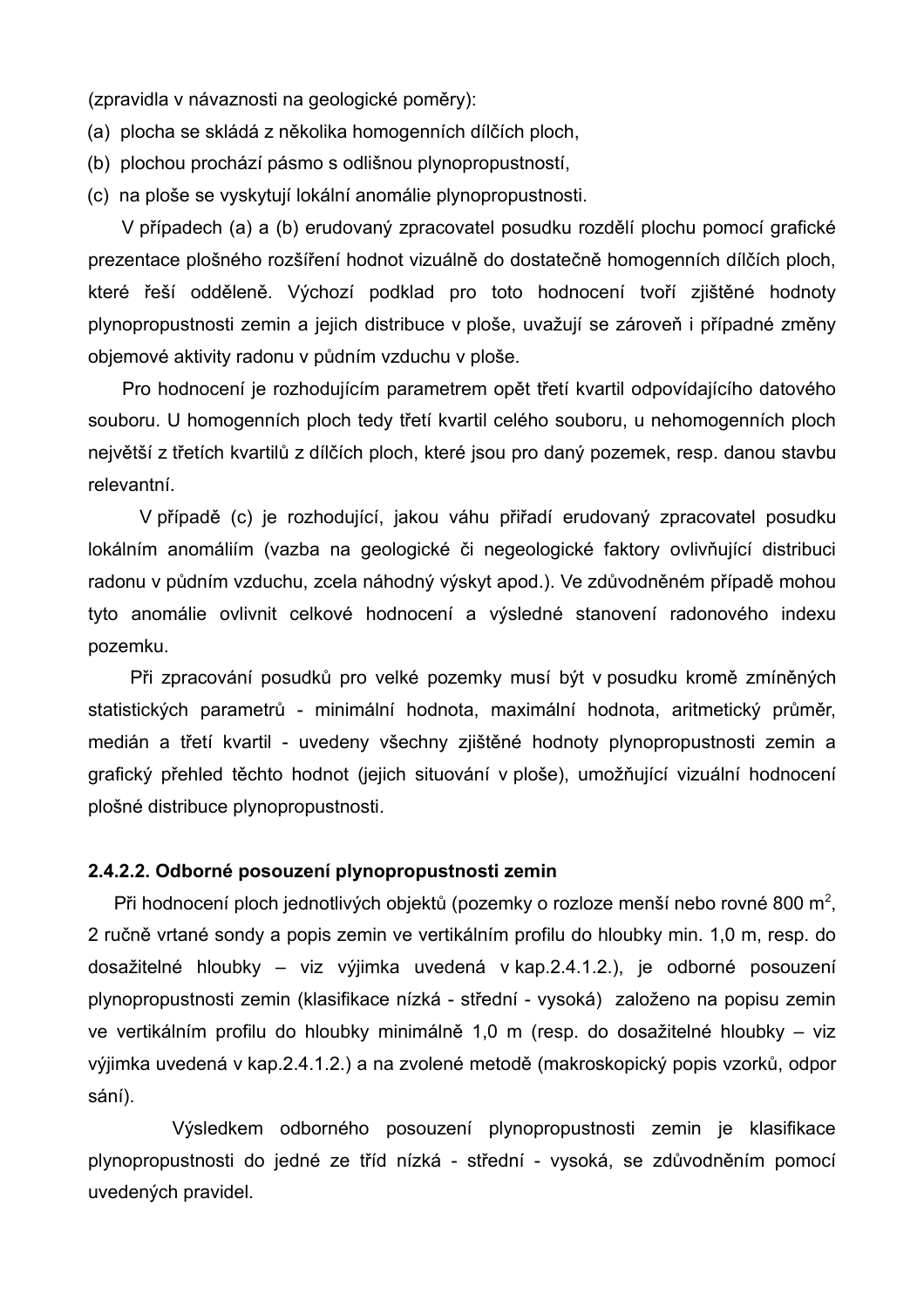(zpravidla v návaznosti na geologické poměry):

(a) plocha se skládá z několika homogenních dílčích ploch,

(b) plochou prochází pásmo s odlišnou plynopropustností,

(c) na ploše se vyskytují lokální anomálie plynopropustnosti.

V případech (a) a (b) erudovaný zpracovatel posudku rozdělí plochu pomocí grafické prezentace plošného rozšíření hodnot vizuálně do dostatečně homogenních dílčích ploch, které řeší odděleně. Výchozí podklad pro toto hodnocení tvoří zjištěné hodnoty plynopropustnosti zemin a jejich distribuce v ploše, uvažují se zároveň i případné změny objemové aktivity radonu v půdním vzduchu v ploše.

Pro hodnocení je rozhodujícím parametrem opět třetí kvartil odpovídajícího datového souboru. U homogenních ploch tedy třetí kvartil celého souboru, u nehomogenních ploch největší z třetích kvartilů z dílčích ploch, které jsou pro daný pozemek, resp. danou stavbu relevantní.

V případě (c) je rozhodující, jakou váhu přiřadí erudovaný zpracovatel posudku lokálním anomáliím (vazba na geologické či negeologické faktory ovlivňující distribuci radonu v půdním vzduchu, zcela náhodný výskyt apod.). Ve zdůvodněném případě mohou tyto anomálie ovlivnit celkové hodnocení a výsledné stanovení radonového indexu pozemku.

Při zpracování posudků pro velké pozemky musí být v posudku kromě zmíněných statistických parametrů - minimální hodnota, maximální hodnota, aritmetický průměr, medián a třetí kvartil - uvedeny všechny zjištěné hodnoty plynopropustnosti zemin a grafický přehled těchto hodnot (jejich situování v ploše), umožňující vizuální hodnocení plošné distribuce plynopropustnosti.

#### 2.4.2.2. Odborné posouzení plynopropustnosti zemin

Při hodnocení ploch jednotlivých objektů (pozemky o rozloze menší nebo rovné 800 m$^2$, 2 ručně vrtané sondy a popis zemin ve vertikálním profilu do hloubky min. 1,0 m, resp. do dosažitelné hloubky – viz výjimka uvedená v kap.2.4.1.2.), je odborné posouzení plynopropustnosti zemin (klasifikace nízká - střední - vysoká) založeno na popisu zemin ve vertikálním profilu do hloubky minimálně 1,0 m (resp. do dosažitelné hloubky – viz výjimka uvedená v kap.2.4.1.2.) a na zvolené metodě (makroskopický popis vzorků, odpor sání).

Výsledkem odborného posouzení plynopropustnosti zemin je klasifikace plynopropustnosti do jedné ze tříd nízká - střední - vysoká, se zdůvodněním pomocí uvedených pravidel.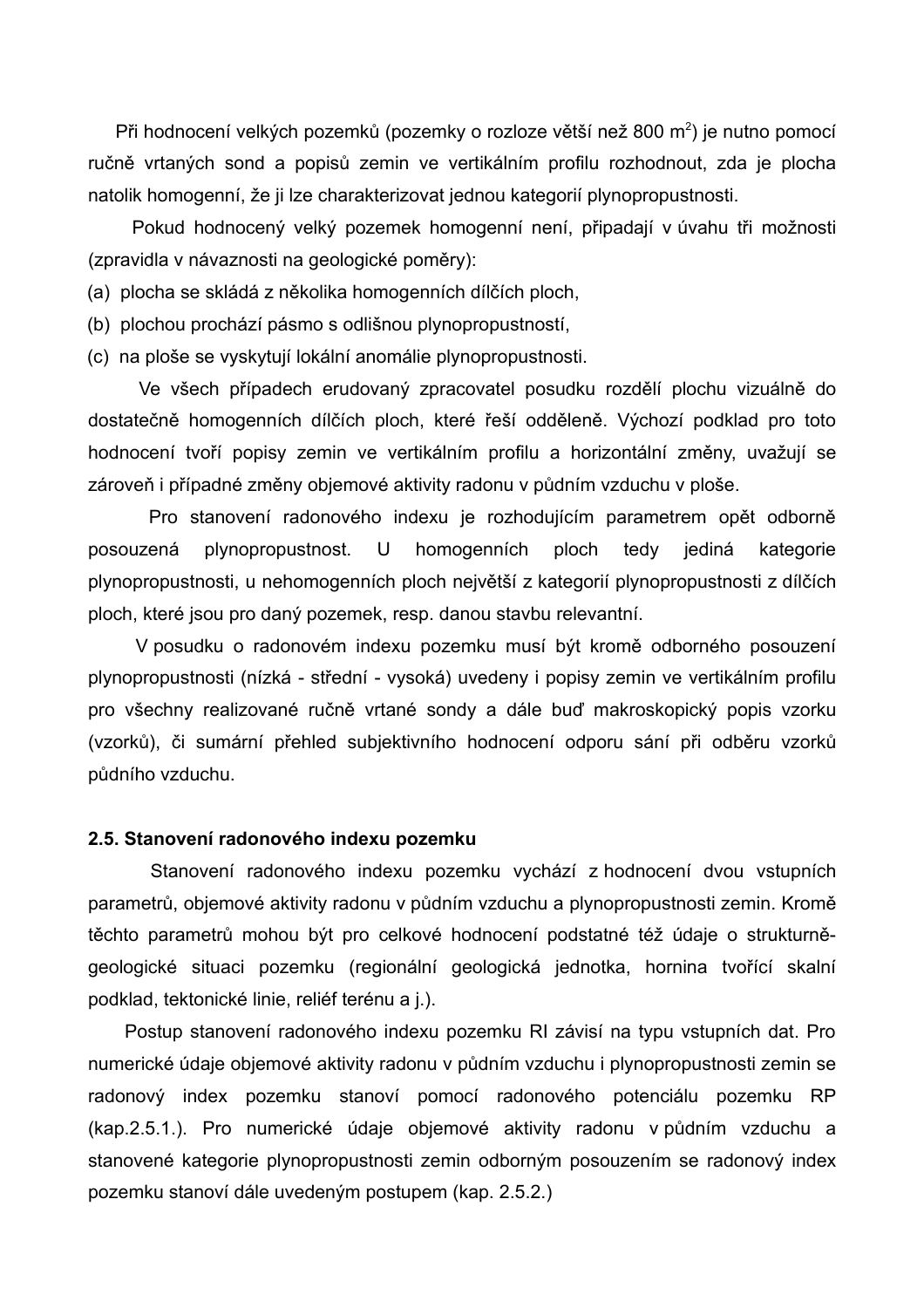Při hodnocení velkých pozemků (pozemky o rozloze větší než 800 $m^2$) je nutno pomocí ručně vrtaných sond a popisů zemin ve vertikálním profilu rozhodnout, zda je plocha natolik homogenní, že ji lze charakterizovat jednou kategorií plynopropustnosti.

Pokud hodnocený velký pozemek homogenní není, připadají v úvahu tři možnosti (zpravidla v návaznosti na geologické poměry):

(a) plocha se skládá z několika homogenních dílčích ploch,

(b) plochou prochází pásmo s odlišnou plynopropustností,

(c) na ploše se vyskytují lokální anomálie plynopropustnosti.

Ve všech případech erudovaný zpracovatel posudku rozdělí plochu vizuálně do dostatečně homogenních dílčích ploch, které řeší odděleně. Výchozí podklad pro toto hodnocení tvoří popisy zemin ve vertikálním profilu a horizontální změny, uvažují se zároveň i případné změny objemové aktivity radonu v půdním vzduchu v ploše.

Pro stanovení radonového indexu je rozhodujícím parametrem opět odborně posouzená plynopropustnost. U homogenních ploch tedy jediná kategorie plynopropustnosti, u nehomogenních ploch největší z kategorií plynopropustnosti z dílčích ploch, které jsou pro daný pozemek, resp. danou stavbu relevantní.

V posudku o radonovém indexu pozemku musí být kromě odborného posouzení plynopropustnosti (nízká - střední - vysoká) uvedeny i popisy zemin ve vertikálním profilu pro všechny realizované ručně vrtané sondy a dále buď makroskopický popis vzorku (vzorků), či sumární přehled subjektivního hodnocení odporu sání při odběru vzorků půdního vzduchu.

### 2.5. Stanovení radonového indexu pozemku

Stanovení radonového indexu pozemku vychází z hodnocení dvou vstupních parametrů, objemové aktivity radonu v půdním vzduchu a plynopropustnosti zemin. Kromě těchto parametrů mohou být pro celkové hodnocení podstatné též údaje o strukturně-geologické situaci pozemku (regionální geologická jednotka, hornina tvořící skalní podklad, tektonické linie, reliéf terénu a j.).

Postup stanovení radonového indexu pozemku RI závisí na typu vstupních dat. Pro numerické údaje objemové aktivity radonu v půdním vzduchu i plynopropustnosti zemin se radonový index pozemku stanoví pomocí radonového potenciálu pozemku RP (kap.2.5.1.). Pro numerické údaje objemové aktivity radonu v půdním vzduchu a stanovené kategorie plynopropustnosti zemin odborným posouzením se radonový index pozemku stanoví dále uvedeným postupem (kap. 2.5.2.)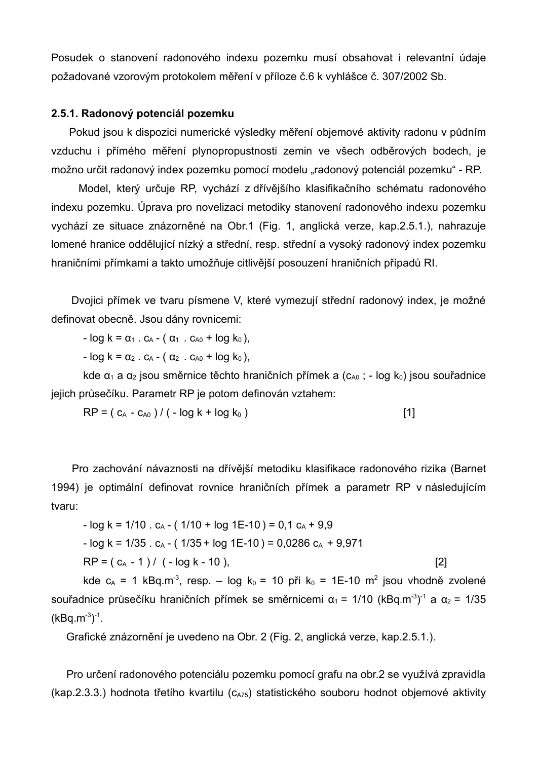Posudek o stanovení radonového indexu pozemku musí obsahovat i relevantní údaje požadované vzorovým protokolem měření v příloze č.6 k vyhlášce č. 307/2002 Sb.

### 2.5.1. Radonový potenciál pozemku

Pokud jsou k dispozici numerické výsledky měření objemové aktivity radonu v půdním vzduchu i přímého měření plynopropustnosti zemin ve všech odběrových bodech, je možno určit radonový index pozemku pomocí modelu „radonový potenciál pozemku" - RP.

Model, který určuje RP, vychází z dřívějšího klasifikačního schématu radonového indexu pozemku. Úprava pro novelizaci metodiky stanovení radonového indexu pozemku vychází ze situace znázorněné na Obr.1 (Fig. 1, anglická verze, kap.2.5.1.), nahrazuje lomené hranice oddělující nízký a střední, resp. střední a vysoký radonový index pozemku hraničními přímkami a takto umožňuje citlivější posouzení hraničních případů RI.

Dvojici přímek ve tvaru písmene V, které vymezují střední radonový index, je možné definovat obecně. Jsou dány rovnicemi:

$$- \log k = \alpha_1 \,.\, c_A - ( \alpha_1 \,.\, c_{A0} + \log k_0 ),$$

$$- \log k = \alpha_2 \,.\, c_A - ( \alpha_2 \,.\, c_{A0} + \log k_0 ),$$

kde $\alpha_1$ a $\alpha_2$ jsou směrnice těchto hraničních přímek a ($c_{A0}$ ; $- \log k_0$) jsou souřadnice jejich průsečíku. Parametr RP je potom definován vztahem:

$$RP = ( c_A - c_{A0} ) / ( - \log k + \log k_0 ) \qquad [1]$$

Pro zachování návaznosti na dřívější metodiku klasifikace radonového rizika (Barnet 1994) je optimální definovat rovnice hraničních přímek a parametr RP v následujícím tvaru:

$$- \log k = 1/10 \,.\, c_A - ( 1/10 + \log 1E\text{-}10 ) = 0{,}1\, c_A + 9{,}9$$

$$- \log k = 1/35 \,.\, c_A - ( 1/35 + \log 1E\text{-}10 ) = 0{,}0286\, c_A + 9{,}971$$

$$RP = ( c_A - 1 ) / ( - \log k - 10 ), \qquad [2]$$

kde $c_A$ = 1 $kBq.m^{-3}$, resp. $- \log k_0 = 10$ při $k_0$ = 1E-10 $m^2$ jsou vhodně zvolené souřadnice průsečíku hraničních přímek se směrnicemi $\alpha_1$ = 1/10 $(kBq.m^{-3})^{-1}$ a $\alpha_2$ = 1/35 $(kBq.m^{-3})^{-1}$.

Grafické znázornění je uvedeno na Obr. 2 (Fig. 2, anglická verze, kap.2.5.1.).

Pro určení radonového potenciálu pozemku pomocí grafu na obr.2 se využívá zpravidla (kap.2.3.3.) hodnota třetího kvartilu ($c_{A75}$) statistického souboru hodnot objemové aktivity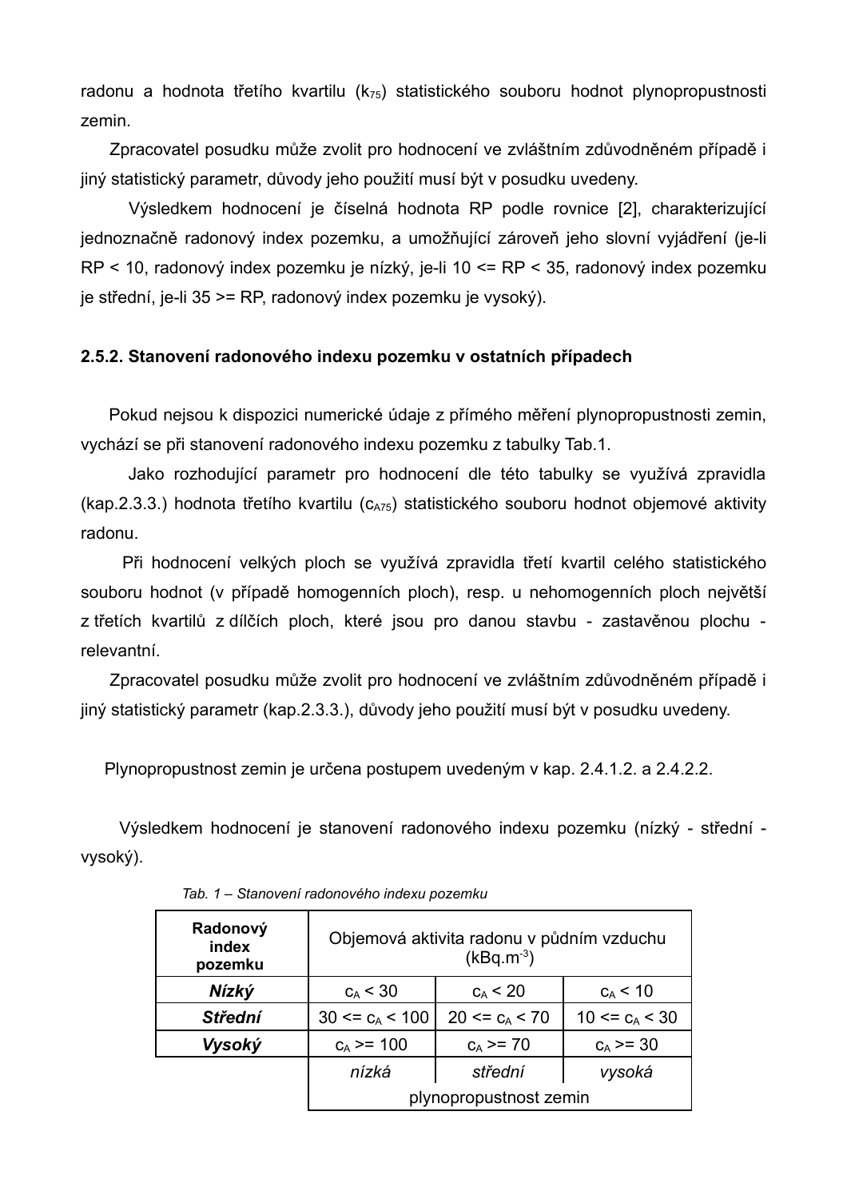radonu a hodnota třetího kvartilu ($k_{75}$) statistického souboru hodnot plynopropustnosti zemin.

Zpracovatel posudku může zvolit pro hodnocení ve zvláštním zdůvodněném případě i jiný statistický parametr, důvody jeho použití musí být v posudku uvedeny.

Výsledkem hodnocení je číselná hodnota RP podle rovnice [2], charakterizující jednoznačně radonový index pozemku, a umožňující zároveň jeho slovní vyjádření (je-li RP < 10, radonový index pozemku je nízký, je-li 10 <= RP < 35, radonový index pozemku je střední, je-li 35 >= RP, radonový index pozemku je vysoký).

### 2.5.2. Stanovení radonového indexu pozemku v ostatních případech

Pokud nejsou k dispozici numerické údaje z přímého měření plynopropustnosti zemin, vychází se při stanovení radonového indexu pozemku z tabulky Tab.1.

Jako rozhodující parametr pro hodnocení dle této tabulky se využívá zpravidla (kap.2.3.3.) hodnota třetího kvartilu ($c_{A75}$) statistického souboru hodnot objemové aktivity radonu.

Při hodnocení velkých ploch se využívá zpravidla třetí kvartil celého statistického souboru hodnot (v případě homogenních ploch), resp. u nehomogenních ploch největší z třetích kvartilů z dílčích ploch, které jsou pro danou stavbu - zastavěnou plochu - relevantní.

Zpracovatel posudku může zvolit pro hodnocení ve zvláštním zdůvodněném případě i jiný statistický parametr (kap.2.3.3.), důvody jeho použití musí být v posudku uvedeny.

Plynopropustnost zemin je určena postupem uvedeným v kap. 2.4.1.2. a 2.4.2.2.

Výsledkem hodnocení je stanovení radonového indexu pozemku (nízký - střední - vysoký).

*Tab. 1 – Stanovení radonového indexu pozemku*

| **Radonový index pozemku** | Objemová aktivita radonu v půdním vzduchu ($kBq.m^{-3}$) | | |
|---|---|---|---|
| ***Nízký*** | $c_A < 30$ | $c_A < 20$ | $c_A < 10$ |
| ***Střední*** | $30 <= c_A < 100$ | $20 <= c_A < 70$ | $10 <= c_A < 30$ |
| ***Vysoký*** | $c_A >= 100$ | $c_A >= 70$ | $c_A >= 30$ |
| | *nízká* | *střední* | *vysoká* |
| | plynopropustnost zemin | | |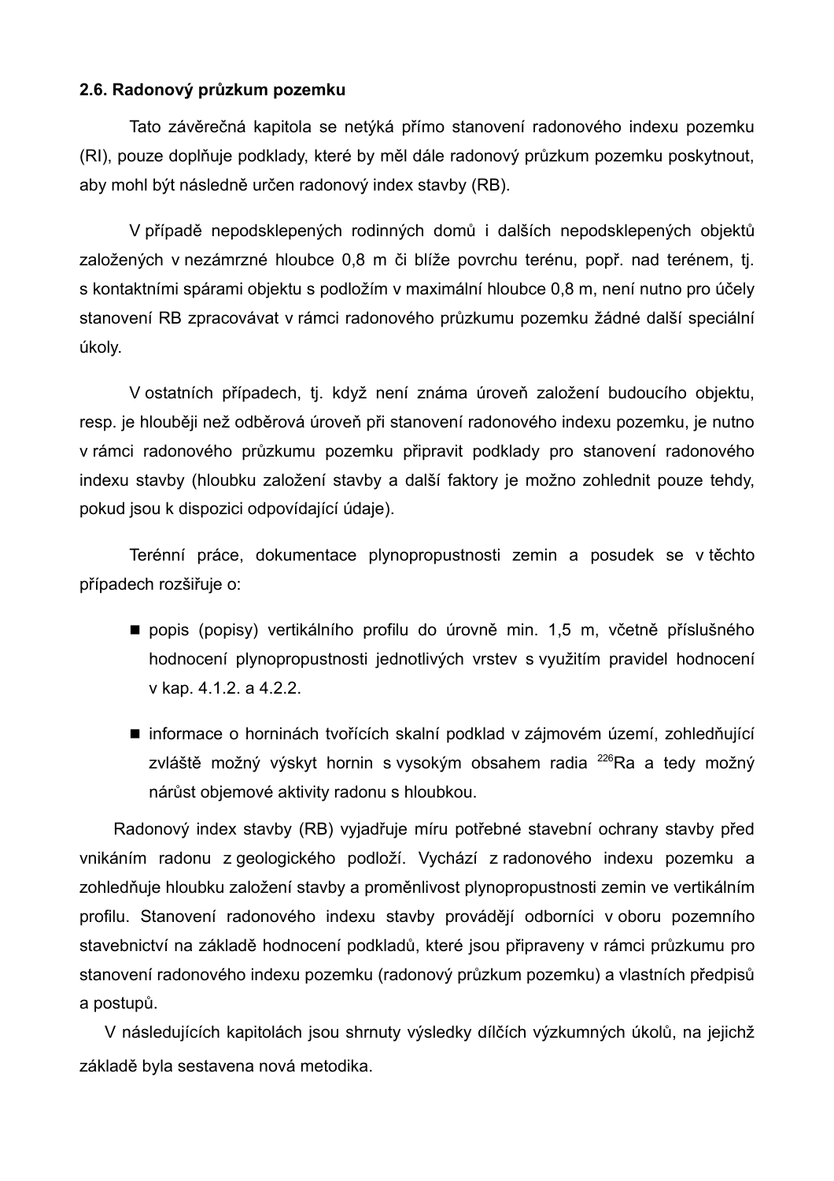### 2.6. Radonový průzkum pozemku

Tato závěrečná kapitola se netýká přímo stanovení radonového indexu pozemku (RI), pouze doplňuje podklady, které by měl dále radonový průzkum pozemku poskytnout, aby mohl být následně určen radonový index stavby (RB).

V případě nepodsklepených rodinných domů i dalších nepodsklepených objektů založených v nezámrzné hloubce 0,8 m či blíže povrchu terénu, popř. nad terénem, tj. s kontaktními spárami objektu s podložím v maximální hloubce 0,8 m, není nutno pro účely stanovení RB zpracovávat v rámci radonového průzkumu pozemku žádné další speciální úkoly.

V ostatních případech, tj. když není známa úroveň založení budoucího objektu, resp. je hlouběji než odběrová úroveň při stanovení radonového indexu pozemku, je nutno v rámci radonového průzkumu pozemku připravit podklady pro stanovení radonového indexu stavby (hloubku založení stavby a další faktory je možno zohlednit pouze tehdy, pokud jsou k dispozici odpovídající údaje).

Terénní práce, dokumentace plynopropustnosti zemin a posudek se v těchto případech rozšiřuje o:

- popis (popisy) vertikálního profilu do úrovně min. 1,5 m, včetně příslušného hodnocení plynopropustnosti jednotlivých vrstev s využitím pravidel hodnocení v kap. 4.1.2. a 4.2.2.
- informace o horninách tvořících skalní podklad v zájmovém území, zohledňující zvláště možný výskyt hornin s vysokým obsahem radia $^{226}$Ra a tedy možný nárůst objemové aktivity radonu s hloubkou.

Radonový index stavby (RB) vyjadřuje míru potřebné stavební ochrany stavby před vnikáním radonu z geologického podloží. Vychází z radonového indexu pozemku a zohledňuje hloubku založení stavby a proměnlivost plynopropustnosti zemin ve vertikálním profilu. Stanovení radonového indexu stavby provádějí odborníci v oboru pozemního stavebnictví na základě hodnocení podkladů, které jsou připraveny v rámci průzkumu pro stanovení radonového indexu pozemku (radonový průzkum pozemku) a vlastních předpisů a postupů.

V následujících kapitolách jsou shrnuty výsledky dílčích výzkumných úkolů, na jejichž základě byla sestavena nová metodika.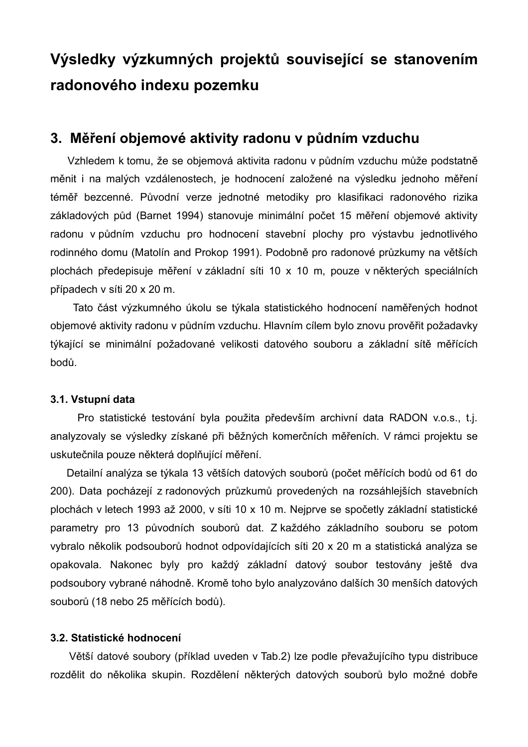# Výsledky výzkumných projektů související se stanovením radonového indexu pozemku

## 3. Měření objemové aktivity radonu v půdním vzduchu

Vzhledem k tomu, že se objemová aktivita radonu v půdním vzduchu může podstatně měnit i na malých vzdálenostech, je hodnocení založené na výsledku jednoho měření téměř bezcenné. Původní verze jednotné metodiky pro klasifikaci radonového rizika základových půd (Barnet 1994) stanovuje minimální počet 15 měření objemové aktivity radonu v půdním vzduchu pro hodnocení stavební plochy pro výstavbu jednotlivého rodinného domu (Matolín and Prokop 1991). Podobně pro radonové průzkumy na větších plochách předepisuje měření v základní síti 10 x 10 m, pouze v některých speciálních případech v síti 20 x 20 m.

Tato část výzkumného úkolu se týkala statistického hodnocení naměřených hodnot objemové aktivity radonu v půdním vzduchu. Hlavním cílem bylo znovu prověřit požadavky týkající se minimální požadované velikosti datového souboru a základní sítě měřících bodů.

### 3.1. Vstupní data

Pro statistické testování byla použita především archivní data RADON v.o.s., t.j. analyzovaly se výsledky získané při běžných komerčních měřeních. V rámci projektu se uskutečnila pouze některá doplňující měření.

Detailní analýza se týkala 13 větších datových souborů (počet měřících bodů od 61 do 200). Data pocházejí z radonových průzkumů provedených na rozsáhlejších stavebních plochách v letech 1993 až 2000, v síti 10 x 10 m. Nejprve se spočetly základní statistické parametry pro 13 původních souborů dat. Z každého základního souboru se potom vybralo několik podsouborů hodnot odpovídajících síti 20 x 20 m a statistická analýza se opakovala. Nakonec byly pro každý základní datový soubor testovány ještě dva podsoubory vybrané náhodně. Kromě toho bylo analyzováno dalších 30 menších datových souborů (18 nebo 25 měřících bodů).

### 3.2. Statistické hodnocení

Větší datové soubory (příklad uveden v Tab.2) lze podle převažujícího typu distribuce rozdělit do několika skupin. Rozdělení některých datových souborů bylo možné dobře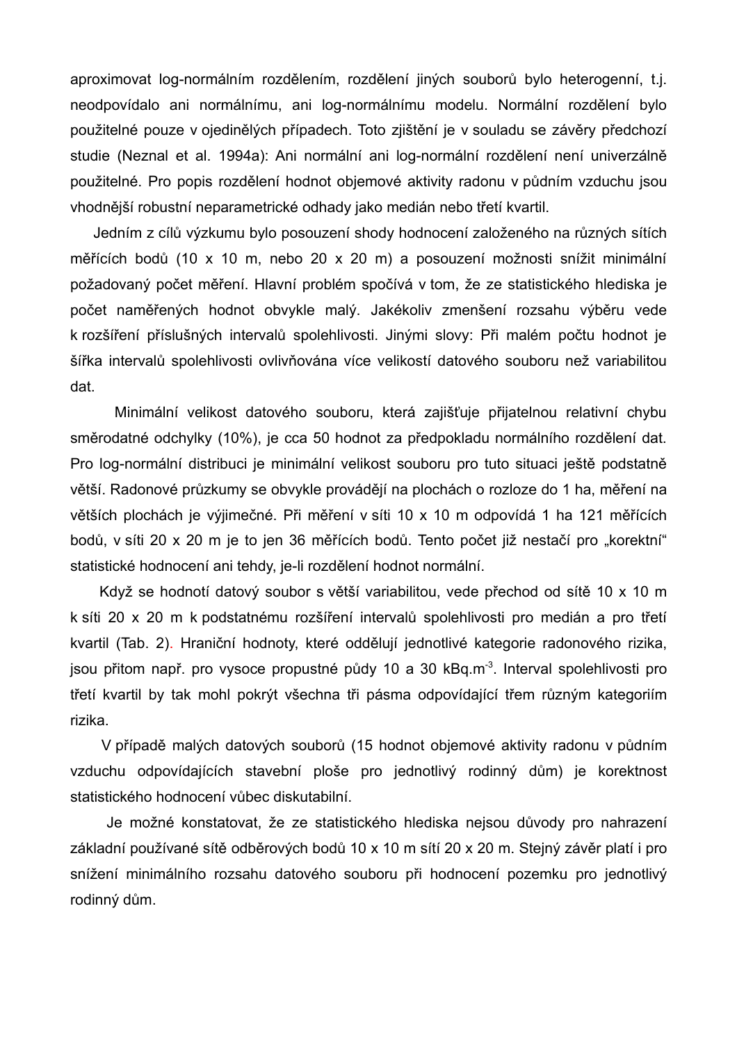aproximovat log-normálním rozdělením, rozdělení jiných souborů bylo heterogenní, t.j. neodpovídalo ani normálnímu, ani log-normálnímu modelu. Normální rozdělení bylo použitelné pouze v ojedinělých případech. Toto zjištění je v souladu se závěry předchozí studie (Neznal et al. 1994a): Ani normální ani log-normální rozdělení není univerzálně použitelné. Pro popis rozdělení hodnot objemové aktivity radonu v půdním vzduchu jsou vhodnější robustní neparametrické odhady jako medián nebo třetí kvartil.

Jedním z cílů výzkumu bylo posouzení shody hodnocení založeného na různých sítích měřících bodů (10 x 10 m, nebo 20 x 20 m) a posouzení možnosti snížit minimální požadovaný počet měření. Hlavní problém spočívá v tom, že ze statistického hlediska je počet naměřených hodnot obvykle malý. Jakékoliv zmenšení rozsahu výběru vede k rozšíření příslušných intervalů spolehlivosti. Jinými slovy: Při malém počtu hodnot je šířka intervalů spolehlivosti ovlivňována více velikostí datového souboru než variabilitou dat.

Minimální velikost datového souboru, která zajišťuje přijatelnou relativní chybu směrodatné odchylky (10%), je cca 50 hodnot za předpokladu normálního rozdělení dat. Pro log-normální distribuci je minimální velikost souboru pro tuto situaci ještě podstatně větší. Radonové průzkumy se obvykle provádějí na plochách o rozloze do 1 ha, měření na větších plochách je výjimečné. Při měření v síti 10 x 10 m odpovídá 1 ha 121 měřících bodů, v síti 20 x 20 m je to jen 36 měřících bodů. Tento počet již nestačí pro „korektní" statistické hodnocení ani tehdy, je-li rozdělení hodnot normální.

Když se hodnotí datový soubor s větší variabilitou, vede přechod od sítě 10 x 10 m k síti 20 x 20 m k podstatnému rozšíření intervalů spolehlivosti pro medián a pro třetí kvartil (Tab. 2). Hraniční hodnoty, které oddělují jednotlivé kategorie radonového rizika, jsou přitom např. pro vysoce propustné půdy 10 a 30 $kBq.m^{-3}$. Interval spolehlivosti pro třetí kvartil by tak mohl pokrýt všechna tři pásma odpovídající třem různým kategoriím rizika.

V případě malých datových souborů (15 hodnot objemové aktivity radonu v půdním vzduchu odpovídajících stavební ploše pro jednotlivý rodinný dům) je korektnost statistického hodnocení vůbec diskutabilní.

Je možné konstatovat, že ze statistického hlediska nejsou důvody pro nahrazení základní používané sítě odběrových bodů 10 x 10 m sítí 20 x 20 m. Stejný závěr platí i pro snížení minimálního rozsahu datového souboru při hodnocení pozemku pro jednotlivý rodinný dům.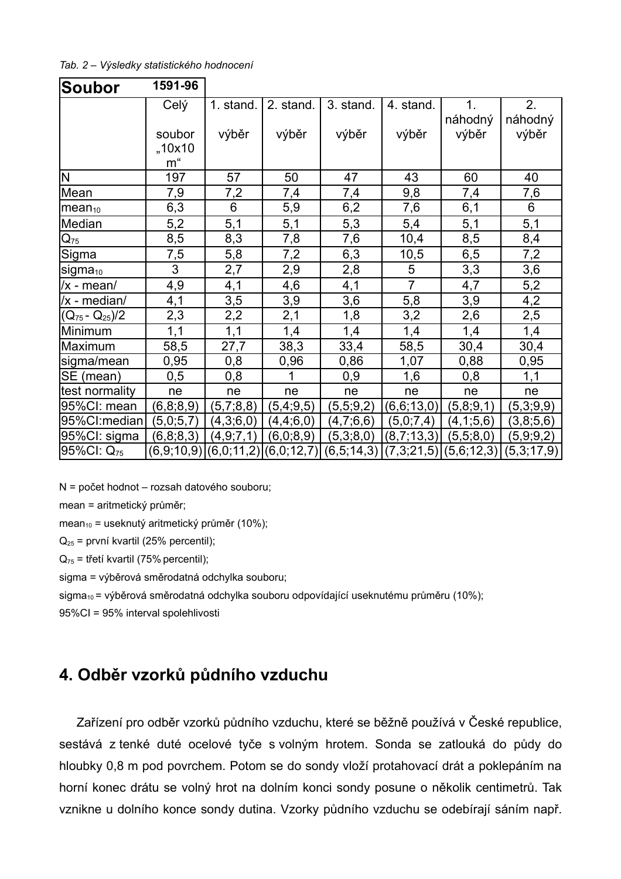*Tab. 2 – Výsledky statistického hodnocení*

| **Soubor** | **1591-96** | | | | | | |
|---|---|---|---|---|---|---|---|
| | Celý soubor „10x10 m“ | 1. stand. výběr | 2. stand. výběr | 3. stand. výběr | 4. stand. výběr | 1. náhodný výběr | 2. náhodný výběr |
| N | 197 | 57 | 50 | 47 | 43 | 60 | 40 |
| Mean | 7,9 | 7,2 | 7,4 | 7,4 | 9,8 | 7,4 | 7,6 |
| $mean_{10}$ | 6,3 | 6 | 5,9 | 6,2 | 7,6 | 6,1 | 6 |
| Median | 5,2 | 5,1 | 5,1 | 5,3 | 5,4 | 5,1 | 5,1 |
| $Q_{75}$ | 8,5 | 8,3 | 7,8 | 7,6 | 10,4 | 8,5 | 8,4 |
| Sigma | 7,5 | 5,8 | 7,2 | 6,3 | 10,5 | 6,5 | 7,2 |
| $sigma_{10}$ | 3 | 2,7 | 2,9 | 2,8 | 5 | 3,3 | 3,6 |
| /x - mean/ | 4,9 | 4,1 | 4,6 | 4,1 | 7 | 4,7 | 5,2 |
| /x - median/ | 4,1 | 3,5 | 3,9 | 3,6 | 5,8 | 3,9 | 4,2 |
| $(Q_{75} - Q_{25})/2$ | 2,3 | 2,2 | 2,1 | 1,8 | 3,2 | 2,6 | 2,5 |
| Minimum | 1,1 | 1,1 | 1,4 | 1,4 | 1,4 | 1,4 | 1,4 |
| Maximum | 58,5 | 27,7 | 38,3 | 33,4 | 58,5 | 30,4 | 30,4 |
| sigma/mean | 0,95 | 0,8 | 0,96 | 0,86 | 1,07 | 0,88 | 0,95 |
| SE (mean) | 0,5 | 0,8 | 1 | 0,9 | 1,6 | 0,8 | 1,1 |
| test normality | ne | ne | ne | ne | ne | ne | ne |
| 95%CI: mean | (6,8;8,9) | (5,7;8,8) | (5,4;9,5) | (5,5;9,2) | (6,6;13,0) | (5,8;9,1) | (5,3;9,9) |
| 95%CI:median | (5,0;5,7) | (4,3;6,0) | (4,4;6,0) | (4,7;6,6) | (5,0;7,4) | (4,1;5,6) | (3,8;5,6) |
| 95%CI: sigma | (6,8;8,3) | (4,9;7,1) | (6,0;8,9) | (5,3;8,0) | (8,7;13,3) | (5,5;8,0) | (5,9;9,2) |
| 95%CI: $Q_{75}$ | (6,9;10,9) | (6,0;11,2) | (6,0;12,7) | (6,5;14,3) | (7,3;21,5) | (5,6;12,3) | (5,3;17,9) |

N = počet hodnot – rozsah datového souboru;

mean = aritmetický průměr;

$mean_{10}$ = useknutý aritmetický průměr (10%);

$Q_{25}$ = první kvartil (25% percentil);

$Q_{75}$ = třetí kvartil (75% percentil);

sigma = výběrová směrodatná odchylka souboru;

$sigma_{10}$ = výběrová směrodatná odchylka souboru odpovídající useknutému průměru (10%);

95%CI = 95% interval spolehlivosti

## 4. Odběr vzorků půdního vzduchu

Zařízení pro odběr vzorků půdního vzduchu, které se běžně používá v České republice, sestává z tenké duté ocelové tyče s volným hrotem. Sonda se zatlouká do půdy do hloubky 0,8 m pod povrchem. Potom se do sondy vloží protahovací drát a poklepáním na horní konec drátu se volný hrot na dolním konci sondy posune o několik centimetrů. Tak vznikne u dolního konce sondy dutina. Vzorky půdního vzduchu se odebírají sáním např.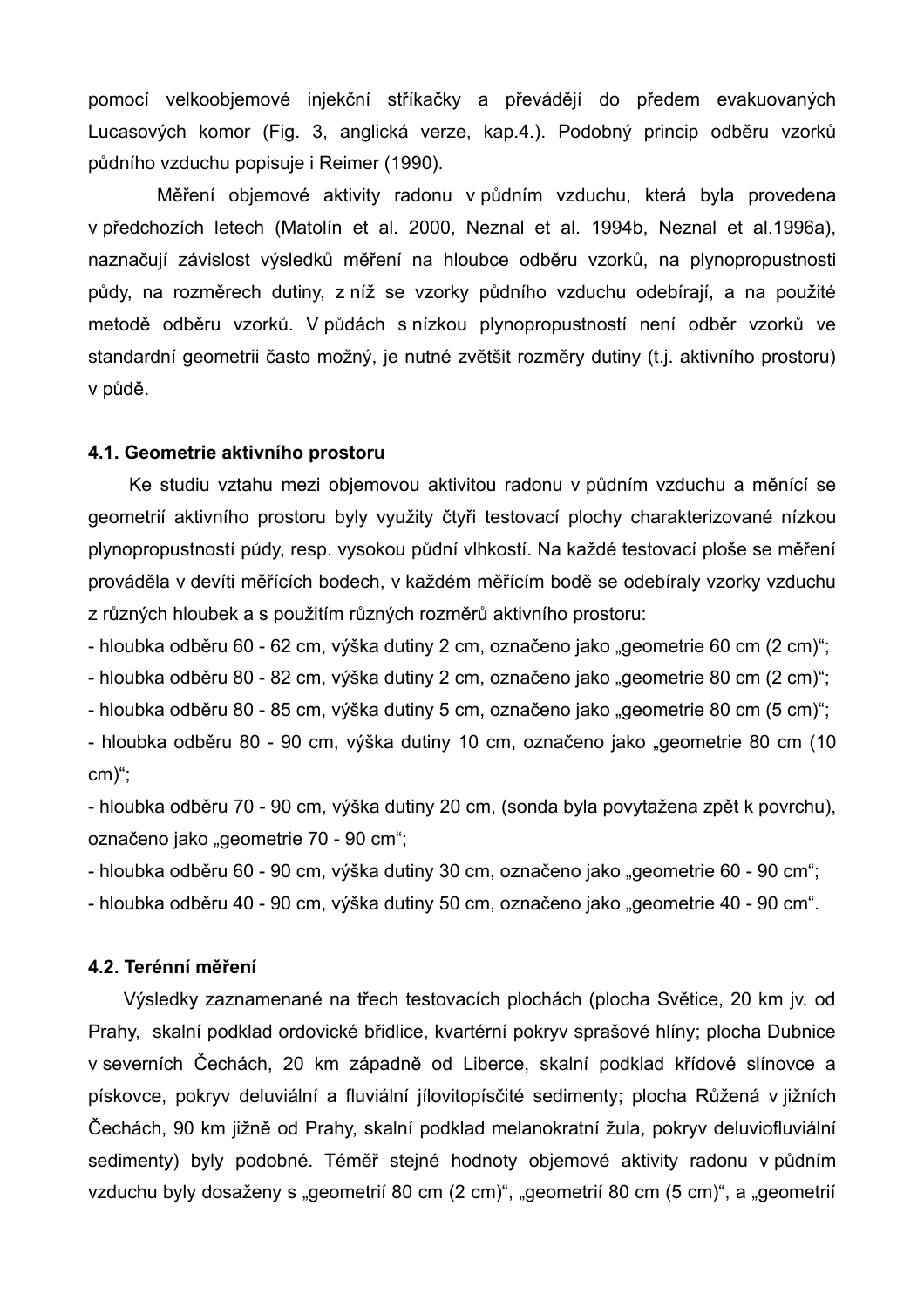pomocí velkoobjemové injekční stříkačky a převádějí do předem evakuovaných Lucasových komor (Fig. 3, anglická verze, kap.4.). Podobný princip odběru vzorků půdního vzduchu popisuje i Reimer (1990).

Měření objemové aktivity radonu v půdním vzduchu, která byla provedena v předchozích letech (Matolín et al. 2000, Neznal et al. 1994b, Neznal et al.1996a), naznačují závislost výsledků měření na hloubce odběru vzorků, na plynopropustnosti půdy, na rozměrech dutiny, z níž se vzorky půdního vzduchu odebírají, a na použité metodě odběru vzorků. V půdách s nízkou plynopropustností není odběr vzorků ve standardní geometrii často možný, je nutné zvětšit rozměry dutiny (t.j. aktivního prostoru) v půdě.

### 4.1. Geometrie aktivního prostoru

Ke studiu vztahu mezi objemovou aktivitou radonu v půdním vzduchu a měnící se geometrií aktivního prostoru byly využity čtyři testovací plochy charakterizované nízkou plynopropustností půdy, resp. vysokou půdní vlhkostí. Na každé testovací ploše se měření prováděla v devíti měřících bodech, v každém měřícím bodě se odebíraly vzorky vzduchu z různých hloubek a s použitím různých rozměrů aktivního prostoru:

- hloubka odběru 60 - 62 cm, výška dutiny 2 cm, označeno jako „geometrie 60 cm (2 cm)";
- hloubka odběru 80 - 82 cm, výška dutiny 2 cm, označeno jako „geometrie 80 cm (2 cm)";
- hloubka odběru 80 - 85 cm, výška dutiny 5 cm, označeno jako „geometrie 80 cm (5 cm)";
- hloubka odběru 80 - 90 cm, výška dutiny 10 cm, označeno jako „geometrie 80 cm (10 cm)";
- hloubka odběru 70 - 90 cm, výška dutiny 20 cm, (sonda byla povytažena zpět k povrchu), označeno jako „geometrie 70 - 90 cm";
- hloubka odběru 60 - 90 cm, výška dutiny 30 cm, označeno jako „geometrie 60 - 90 cm";
- hloubka odběru 40 - 90 cm, výška dutiny 50 cm, označeno jako „geometrie 40 - 90 cm".

### 4.2. Terénní měření

Výsledky zaznamenané na třech testovacích plochách (plocha Světice, 20 km jv. od Prahy, skalní podklad ordovické břidlice, kvartérní pokryv sprašové hlíny; plocha Dubnice v severních Čechách, 20 km západně od Liberce, skalní podklad křídové slínovce a pískovce, pokryv deluviální a fluviální jílovitopísčité sedimenty; plocha Růžená v jižních Čechách, 90 km jižně od Prahy, skalní podklad melanokratní žula, pokryv deluviofluviální sedimenty) byly podobné. Téměř stejné hodnoty objemové aktivity radonu v půdním vzduchu byly dosaženy s „geometrií 80 cm (2 cm)", „geometrií 80 cm (5 cm)", a „geometrií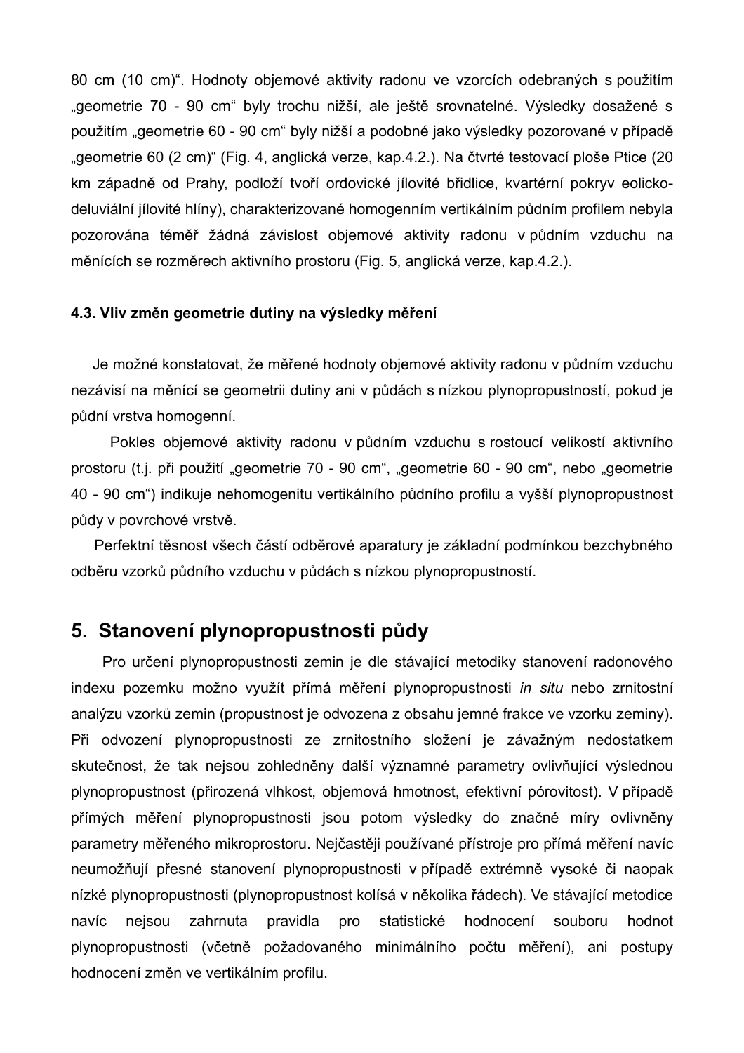80 cm (10 cm)". Hodnoty objemové aktivity radonu ve vzorcích odebraných s použitím „geometrie 70 - 90 cm" byly trochu nižší, ale ještě srovnatelné. Výsledky dosažené s použitím „geometrie 60 - 90 cm" byly nižší a podobné jako výsledky pozorované v případě „geometrie 60 (2 cm)" (Fig. 4, anglická verze, kap.4.2.). Na čtvrté testovací ploše Ptice (20 km západně od Prahy, podloží tvoří ordovické jílovité břidlice, kvartérní pokryv eolicko-deluviální jílovité hlíny), charakterizované homogenním vertikálním půdním profilem nebyla pozorována téměř žádná závislost objemové aktivity radonu v půdním vzduchu na měnících se rozměrech aktivního prostoru (Fig. 5, anglická verze, kap.4.2.).

#### 4.3. Vliv změn geometrie dutiny na výsledky měření

Je možné konstatovat, že měřené hodnoty objemové aktivity radonu v půdním vzduchu nezávisí na měnící se geometrii dutiny ani v půdách s nízkou plynopropustností, pokud je půdní vrstva homogenní.

Pokles objemové aktivity radonu v půdním vzduchu s rostoucí velikostí aktivního prostoru (t.j. při použití „geometrie 70 - 90 cm", „geometrie 60 - 90 cm", nebo „geometrie 40 - 90 cm") indikuje nehomogenitu vertikálního půdního profilu a vyšší plynopropustnost půdy v povrchové vrstvě.

Perfektní těsnost všech částí odběrové aparatury je základní podmínkou bezchybného odběru vzorků půdního vzduchu v půdách s nízkou plynopropustností.

## 5. Stanovení plynopropustnosti půdy

Pro určení plynopropustnosti zemin je dle stávající metodiky stanovení radonového indexu pozemku možno využít přímá měření plynopropustnosti *in situ* nebo zrnitostní analýzu vzorků zemin (propustnost je odvozena z obsahu jemné frakce ve vzorku zeminy). Při odvození plynopropustnosti ze zrnitostního složení je závažným nedostatkem skutečnost, že tak nejsou zohledněny další významné parametry ovlivňující výslednou plynopropustnost (přirozená vlhkost, objemová hmotnost, efektivní pórovitost). V případě přímých měření plynopropustnosti jsou potom výsledky do značné míry ovlivněny parametry měřeného mikroprostoru. Nejčastěji používané přístroje pro přímá měření navíc neumožňují přesné stanovení plynopropustnosti v případě extrémně vysoké či naopak nízké plynopropustnosti (plynopropustnost kolísá v několika řádech). Ve stávající metodice navíc nejsou zahrnuta pravidla pro statistické hodnocení souboru hodnot plynopropustnosti (včetně požadovaného minimálního počtu měření), ani postupy hodnocení změn ve vertikálním profilu.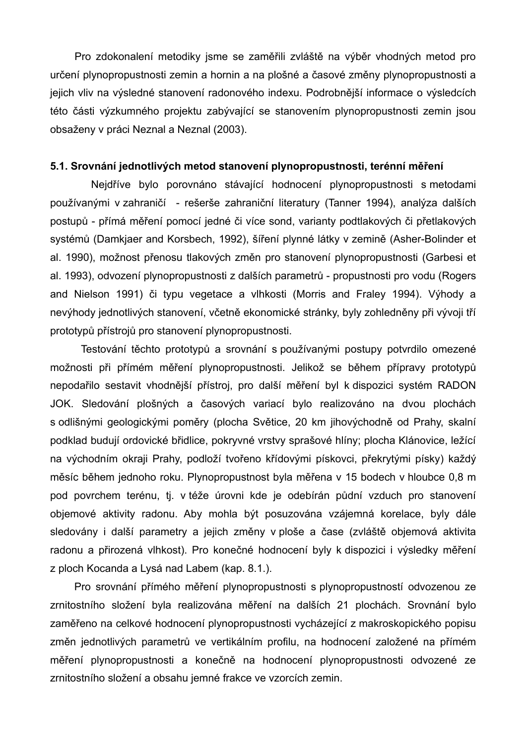Pro zdokonalení metodiky jsme se zaměřili zvláště na výběr vhodných metod pro určení plynopropustnosti zemin a hornin a na plošné a časové změny plynopropustnosti a jejich vliv na výsledné stanovení radonového indexu. Podrobnější informace o výsledcích této části výzkumného projektu zabývající se stanovením plynopropustnosti zemin jsou obsaženy v práci Neznal a Neznal (2003).

### 5.1. Srovnání jednotlivých metod stanovení plynopropustnosti, terénní měření

Nejdříve bylo porovnáno stávající hodnocení plynopropustnosti s metodami používanými v zahraničí - rešerše zahraniční literatury (Tanner 1994), analýza dalších postupů - přímá měření pomocí jedné či více sond, varianty podtlakových či přetlakových systémů (Damkjaer and Korsbech, 1992), šíření plynné látky v zemině (Asher-Bolinder et al. 1990), možnost přenosu tlakových změn pro stanovení plynopropustnosti (Garbesi et al. 1993), odvození plynopropustnosti z dalších parametrů - propustnosti pro vodu (Rogers and Nielson 1991) či typu vegetace a vlhkosti (Morris and Fraley 1994). Výhody a nevýhody jednotlivých stanovení, včetně ekonomické stránky, byly zohledněny při vývoji tří prototypů přístrojů pro stanovení plynopropustnosti.

Testování těchto prototypů a srovnání s používanými postupy potvrdilo omezené možnosti při přímém měření plynopropustnosti. Jelikož se během přípravy prototypů nepodařilo sestavit vhodnější přístroj, pro další měření byl k dispozici systém RADON JOK. Sledování plošných a časových variací bylo realizováno na dvou plochách s odlišnými geologickými poměry (plocha Světice, 20 km jihovýchodně od Prahy, skalní podklad budují ordovické břidlice, pokryvné vrstvy sprašové hlíny; plocha Klánovice, ležící na východním okraji Prahy, podloží tvořeno křídovými pískovci, překrytými písky) každý měsíc během jednoho roku. Plynopropustnost byla měřena v 15 bodech v hloubce 0,8 m pod povrchem terénu, tj. v téže úrovni kde je odebírán půdní vzduch pro stanovení objemové aktivity radonu. Aby mohla být posuzována vzájemná korelace, byly dále sledovány i další parametry a jejich změny v ploše a čase (zvláště objemová aktivita radonu a přirozená vlhkost). Pro konečné hodnocení byly k dispozici i výsledky měření z ploch Kocanda a Lysá nad Labem (kap. 8.1.).

Pro srovnání přímého měření plynopropustnosti s plynopropustností odvozenou ze zrnitostního složení byla realizována měření na dalších 21 plochách. Srovnání bylo zaměřeno na celkové hodnocení plynopropustnosti vycházející z makroskopického popisu změn jednotlivých parametrů ve vertikálním profilu, na hodnocení založené na přímém měření plynopropustnosti a konečně na hodnocení plynopropustnosti odvozené ze zrnitostního složení a obsahu jemné frakce ve vzorcích zemin.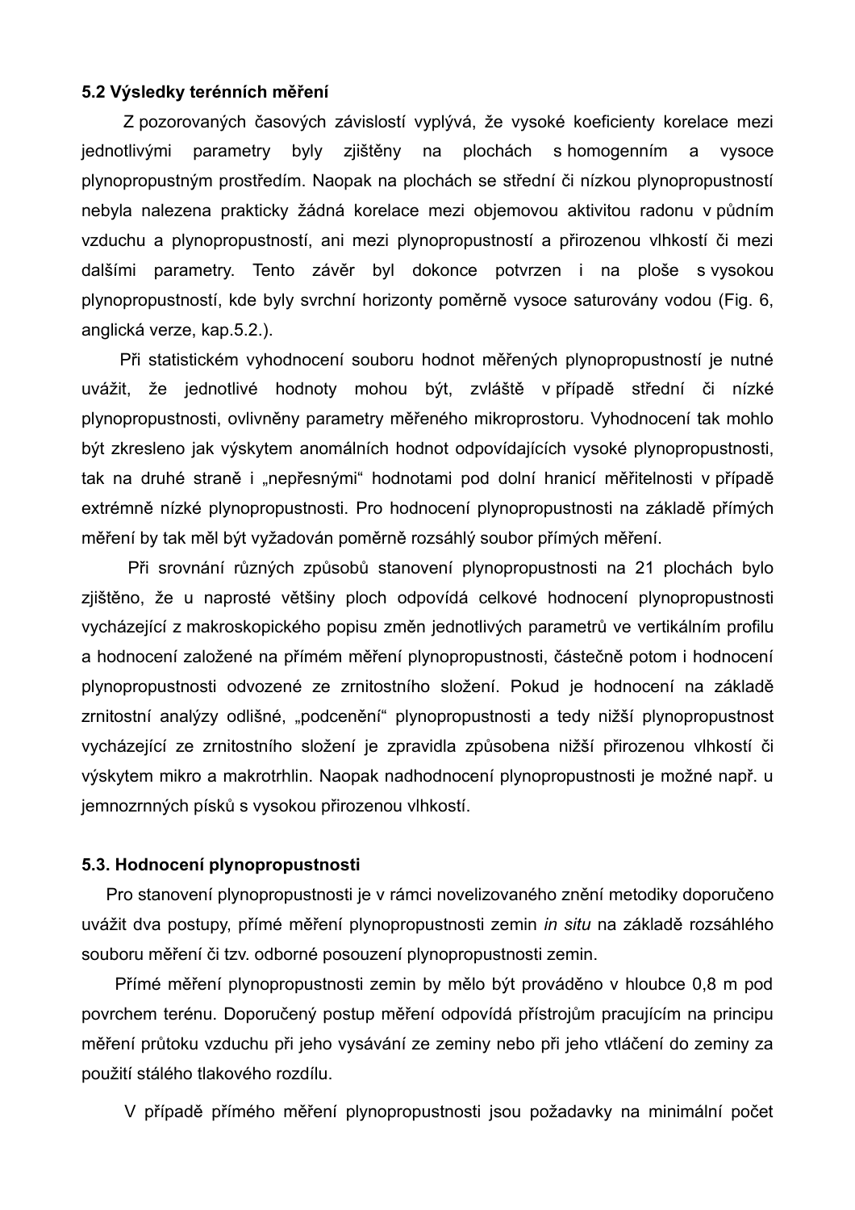### 5.2 Výsledky terénních měření

Z pozorovaných časových závislostí vyplývá, že vysoké koeficienty korelace mezi jednotlivými parametry byly zjištěny na plochách s homogenním a vysoce plynopropustným prostředím. Naopak na plochách se střední či nízkou plynopropustností nebyla nalezena prakticky žádná korelace mezi objemovou aktivitou radonu v půdním vzduchu a plynopropustností, ani mezi plynopropustností a přirozenou vlhkostí či mezi dalšími parametry. Tento závěr byl dokonce potvrzen i na ploše s vysokou plynopropustností, kde byly svrchní horizonty poměrně vysoce saturovány vodou (Fig. 6, anglická verze, kap.5.2.).

Při statistickém vyhodnocení souboru hodnot měřených plynopropustností je nutné uvážit, že jednotlivé hodnoty mohou být, zvláště v případě střední či nízké plynopropustnosti, ovlivněny parametry měřeného mikroprostoru. Vyhodnocení tak mohlo být zkresleno jak výskytem anomálních hodnot odpovídajících vysoké plynopropustnosti, tak na druhé straně i „nepřesnými" hodnotami pod dolní hranicí měřitelnosti v případě extrémně nízké plynopropustnosti. Pro hodnocení plynopropustnosti na základě přímých měření by tak měl být vyžadován poměrně rozsáhlý soubor přímých měření.

Při srovnání různých způsobů stanovení plynopropustnosti na 21 plochách bylo zjištěno, že u naprosté většiny ploch odpovídá celkové hodnocení plynopropustnosti vycházející z makroskopického popisu změn jednotlivých parametrů ve vertikálním profilu a hodnocení založené na přímém měření plynopropustnosti, částečně potom i hodnocení plynopropustnosti odvozené ze zrnitostního složení. Pokud je hodnocení na základě zrnitostní analýzy odlišné, „podcenění" plynopropustnosti a tedy nižší plynopropustnost vycházející ze zrnitostního složení je zpravidla způsobena nižší přirozenou vlhkostí či výskytem mikro a makrotrhlin. Naopak nadhodnocení plynopropustnosti je možné např. u jemnozrnných písků s vysokou přirozenou vlhkostí.

### 5.3. Hodnocení plynopropustnosti

Pro stanovení plynopropustnosti je v rámci novelizovaného znění metodiky doporučeno uvážit dva postupy, přímé měření plynopropustnosti zemin *in situ* na základě rozsáhlého souboru měření či tzv. odborné posouzení plynopropustnosti zemin.

Přímé měření plynopropustnosti zemin by mělo být prováděno v hloubce 0,8 m pod povrchem terénu. Doporučený postup měření odpovídá přístrojům pracujícím na principu měření průtoku vzduchu při jeho vysávání ze zeminy nebo při jeho vtláčení do zeminy za použití stálého tlakového rozdílu.

V případě přímého měření plynopropustnosti jsou požadavky na minimální počet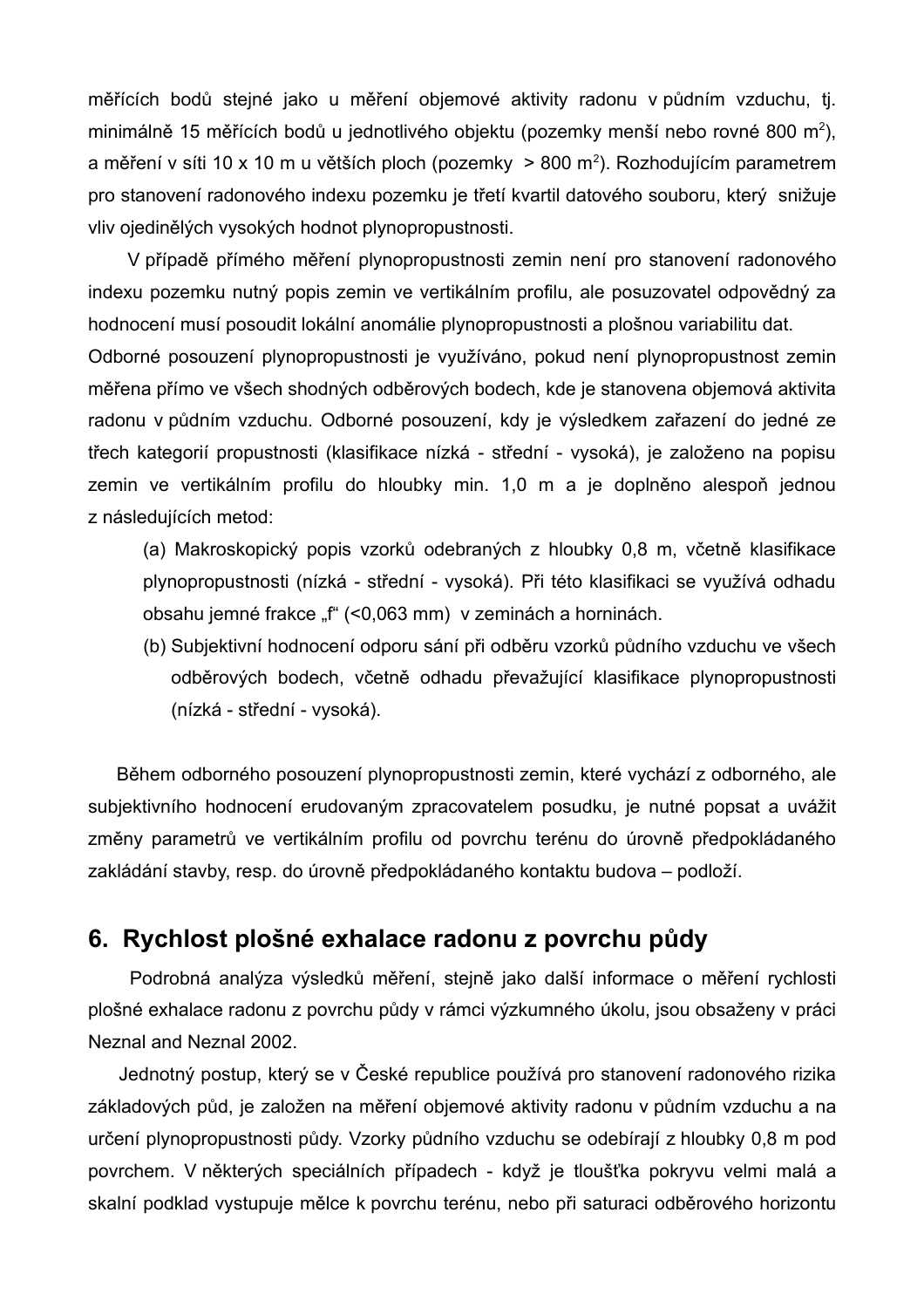měřících bodů stejné jako u měření objemové aktivity radonu v půdním vzduchu, tj. minimálně 15 měřících bodů u jednotlivého objektu (pozemky menší nebo rovné 800 m$^2$), a měření v síti 10 x 10 m u větších ploch (pozemky > 800 m$^2$). Rozhodujícím parametrem pro stanovení radonového indexu pozemku je třetí kvartil datového souboru, který snižuje vliv ojedinělých vysokých hodnot plynopropustnosti.

V případě přímého měření plynopropustnosti zemin není pro stanovení radonového indexu pozemku nutný popis zemin ve vertikálním profilu, ale posuzovatel odpovědný za hodnocení musí posoudit lokální anomálie plynopropustnosti a plošnou variabilitu dat. Odborné posouzení plynopropustnosti je využíváno, pokud není plynopropustnost zemin měřena přímo ve všech shodných odběrových bodech, kde je stanovena objemová aktivita radonu v půdním vzduchu. Odborné posouzení, kdy je výsledkem zařazení do jedné ze třech kategorií propustnosti (klasifikace nízká - střední - vysoká), je založeno na popisu zemin ve vertikálním profilu do hloubky min. 1,0 m a je doplněno alespoň jednou z následujících metod:

(a) Makroskopický popis vzorků odebraných z hloubky 0,8 m, včetně klasifikace plynopropustnosti (nízká - střední - vysoká). Při této klasifikaci se využívá odhadu obsahu jemné frakce „f“ (<0,063 mm) v zeminách a horninách.

(b) Subjektivní hodnocení odporu sání při odběru vzorků půdního vzduchu ve všech odběrových bodech, včetně odhadu převažující klasifikace plynopropustnosti (nízká - střední - vysoká).

Během odborného posouzení plynopropustnosti zemin, které vychází z odborného, ale subjektivního hodnocení erudovaným zpracovatelem posudku, je nutné popsat a uvážit změny parametrů ve vertikálním profilu od povrchu terénu do úrovně předpokládaného zakládání stavby, resp. do úrovně předpokládaného kontaktu budova – podloží.

## 6. Rychlost plošné exhalace radonu z povrchu půdy

Podrobná analýza výsledků měření, stejně jako další informace o měření rychlosti plošné exhalace radonu z povrchu půdy v rámci výzkumného úkolu, jsou obsaženy v práci Neznal and Neznal 2002.

Jednotný postup, který se v České republice používá pro stanovení radonového rizika základových půd, je založen na měření objemové aktivity radonu v půdním vzduchu a na určení plynopropustnosti půdy. Vzorky půdního vzduchu se odebírají z hloubky 0,8 m pod povrchem. V některých speciálních případech - když je tloušťka pokryvu velmi malá a skalní podklad vystupuje mělce k povrchu terénu, nebo při saturaci odběrového horizontu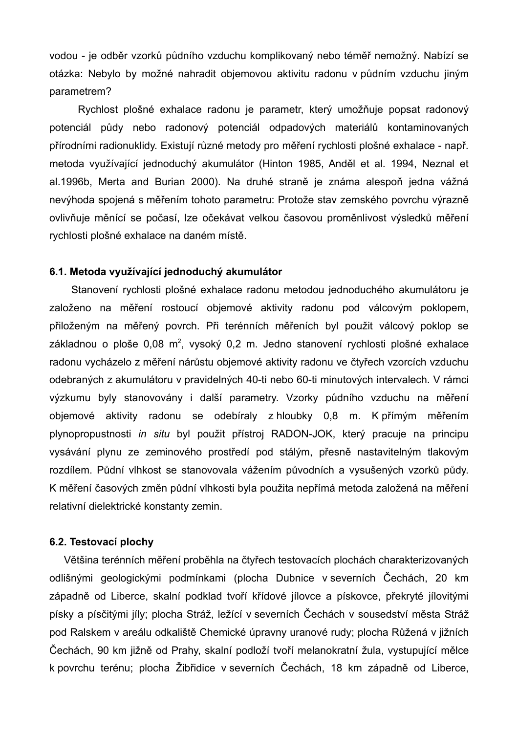vodou - je odběr vzorků půdního vzduchu komplikovaný nebo téměř nemožný. Nabízí se otázka: Nebylo by možné nahradit objemovou aktivitu radonu v půdním vzduchu jiným parametrem?

Rychlost plošné exhalace radonu je parametr, který umožňuje popsat radonový potenciál půdy nebo radonový potenciál odpadových materiálů kontaminovaných přírodními radionuklidy. Existují různé metody pro měření rychlosti plošné exhalace - např. metoda využívající jednoduchý akumulátor (Hinton 1985, Anděl et al. 1994, Neznal et al.1996b, Merta and Burian 2000). Na druhé straně je známa alespoň jedna vážná nevýhoda spojená s měřením tohoto parametru: Protože stav zemského povrchu výrazně ovlivňuje měnící se počasí, lze očekávat velkou časovou proměnlivost výsledků měření rychlosti plošné exhalace na daném místě.

### 6.1. Metoda využívající jednoduchý akumulátor

Stanovení rychlosti plošné exhalace radonu metodou jednoduchého akumulátoru je založeno na měření rostoucí objemové aktivity radonu pod válcovým poklopem, přiloženým na měřený povrch. Při terénních měřeních byl použit válcový poklop se základnou o ploše 0,08 $m^2$, vysoký 0,2 m. Jedno stanovení rychlosti plošné exhalace radonu vycházelo z měření nárůstu objemové aktivity radonu ve čtyřech vzorcích vzduchu odebraných z akumulátoru v pravidelných 40-ti nebo 60-ti minutových intervalech. V rámci výzkumu byly stanovovány i další parametry. Vzorky půdního vzduchu na měření objemové aktivity radonu se odebíraly z hloubky 0,8 m. K přímým měřením plynopropustnosti *in situ* byl použit přístroj RADON-JOK, který pracuje na principu vysávání plynu ze zeminového prostředí pod stálým, přesně nastavitelným tlakovým rozdílem. Půdní vlhkost se stanovovala vážením původních a vysušených vzorků půdy. K měření časových změn půdní vlhkosti byla použita nepřímá metoda založená na měření relativní dielektrické konstanty zemin.

### 6.2. Testovací plochy

Většina terénních měření proběhla na čtyřech testovacích plochách charakterizovaných odlišnými geologickými podmínkami (plocha Dubnice v severních Čechách, 20 km západně od Liberce, skalní podklad tvoří křídové jílovce a pískovce, překryté jílovitými písky a písčitými jíly; plocha Stráž, ležící v severních Čechách v sousedství města Stráž pod Ralskem v areálu odkaliště Chemické úpravny uranové rudy; plocha Růžená v jižních Čechách, 90 km jižně od Prahy, skalní podloží tvoří melanokratní žula, vystupující mělce k povrchu terénu; plocha Žibřidice v severních Čechách, 18 km západně od Liberce,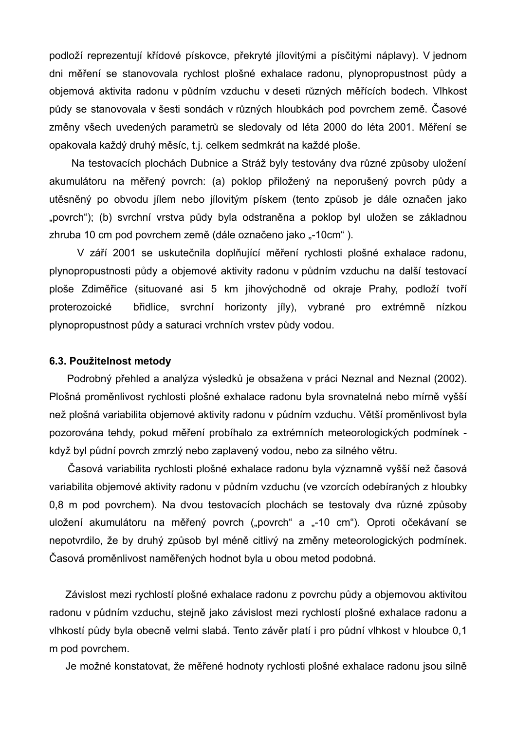podloží reprezentují křídové pískovce, překryté jílovitými a písčitými náplavy). V jednom dni měření se stanovovala rychlost plošné exhalace radonu, plynopropustnost půdy a objemová aktivita radonu v půdním vzduchu v deseti různých měřících bodech. Vlhkost půdy se stanovovala v šesti sondách v různých hloubkách pod povrchem země. Časové změny všech uvedených parametrů se sledovaly od léta 2000 do léta 2001. Měření se opakovala každý druhý měsíc, t.j. celkem sedmkrát na každé ploše.

Na testovacích plochách Dubnice a Stráž byly testovány dva různé způsoby uložení akumulátoru na měřený povrch: (a) poklop přiložený na neporušený povrch půdy a utěsněný po obvodu jílem nebo jílovitým pískem (tento způsob je dále označen jako „povrch“); (b) svrchní vrstva půdy byla odstraněna a poklop byl uložen se základnou zhruba 10 cm pod povrchem země (dále označeno jako „-10cm“ ).

V září 2001 se uskutečnila doplňující měření rychlosti plošné exhalace radonu, plynopropustnosti půdy a objemové aktivity radonu v půdním vzduchu na další testovací ploše Zdiměřice (situované asi 5 km jihovýchodně od okraje Prahy, podloží tvoří proterozoické břidlice, svrchní horizonty jíly), vybrané pro extrémně nízkou plynopropustnost půdy a saturaci vrchních vrstev půdy vodou.

### 6.3. Použitelnost metody

Podrobný přehled a analýza výsledků je obsažena v práci Neznal and Neznal (2002). Plošná proměnlivost rychlosti plošné exhalace radonu byla srovnatelná nebo mírně vyšší než plošná variabilita objemové aktivity radonu v půdním vzduchu. Větší proměnlivost byla pozorována tehdy, pokud měření probíhalo za extrémních meteorologických podmínek - když byl půdní povrch zmrzlý nebo zaplavený vodou, nebo za silného větru.

Časová variabilita rychlosti plošné exhalace radonu byla významně vyšší než časová variabilita objemové aktivity radonu v půdním vzduchu (ve vzorcích odebíraných z hloubky 0,8 m pod povrchem). Na dvou testovacích plochách se testovaly dva různé způsoby uložení akumulátoru na měřený povrch („povrch“ a „-10 cm“). Oproti očekávaní se nepotvrdilo, že by druhý způsob byl méně citlivý na změny meteorologických podmínek. Časová proměnlivost naměřených hodnot byla u obou metod podobná.

Závislost mezi rychlostí plošné exhalace radonu z povrchu půdy a objemovou aktivitou radonu v půdním vzduchu, stejně jako závislost mezi rychlostí plošné exhalace radonu a vlhkostí půdy byla obecně velmi slabá. Tento závěr platí i pro půdní vlhkost v hloubce 0,1 m pod povrchem.

Je možné konstatovat, že měřené hodnoty rychlosti plošné exhalace radonu jsou silně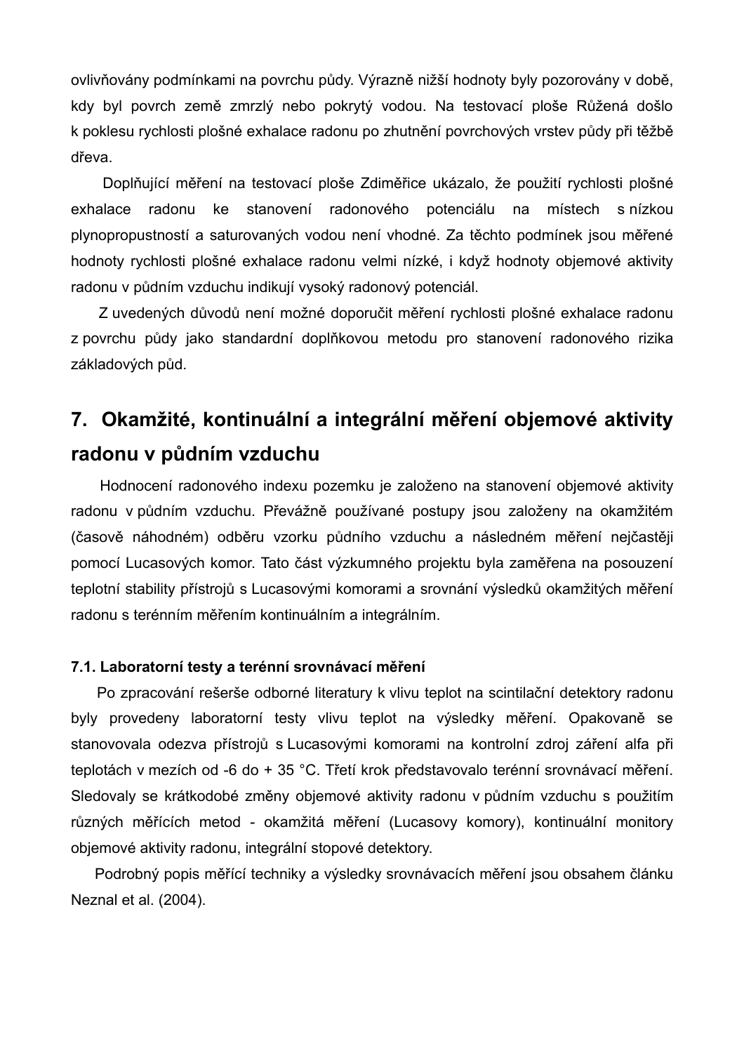ovlivňovány podmínkami na povrchu půdy. Výrazně nižší hodnoty byly pozorovány v době, kdy byl povrch země zmrzlý nebo pokrytý vodou. Na testovací ploše Růžená došlo k poklesu rychlosti plošné exhalace radonu po zhutnění povrchových vrstev půdy při těžbě dřeva.

Doplňující měření na testovací ploše Zdiměřice ukázalo, že použití rychlosti plošné exhalace radonu ke stanovení radonového potenciálu na místech s nízkou plynopropustností a saturovaných vodou není vhodné. Za těchto podmínek jsou měřené hodnoty rychlosti plošné exhalace radonu velmi nízké, i když hodnoty objemové aktivity radonu v půdním vzduchu indikují vysoký radonový potenciál.

Z uvedených důvodů není možné doporučit měření rychlosti plošné exhalace radonu z povrchu půdy jako standardní doplňkovou metodu pro stanovení radonového rizika základových půd.

# 7. Okamžité, kontinuální a integrální měření objemové aktivity radonu v půdním vzduchu

Hodnocení radonového indexu pozemku je založeno na stanovení objemové aktivity radonu v půdním vzduchu. Převážně používané postupy jsou založeny na okamžitém (časově náhodném) odběru vzorku půdního vzduchu a následném měření nejčastěji pomocí Lucasových komor. Tato část výzkumného projektu byla zaměřena na posouzení teplotní stability přístrojů s Lucasovými komorami a srovnání výsledků okamžitých měření radonu s terénním měřením kontinuálním a integrálním.

### 7.1. Laboratorní testy a terénní srovnávací měření

Po zpracování rešerše odborné literatury k vlivu teplot na scintilační detektory radonu byly provedeny laboratorní testy vlivu teplot na výsledky měření. Opakovaně se stanovovala odezva přístrojů s Lucasovými komorami na kontrolní zdroj záření alfa při teplotách v mezích od -6 do + 35 °C. Třetí krok představovalo terénní srovnávací měření. Sledovaly se krátkodobé změny objemové aktivity radonu v půdním vzduchu s použitím různých měřících metod - okamžitá měření (Lucasovy komory), kontinuální monitory objemové aktivity radonu, integrální stopové detektory.

Podrobný popis měřící techniky a výsledky srovnávacích měření jsou obsahem článku Neznal et al. (2004).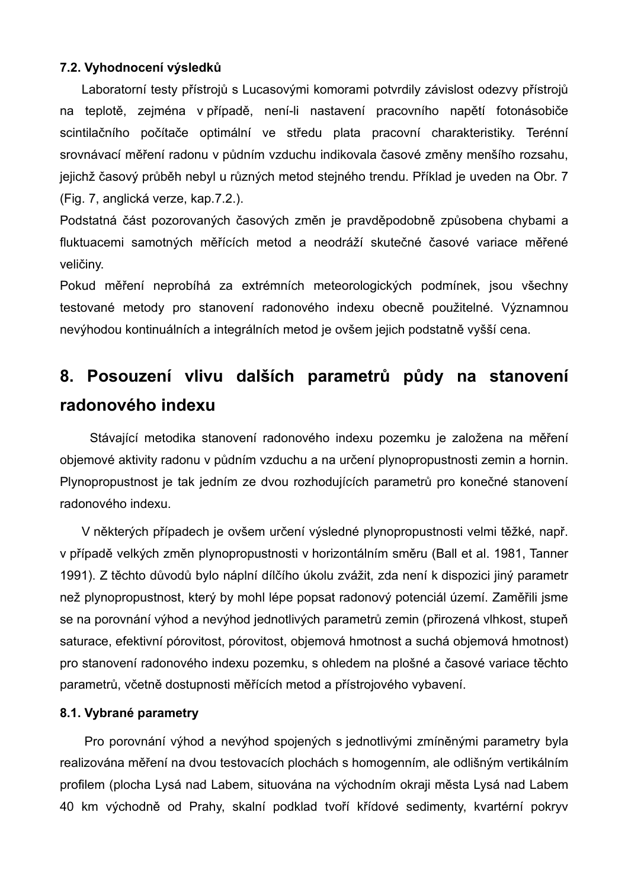### 7.2. Vyhodnocení výsledků

Laboratorní testy přístrojů s Lucasovými komorami potvrdily závislost odezvy přístrojů na teplotě, zejména v případě, není-li nastavení pracovního napětí fotonásobiče scintilačního počítače optimální ve středu plata pracovní charakteristiky. Terénní srovnávací měření radonu v půdním vzduchu indikovala časové změny menšího rozsahu, jejichž časový průběh nebyl u různých metod stejného trendu. Příklad je uveden na Obr. 7 (Fig. 7, anglická verze, kap.7.2.).

Podstatná část pozorovaných časových změn je pravděpodobně způsobena chybami a fluktuacemi samotných měřících metod a neodráží skutečné časové variace měřené veličiny.

Pokud měření neprobíhá za extrémních meteorologických podmínek, jsou všechny testované metody pro stanovení radonového indexu obecně použitelné. Významnou nevýhodou kontinuálních a integrálních metod je ovšem jejich podstatně vyšší cena.

## 8. Posouzení vlivu dalších parametrů půdy na stanovení radonového indexu

Stávající metodika stanovení radonového indexu pozemku je založena na měření objemové aktivity radonu v půdním vzduchu a na určení plynopropustnosti zemin a hornin. Plynopropustnost je tak jedním ze dvou rozhodujících parametrů pro konečné stanovení radonového indexu.

V některých případech je ovšem určení výsledné plynopropustnosti velmi těžké, např. v případě velkých změn plynopropustnosti v horizontálním směru (Ball et al. 1981, Tanner 1991). Z těchto důvodů bylo náplní dílčího úkolu zvážit, zda není k dispozici jiný parametr než plynopropustnost, který by mohl lépe popsat radonový potenciál území. Zaměřili jsme se na porovnání výhod a nevýhod jednotlivých parametrů zemin (přirozená vlhkost, stupeň saturace, efektivní pórovitost, pórovitost, objemová hmotnost a suchá objemová hmotnost) pro stanovení radonového indexu pozemku, s ohledem na plošné a časové variace těchto parametrů, včetně dostupnosti měřících metod a přístrojového vybavení.

### 8.1. Vybrané parametry

Pro porovnání výhod a nevýhod spojených s jednotlivými zmíněnými parametry byla realizována měření na dvou testovacích plochách s homogenním, ale odlišným vertikálním profilem (plocha Lysá nad Labem, situována na východním okraji města Lysá nad Labem 40 km východně od Prahy, skalní podklad tvoří křídové sedimenty, kvartérní pokryv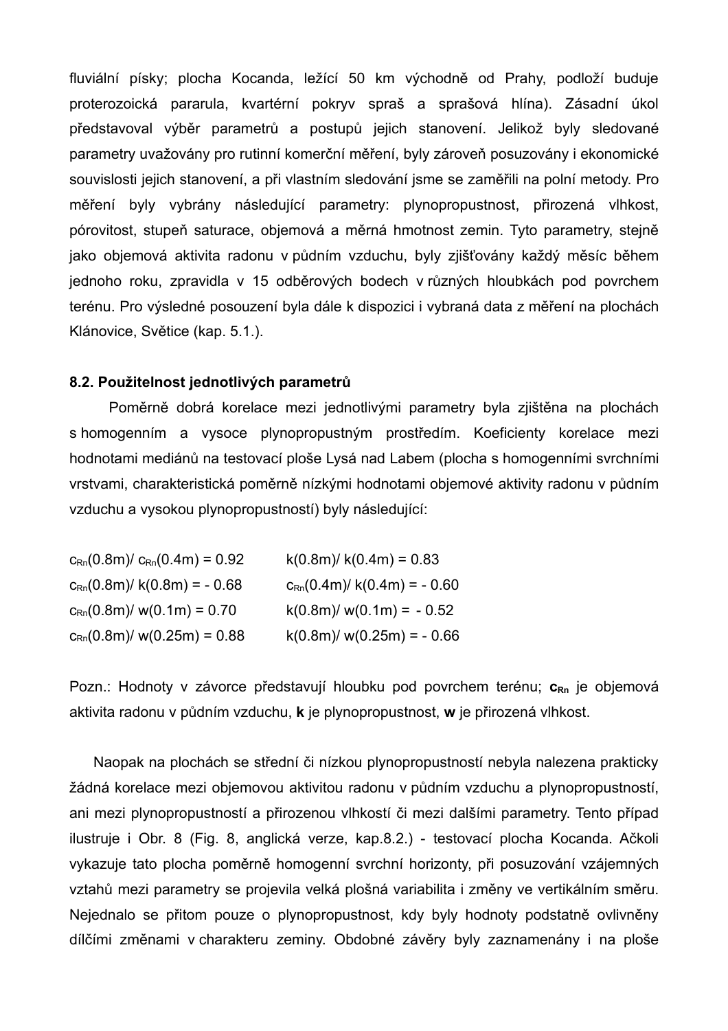fluviální písky; plocha Kocanda, ležící 50 km východně od Prahy, podloží buduje proterozoická pararula, kvartérní pokryv spraš a sprašová hlína). Zásadní úkol představoval výběr parametrů a postupů jejich stanovení. Jelikož byly sledované parametry uvažovány pro rutinní komerční měření, byly zároveň posuzovány i ekonomické souvislosti jejich stanovení, a při vlastním sledování jsme se zaměřili na polní metody. Pro měření byly vybrány následující parametry: plynopropustnost, přirozená vlhkost, pórovitost, stupeň saturace, objemová a měrná hmotnost zemin. Tyto parametry, stejně jako objemová aktivita radonu v půdním vzduchu, byly zjišťovány každý měsíc během jednoho roku, zpravidla v 15 odběrových bodech v různých hloubkách pod povrchem terénu. Pro výsledné posouzení byla dále k dispozici i vybraná data z měření na plochách Klánovice, Světice (kap. 5.1.).

### 8.2. Použitelnost jednotlivých parametrů

Poměrně dobrá korelace mezi jednotlivými parametry byla zjištěna na plochách s homogenním a vysoce plynopropustným prostředím. Koeficienty korelace mezi hodnotami mediánů na testovací ploše Lysá nad Labem (plocha s homogenními svrchními vrstvami, charakteristická poměrně nízkými hodnotami objemové aktivity radonu v půdním vzduchu a vysokou plynopropustností) byly následující:

| | |
|---|---|
| $c_{Rn}(0.8m)/ c_{Rn}(0.4m) = 0.92$ | $k(0.8m)/ k(0.4m) = 0.83$ |
| $c_{Rn}(0.8m)/ k(0.8m) = - 0.68$ | $c_{Rn}(0.4m)/ k(0.4m) = - 0.60$ |
| $c_{Rn}(0.8m)/ w(0.1m) = 0.70$ | $k(0.8m)/ w(0.1m) = - 0.52$ |
| $c_{Rn}(0.8m)/ w(0.25m) = 0.88$ | $k(0.8m)/ w(0.25m) = - 0.66$ |

Pozn.: Hodnoty v závorce představují hloubku pod povrchem terénu; $\mathbf{c_{Rn}}$ je objemová aktivita radonu v půdním vzduchu, **k** je plynopropustnost, **w** je přirozená vlhkost.

Naopak na plochách se střední či nízkou plynopropustností nebyla nalezena prakticky žádná korelace mezi objemovou aktivitou radonu v půdním vzduchu a plynopropustností, ani mezi plynopropustností a přirozenou vlhkostí či mezi dalšími parametry. Tento případ ilustruje i Obr. 8 (Fig. 8, anglická verze, kap.8.2.) - testovací plocha Kocanda. Ačkoli vykazuje tato plocha poměrně homogenní svrchní horizonty, při posuzování vzájemných vztahů mezi parametry se projevila velká plošná variabilita i změny ve vertikálním směru. Nejednalo se přitom pouze o plynopropustnost, kdy byly hodnoty podstatně ovlivněny dílčími změnami v charakteru zeminy. Obdobné závěry byly zaznamenány i na ploše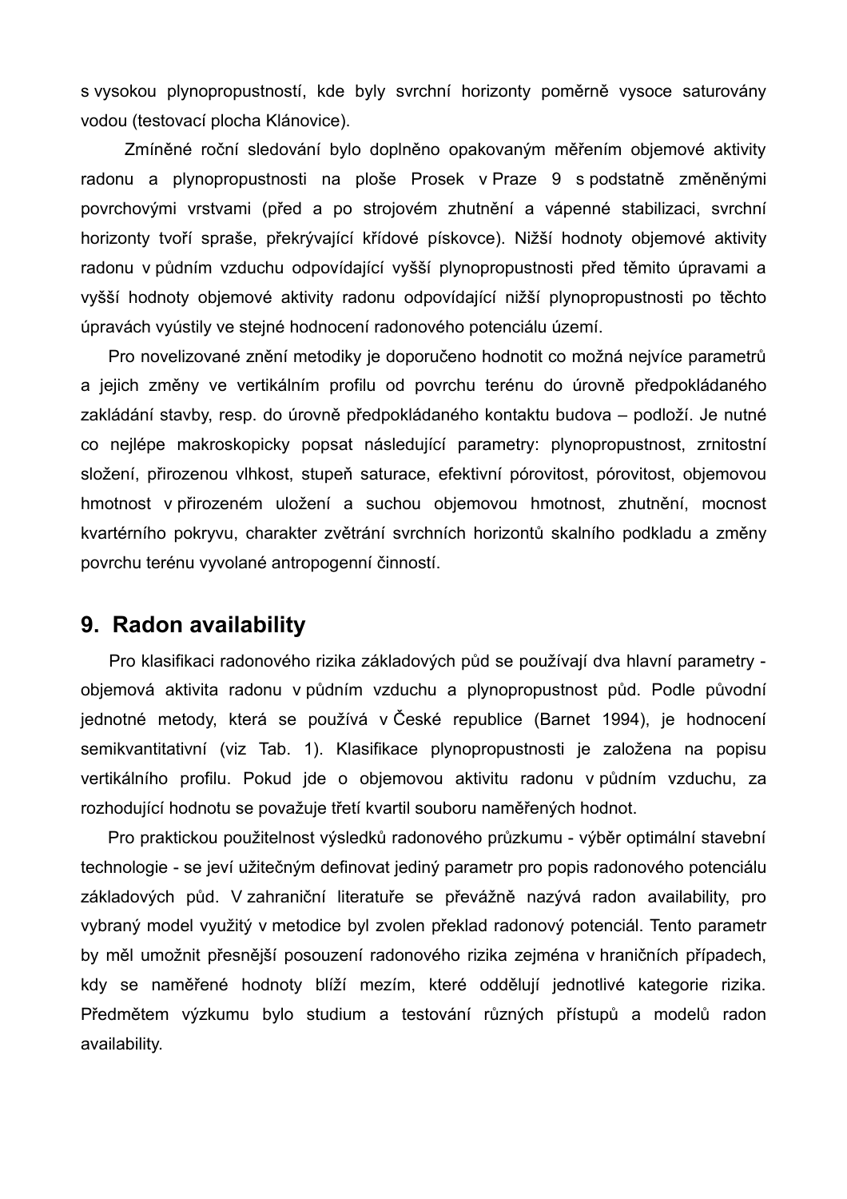s vysokou plynopropustností, kde byly svrchní horizonty poměrně vysoce saturovány vodou (testovací plocha Klánovice).

Zmíněné roční sledování bylo doplněno opakovaným měřením objemové aktivity radonu a plynopropustnosti na ploše Prosek v Praze 9 s podstatně změněnými povrchovými vrstvami (před a po strojovém zhutnění a vápenné stabilizaci, svrchní horizonty tvoří spraše, překrývající křídové pískovce). Nižší hodnoty objemové aktivity radonu v půdním vzduchu odpovídající vyšší plynopropustnosti před těmito úpravami a vyšší hodnoty objemové aktivity radonu odpovídající nižší plynopropustnosti po těchto úpravách vyústily ve stejné hodnocení radonového potenciálu území.

Pro novelizované znění metodiky je doporučeno hodnotit co možná nejvíce parametrů a jejich změny ve vertikálním profilu od povrchu terénu do úrovně předpokládaného zakládání stavby, resp. do úrovně předpokládaného kontaktu budova – podloží. Je nutné co nejlépe makroskopicky popsat následující parametry: plynopropustnost, zrnitostní složení, přirozenou vlhkost, stupeň saturace, efektivní pórovitost, pórovitost, objemovou hmotnost v přirozeném uložení a suchou objemovou hmotnost, zhutnění, mocnost kvartérního pokryvu, charakter zvětrání svrchních horizontů skalního podkladu a změny povrchu terénu vyvolané antropogenní činností.

## 9. Radon availability

Pro klasifikaci radonového rizika základových půd se používají dva hlavní parametry - objemová aktivita radonu v půdním vzduchu a plynopropustnost půd. Podle původní jednotné metody, která se používá v České republice (Barnet 1994), je hodnocení semikvantitativní (viz Tab. 1). Klasifikace plynopropustnosti je založena na popisu vertikálního profilu. Pokud jde o objemovou aktivitu radonu v půdním vzduchu, za rozhodující hodnotu se považuje třetí kvartil souboru naměřených hodnot.

Pro praktickou použitelnost výsledků radonového průzkumu - výběr optimální stavební technologie - se jeví užitečným definovat jediný parametr pro popis radonového potenciálu základových půd. V zahraniční literatuře se převážně nazývá radon availability, pro vybraný model využitý v metodice byl zvolen překlad radonový potenciál. Tento parametr by měl umožnit přesnější posouzení radonového rizika zejména v hraničních případech, kdy se naměřené hodnoty blíží mezím, které oddělují jednotlivé kategorie rizika. Předmětem výzkumu bylo studium a testování různých přístupů a modelů radon availability.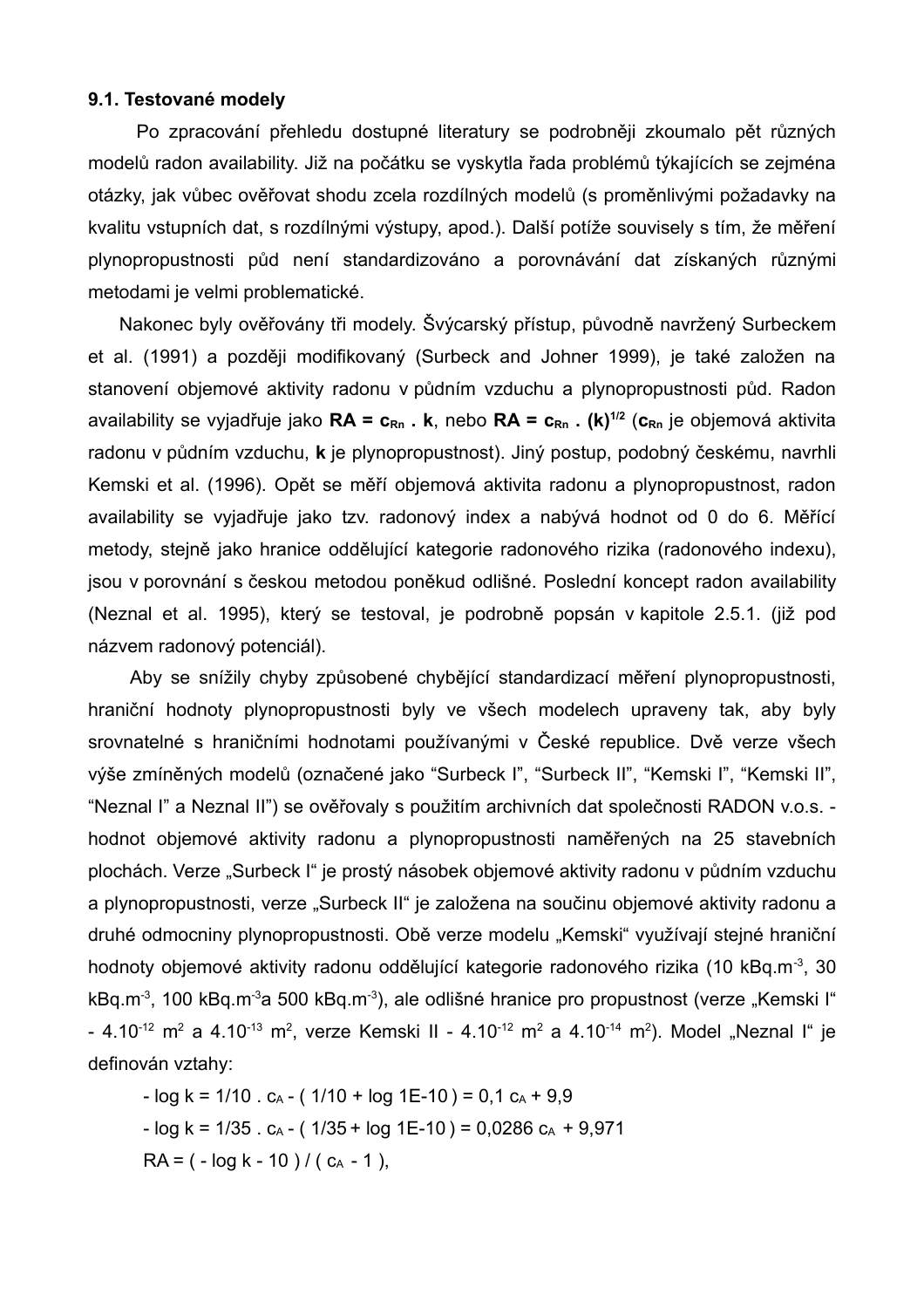### 9.1. Testované modely

Po zpracování přehledu dostupné literatury se podrobněji zkoumalo pět různých modelů radon availability. Již na počátku se vyskytla řada problémů týkajících se zejména otázky, jak vůbec ověřovat shodu zcela rozdílných modelů (s proměnlivými požadavky na kvalitu vstupních dat, s rozdílnými výstupy, apod.). Další potíže souvisely s tím, že měření plynopropustnosti půd není standardizováno a porovnávání dat získaných různými metodami je velmi problematické.

Nakonec byly ověřovány tři modely. Švýcarský přístup, původně navržený Surbeckem et al. (1991) a později modifikovaný (Surbeck and Johner 1999), je také založen na stanovení objemové aktivity radonu v půdním vzduchu a plynopropustnosti půd. Radon availability se vyjadřuje jako $\mathbf{RA = c_{Rn} \cdot k}$, nebo $\mathbf{RA = c_{Rn} \cdot (k)^{1/2}}$ ($\mathbf{c_{Rn}}$ je objemová aktivita radonu v půdním vzduchu, $\mathbf{k}$ je plynopropustnost). Jiný postup, podobný českému, navrhli Kemski et al. (1996). Opět se měří objemová aktivita radonu a plynopropustnost, radon availability se vyjadřuje jako tzv. radonový index a nabývá hodnot od 0 do 6. Měřící metody, stejně jako hranice oddělující kategorie radonového rizika (radonového indexu), jsou v porovnání s českou metodou poněkud odlišné. Poslední koncept radon availability (Neznal et al. 1995), který se testoval, je podrobně popsán v kapitole 2.5.1. (již pod názvem radonový potenciál).

Aby se snížily chyby způsobené chybějící standardizací měření plynopropustnosti, hraniční hodnoty plynopropustnosti byly ve všech modelech upraveny tak, aby byly srovnatelné s hraničními hodnotami používanými v České republice. Dvě verze všech výše zmíněných modelů (označené jako "Surbeck I", "Surbeck II", "Kemski I", "Kemski II", "Neznal I" a Neznal II") se ověřovaly s použitím archivních dat společnosti RADON v.o.s. - hodnot objemové aktivity radonu a plynopropustnosti naměřených na 25 stavebních plochách. Verze „Surbeck I" je prostý násobek objemové aktivity radonu v půdním vzduchu a plynopropustnosti, verze „Surbeck II" je založena na součinu objemové aktivity radonu a druhé odmocniny plynopropustnosti. Obě verze modelu „Kemski" využívají stejné hraniční hodnoty objemové aktivity radonu oddělující kategorie radonového rizika (10 $kBq.m^{-3}$, 30 $kBq.m^{-3}$, 100 $kBq.m^{-3}$a 500 $kBq.m^{-3}$), ale odlišné hranice pro propustnost (verze „Kemski I" - $4.10^{-12}$ $m^2$ a $4.10^{-13}$ $m^2$, verze Kemski II - $4.10^{-12}$ $m^2$ a $4.10^{-14}$ $m^2$). Model „Neznal I" je definován vztahy:

$- \log k = 1/10 \cdot c_A - ( 1/10 + \log 1E\text{-}10 ) = 0{,}1\, c_A + 9{,}9$

$- \log k = 1/35 \cdot c_A - ( 1/35 + \log 1E\text{-}10 ) = 0{,}0286\, c_A + 9{,}971$

$RA = ( - \log k - 10 ) / ( c_A - 1 ),$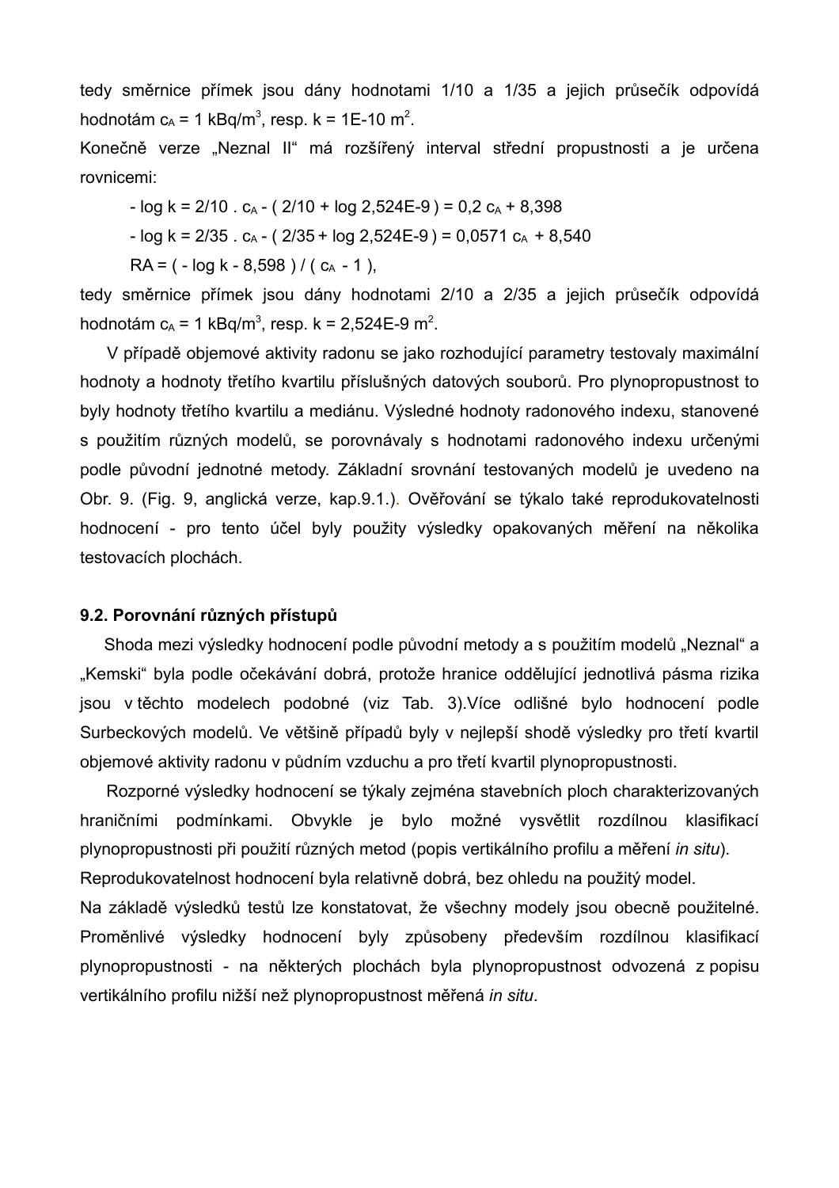tedy směrnice přímek jsou dány hodnotami 1/10 a 1/35 a jejich průsečík odpovídá hodnotám $c_A$ = 1 kBq/m$^3$, resp. k = 1E-10 m$^2$.

Konečně verze „Neznal II“ má rozšířený interval střední propustnosti a je určena rovnicemi:

- log k = 2/10 . $c_A$ - ( 2/10 + log 2,524E-9 ) = 0,2 $c_A$ + 8,398

- log k = 2/35 . $c_A$ - ( 2/35 + log 2,524E-9 ) = 0,0571 $c_A$ + 8,540

RA = ( - log k - 8,598 ) / ( $c_A$ - 1 ),

tedy směrnice přímek jsou dány hodnotami 2/10 a 2/35 a jejich průsečík odpovídá hodnotám $c_A$ = 1 kBq/m$^3$, resp. k = 2,524E-9 m$^2$.

V případě objemové aktivity radonu se jako rozhodující parametry testovaly maximální hodnoty a hodnoty třetího kvartilu příslušných datových souborů. Pro plynopropustnost to byly hodnoty třetího kvartilu a mediánu. Výsledné hodnoty radonového indexu, stanovené s použitím různých modelů, se porovnávaly s hodnotami radonového indexu určenými podle původní jednotné metody. Základní srovnání testovaných modelů je uvedeno na Obr. 9. (Fig. 9, anglická verze, kap.9.1.). Ověřování se týkalo také reprodukovatelnosti hodnocení - pro tento účel byly použity výsledky opakovaných měření na několika testovacích plochách.

### 9.2. Porovnání různých přístupů

Shoda mezi výsledky hodnocení podle původní metody a s použitím modelů „Neznal“ a „Kemski“ byla podle očekávání dobrá, protože hranice oddělující jednotlivá pásma rizika jsou v těchto modelech podobné (viz Tab. 3).Více odlišné bylo hodnocení podle Surbeckových modelů. Ve většině případů byly v nejlepší shodě výsledky pro třetí kvartil objemové aktivity radonu v půdním vzduchu a pro třetí kvartil plynopropustnosti.

Rozporné výsledky hodnocení se týkaly zejména stavebních ploch charakterizovaných hraničními podmínkami. Obvykle je bylo možné vysvětlit rozdílnou klasifikací plynopropustnosti při použití různých metod (popis vertikálního profilu a měření *in situ*).

Reprodukovatelnost hodnocení byla relativně dobrá, bez ohledu na použitý model.

Na základě výsledků testů lze konstatovat, že všechny modely jsou obecně použitelné. Proměnlivé výsledky hodnocení byly způsobeny především rozdílnou klasifikací plynopropustnosti - na některých plochách byla plynopropustnost odvozená z popisu vertikálního profilu nižší než plynopropustnost měřená *in situ*.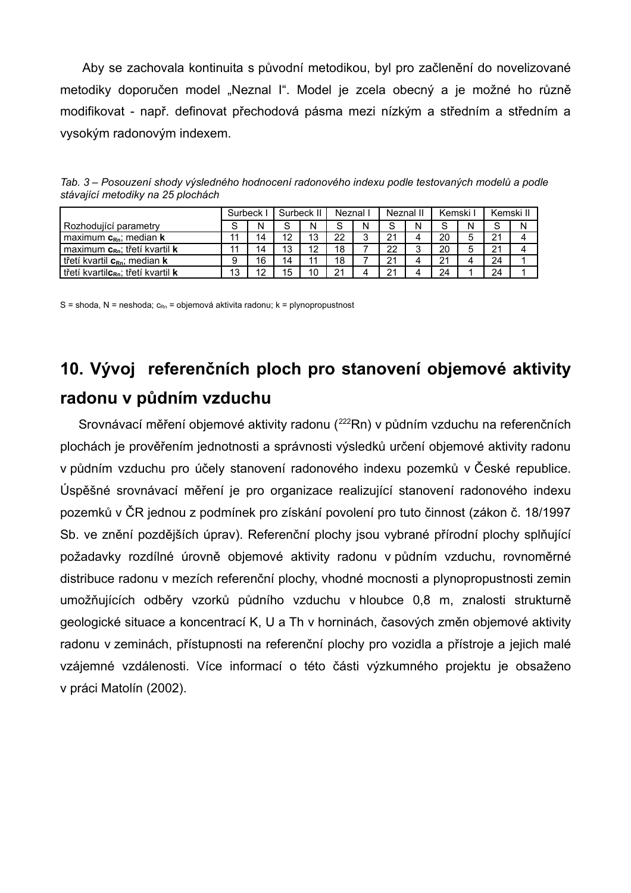Aby se zachovala kontinuita s původní metodikou, byl pro začlenění do novelizované metodiky doporučen model „Neznal I". Model je zcela obecný a je možné ho různě modifikovat - např. definovat přechodová pásma mezi nízkým a středním a středním a vysokým radonovým indexem.

*Tab. 3 – Posouzení shody výsledného hodnocení radonového indexu podle testovaných modelů a podle stávající metodiky na 25 plochách*

| | Surbeck I | | Surbeck II | | Neznal I | | Neznal II | | Kemski I | | Kemski II | |
|---|---|---|---|---|---|---|---|---|---|---|---|---|
| Rozhodující parametry | S | N | S | N | S | N | S | N | S | N | S | N |
| maximum $\mathbf{c_{Rn}}$; median **k** | 11 | 14 | 12 | 13 | 22 | 3 | 21 | 4 | 20 | 5 | 21 | 4 |
| maximum $\mathbf{c_{Rn}}$; třetí kvartil **k** | 11 | 14 | 13 | 12 | 18 | 7 | 22 | 3 | 20 | 5 | 21 | 4 |
| třetí kvartil $\mathbf{c_{Rn}}$; median **k** | 9 | 16 | 14 | 11 | 18 | 7 | 21 | 4 | 21 | 4 | 24 | 1 |
| třetí kvartil$\mathbf{c_{Rn}}$; třetí kvartil **k** | 13 | 12 | 15 | 10 | 21 | 4 | 21 | 4 | 24 | 1 | 24 | 1 |

S = shoda, N = neshoda; $c_{Rn}$ = objemová aktivita radonu; k = plynopropustnost

## 10. Vývoj referenčních ploch pro stanovení objemové aktivity radonu v půdním vzduchu

Srovnávací měření objemové aktivity radonu ($^{222}Rn$) v půdním vzduchu na referenčních plochách je prověřením jednotnosti a správnosti výsledků určení objemové aktivity radonu v půdním vzduchu pro účely stanovení radonového indexu pozemků v České republice. Úspěšné srovnávací měření je pro organizace realizující stanovení radonového indexu pozemků v ČR jednou z podmínek pro získání povolení pro tuto činnost (zákon č. 18/1997 Sb. ve znění pozdějších úprav). Referenční plochy jsou vybrané přírodní plochy splňující požadavky rozdílné úrovně objemové aktivity radonu v půdním vzduchu, rovnoměrné distribuce radonu v mezích referenční plochy, vhodné mocnosti a plynopropustnosti zemin umožňujících odběry vzorků půdního vzduchu v hloubce 0,8 m, znalosti strukturně geologické situace a koncentrací K, U a Th v horninách, časových změn objemové aktivity radonu v zeminách, přístupnosti na referenční plochy pro vozidla a přístroje a jejich malé vzájemné vzdálenosti. Více informací o této části výzkumného projektu je obsaženo v práci Matolín (2002).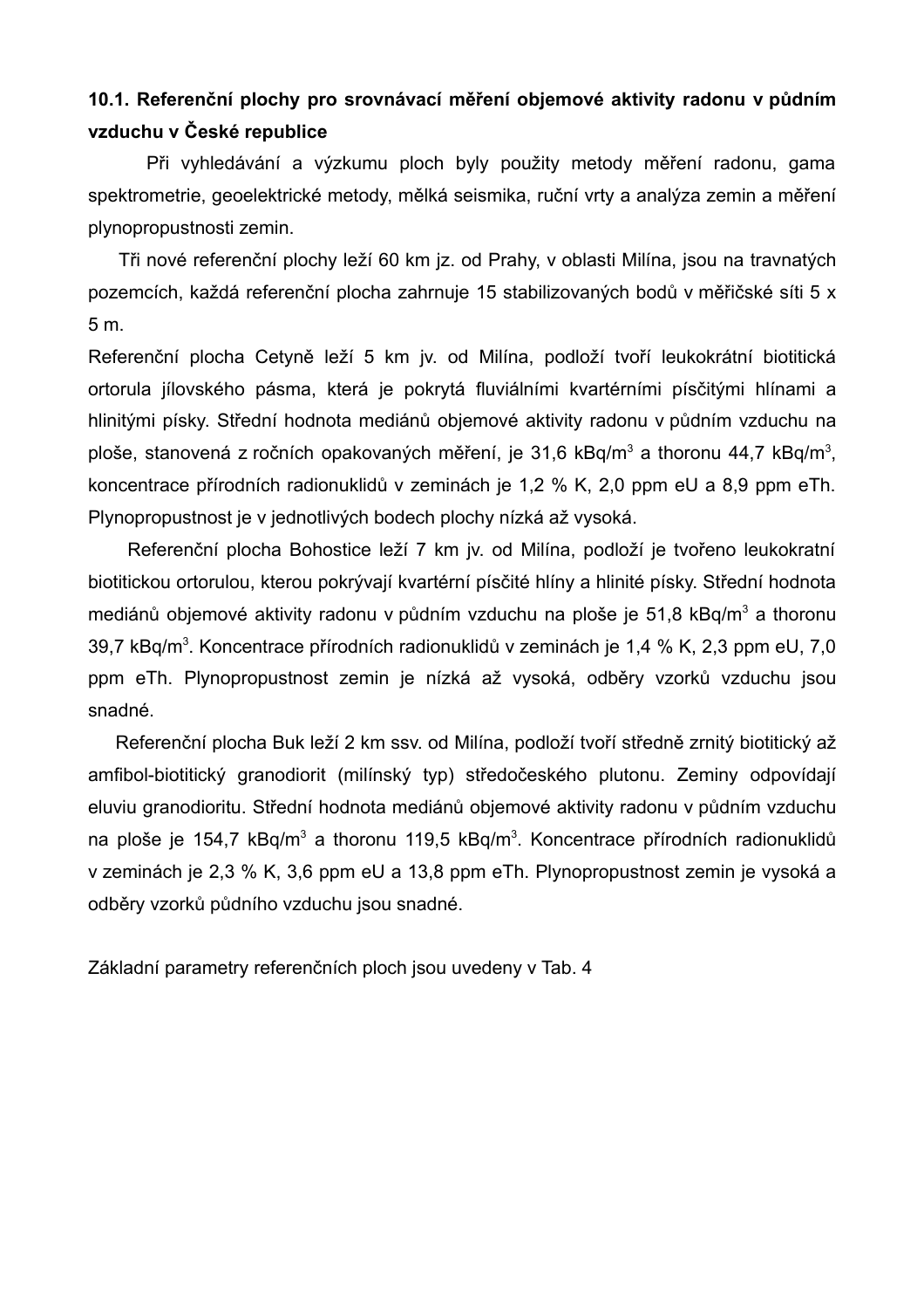### 10.1. Referenční plochy pro srovnávací měření objemové aktivity radonu v půdním vzduchu v České republice

Při vyhledávání a výzkumu ploch byly použity metody měření radonu, gama spektrometrie, geoelektrické metody, mělká seismika, ruční vrty a analýza zemin a měření plynopropustnosti zemin.

Tři nové referenční plochy leží 60 km jz. od Prahy, v oblasti Milína, jsou na travnatých pozemcích, každá referenční plocha zahrnuje 15 stabilizovaných bodů v měřičské síti 5 x 5 m.

Referenční plocha Cetyně leží 5 km jv. od Milína, podloží tvoří leukokrátní biotitická ortorula jílovského pásma, která je pokrytá fluviálními kvartérními písčitými hlínami a hlinitými písky. Střední hodnota mediánů objemové aktivity radonu v půdním vzduchu na ploše, stanovená z ročních opakovaných měření, je 31,6 kBq/m$^3$ a thoronu 44,7 kBq/m$^3$, koncentrace přírodních radionuklidů v zeminách je 1,2 % K, 2,0 ppm eU a 8,9 ppm eTh. Plynopropustnost je v jednotlivých bodech plochy nízká až vysoká.

Referenční plocha Bohostice leží 7 km jv. od Milína, podloží je tvořeno leukokratní biotitickou ortorulou, kterou pokrývají kvartérní písčité hlíny a hlinité písky. Střední hodnota mediánů objemové aktivity radonu v půdním vzduchu na ploše je 51,8 kBq/m$^3$ a thoronu 39,7 kBq/m$^3$. Koncentrace přírodních radionuklidů v zeminách je 1,4 % K, 2,3 ppm eU, 7,0 ppm eTh. Plynopropustnost zemin je nízká až vysoká, odběry vzorků vzduchu jsou snadné.

Referenční plocha Buk leží 2 km ssv. od Milína, podloží tvoří středně zrnitý biotitický až amfibol-biotitický granodiorit (milínský typ) středočeského plutonu. Zeminy odpovídají eluviu granodioritu. Střední hodnota mediánů objemové aktivity radonu v půdním vzduchu na ploše je 154,7 kBq/m$^3$ a thoronu 119,5 kBq/m$^3$. Koncentrace přírodních radionuklidů v zeminách je 2,3 % K, 3,6 ppm eU a 13,8 ppm eTh. Plynopropustnost zemin je vysoká a odběry vzorků půdního vzduchu jsou snadné.

Základní parametry referenčních ploch jsou uvedeny v Tab. 4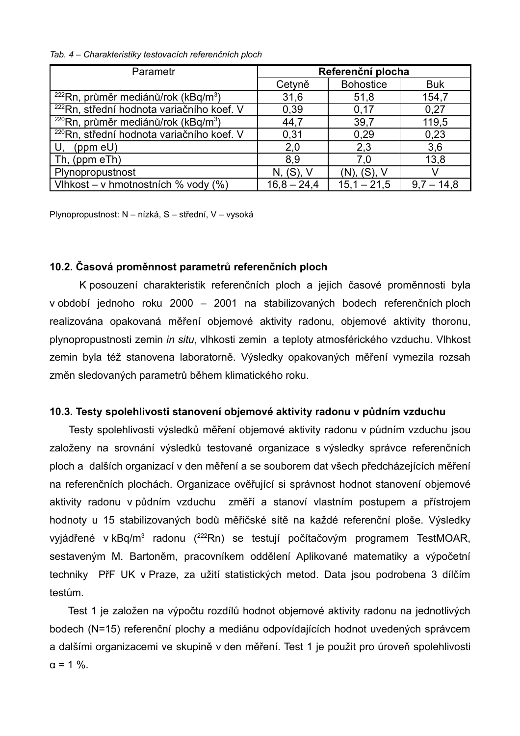*Tab. 4 – Charakteristiky testovacích referenčních ploch*

| Parametr | Referenční plocha | | |
|---|---|---|---|
| | Cetyně | Bohostice | Buk |
| $^{222}$Rn, průměr mediánů/rok (kBq/m$^3$) | 31,6 | 51,8 | 154,7 |
| $^{222}$Rn, střední hodnota variačního koef. V | 0,39 | 0,17 | 0,27 |
| $^{220}$Rn, průměr mediánů/rok (kBq/m$^3$) | 44,7 | 39,7 | 119,5 |
| $^{220}$Rn, střední hodnota variačního koef. V | 0,31 | 0,29 | 0,23 |
| U, (ppm eU) | 2,0 | 2,3 | 3,6 |
| Th, (ppm eTh) | 8,9 | 7,0 | 13,8 |
| Plynopropustnost | N, (S), V | (N), (S), V | V |
| Vlhkost – v hmotnostních % vody (%) | 16,8 – 24,4 | 15,1 – 21,5 | 9,7 – 14,8 |

Plynopropustnost: N – nízká, S – střední, V – vysoká

### 10.2. Časová proměnnost parametrů referenčních ploch

K posouzení charakteristik referenčních ploch a jejich časové proměnnosti byla v období jednoho roku 2000 – 2001 na stabilizovaných bodech referenčních ploch realizována opakovaná měření objemové aktivity radonu, objemové aktivity thoronu, plynopropustnosti zemin *in situ*, vlhkosti zemin a teploty atmosférického vzduchu. Vlhkost zemin byla též stanovena laboratorně. Výsledky opakovaných měření vymezila rozsah změn sledovaných parametrů během klimatického roku.

### 10.3. Testy spolehlivosti stanovení objemové aktivity radonu v půdním vzduchu

Testy spolehlivosti výsledků měření objemové aktivity radonu v půdním vzduchu jsou založeny na srovnání výsledků testované organizace s výsledky správce referenčních ploch a dalších organizací v den měření a se souborem dat všech předcházejících měření na referenčních plochách. Organizace ověřující si správnost hodnot stanovení objemové aktivity radonu v půdním vzduchu změří a stanoví vlastním postupem a přístrojem hodnoty u 15 stabilizovaných bodů měřičské sítě na každé referenční ploše. Výsledky vyjádřené v kBq/m$^3$ radonu ($^{222}$Rn) se testují počítačovým programem TestMOAR, sestaveným M. Bartoněm, pracovníkem oddělení Aplikované matematiky a výpočetní techniky PřF UK v Praze, za užití statistických metod. Data jsou podrobena 3 dílčím testům.

Test 1 je založen na výpočtu rozdílů hodnot objemové aktivity radonu na jednotlivých bodech (N=15) referenční plochy a mediánu odpovídajících hodnot uvedených správcem a dalšími organizacemi ve skupině v den měření. Test 1 je použit pro úroveň spolehlivosti $\alpha = 1$ %.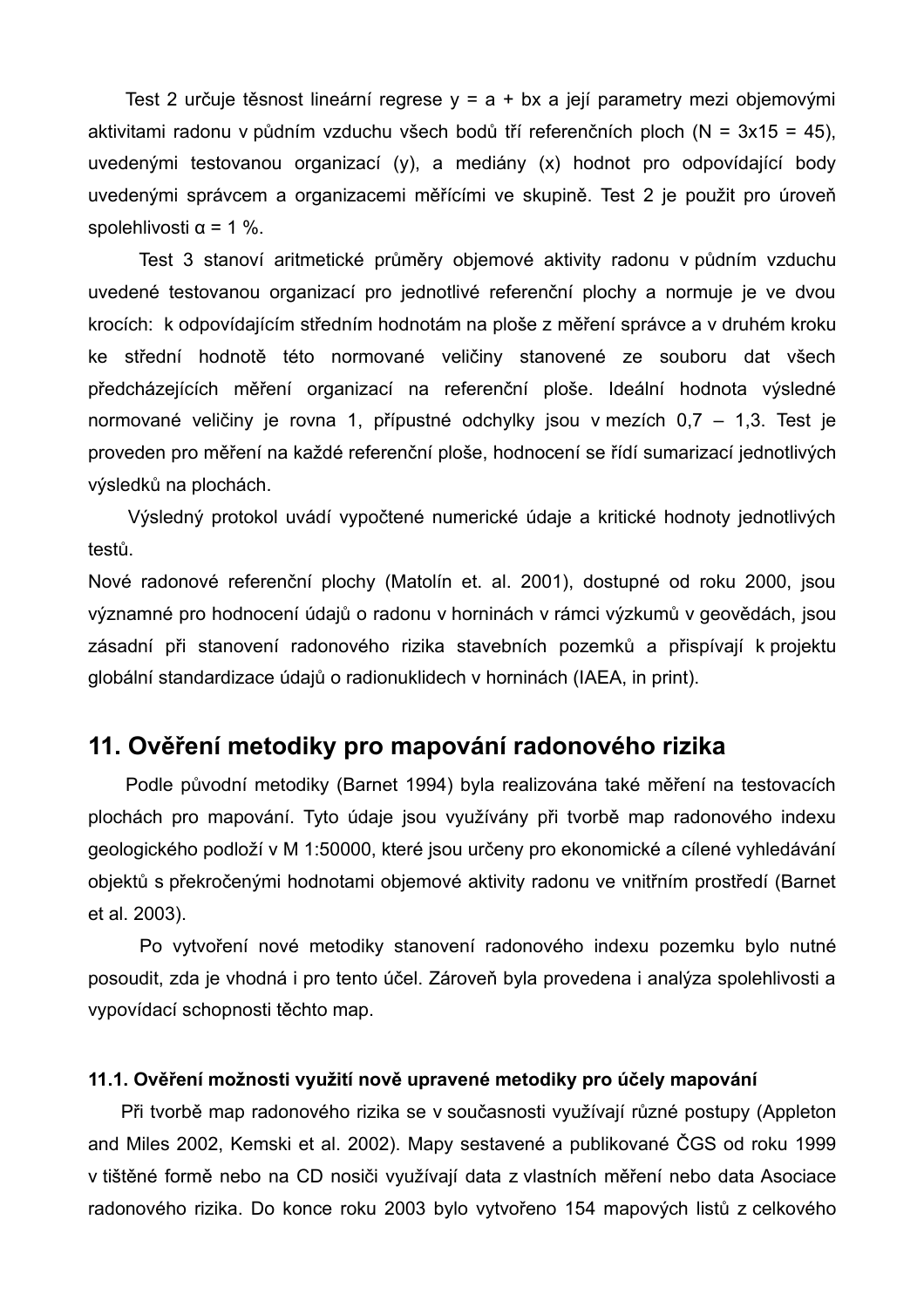Test 2 určuje těsnost lineární regrese $y = a + bx$ a její parametry mezi objemovými aktivitami radonu v půdním vzduchu všech bodů tří referenčních ploch ($N = 3x15 = 45$), uvedenými testovanou organizací (y), a mediány (x) hodnot pro odpovídající body uvedenými správcem a organizacemi měřícími ve skupině. Test 2 je použit pro úroveň spolehlivosti $\alpha = 1$ %.

Test 3 stanoví aritmetické průměry objemové aktivity radonu v půdním vzduchu uvedené testovanou organizací pro jednotlivé referenční plochy a normuje je ve dvou krocích: k odpovídajícím středním hodnotám na ploše z měření správce a v druhém kroku ke střední hodnotě této normované veličiny stanovené ze souboru dat všech předcházejících měření organizací na referenční ploše. Ideální hodnota výsledné normované veličiny je rovna 1, přípustné odchylky jsou v mezích 0,7 – 1,3. Test je proveden pro měření na každé referenční ploše, hodnocení se řídí sumarizací jednotlivých výsledků na plochách.

Výsledný protokol uvádí vypočtené numerické údaje a kritické hodnoty jednotlivých testů.

Nové radonové referenční plochy (Matolín et. al. 2001), dostupné od roku 2000, jsou významné pro hodnocení údajů o radonu v horninách v rámci výzkumů v geovědách, jsou zásadní při stanovení radonového rizika stavebních pozemků a přispívají k projektu globální standardizace údajů o radionuklidech v horninách (IAEA, in print).

## 11. Ověření metodiky pro mapování radonového rizika

Podle původní metodiky (Barnet 1994) byla realizována také měření na testovacích plochách pro mapování. Tyto údaje jsou využívány při tvorbě map radonového indexu geologického podloží v M 1:50000, které jsou určeny pro ekonomické a cílené vyhledávání objektů s překročenými hodnotami objemové aktivity radonu ve vnitřním prostředí (Barnet et al. 2003).

Po vytvoření nové metodiky stanovení radonového indexu pozemku bylo nutné posoudit, zda je vhodná i pro tento účel. Zároveň byla provedena i analýza spolehlivosti a vypovídací schopnosti těchto map.

### 11.1. Ověření možnosti využití nově upravené metodiky pro účely mapování

Při tvorbě map radonového rizika se v současnosti využívají různé postupy (Appleton and Miles 2002, Kemski et al. 2002). Mapy sestavené a publikované ČGS od roku 1999 v tištěné formě nebo na CD nosiči využívají data z vlastních měření nebo data Asociace radonového rizika. Do konce roku 2003 bylo vytvořeno 154 mapových listů z celkového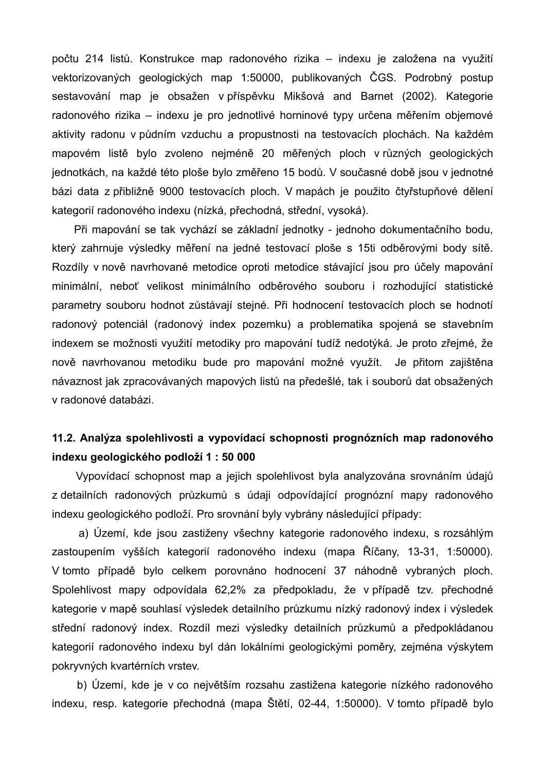počtu 214 listů. Konstrukce map radonového rizika – indexu je založena na využití vektorizovaných geologických map 1:50000, publikovaných ČGS. Podrobný postup sestavování map je obsažen v příspěvku Mikšová and Barnet (2002). Kategorie radonového rizika – indexu je pro jednotlivé horninové typy určena měřením objemové aktivity radonu v půdním vzduchu a propustnosti na testovacích plochách. Na každém mapovém listě bylo zvoleno nejméně 20 měřených ploch v různých geologických jednotkách, na každé této ploše bylo změřeno 15 bodů. V současné době jsou v jednotné bázi data z přibližně 9000 testovacích ploch. V mapách je použito čtyřstupňové dělení kategorií radonového indexu (nízká, přechodná, střední, vysoká).

Při mapování se tak vychází se základní jednotky - jednoho dokumentačního bodu, který zahrnuje výsledky měření na jedné testovací ploše s 15ti odběrovými body sítě. Rozdíly v nově navrhované metodice oproti metodice stávající jsou pro účely mapování minimální, neboť velikost minimálního odběrového souboru i rozhodující statistické parametry souboru hodnot zůstávají stejné. Při hodnocení testovacích ploch se hodnotí radonový potenciál (radonový index pozemku) a problematika spojená se stavebním indexem se možnosti využití metodiky pro mapování tudíž nedotýká. Je proto zřejmé, že nově navrhovanou metodiku bude pro mapování možné využít. Je přitom zajištěna návaznost jak zpracovávaných mapových listů na předešlé, tak i souborů dat obsažených v radonové databázi.

## 11.2. Analýza spolehlivosti a vypovídací schopnosti prognózních map radonového indexu geologického podloží 1 : 50 000

Vypovídací schopnost map a jejich spolehlivost byla analyzována srovnáním údajů z detailních radonových průzkumů s údaji odpovídající prognózní mapy radonového indexu geologického podloží. Pro srovnání byly vybrány následující případy:

a) Území, kde jsou zastiženy všechny kategorie radonového indexu, s rozsáhlým zastoupením vyšších kategorií radonového indexu (mapa Říčany, 13-31, 1:50000). V tomto případě bylo celkem porovnáno hodnocení 37 náhodně vybraných ploch. Spolehlivost mapy odpovídala 62,2% za předpokladu, že v případě tzv. přechodné kategorie v mapě souhlasí výsledek detailního průzkumu nízký radonový index i výsledek střední radonový index. Rozdíl mezi výsledky detailních průzkumů a předpokládanou kategorií radonového indexu byl dán lokálními geologickými poměry, zejména výskytem pokryvných kvartérních vrstev.

b) Území, kde je v co největším rozsahu zastižena kategorie nízkého radonového indexu, resp. kategorie přechodná (mapa Štětí, 02-44, 1:50000). V tomto případě bylo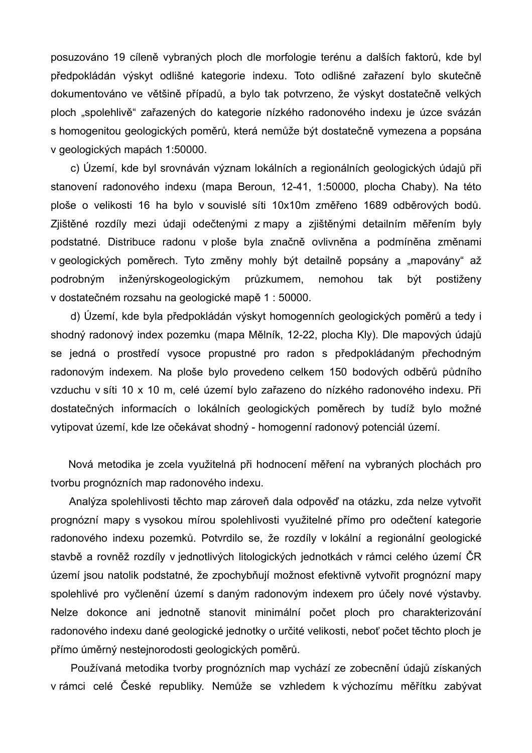posuzováno 19 cíleně vybraných ploch dle morfologie terénu a dalších faktorů, kde byl předpokládán výskyt odlišné kategorie indexu. Toto odlišné zařazení bylo skutečně dokumentováno ve většině případů, a bylo tak potvrzeno, že výskyt dostatečně velkých ploch „spolehlivě" zařazených do kategorie nízkého radonového indexu je úzce svázán s homogenitou geologických poměrů, která nemůže být dostatečně vymezena a popsána v geologických mapách 1:50000.

c) Území, kde byl srovnáván význam lokálních a regionálních geologických údajů při stanovení radonového indexu (mapa Beroun, 12-41, 1:50000, plocha Chaby). Na této ploše o velikosti 16 ha bylo v souvislé síti 10x10m změřeno 1689 odběrových bodů. Zjištěné rozdíly mezi údaji odečtenými z mapy a zjištěnými detailním měřením byly podstatné. Distribuce radonu v ploše byla značně ovlivněna a podmíněna změnami v geologických poměrech. Tyto změny mohly být detailně popsány a „mapovány" až podrobným inženýrskogeologickým průzkumem, nemohou tak být postiženy v dostatečném rozsahu na geologické mapě 1 : 50000.

d) Území, kde byla předpokládán výskyt homogenních geologických poměrů a tedy i shodný radonový index pozemku (mapa Mělník, 12-22, plocha Kly). Dle mapových údajů se jedná o prostředí vysoce propustné pro radon s předpokládaným přechodným radonovým indexem. Na ploše bylo provedeno celkem 150 bodových odběrů půdního vzduchu v síti 10 x 10 m, celé území bylo zařazeno do nízkého radonového indexu. Při dostatečných informacích o lokálních geologických poměrech by tudíž bylo možné vytipovat území, kde lze očekávat shodný - homogenní radonový potenciál území.

Nová metodika je zcela využitelná při hodnocení měření na vybraných plochách pro tvorbu prognózních map radonového indexu.

Analýza spolehlivosti těchto map zároveň dala odpověď na otázku, zda nelze vytvořit prognózní mapy s vysokou mírou spolehlivosti využitelné přímo pro odečtení kategorie radonového indexu pozemků. Potvrdilo se, že rozdíly v lokální a regionální geologické stavbě a rovněž rozdíly v jednotlivých litologických jednotkách v rámci celého území ČR území jsou natolik podstatné, že zpochybňují možnost efektivně vytvořit prognózní mapy spolehlivé pro vyčlenění území s daným radonovým indexem pro účely nové výstavby. Nelze dokonce ani jednotně stanovit minimální počet ploch pro charakterizování radonového indexu dané geologické jednotky o určité velikosti, neboť počet těchto ploch je přímo úměrný nestejnorodosti geologických poměrů.

Používaná metodika tvorby prognózních map vychází ze zobecnění údajů získaných v rámci celé České republiky. Nemůže se vzhledem k výchozímu měřítku zabývat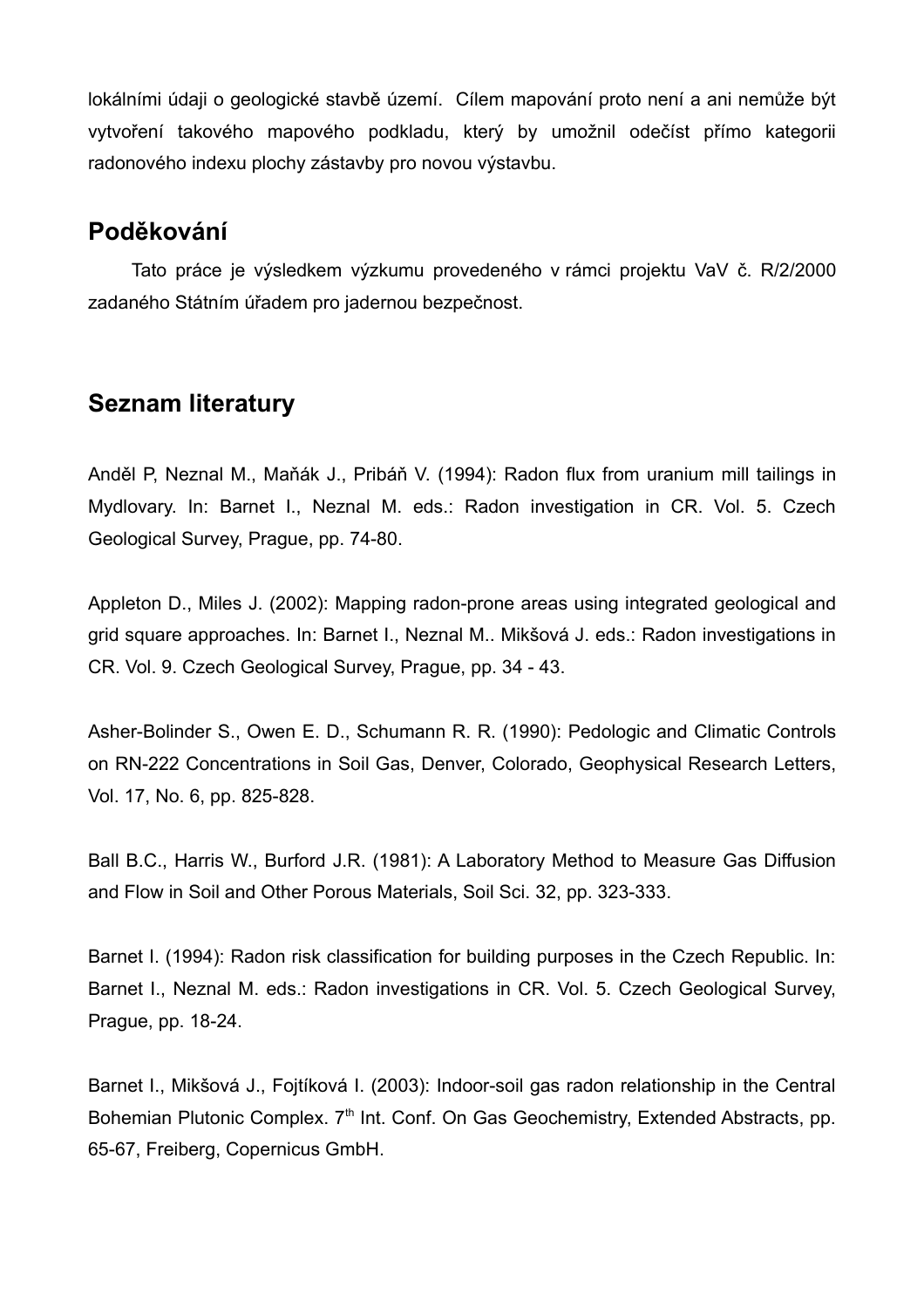lokálními údaji o geologické stavbě území. Cílem mapování proto není a ani nemůže být vytvoření takového mapového podkladu, který by umožnil odečíst přímo kategorii radonového indexu plochy zástavby pro novou výstavbu.

## Poděkování

Tato práce je výsledkem výzkumu provedeného v rámci projektu VaV č. R/2/2000 zadaného Státním úřadem pro jadernou bezpečnost.

## Seznam literatury

Anděl P, Neznal M., Maňák J., Pribáň V. (1994): Radon flux from uranium mill tailings in Mydlovary. In: Barnet I., Neznal M. eds.: Radon investigation in CR. Vol. 5. Czech Geological Survey, Prague, pp. 74-80.

Appleton D., Miles J. (2002): Mapping radon-prone areas using integrated geological and grid square approaches. In: Barnet I., Neznal M.. Mikšová J. eds.: Radon investigations in CR. Vol. 9. Czech Geological Survey, Prague, pp. 34 - 43.

Asher-Bolinder S., Owen E. D., Schumann R. R. (1990): Pedologic and Climatic Controls on RN-222 Concentrations in Soil Gas, Denver, Colorado, Geophysical Research Letters, Vol. 17, No. 6, pp. 825-828.

Ball B.C., Harris W., Burford J.R. (1981): A Laboratory Method to Measure Gas Diffusion and Flow in Soil and Other Porous Materials, Soil Sci. 32, pp. 323-333.

Barnet I. (1994): Radon risk classification for building purposes in the Czech Republic. In: Barnet I., Neznal M. eds.: Radon investigations in CR. Vol. 5. Czech Geological Survey, Prague, pp. 18-24.

Barnet I., Mikšová J., Fojtíková I. (2003): Indoor-soil gas radon relationship in the Central Bohemian Plutonic Complex. 7th Int. Conf. On Gas Geochemistry, Extended Abstracts, pp. 65-67, Freiberg, Copernicus GmbH.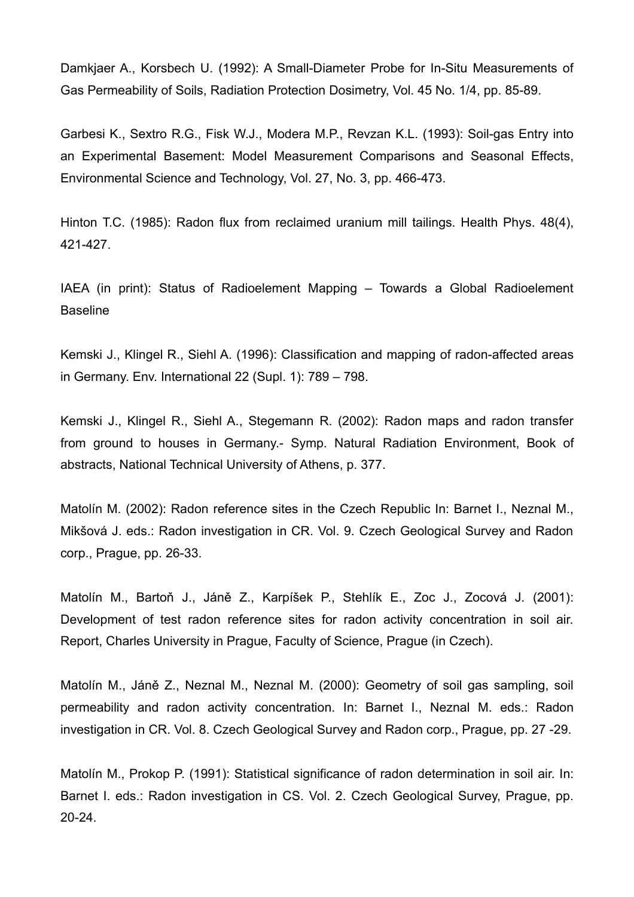Damkjaer A., Korsbech U. (1992): A Small-Diameter Probe for In-Situ Measurements of Gas Permeability of Soils, Radiation Protection Dosimetry, Vol. 45 No. 1/4, pp. 85-89.

Garbesi K., Sextro R.G., Fisk W.J., Modera M.P., Revzan K.L. (1993): Soil-gas Entry into an Experimental Basement: Model Measurement Comparisons and Seasonal Effects, Environmental Science and Technology, Vol. 27, No. 3, pp. 466-473.

Hinton T.C. (1985): Radon flux from reclaimed uranium mill tailings. Health Phys. 48(4), 421-427.

IAEA (in print): Status of Radioelement Mapping – Towards a Global Radioelement Baseline

Kemski J., Klingel R., Siehl A. (1996): Classification and mapping of radon-affected areas in Germany. Env. International 22 (Supl. 1): 789 – 798.

Kemski J., Klingel R., Siehl A., Stegemann R. (2002): Radon maps and radon transfer from ground to houses in Germany.- Symp. Natural Radiation Environment, Book of abstracts, National Technical University of Athens, p. 377.

Matolín M. (2002): Radon reference sites in the Czech Republic In: Barnet I., Neznal M., Mikšová J. eds.: Radon investigation in CR. Vol. 9. Czech Geological Survey and Radon corp., Prague, pp. 26-33.

Matolín M., Bartoň J., Jáně Z., Karpíšek P., Stehlík E., Zoc J., Zocová J. (2001): Development of test radon reference sites for radon activity concentration in soil air. Report, Charles University in Prague, Faculty of Science, Prague (in Czech).

Matolín M., Jáně Z., Neznal M., Neznal M. (2000): Geometry of soil gas sampling, soil permeability and radon activity concentration. In: Barnet I., Neznal M. eds.: Radon investigation in CR. Vol. 8. Czech Geological Survey and Radon corp., Prague, pp. 27 -29.

Matolín M., Prokop P. (1991): Statistical significance of radon determination in soil air. In: Barnet I. eds.: Radon investigation in CS. Vol. 2. Czech Geological Survey, Prague, pp. 20-24.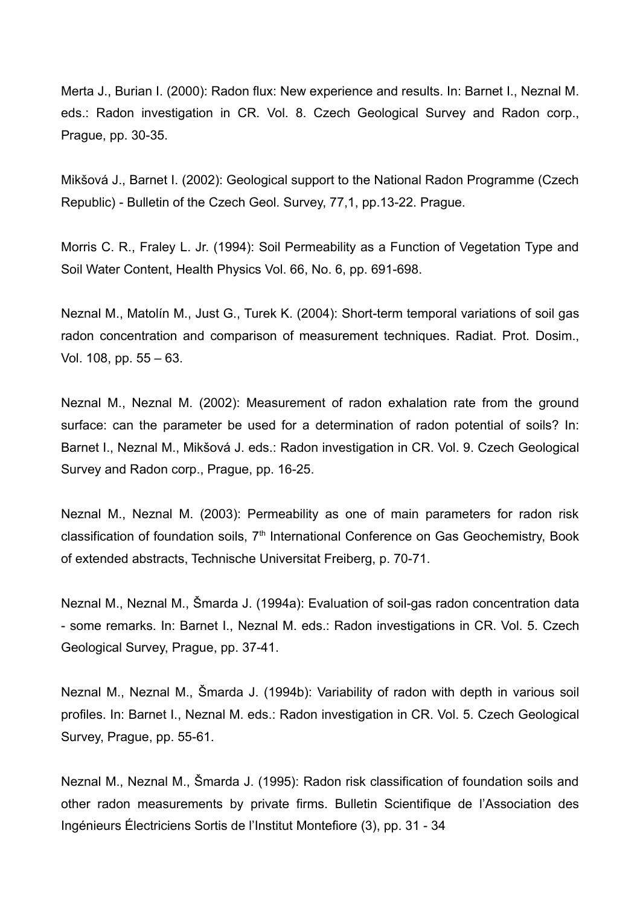Merta J., Burian I. (2000): Radon flux: New experience and results. In: Barnet I., Neznal M. eds.: Radon investigation in CR. Vol. 8. Czech Geological Survey and Radon corp., Prague, pp. 30-35.

Mikšová J., Barnet I. (2002): Geological support to the National Radon Programme (Czech Republic) - Bulletin of the Czech Geol. Survey, 77,1, pp.13-22. Prague.

Morris C. R., Fraley L. Jr. (1994): Soil Permeability as a Function of Vegetation Type and Soil Water Content, Health Physics Vol. 66, No. 6, pp. 691-698.

Neznal M., Matolín M., Just G., Turek K. (2004): Short-term temporal variations of soil gas radon concentration and comparison of measurement techniques. Radiat. Prot. Dosim., Vol. 108, pp. 55 – 63.

Neznal M., Neznal M. (2002): Measurement of radon exhalation rate from the ground surface: can the parameter be used for a determination of radon potential of soils? In: Barnet I., Neznal M., Mikšová J. eds.: Radon investigation in CR. Vol. 9. Czech Geological Survey and Radon corp., Prague, pp. 16-25.

Neznal M., Neznal M. (2003): Permeability as one of main parameters for radon risk classification of foundation soils, 7th International Conference on Gas Geochemistry, Book of extended abstracts, Technische Universitat Freiberg, p. 70-71.

Neznal M., Neznal M., Šmarda J. (1994a): Evaluation of soil-gas radon concentration data - some remarks. In: Barnet I., Neznal M. eds.: Radon investigations in CR. Vol. 5. Czech Geological Survey, Prague, pp. 37-41.

Neznal M., Neznal M., Šmarda J. (1994b): Variability of radon with depth in various soil profiles. In: Barnet I., Neznal M. eds.: Radon investigation in CR. Vol. 5. Czech Geological Survey, Prague, pp. 55-61.

Neznal M., Neznal M., Šmarda J. (1995): Radon risk classification of foundation soils and other radon measurements by private firms. Bulletin Scientifique de l'Association des Ingénieurs Électriciens Sortis de l'Institut Montefiore (3), pp. 31 - 34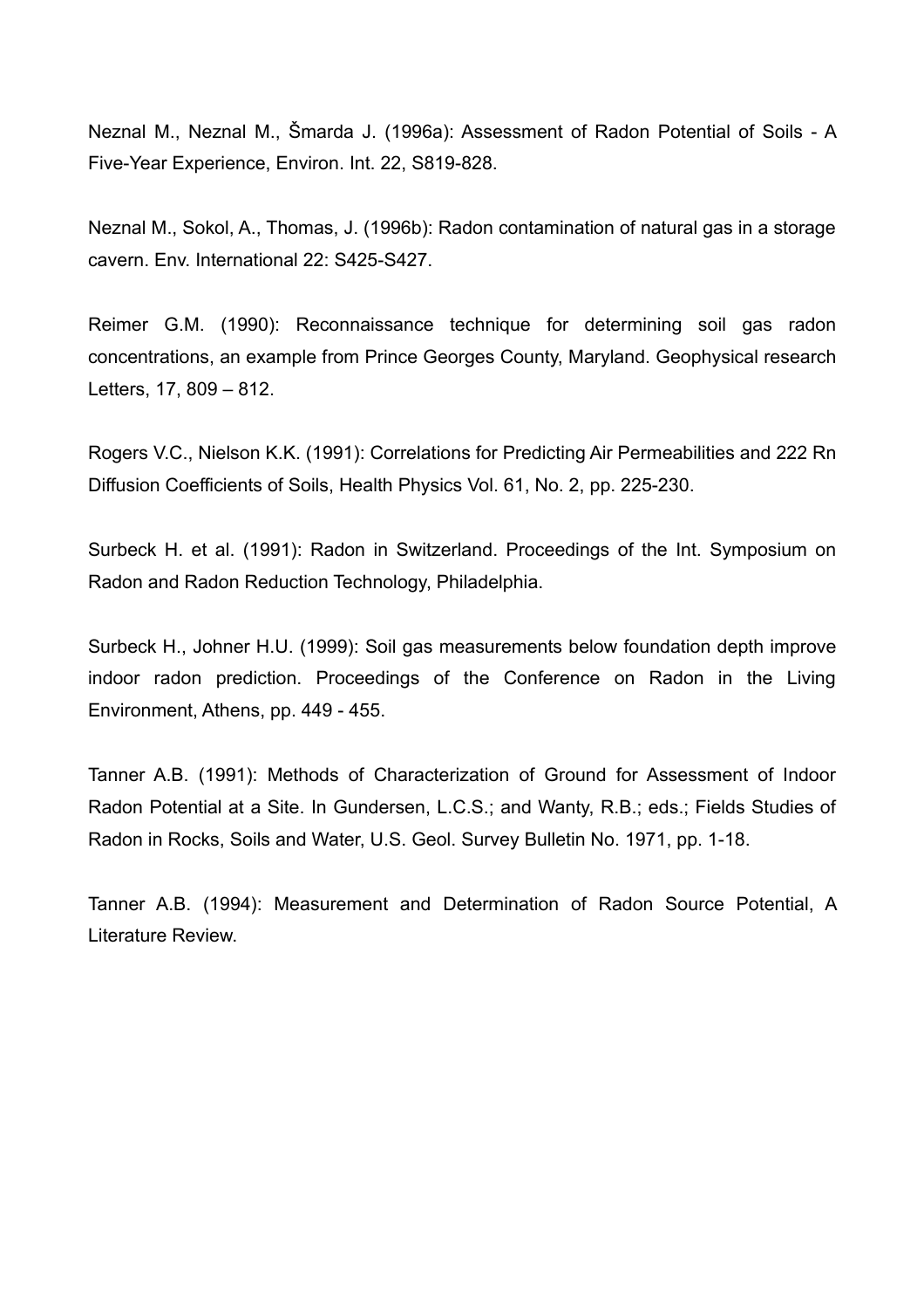Neznal M., Neznal M., Šmarda J. (1996a): Assessment of Radon Potential of Soils - A Five-Year Experience, Environ. Int. 22, S819-828.

Neznal M., Sokol, A., Thomas, J. (1996b): Radon contamination of natural gas in a storage cavern. Env. International 22: S425-S427.

Reimer G.M. (1990): Reconnaissance technique for determining soil gas radon concentrations, an example from Prince Georges County, Maryland. Geophysical research Letters, 17, 809 – 812.

Rogers V.C., Nielson K.K. (1991): Correlations for Predicting Air Permeabilities and 222 Rn Diffusion Coefficients of Soils, Health Physics Vol. 61, No. 2, pp. 225-230.

Surbeck H. et al. (1991): Radon in Switzerland. Proceedings of the Int. Symposium on Radon and Radon Reduction Technology, Philadelphia.

Surbeck H., Johner H.U. (1999): Soil gas measurements below foundation depth improve indoor radon prediction. Proceedings of the Conference on Radon in the Living Environment, Athens, pp. 449 - 455.

Tanner A.B. (1991): Methods of Characterization of Ground for Assessment of Indoor Radon Potential at a Site. In Gundersen, L.C.S.; and Wanty, R.B.; eds.; Fields Studies of Radon in Rocks, Soils and Water, U.S. Geol. Survey Bulletin No. 1971, pp. 1-18.

Tanner A.B. (1994): Measurement and Determination of Radon Source Potential, A Literature Review.